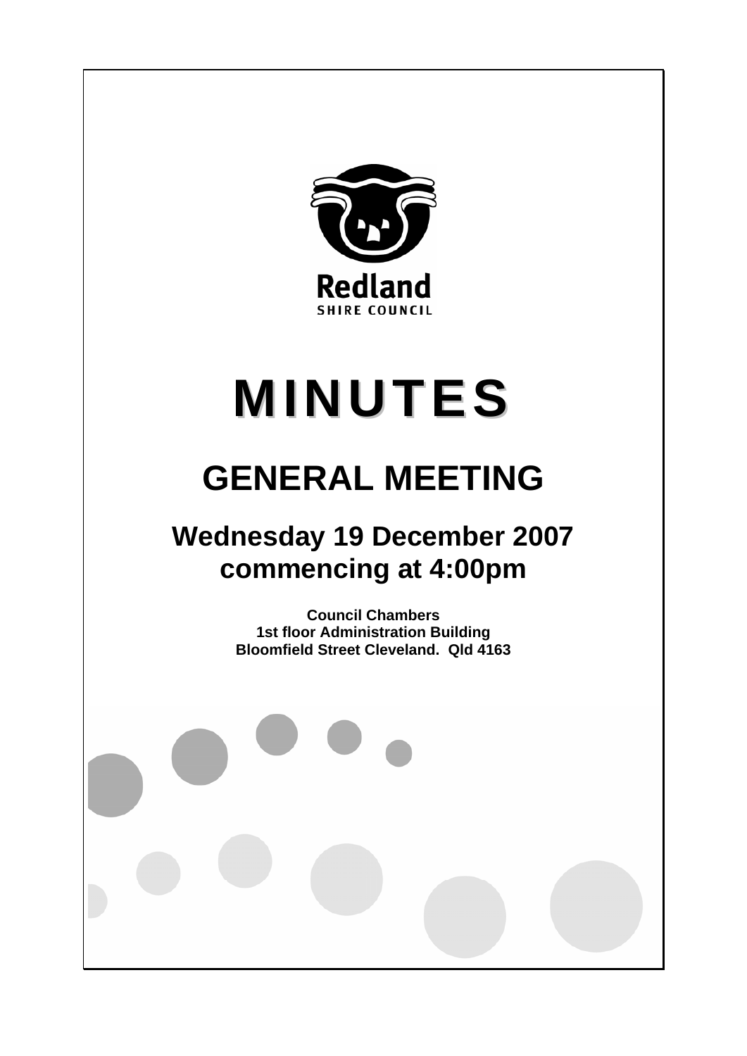Redland

SHIRE COUNCIL

# MINUTES

# GENERAL MEETING

## Wednesday 19 December 2007 commencing at 4:00pm

**Council Chambers**
**1st floor Administration Building**
**Bloomfield Street Cleveland. Qld 4163**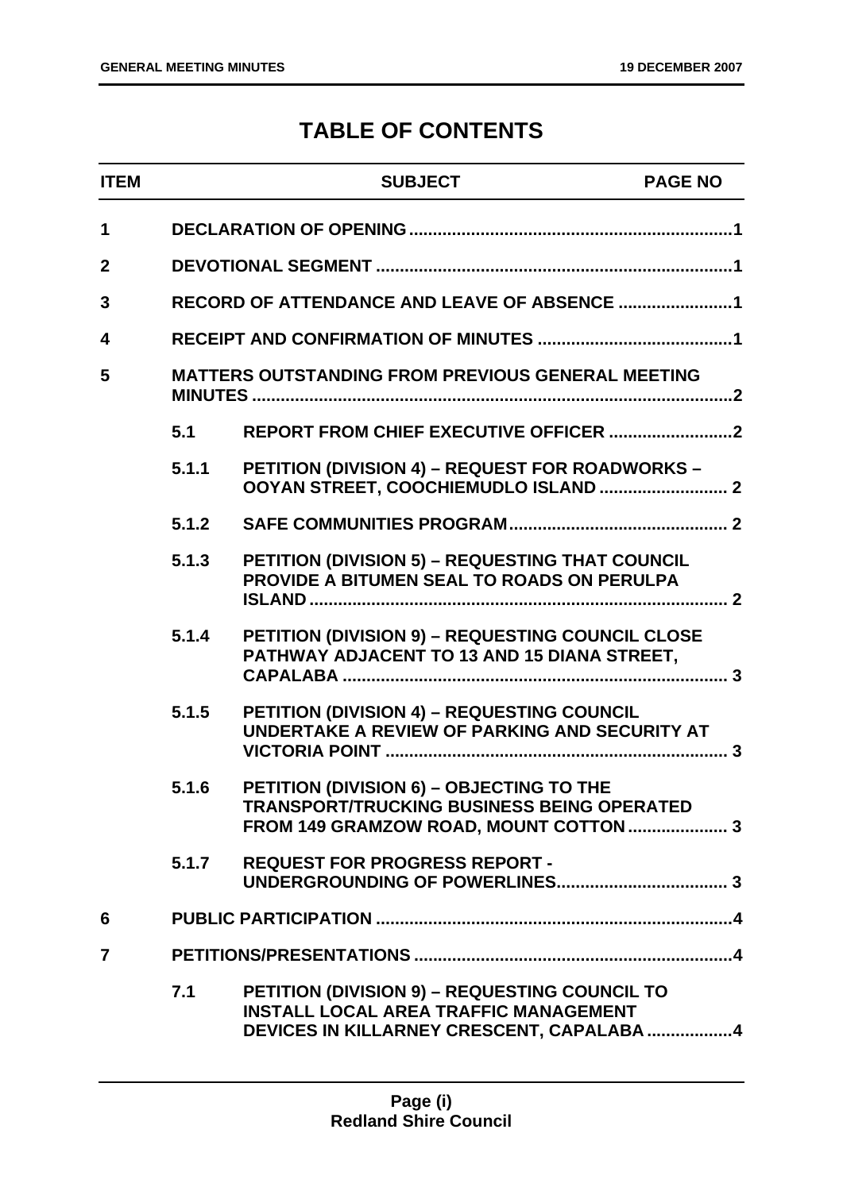# TABLE OF CONTENTS

| ITEM | | SUBJECT | PAGE NO |
|---|---|---|---|
| 1 | | DECLARATION OF OPENING | 1 |
| 2 | | DEVOTIONAL SEGMENT | 1 |
| 3 | | RECORD OF ATTENDANCE AND LEAVE OF ABSENCE | 1 |
| 4 | | RECEIPT AND CONFIRMATION OF MINUTES | 1 |
| 5 | | MATTERS OUTSTANDING FROM PREVIOUS GENERAL MEETING MINUTES | 2 |
| | 5.1 | REPORT FROM CHIEF EXECUTIVE OFFICER | 2 |
| | 5.1.1 | PETITION (DIVISION 4) – REQUEST FOR ROADWORKS – OOYAN STREET, COOCHIEMUDLO ISLAND | 2 |
| | 5.1.2 | SAFE COMMUNITIES PROGRAM | 2 |
| | 5.1.3 | PETITION (DIVISION 5) – REQUESTING THAT COUNCIL PROVIDE A BITUMEN SEAL TO ROADS ON PERULPA ISLAND | 2 |
| | 5.1.4 | PETITION (DIVISION 9) – REQUESTING COUNCIL CLOSE PATHWAY ADJACENT TO 13 AND 15 DIANA STREET, CAPALABA | 3 |
| | 5.1.5 | PETITION (DIVISION 4) – REQUESTING COUNCIL UNDERTAKE A REVIEW OF PARKING AND SECURITY AT VICTORIA POINT | 3 |
| | 5.1.6 | PETITION (DIVISION 6) – OBJECTING TO THE TRANSPORT/TRUCKING BUSINESS BEING OPERATED FROM 149 GRAMZOW ROAD, MOUNT COTTON | 3 |
| | 5.1.7 | REQUEST FOR PROGRESS REPORT - UNDERGROUNDING OF POWERLINES | 3 |
| 6 | | PUBLIC PARTICIPATION | 4 |
| 7 | | PETITIONS/PRESENTATIONS | 4 |
| | 7.1 | PETITION (DIVISION 9) – REQUESTING COUNCIL TO INSTALL LOCAL AREA TRAFFIC MANAGEMENT DEVICES IN KILLARNEY CRESCENT, CAPALABA | 4 |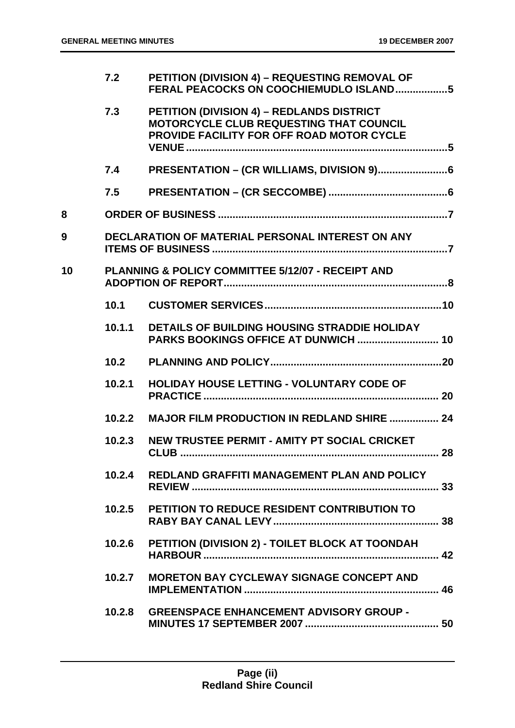| | | | |
|---|---|---|---|
| | 7.2 | PETITION (DIVISION 4) – REQUESTING REMOVAL OF FERAL PEACOCKS ON COOCHIEMUDLO ISLAND | 5 |
| | 7.3 | PETITION (DIVISION 4) – REDLANDS DISTRICT MOTORCYCLE CLUB REQUESTING THAT COUNCIL PROVIDE FACILITY FOR OFF ROAD MOTOR CYCLE VENUE | 5 |
| | 7.4 | PRESENTATION – (CR WILLIAMS, DIVISION 9) | 6 |
| | 7.5 | PRESENTATION – (CR SECCOMBE) | 6 |
| 8 | | ORDER OF BUSINESS | 7 |
| 9 | | DECLARATION OF MATERIAL PERSONAL INTEREST ON ANY ITEMS OF BUSINESS | 7 |
| 10 | | PLANNING & POLICY COMMITTEE 5/12/07 - RECEIPT AND ADOPTION OF REPORT | 8 |
| | 10.1 | CUSTOMER SERVICES | 10 |
| | 10.1.1 | DETAILS OF BUILDING HOUSING STRADDIE HOLIDAY PARKS BOOKINGS OFFICE AT DUNWICH | 10 |
| | 10.2 | PLANNING AND POLICY | 20 |
| | 10.2.1 | HOLIDAY HOUSE LETTING - VOLUNTARY CODE OF PRACTICE | 20 |
| | 10.2.2 | MAJOR FILM PRODUCTION IN REDLAND SHIRE | 24 |
| | 10.2.3 | NEW TRUSTEE PERMIT - AMITY PT SOCIAL CRICKET CLUB | 28 |
| | 10.2.4 | REDLAND GRAFFITI MANAGEMENT PLAN AND POLICY REVIEW | 33 |
| | 10.2.5 | PETITION TO REDUCE RESIDENT CONTRIBUTION TO RABY BAY CANAL LEVY | 38 |
| | 10.2.6 | PETITION (DIVISION 2) - TOILET BLOCK AT TOONDAH HARBOUR | 42 |
| | 10.2.7 | MORETON BAY CYCLEWAY SIGNAGE CONCEPT AND IMPLEMENTATION | 46 |
| | 10.2.8 | GREENSPACE ENHANCEMENT ADVISORY GROUP - MINUTES 17 SEPTEMBER 2007 | 50 |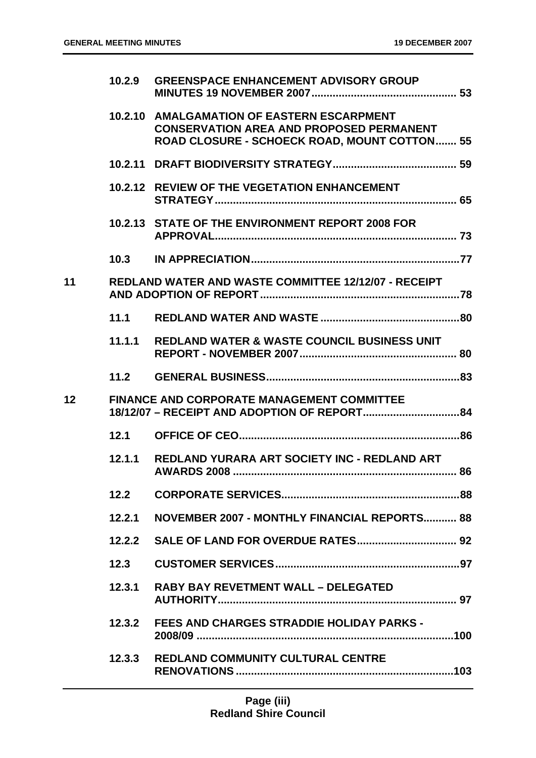| | | | |
|---|---|---|---|
| | 10.2.9 | GREENSPACE ENHANCEMENT ADVISORY GROUP MINUTES 19 NOVEMBER 2007 | 53 |
| | 10.2.10 | AMALGAMATION OF EASTERN ESCARPMENT CONSERVATION AREA AND PROPOSED PERMANENT ROAD CLOSURE - SCHOECK ROAD, MOUNT COTTON | 55 |
| | 10.2.11 | DRAFT BIODIVERSITY STRATEGY | 59 |
| | 10.2.12 | REVIEW OF THE VEGETATION ENHANCEMENT STRATEGY | 65 |
| | 10.2.13 | STATE OF THE ENVIRONMENT REPORT 2008 FOR APPROVAL | 73 |
| | 10.3 | IN APPRECIATION | 77 |
| 11 | REDLAND WATER AND WASTE COMMITTEE 12/12/07 - RECEIPT AND ADOPTION OF REPORT | | 78 |
| | 11.1 | REDLAND WATER AND WASTE | 80 |
| | 11.1.1 | REDLAND WATER & WASTE COUNCIL BUSINESS UNIT REPORT - NOVEMBER 2007 | 80 |
| | 11.2 | GENERAL BUSINESS | 83 |
| 12 | FINANCE AND CORPORATE MANAGEMENT COMMITTEE 18/12/07 – RECEIPT AND ADOPTION OF REPORT | | 84 |
| | 12.1 | OFFICE OF CEO | 86 |
| | 12.1.1 | REDLAND YURARA ART SOCIETY INC - REDLAND ART AWARDS 2008 | 86 |
| | 12.2 | CORPORATE SERVICES | 88 |
| | 12.2.1 | NOVEMBER 2007 - MONTHLY FINANCIAL REPORTS | 88 |
| | 12.2.2 | SALE OF LAND FOR OVERDUE RATES | 92 |
| | 12.3 | CUSTOMER SERVICES | 97 |
| | 12.3.1 | RABY BAY REVETMENT WALL – DELEGATED AUTHORITY | 97 |
| | 12.3.2 | FEES AND CHARGES STRADDIE HOLIDAY PARKS - 2008/09 | 100 |
| | 12.3.3 | REDLAND COMMUNITY CULTURAL CENTRE RENOVATIONS | 103 |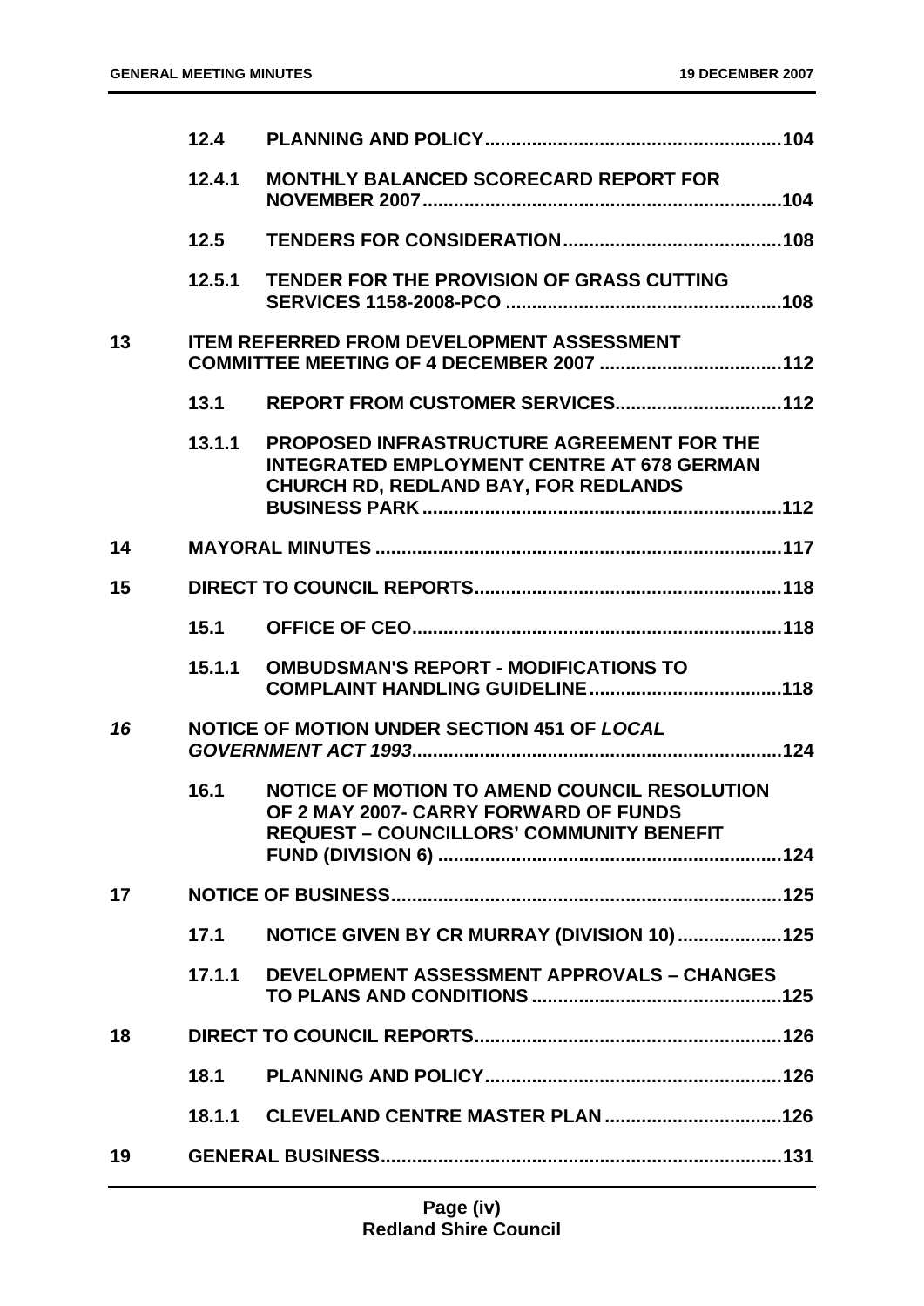| | | | |
|---|---|---|---|
| | 12.4 | PLANNING AND POLICY | 104 |
| | 12.4.1 | MONTHLY BALANCED SCORECARD REPORT FOR NOVEMBER 2007 | 104 |
| | 12.5 | TENDERS FOR CONSIDERATION | 108 |
| | 12.5.1 | TENDER FOR THE PROVISION OF GRASS CUTTING SERVICES 1158-2008-PCO | 108 |
| 13 | | ITEM REFERRED FROM DEVELOPMENT ASSESSMENT COMMITTEE MEETING OF 4 DECEMBER 2007 | 112 |
| | 13.1 | REPORT FROM CUSTOMER SERVICES | 112 |
| | 13.1.1 | PROPOSED INFRASTRUCTURE AGREEMENT FOR THE INTEGRATED EMPLOYMENT CENTRE AT 678 GERMAN CHURCH RD, REDLAND BAY, FOR REDLANDS BUSINESS PARK | 112 |
| 14 | | MAYORAL MINUTES | 117 |
| 15 | | DIRECT TO COUNCIL REPORTS | 118 |
| | 15.1 | OFFICE OF CEO | 118 |
| | 15.1.1 | OMBUDSMAN'S REPORT - MODIFICATIONS TO COMPLAINT HANDLING GUIDELINE | 118 |
| *16* | | NOTICE OF MOTION UNDER SECTION 451 OF *LOCAL GOVERNMENT ACT 1993* | 124 |
| | 16.1 | NOTICE OF MOTION TO AMEND COUNCIL RESOLUTION OF 2 MAY 2007- CARRY FORWARD OF FUNDS REQUEST – COUNCILLORS' COMMUNITY BENEFIT FUND (DIVISION 6) | 124 |
| 17 | | NOTICE OF BUSINESS | 125 |
| | 17.1 | NOTICE GIVEN BY CR MURRAY (DIVISION 10) | 125 |
| | 17.1.1 | DEVELOPMENT ASSESSMENT APPROVALS – CHANGES TO PLANS AND CONDITIONS | 125 |
| 18 | | DIRECT TO COUNCIL REPORTS | 126 |
| | 18.1 | PLANNING AND POLICY | 126 |
| | 18.1.1 | CLEVELAND CENTRE MASTER PLAN | 126 |
| 19 | | GENERAL BUSINESS | 131 |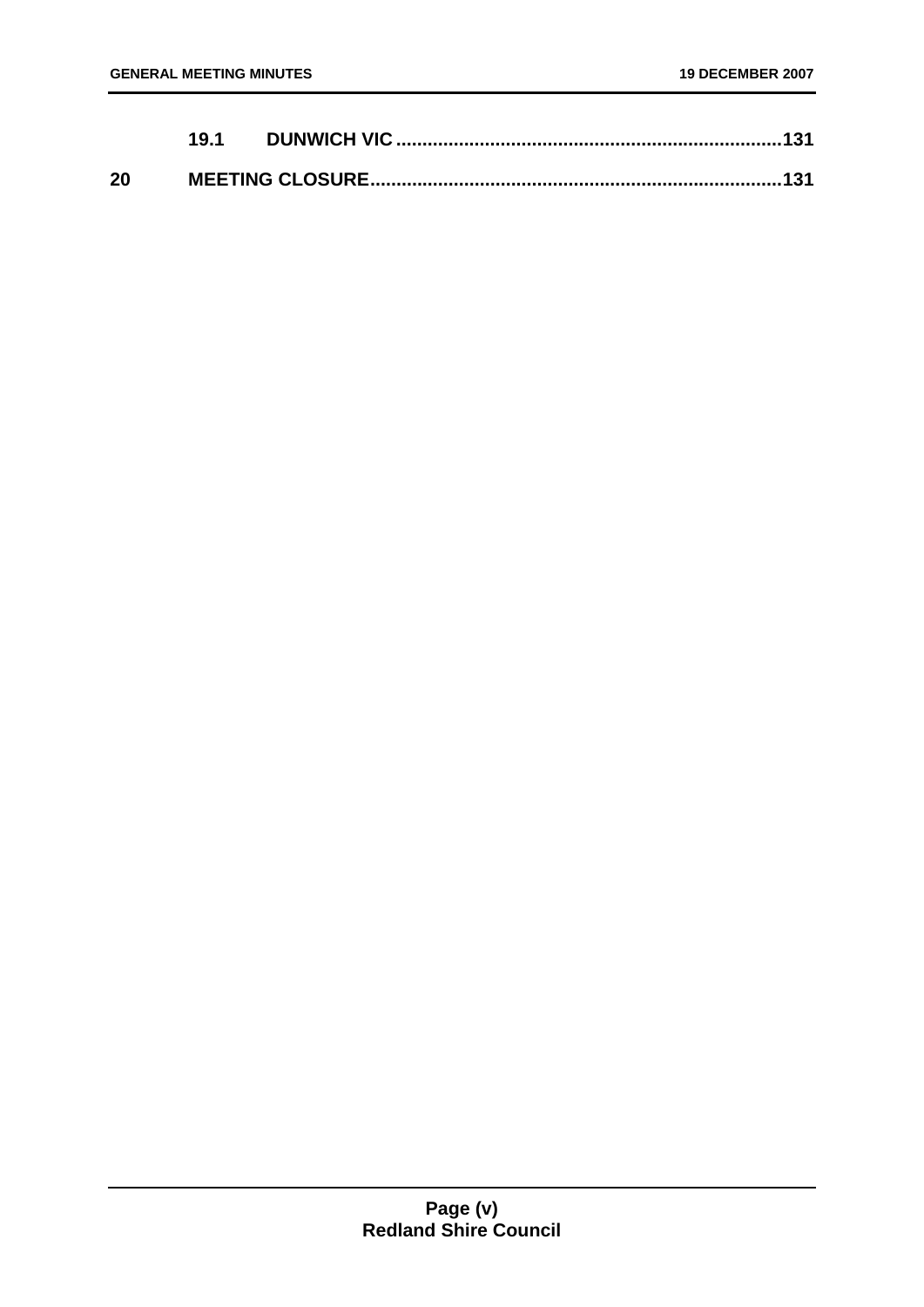**19.1 DUNWICH VIC .......................................................................131**

**20 MEETING CLOSURE.............................................................................131**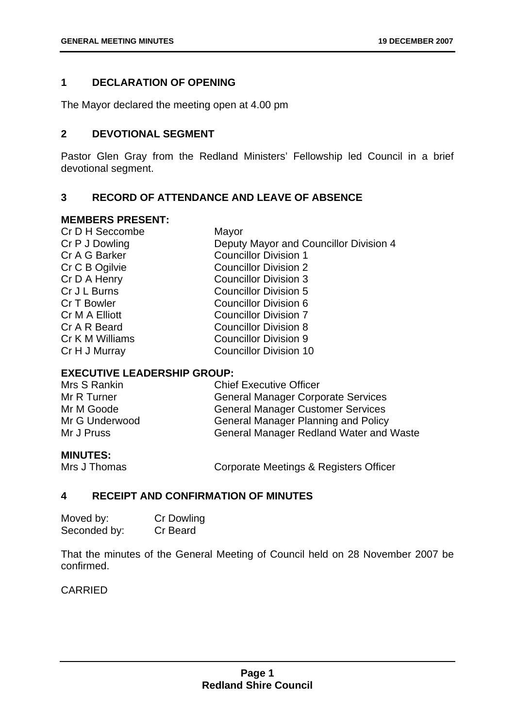## 1 DECLARATION OF OPENING

The Mayor declared the meeting open at 4.00 pm

## 2 DEVOTIONAL SEGMENT

Pastor Glen Gray from the Redland Ministers' Fellowship led Council in a brief devotional segment.

## 3 RECORD OF ATTENDANCE AND LEAVE OF ABSENCE

### MEMBERS PRESENT:

| | |
|---|---|
| Cr D H Seccombe | Mayor |
| Cr P J Dowling | Deputy Mayor and Councillor Division 4 |
| Cr A G Barker | Councillor Division 1 |
| Cr C B Ogilvie | Councillor Division 2 |
| Cr D A Henry | Councillor Division 3 |
| Cr J L Burns | Councillor Division 5 |
| Cr T Bowler | Councillor Division 6 |
| Cr M A Elliott | Councillor Division 7 |
| Cr A R Beard | Councillor Division 8 |
| Cr K M Williams | Councillor Division 9 |
| Cr H J Murray | Councillor Division 10 |

### EXECUTIVE LEADERSHIP GROUP:

| | |
|---|---|
| Mrs S Rankin | Chief Executive Officer |
| Mr R Turner | General Manager Corporate Services |
| Mr M Goode | General Manager Customer Services |
| Mr G Underwood | General Manager Planning and Policy |
| Mr J Pruss | General Manager Redland Water and Waste |

### MINUTES:

| | |
|---|---|
| Mrs J Thomas | Corporate Meetings & Registers Officer |

## 4 RECEIPT AND CONFIRMATION OF MINUTES

| | |
|---|---|
| Moved by: | Cr Dowling |
| Seconded by: | Cr Beard |

That the minutes of the General Meeting of Council held on 28 November 2007 be confirmed.

CARRIED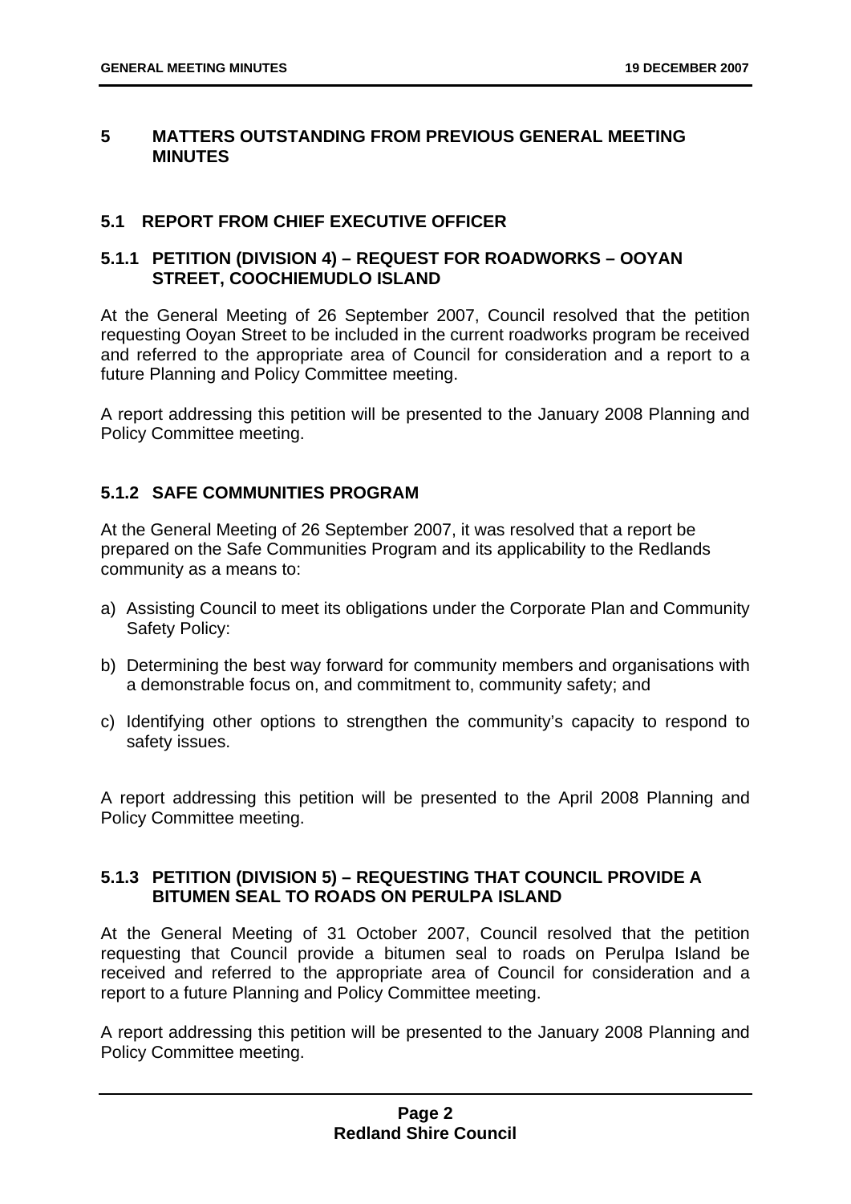# 5 MATTERS OUTSTANDING FROM PREVIOUS GENERAL MEETING MINUTES

## 5.1 REPORT FROM CHIEF EXECUTIVE OFFICER

### 5.1.1 PETITION (DIVISION 4) – REQUEST FOR ROADWORKS – OOYAN STREET, COOCHIEMUDLO ISLAND

At the General Meeting of 26 September 2007, Council resolved that the petition requesting Ooyan Street to be included in the current roadworks program be received and referred to the appropriate area of Council for consideration and a report to a future Planning and Policy Committee meeting.

A report addressing this petition will be presented to the January 2008 Planning and Policy Committee meeting.

### 5.1.2 SAFE COMMUNITIES PROGRAM

At the General Meeting of 26 September 2007, it was resolved that a report be prepared on the Safe Communities Program and its applicability to the Redlands community as a means to:

a) Assisting Council to meet its obligations under the Corporate Plan and Community Safety Policy:

b) Determining the best way forward for community members and organisations with a demonstrable focus on, and commitment to, community safety; and

c) Identifying other options to strengthen the community's capacity to respond to safety issues.

A report addressing this petition will be presented to the April 2008 Planning and Policy Committee meeting.

### 5.1.3 PETITION (DIVISION 5) – REQUESTING THAT COUNCIL PROVIDE A BITUMEN SEAL TO ROADS ON PERULPA ISLAND

At the General Meeting of 31 October 2007, Council resolved that the petition requesting that Council provide a bitumen seal to roads on Perulpa Island be received and referred to the appropriate area of Council for consideration and a report to a future Planning and Policy Committee meeting.

A report addressing this petition will be presented to the January 2008 Planning and Policy Committee meeting.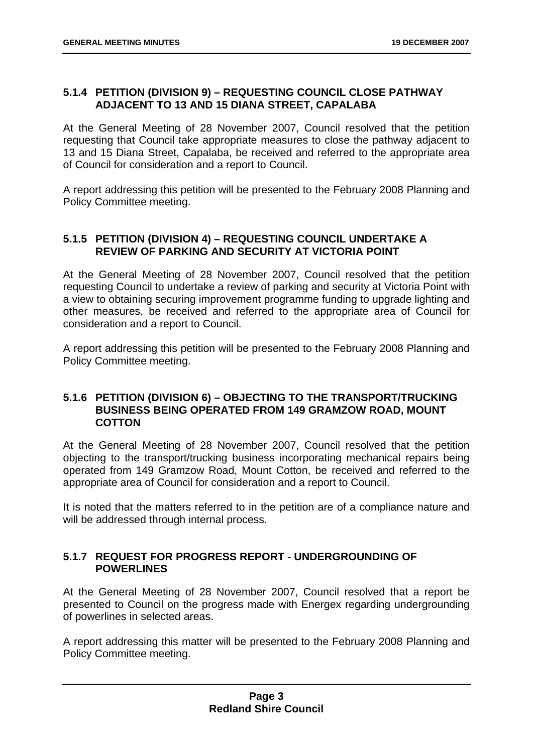### 5.1.4 PETITION (DIVISION 9) – REQUESTING COUNCIL CLOSE PATHWAY ADJACENT TO 13 AND 15 DIANA STREET, CAPALABA

At the General Meeting of 28 November 2007, Council resolved that the petition requesting that Council take appropriate measures to close the pathway adjacent to 13 and 15 Diana Street, Capalaba, be received and referred to the appropriate area of Council for consideration and a report to Council.

A report addressing this petition will be presented to the February 2008 Planning and Policy Committee meeting.

### 5.1.5 PETITION (DIVISION 4) – REQUESTING COUNCIL UNDERTAKE A REVIEW OF PARKING AND SECURITY AT VICTORIA POINT

At the General Meeting of 28 November 2007, Council resolved that the petition requesting Council to undertake a review of parking and security at Victoria Point with a view to obtaining securing improvement programme funding to upgrade lighting and other measures, be received and referred to the appropriate area of Council for consideration and a report to Council.

A report addressing this petition will be presented to the February 2008 Planning and Policy Committee meeting.

### 5.1.6 PETITION (DIVISION 6) – OBJECTING TO THE TRANSPORT/TRUCKING BUSINESS BEING OPERATED FROM 149 GRAMZOW ROAD, MOUNT COTTON

At the General Meeting of 28 November 2007, Council resolved that the petition objecting to the transport/trucking business incorporating mechanical repairs being operated from 149 Gramzow Road, Mount Cotton, be received and referred to the appropriate area of Council for consideration and a report to Council.

It is noted that the matters referred to in the petition are of a compliance nature and will be addressed through internal process.

### 5.1.7 REQUEST FOR PROGRESS REPORT - UNDERGROUNDING OF POWERLINES

At the General Meeting of 28 November 2007, Council resolved that a report be presented to Council on the progress made with Energex regarding undergrounding of powerlines in selected areas.

A report addressing this matter will be presented to the February 2008 Planning and Policy Committee meeting.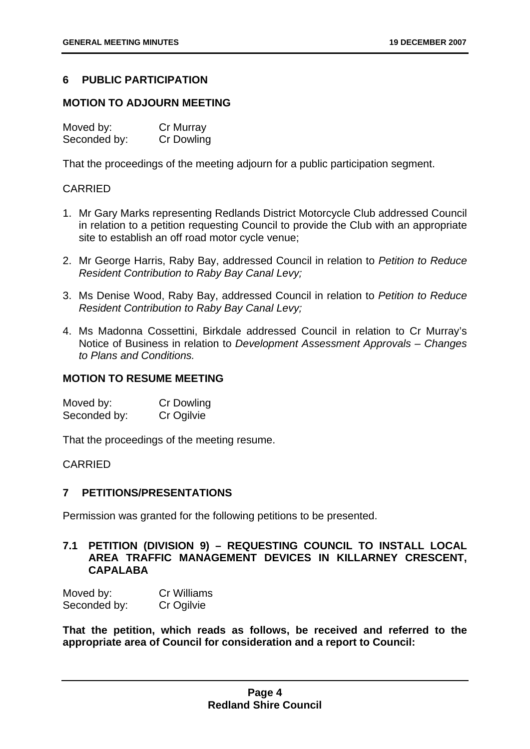## 6 PUBLIC PARTICIPATION

### MOTION TO ADJOURN MEETING

Moved by: Cr Murray
Seconded by: Cr Dowling

That the proceedings of the meeting adjourn for a public participation segment.

CARRIED

1. Mr Gary Marks representing Redlands District Motorcycle Club addressed Council in relation to a petition requesting Council to provide the Club with an appropriate site to establish an off road motor cycle venue;
2. Mr George Harris, Raby Bay, addressed Council in relation to *Petition to Reduce Resident Contribution to Raby Bay Canal Levy;*
3. Ms Denise Wood, Raby Bay, addressed Council in relation to *Petition to Reduce Resident Contribution to Raby Bay Canal Levy;*
4. Ms Madonna Cossettini, Birkdale addressed Council in relation to Cr Murray's Notice of Business in relation to *Development Assessment Approvals – Changes to Plans and Conditions.*

### MOTION TO RESUME MEETING

Moved by: Cr Dowling
Seconded by: Cr Ogilvie

That the proceedings of the meeting resume.

CARRIED

## 7 PETITIONS/PRESENTATIONS

Permission was granted for the following petitions to be presented.

### 7.1 PETITION (DIVISION 9) – REQUESTING COUNCIL TO INSTALL LOCAL AREA TRAFFIC MANAGEMENT DEVICES IN KILLARNEY CRESCENT, CAPALABA

Moved by: Cr Williams
Seconded by: Cr Ogilvie

**That the petition, which reads as follows, be received and referred to the appropriate area of Council for consideration and a report to Council:**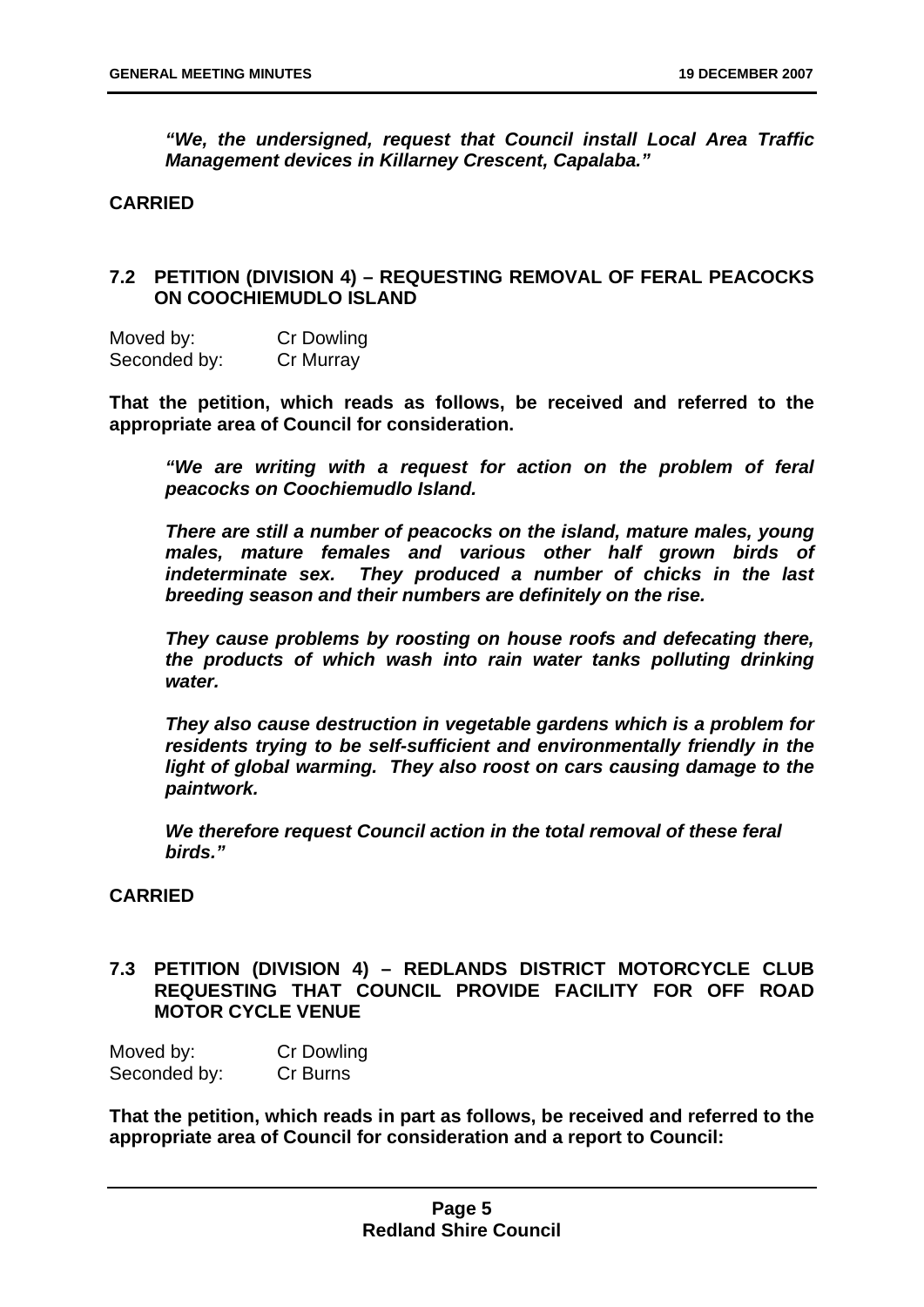***"We, the undersigned, request that Council install Local Area Traffic Management devices in Killarney Crescent, Capalaba."***

**CARRIED**

## 7.2 PETITION (DIVISION 4) – REQUESTING REMOVAL OF FERAL PEACOCKS ON COOCHIEMUDLO ISLAND

Moved by: Cr Dowling
Seconded by: Cr Murray

**That the petition, which reads as follows, be received and referred to the appropriate area of Council for consideration.**

> ***"We are writing with a request for action on the problem of feral peacocks on Coochiemudlo Island.***
>
> ***There are still a number of peacocks on the island, mature males, young males, mature females and various other half grown birds of indeterminate sex. They produced a number of chicks in the last breeding season and their numbers are definitely on the rise.***
>
> ***They cause problems by roosting on house roofs and defecating there, the products of which wash into rain water tanks polluting drinking water.***
>
> ***They also cause destruction in vegetable gardens which is a problem for residents trying to be self-sufficient and environmentally friendly in the light of global warming. They also roost on cars causing damage to the paintwork.***
>
> ***We therefore request Council action in the total removal of these feral birds."***

**CARRIED**

## 7.3 PETITION (DIVISION 4) – REDLANDS DISTRICT MOTORCYCLE CLUB REQUESTING THAT COUNCIL PROVIDE FACILITY FOR OFF ROAD MOTOR CYCLE VENUE

Moved by: Cr Dowling
Seconded by: Cr Burns

**That the petition, which reads in part as follows, be received and referred to the appropriate area of Council for consideration and a report to Council:**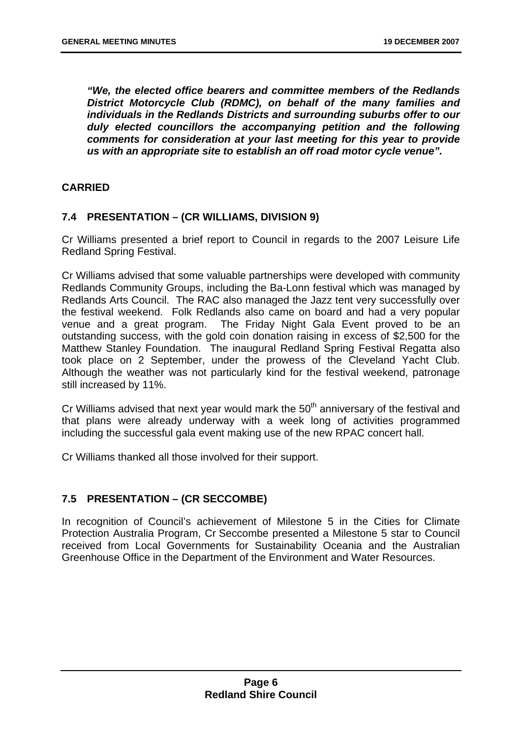***"We, the elected office bearers and committee members of the Redlands District Motorcycle Club (RDMC), on behalf of the many families and individuals in the Redlands Districts and surrounding suburbs offer to our duly elected councillors the accompanying petition and the following comments for consideration at your last meeting for this year to provide us with an appropriate site to establish an off road motor cycle venue".***

**CARRIED**

## 7.4 PRESENTATION – (CR WILLIAMS, DIVISION 9)

Cr Williams presented a brief report to Council in regards to the 2007 Leisure Life Redland Spring Festival.

Cr Williams advised that some valuable partnerships were developed with community Redlands Community Groups, including the Ba-Lonn festival which was managed by Redlands Arts Council. The RAC also managed the Jazz tent very successfully over the festival weekend. Folk Redlands also came on board and had a very popular venue and a great program. The Friday Night Gala Event proved to be an outstanding success, with the gold coin donation raising in excess of $2,500 for the Matthew Stanley Foundation. The inaugural Redland Spring Festival Regatta also took place on 2 September, under the prowess of the Cleveland Yacht Club. Although the weather was not particularly kind for the festival weekend, patronage still increased by 11%.

Cr Williams advised that next year would mark the 50th anniversary of the festival and that plans were already underway with a week long of activities programmed including the successful gala event making use of the new RPAC concert hall.

Cr Williams thanked all those involved for their support.

## 7.5 PRESENTATION – (CR SECCOMBE)

In recognition of Council's achievement of Milestone 5 in the Cities for Climate Protection Australia Program, Cr Seccombe presented a Milestone 5 star to Council received from Local Governments for Sustainability Oceania and the Australian Greenhouse Office in the Department of the Environment and Water Resources.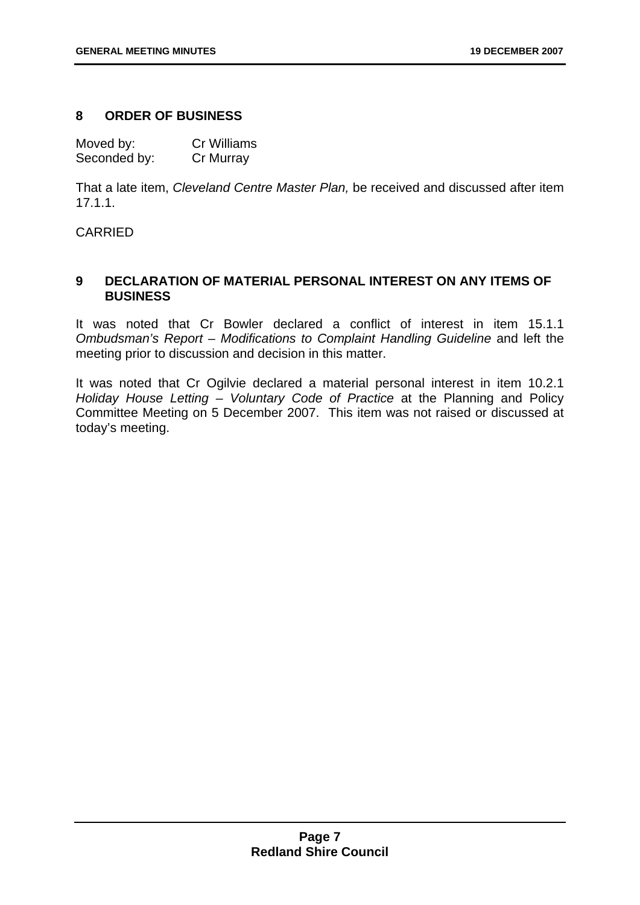## 8 ORDER OF BUSINESS

Moved by: Cr Williams
Seconded by: Cr Murray

That a late item, *Cleveland Centre Master Plan,* be received and discussed after item 17.1.1.

CARRIED

## 9 DECLARATION OF MATERIAL PERSONAL INTEREST ON ANY ITEMS OF BUSINESS

It was noted that Cr Bowler declared a conflict of interest in item 15.1.1 *Ombudsman's Report – Modifications to Complaint Handling Guideline* and left the meeting prior to discussion and decision in this matter.

It was noted that Cr Ogilvie declared a material personal interest in item 10.2.1 *Holiday House Letting – Voluntary Code of Practice* at the Planning and Policy Committee Meeting on 5 December 2007. This item was not raised or discussed at today's meeting.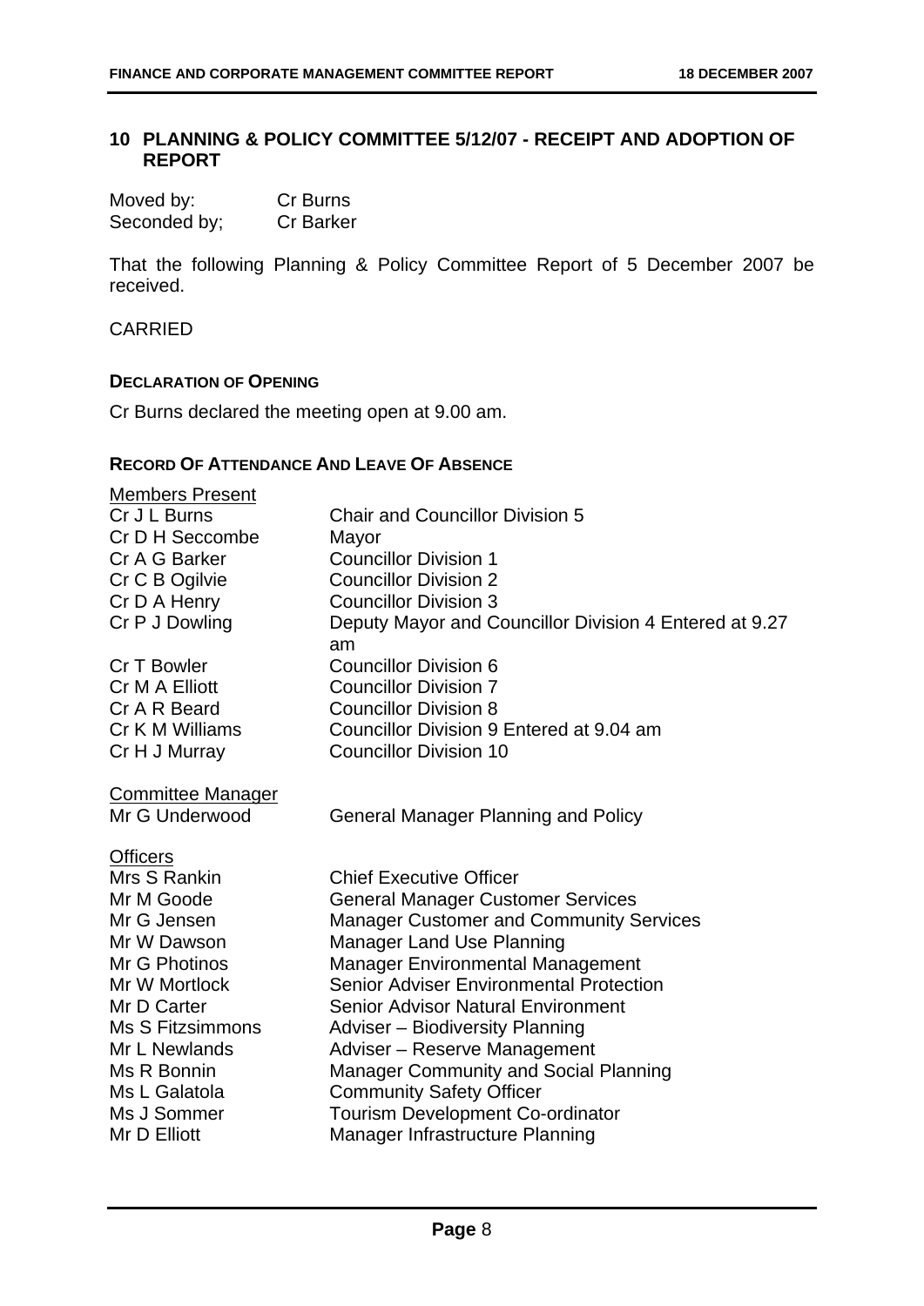## 10 PLANNING & POLICY COMMITTEE 5/12/07 - RECEIPT AND ADOPTION OF REPORT

| | |
|---|---|
| Moved by: | Cr Burns |
| Seconded by; | Cr Barker |

That the following Planning & Policy Committee Report of 5 December 2007 be received.

CARRIED

**DECLARATION OF OPENING**

Cr Burns declared the meeting open at 9.00 am.

**RECORD OF ATTENDANCE AND LEAVE OF ABSENCE**

<u>Members Present</u>

| | |
|---|---|
| Cr J L Burns | Chair and Councillor Division 5 |
| Cr D H Seccombe | Mayor |
| Cr A G Barker | Councillor Division 1 |
| Cr C B Ogilvie | Councillor Division 2 |
| Cr D A Henry | Councillor Division 3 |
| Cr P J Dowling | Deputy Mayor and Councillor Division 4 Entered at 9.27 am |
| Cr T Bowler | Councillor Division 6 |
| Cr M A Elliott | Councillor Division 7 |
| Cr A R Beard | Councillor Division 8 |
| Cr K M Williams | Councillor Division 9 Entered at 9.04 am |
| Cr H J Murray | Councillor Division 10 |

<u>Committee Manager</u>

| | |
|---|---|
| Mr G Underwood | General Manager Planning and Policy |

<u>Officers</u>

| | |
|---|---|
| Mrs S Rankin | Chief Executive Officer |
| Mr M Goode | General Manager Customer Services |
| Mr G Jensen | Manager Customer and Community Services |
| Mr W Dawson | Manager Land Use Planning |
| Mr G Photinos | Manager Environmental Management |
| Mr W Mortlock | Senior Adviser Environmental Protection |
| Mr D Carter | Senior Advisor Natural Environment |
| Ms S Fitzsimmons | Adviser – Biodiversity Planning |
| Mr L Newlands | Adviser – Reserve Management |
| Ms R Bonnin | Manager Community and Social Planning |
| Ms L Galatola | Community Safety Officer |
| Ms J Sommer | Tourism Development Co-ordinator |
| Mr D Elliott | Manager Infrastructure Planning |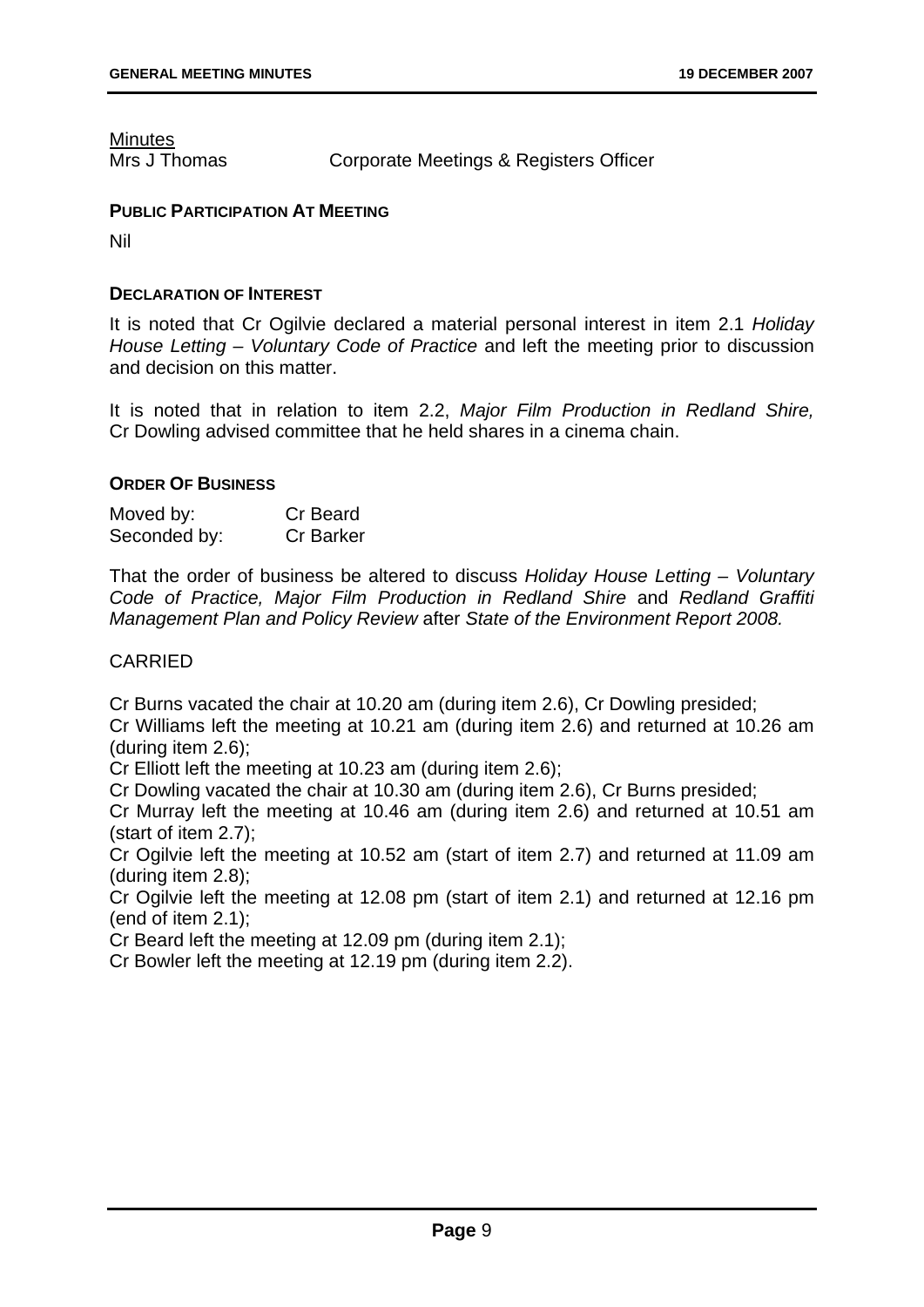Minutes

| | |
|---|---|
| Mrs J Thomas | Corporate Meetings & Registers Officer |

**PUBLIC PARTICIPATION AT MEETING**

Nil

**DECLARATION OF INTEREST**

It is noted that Cr Ogilvie declared a material personal interest in item 2.1 *Holiday House Letting – Voluntary Code of Practice* and left the meeting prior to discussion and decision on this matter.

It is noted that in relation to item 2.2, *Major Film Production in Redland Shire,* Cr Dowling advised committee that he held shares in a cinema chain.

**ORDER OF BUSINESS**

| | |
|---|---|
| Moved by: | Cr Beard |
| Seconded by: | Cr Barker |

That the order of business be altered to discuss *Holiday House Letting – Voluntary Code of Practice, Major Film Production in Redland Shire* and *Redland Graffiti Management Plan and Policy Review* after *State of the Environment Report 2008.*

CARRIED

Cr Burns vacated the chair at 10.20 am (during item 2.6), Cr Dowling presided;
Cr Williams left the meeting at 10.21 am (during item 2.6) and returned at 10.26 am (during item 2.6);
Cr Elliott left the meeting at 10.23 am (during item 2.6);
Cr Dowling vacated the chair at 10.30 am (during item 2.6), Cr Burns presided;
Cr Murray left the meeting at 10.46 am (during item 2.6) and returned at 10.51 am (start of item 2.7);
Cr Ogilvie left the meeting at 10.52 am (start of item 2.7) and returned at 11.09 am (during item 2.8);
Cr Ogilvie left the meeting at 12.08 pm (start of item 2.1) and returned at 12.16 pm (end of item 2.1);
Cr Beard left the meeting at 12.09 pm (during item 2.1);
Cr Bowler left the meeting at 12.19 pm (during item 2.2).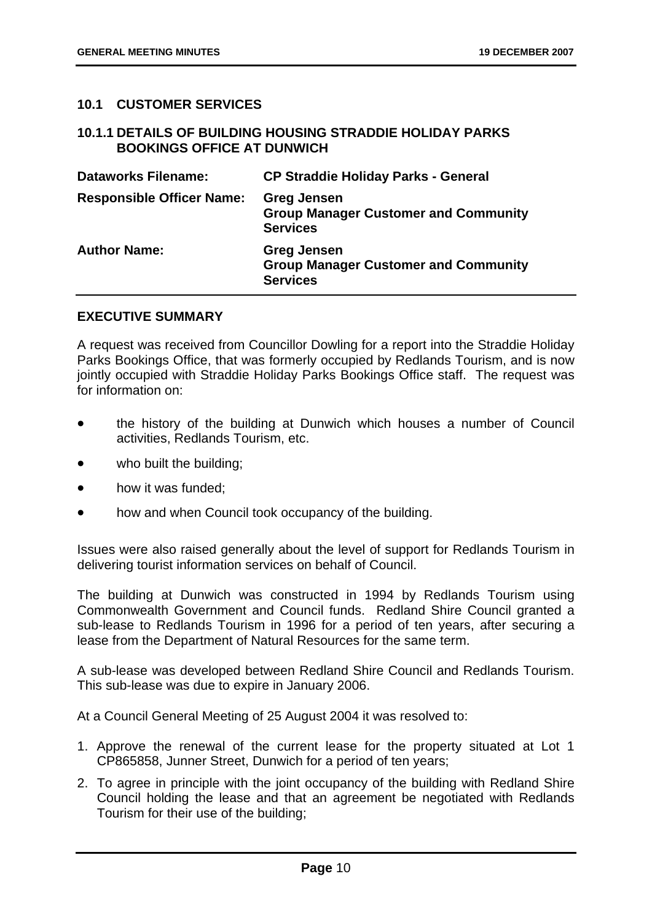## 10.1 CUSTOMER SERVICES

### 10.1.1 DETAILS OF BUILDING HOUSING STRADDIE HOLIDAY PARKS BOOKINGS OFFICE AT DUNWICH

| | |
|---|---|
| **Dataworks Filename:** | **CP Straddie Holiday Parks - General** |
| **Responsible Officer Name:** | **Greg Jensen**<br>**Group Manager Customer and Community Services** |
| **Author Name:** | **Greg Jensen**<br>**Group Manager Customer and Community Services** |

**EXECUTIVE SUMMARY**

A request was received from Councillor Dowling for a report into the Straddie Holiday Parks Bookings Office, that was formerly occupied by Redlands Tourism, and is now jointly occupied with Straddie Holiday Parks Bookings Office staff. The request was for information on:

- the history of the building at Dunwich which houses a number of Council activities, Redlands Tourism, etc.
- who built the building;
- how it was funded;
- how and when Council took occupancy of the building.

Issues were also raised generally about the level of support for Redlands Tourism in delivering tourist information services on behalf of Council.

The building at Dunwich was constructed in 1994 by Redlands Tourism using Commonwealth Government and Council funds. Redland Shire Council granted a sub-lease to Redlands Tourism in 1996 for a period of ten years, after securing a lease from the Department of Natural Resources for the same term.

A sub-lease was developed between Redland Shire Council and Redlands Tourism. This sub-lease was due to expire in January 2006.

At a Council General Meeting of 25 August 2004 it was resolved to:

1. Approve the renewal of the current lease for the property situated at Lot 1 CP865858, Junner Street, Dunwich for a period of ten years;
2. To agree in principle with the joint occupancy of the building with Redland Shire Council holding the lease and that an agreement be negotiated with Redlands Tourism for their use of the building;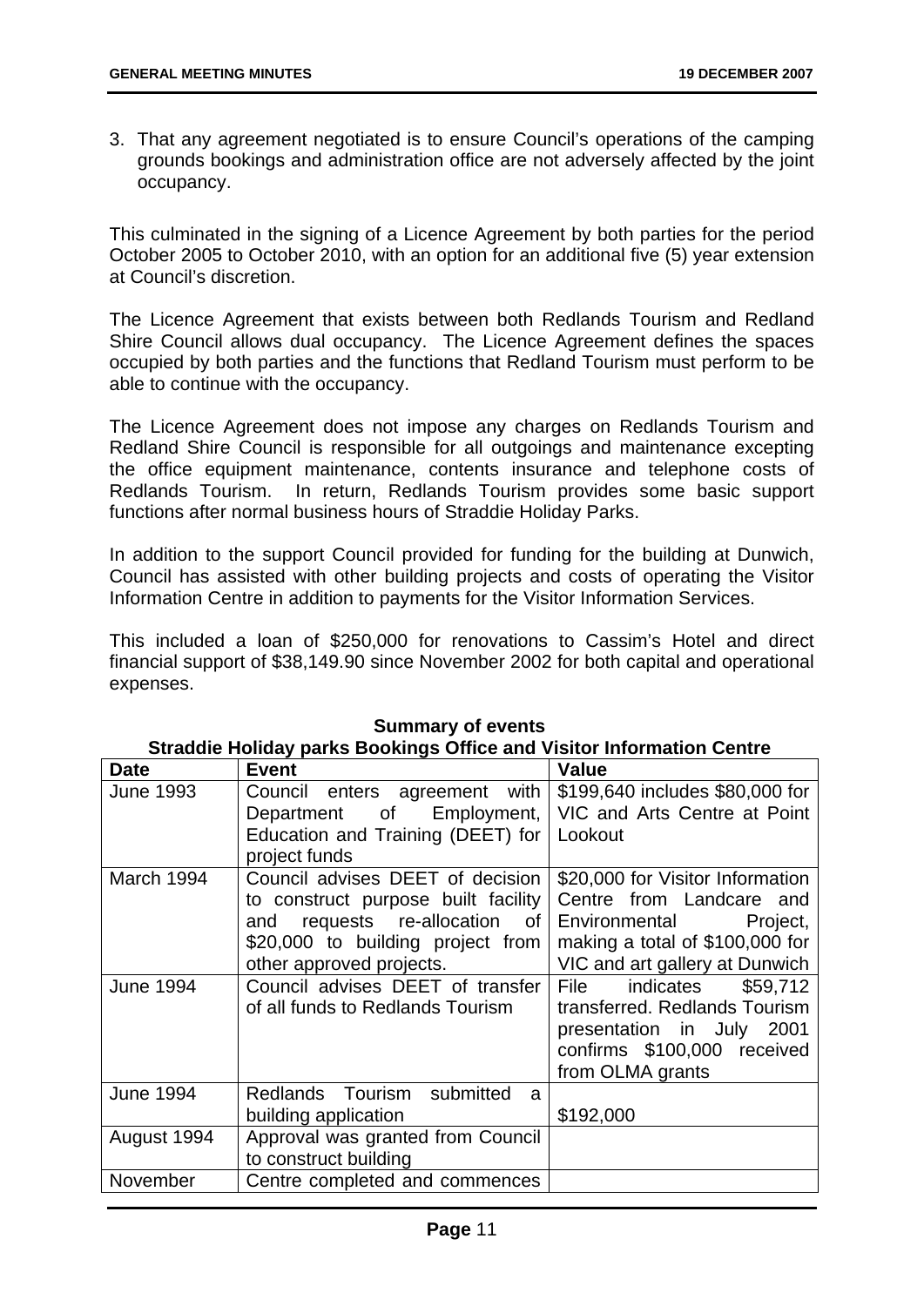3. That any agreement negotiated is to ensure Council's operations of the camping grounds bookings and administration office are not adversely affected by the joint occupancy.

This culminated in the signing of a Licence Agreement by both parties for the period October 2005 to October 2010, with an option for an additional five (5) year extension at Council's discretion.

The Licence Agreement that exists between both Redlands Tourism and Redland Shire Council allows dual occupancy. The Licence Agreement defines the spaces occupied by both parties and the functions that Redland Tourism must perform to be able to continue with the occupancy.

The Licence Agreement does not impose any charges on Redlands Tourism and Redland Shire Council is responsible for all outgoings and maintenance excepting the office equipment maintenance, contents insurance and telephone costs of Redlands Tourism. In return, Redlands Tourism provides some basic support functions after normal business hours of Straddie Holiday Parks.

In addition to the support Council provided for funding for the building at Dunwich, Council has assisted with other building projects and costs of operating the Visitor Information Centre in addition to payments for the Visitor Information Services.

This included a loan of $250,000 for renovations to Cassim's Hotel and direct financial support of $38,149.90 since November 2002 for both capital and operational expenses.

**Summary of events**
**Straddie Holiday parks Bookings Office and Visitor Information Centre**

| Date | Event | Value |
|---|---|---|
| June 1993 | Council enters agreement with Department of Employment, Education and Training (DEET) for project funds | $199,640 includes $80,000 for VIC and Arts Centre at Point Lookout |
| March 1994 | Council advises DEET of decision to construct purpose built facility and requests re-allocation of $20,000 to building project from other approved projects. | $20,000 for Visitor Information Centre from Landcare and Environmental Project, making a total of $100,000 for VIC and art gallery at Dunwich |
| June 1994 | Council advises DEET of transfer of all funds to Redlands Tourism | File indicates $59,712 transferred. Redlands Tourism presentation in July 2001 confirms $100,000 received from OLMA grants |
| June 1994 | Redlands Tourism submitted a building application | $192,000 |
| August 1994 | Approval was granted from Council to construct building | |
| November | Centre completed and commences | |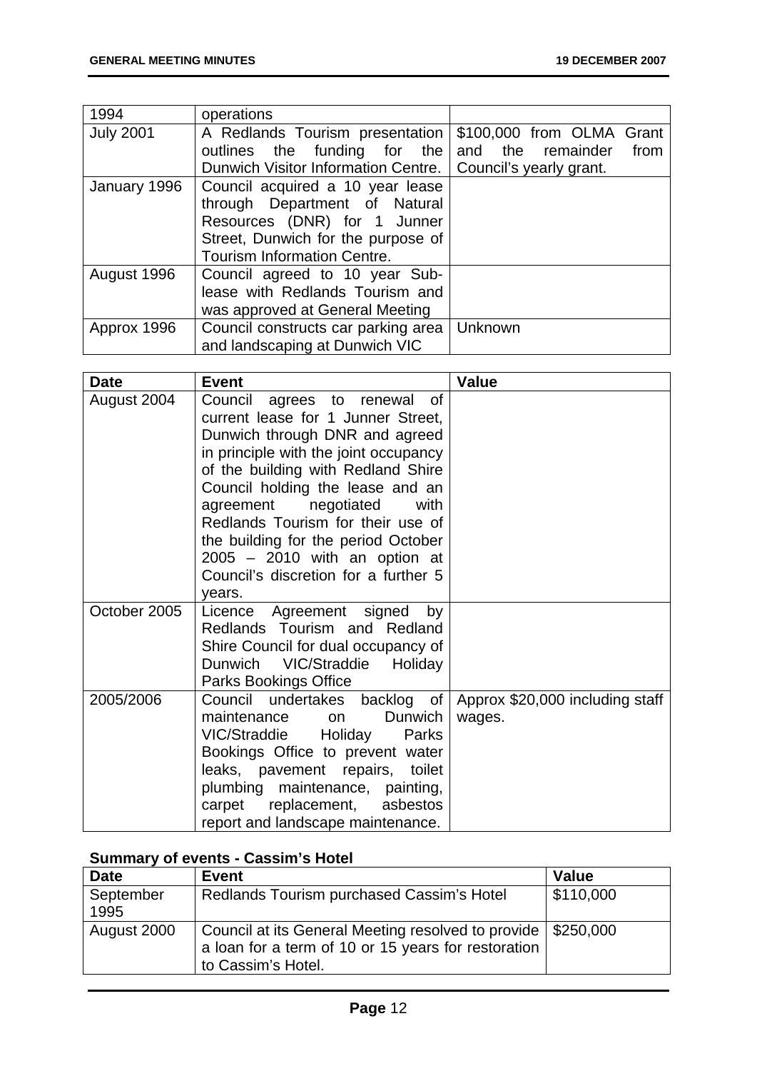| | | |
|---|---|---|
| 1994 | operations | |
| July 2001 | A Redlands Tourism presentation outlines the funding for the Dunwich Visitor Information Centre. | $100,000 from OLMA Grant and the remainder from Council's yearly grant. |
| January 1996 | Council acquired a 10 year lease through Department of Natural Resources (DNR) for 1 Junner Street, Dunwich for the purpose of Tourism Information Centre. | |
| August 1996 | Council agreed to 10 year Sub-lease with Redlands Tourism and was approved at General Meeting | |
| Approx 1996 | Council constructs car parking area and landscaping at Dunwich VIC | Unknown |

| Date | Event | Value |
|---|---|---|
| August 2004 | Council agrees to renewal of current lease for 1 Junner Street, Dunwich through DNR and agreed in principle with the joint occupancy of the building with Redland Shire Council holding the lease and an agreement negotiated with Redlands Tourism for their use of the building for the period October 2005 – 2010 with an option at Council's discretion for a further 5 years. | |
| October 2005 | Licence Agreement signed by Redlands Tourism and Redland Shire Council for dual occupancy of Dunwich VIC/Straddie Holiday Parks Bookings Office | |
| 2005/2006 | Council undertakes backlog of maintenance on Dunwich VIC/Straddie Holiday Parks Bookings Office to prevent water leaks, pavement repairs, toilet plumbing maintenance, painting, carpet replacement, asbestos report and landscape maintenance. | Approx $20,000 including staff wages. |

**Summary of events - Cassim's Hotel**

| Date | Event | Value |
|---|---|---|
| September 1995 | Redlands Tourism purchased Cassim's Hotel | $110,000 |
| August 2000 | Council at its General Meeting resolved to provide a loan for a term of 10 or 15 years for restoration to Cassim's Hotel. | $250,000 |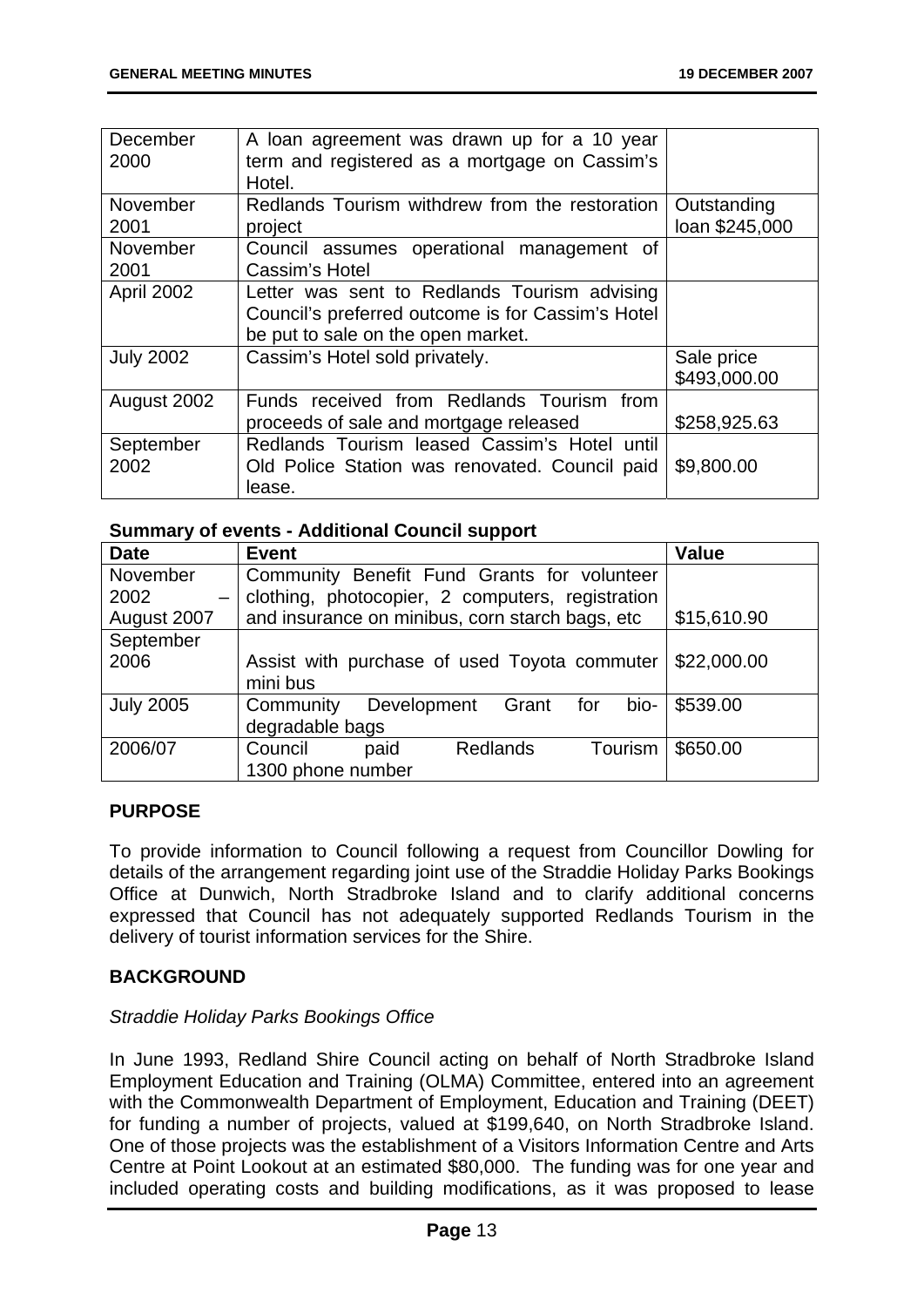| | | |
|---|---|---|
| December 2000 | A loan agreement was drawn up for a 10 year term and registered as a mortgage on Cassim's Hotel. | |
| November 2001 | Redlands Tourism withdrew from the restoration project | Outstanding loan $245,000 |
| November 2001 | Council assumes operational management of Cassim's Hotel | |
| April 2002 | Letter was sent to Redlands Tourism advising Council's preferred outcome is for Cassim's Hotel be put to sale on the open market. | |
| July 2002 | Cassim's Hotel sold privately. | Sale price $493,000.00 |
| August 2002 | Funds received from Redlands Tourism from proceeds of sale and mortgage released | $258,925.63 |
| September 2002 | Redlands Tourism leased Cassim's Hotel until Old Police Station was renovated. Council paid lease. | $9,800.00 |

**Summary of events - Additional Council support**

| Date | Event | Value |
|---|---|---|
| November 2002 – August 2007 | Community Benefit Fund Grants for volunteer clothing, photocopier, 2 computers, registration and insurance on minibus, corn starch bags, etc | $15,610.90 |
| September 2006 | Assist with purchase of used Toyota commuter mini bus | $22,000.00 |
| July 2005 | Community Development Grant for bio-degradable bags | $539.00 |
| 2006/07 | Council paid Redlands Tourism 1300 phone number | $650.00 |

## PURPOSE

To provide information to Council following a request from Councillor Dowling for details of the arrangement regarding joint use of the Straddie Holiday Parks Bookings Office at Dunwich, North Stradbroke Island and to clarify additional concerns expressed that Council has not adequately supported Redlands Tourism in the delivery of tourist information services for the Shire.

## BACKGROUND

*Straddie Holiday Parks Bookings Office*

In June 1993, Redland Shire Council acting on behalf of North Stradbroke Island Employment Education and Training (OLMA) Committee, entered into an agreement with the Commonwealth Department of Employment, Education and Training (DEET) for funding a number of projects, valued at $199,640, on North Stradbroke Island. One of those projects was the establishment of a Visitors Information Centre and Arts Centre at Point Lookout at an estimated $80,000. The funding was for one year and included operating costs and building modifications, as it was proposed to lease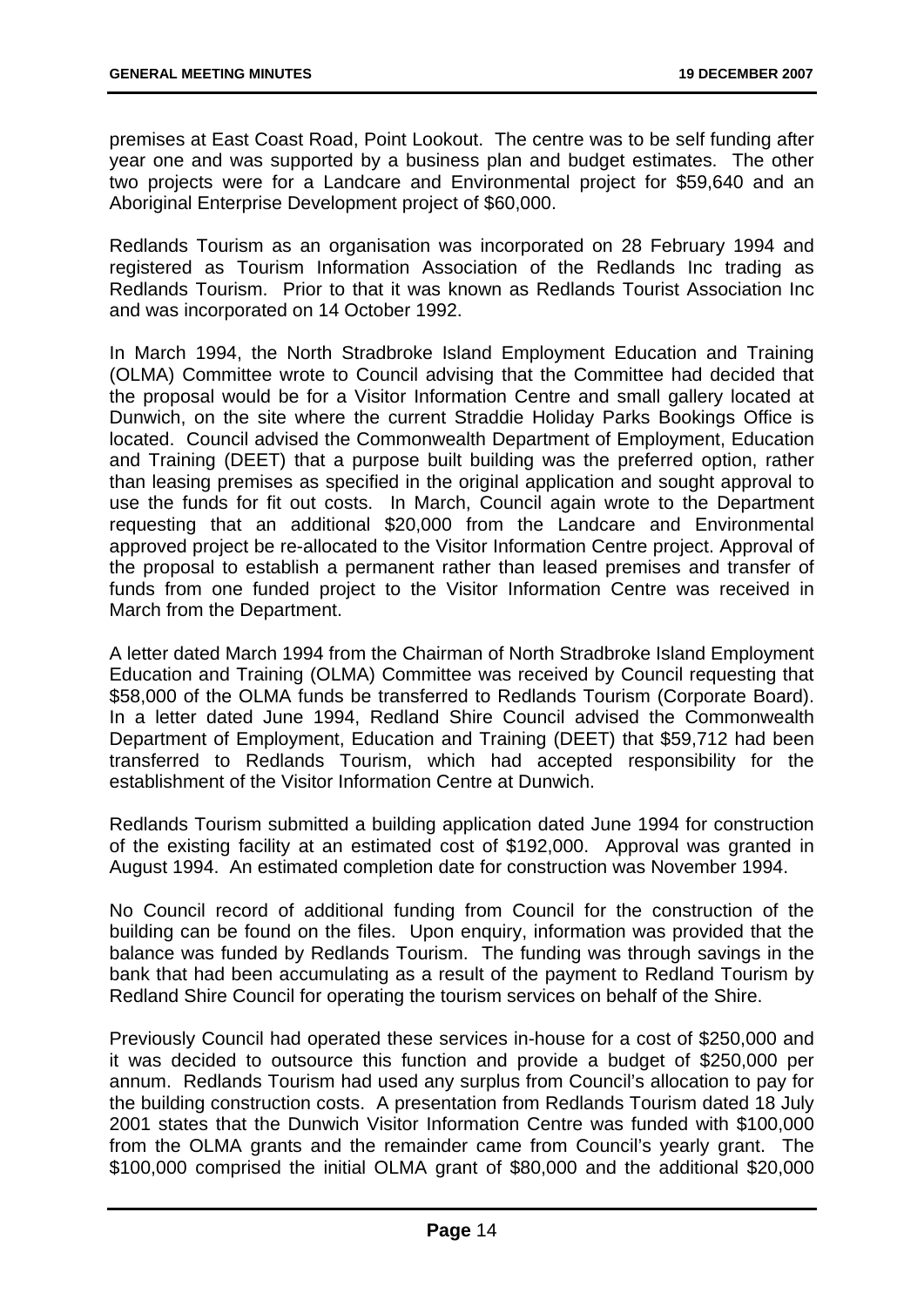premises at East Coast Road, Point Lookout. The centre was to be self funding after year one and was supported by a business plan and budget estimates. The other two projects were for a Landcare and Environmental project for $59,640 and an Aboriginal Enterprise Development project of $60,000.

Redlands Tourism as an organisation was incorporated on 28 February 1994 and registered as Tourism Information Association of the Redlands Inc trading as Redlands Tourism. Prior to that it was known as Redlands Tourist Association Inc and was incorporated on 14 October 1992.

In March 1994, the North Stradbroke Island Employment Education and Training (OLMA) Committee wrote to Council advising that the Committee had decided that the proposal would be for a Visitor Information Centre and small gallery located at Dunwich, on the site where the current Straddie Holiday Parks Bookings Office is located. Council advised the Commonwealth Department of Employment, Education and Training (DEET) that a purpose built building was the preferred option, rather than leasing premises as specified in the original application and sought approval to use the funds for fit out costs. In March, Council again wrote to the Department requesting that an additional $20,000 from the Landcare and Environmental approved project be re-allocated to the Visitor Information Centre project. Approval of the proposal to establish a permanent rather than leased premises and transfer of funds from one funded project to the Visitor Information Centre was received in March from the Department.

A letter dated March 1994 from the Chairman of North Stradbroke Island Employment Education and Training (OLMA) Committee was received by Council requesting that $58,000 of the OLMA funds be transferred to Redlands Tourism (Corporate Board). In a letter dated June 1994, Redland Shire Council advised the Commonwealth Department of Employment, Education and Training (DEET) that $59,712 had been transferred to Redlands Tourism, which had accepted responsibility for the establishment of the Visitor Information Centre at Dunwich.

Redlands Tourism submitted a building application dated June 1994 for construction of the existing facility at an estimated cost of $192,000. Approval was granted in August 1994. An estimated completion date for construction was November 1994.

No Council record of additional funding from Council for the construction of the building can be found on the files. Upon enquiry, information was provided that the balance was funded by Redlands Tourism. The funding was through savings in the bank that had been accumulating as a result of the payment to Redland Tourism by Redland Shire Council for operating the tourism services on behalf of the Shire.

Previously Council had operated these services in-house for a cost of $250,000 and it was decided to outsource this function and provide a budget of $250,000 per annum. Redlands Tourism had used any surplus from Council's allocation to pay for the building construction costs. A presentation from Redlands Tourism dated 18 July 2001 states that the Dunwich Visitor Information Centre was funded with $100,000 from the OLMA grants and the remainder came from Council's yearly grant. The $100,000 comprised the initial OLMA grant of $80,000 and the additional $20,000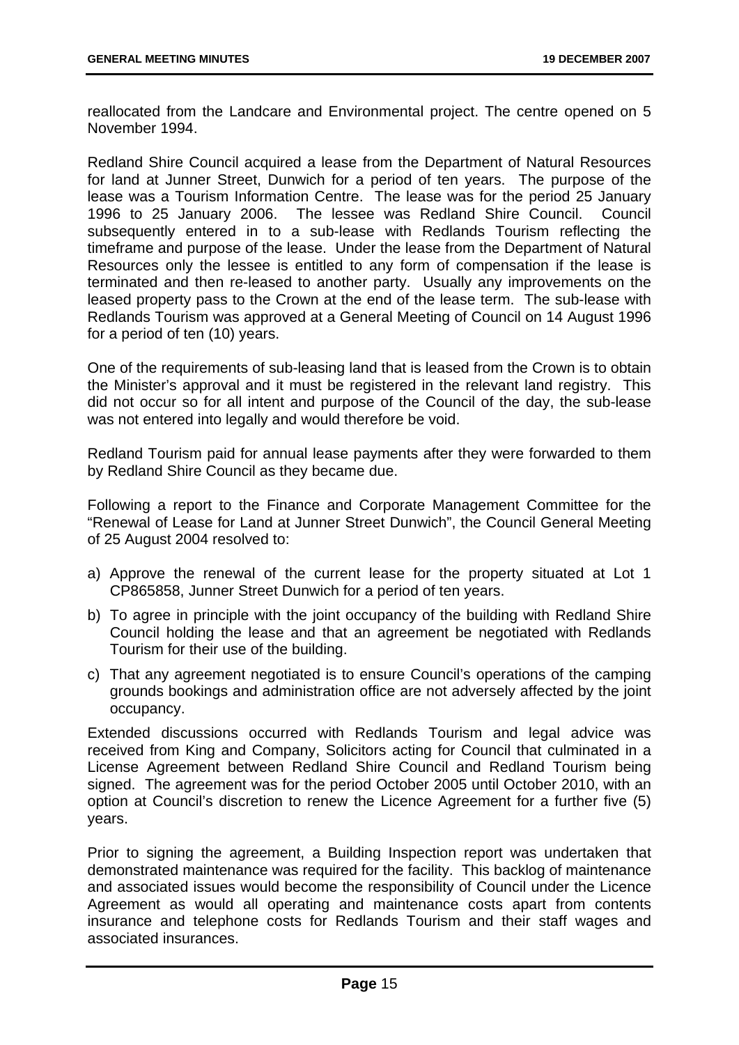reallocated from the Landcare and Environmental project. The centre opened on 5 November 1994.

Redland Shire Council acquired a lease from the Department of Natural Resources for land at Junner Street, Dunwich for a period of ten years. The purpose of the lease was a Tourism Information Centre. The lease was for the period 25 January 1996 to 25 January 2006. The lessee was Redland Shire Council. Council subsequently entered in to a sub-lease with Redlands Tourism reflecting the timeframe and purpose of the lease. Under the lease from the Department of Natural Resources only the lessee is entitled to any form of compensation if the lease is terminated and then re-leased to another party. Usually any improvements on the leased property pass to the Crown at the end of the lease term. The sub-lease with Redlands Tourism was approved at a General Meeting of Council on 14 August 1996 for a period of ten (10) years.

One of the requirements of sub-leasing land that is leased from the Crown is to obtain the Minister's approval and it must be registered in the relevant land registry. This did not occur so for all intent and purpose of the Council of the day, the sub-lease was not entered into legally and would therefore be void.

Redland Tourism paid for annual lease payments after they were forwarded to them by Redland Shire Council as they became due.

Following a report to the Finance and Corporate Management Committee for the "Renewal of Lease for Land at Junner Street Dunwich", the Council General Meeting of 25 August 2004 resolved to:

a) Approve the renewal of the current lease for the property situated at Lot 1 CP865858, Junner Street Dunwich for a period of ten years.
b) To agree in principle with the joint occupancy of the building with Redland Shire Council holding the lease and that an agreement be negotiated with Redlands Tourism for their use of the building.
c) That any agreement negotiated is to ensure Council's operations of the camping grounds bookings and administration office are not adversely affected by the joint occupancy.

Extended discussions occurred with Redlands Tourism and legal advice was received from King and Company, Solicitors acting for Council that culminated in a License Agreement between Redland Shire Council and Redland Tourism being signed. The agreement was for the period October 2005 until October 2010, with an option at Council's discretion to renew the Licence Agreement for a further five (5) years.

Prior to signing the agreement, a Building Inspection report was undertaken that demonstrated maintenance was required for the facility. This backlog of maintenance and associated issues would become the responsibility of Council under the Licence Agreement as would all operating and maintenance costs apart from contents insurance and telephone costs for Redlands Tourism and their staff wages and associated insurances.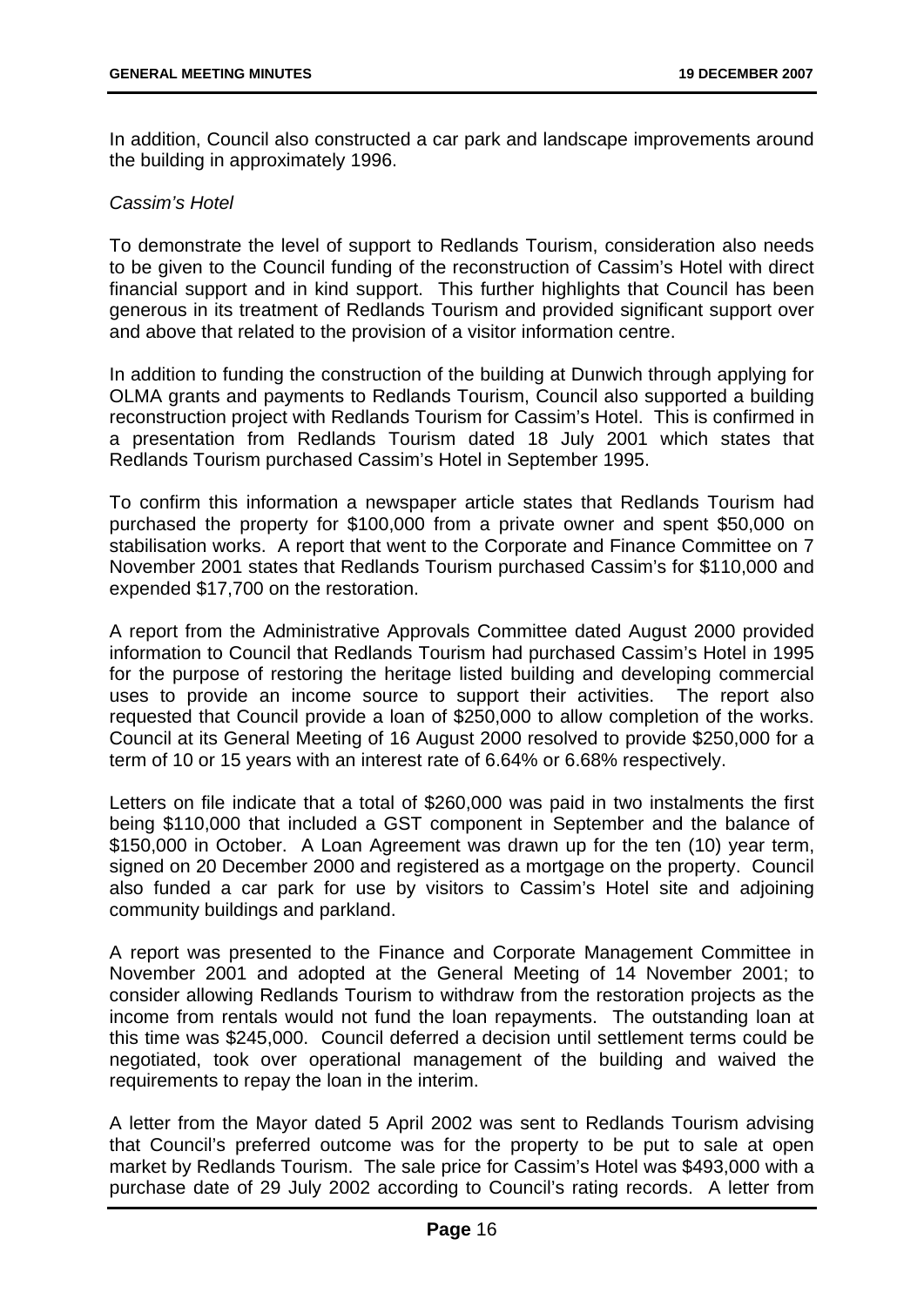In addition, Council also constructed a car park and landscape improvements around the building in approximately 1996.

*Cassim's Hotel*

To demonstrate the level of support to Redlands Tourism, consideration also needs to be given to the Council funding of the reconstruction of Cassim's Hotel with direct financial support and in kind support. This further highlights that Council has been generous in its treatment of Redlands Tourism and provided significant support over and above that related to the provision of a visitor information centre.

In addition to funding the construction of the building at Dunwich through applying for OLMA grants and payments to Redlands Tourism, Council also supported a building reconstruction project with Redlands Tourism for Cassim's Hotel. This is confirmed in a presentation from Redlands Tourism dated 18 July 2001 which states that Redlands Tourism purchased Cassim's Hotel in September 1995.

To confirm this information a newspaper article states that Redlands Tourism had purchased the property for $100,000 from a private owner and spent $50,000 on stabilisation works. A report that went to the Corporate and Finance Committee on 7 November 2001 states that Redlands Tourism purchased Cassim's for $110,000 and expended $17,700 on the restoration.

A report from the Administrative Approvals Committee dated August 2000 provided information to Council that Redlands Tourism had purchased Cassim's Hotel in 1995 for the purpose of restoring the heritage listed building and developing commercial uses to provide an income source to support their activities. The report also requested that Council provide a loan of $250,000 to allow completion of the works. Council at its General Meeting of 16 August 2000 resolved to provide $250,000 for a term of 10 or 15 years with an interest rate of 6.64% or 6.68% respectively.

Letters on file indicate that a total of $260,000 was paid in two instalments the first being $110,000 that included a GST component in September and the balance of $150,000 in October. A Loan Agreement was drawn up for the ten (10) year term, signed on 20 December 2000 and registered as a mortgage on the property. Council also funded a car park for use by visitors to Cassim's Hotel site and adjoining community buildings and parkland.

A report was presented to the Finance and Corporate Management Committee in November 2001 and adopted at the General Meeting of 14 November 2001; to consider allowing Redlands Tourism to withdraw from the restoration projects as the income from rentals would not fund the loan repayments. The outstanding loan at this time was $245,000. Council deferred a decision until settlement terms could be negotiated, took over operational management of the building and waived the requirements to repay the loan in the interim.

A letter from the Mayor dated 5 April 2002 was sent to Redlands Tourism advising that Council's preferred outcome was for the property to be put to sale at open market by Redlands Tourism. The sale price for Cassim's Hotel was $493,000 with a purchase date of 29 July 2002 according to Council's rating records. A letter from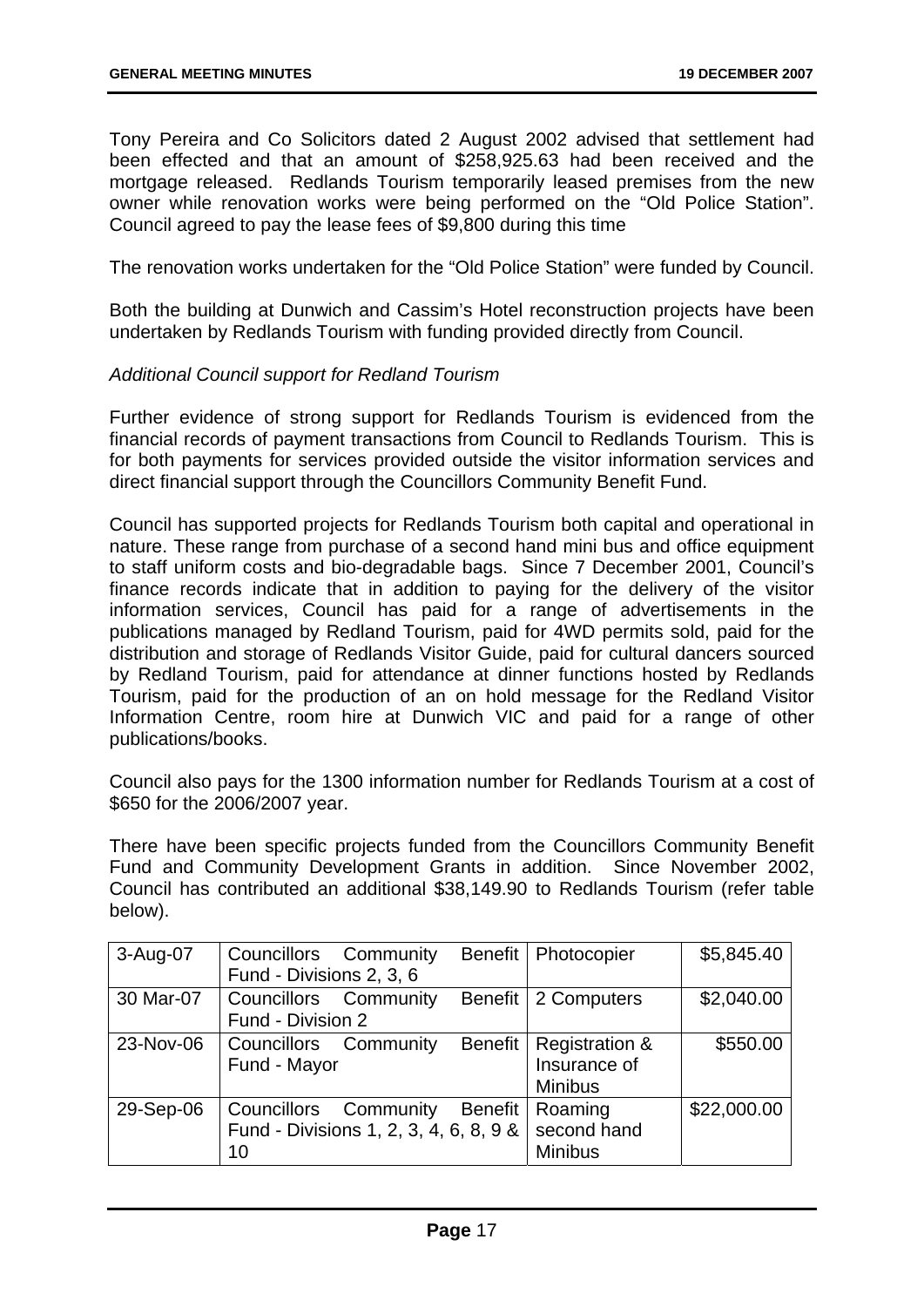Tony Pereira and Co Solicitors dated 2 August 2002 advised that settlement had been effected and that an amount of $258,925.63 had been received and the mortgage released. Redlands Tourism temporarily leased premises from the new owner while renovation works were being performed on the "Old Police Station". Council agreed to pay the lease fees of $9,800 during this time

The renovation works undertaken for the "Old Police Station" were funded by Council.

Both the building at Dunwich and Cassim's Hotel reconstruction projects have been undertaken by Redlands Tourism with funding provided directly from Council.

*Additional Council support for Redland Tourism*

Further evidence of strong support for Redlands Tourism is evidenced from the financial records of payment transactions from Council to Redlands Tourism. This is for both payments for services provided outside the visitor information services and direct financial support through the Councillors Community Benefit Fund.

Council has supported projects for Redlands Tourism both capital and operational in nature. These range from purchase of a second hand mini bus and office equipment to staff uniform costs and bio-degradable bags. Since 7 December 2001, Council's finance records indicate that in addition to paying for the delivery of the visitor information services, Council has paid for a range of advertisements in the publications managed by Redland Tourism, paid for 4WD permits sold, paid for the distribution and storage of Redlands Visitor Guide, paid for cultural dancers sourced by Redland Tourism, paid for attendance at dinner functions hosted by Redlands Tourism, paid for the production of an on hold message for the Redland Visitor Information Centre, room hire at Dunwich VIC and paid for a range of other publications/books.

Council also pays for the 1300 information number for Redlands Tourism at a cost of $650 for the 2006/2007 year.

There have been specific projects funded from the Councillors Community Benefit Fund and Community Development Grants in addition. Since November 2002, Council has contributed an additional $38,149.90 to Redlands Tourism (refer table below).

| | | | |
|---|---|---|---|
| 3-Aug-07 | Councillors Community Benefit Fund - Divisions 2, 3, 6 | Photocopier | $5,845.40 |
| 30 Mar-07 | Councillors Community Benefit Fund - Division 2 | 2 Computers | $2,040.00 |
| 23-Nov-06 | Councillors Community Benefit Fund - Mayor | Registration & Insurance of Minibus | $550.00 |
| 29-Sep-06 | Councillors Community Benefit Fund - Divisions 1, 2, 3, 4, 6, 8, 9 & 10 | Roaming second hand Minibus | $22,000.00 |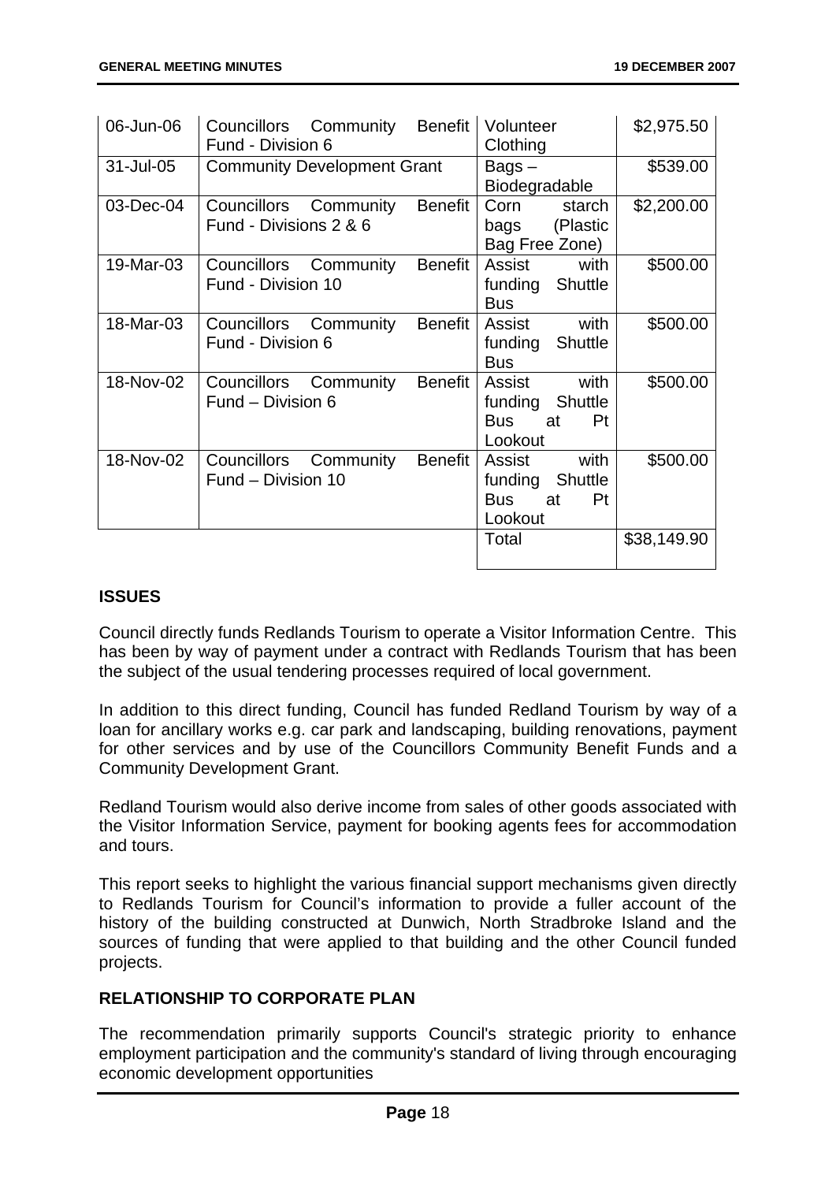| | | | |
|---|---|---|---|
| 06-Jun-06 | Councillors Community Benefit Fund - Division 6 | Volunteer Clothing | \$2,975.50 |
| 31-Jul-05 | Community Development Grant | Bags – Biodegradable | \$539.00 |
| 03-Dec-04 | Councillors Community Benefit Fund - Divisions 2 & 6 | Corn starch bags (Plastic Bag Free Zone) | \$2,200.00 |
| 19-Mar-03 | Councillors Community Benefit Fund - Division 10 | Assist with funding Shuttle Bus | \$500.00 |
| 18-Mar-03 | Councillors Community Benefit Fund - Division 6 | Assist with funding Shuttle Bus | \$500.00 |
| 18-Nov-02 | Councillors Community Benefit Fund – Division 6 | Assist with funding Shuttle Bus at Pt Lookout | \$500.00 |
| 18-Nov-02 | Councillors Community Benefit Fund – Division 10 | Assist with funding Shuttle Bus at Pt Lookout | \$500.00 |
| | | Total | \$38,149.90 |

## ISSUES

Council directly funds Redlands Tourism to operate a Visitor Information Centre. This has been by way of payment under a contract with Redlands Tourism that has been the subject of the usual tendering processes required of local government.

In addition to this direct funding, Council has funded Redland Tourism by way of a loan for ancillary works e.g. car park and landscaping, building renovations, payment for other services and by use of the Councillors Community Benefit Funds and a Community Development Grant.

Redland Tourism would also derive income from sales of other goods associated with the Visitor Information Service, payment for booking agents fees for accommodation and tours.

This report seeks to highlight the various financial support mechanisms given directly to Redlands Tourism for Council's information to provide a fuller account of the history of the building constructed at Dunwich, North Stradbroke Island and the sources of funding that were applied to that building and the other Council funded projects.

## RELATIONSHIP TO CORPORATE PLAN

The recommendation primarily supports Council's strategic priority to enhance employment participation and the community's standard of living through encouraging economic development opportunities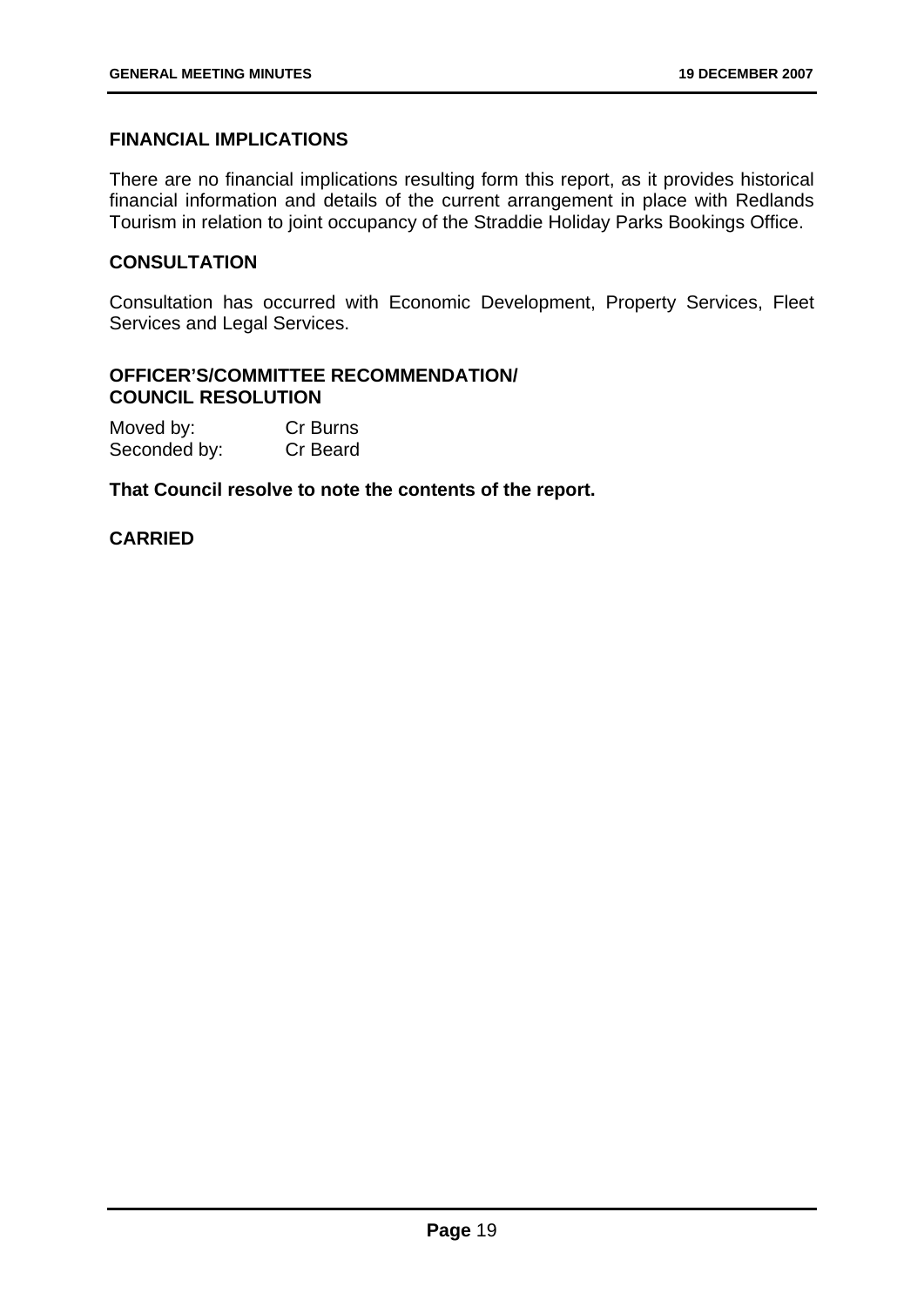## FINANCIAL IMPLICATIONS

There are no financial implications resulting form this report, as it provides historical financial information and details of the current arrangement in place with Redlands Tourism in relation to joint occupancy of the Straddie Holiday Parks Bookings Office.

## CONSULTATION

Consultation has occurred with Economic Development, Property Services, Fleet Services and Legal Services.

## OFFICER'S/COMMITTEE RECOMMENDATION/ COUNCIL RESOLUTION

| | |
|---|---|
| Moved by: | Cr Burns |
| Seconded by: | Cr Beard |

**That Council resolve to note the contents of the report.**

**CARRIED**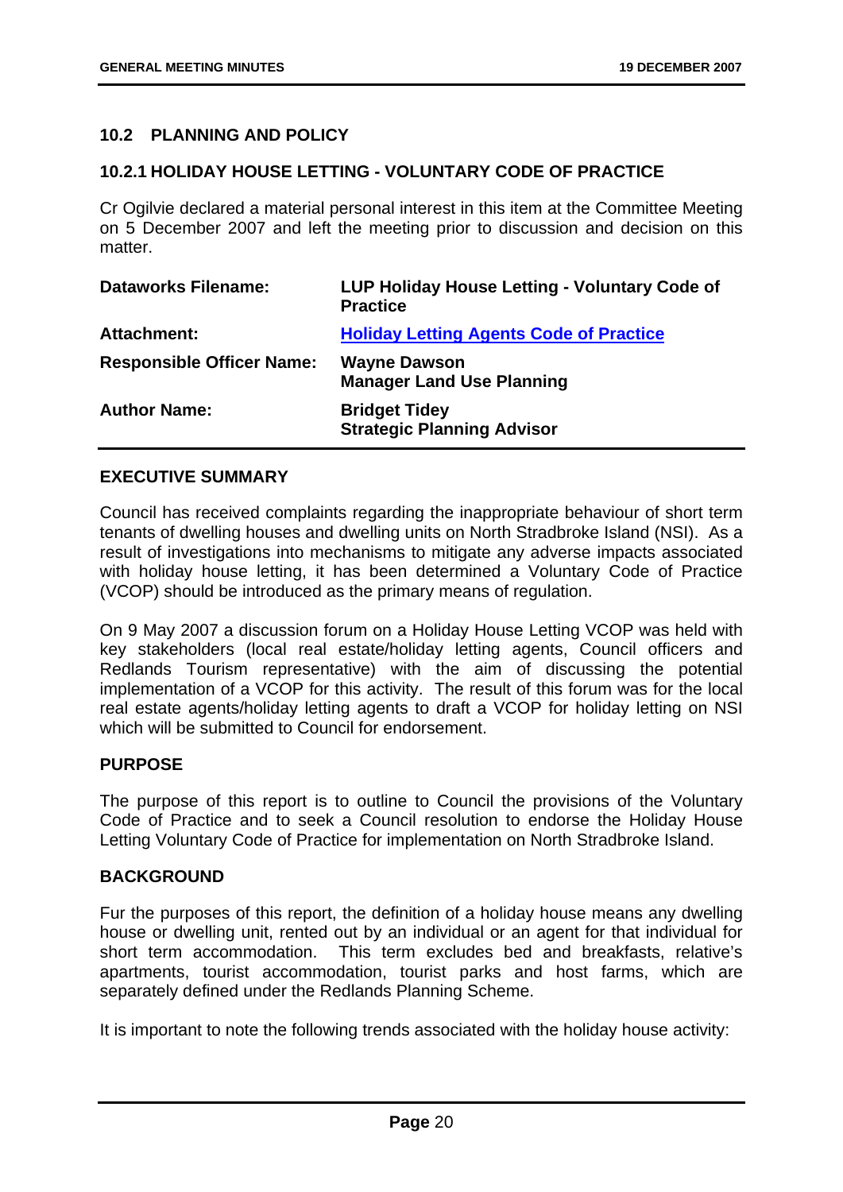## 10.2 PLANNING AND POLICY

### 10.2.1 HOLIDAY HOUSE LETTING - VOLUNTARY CODE OF PRACTICE

Cr Ogilvie declared a material personal interest in this item at the Committee Meeting on 5 December 2007 and left the meeting prior to discussion and decision on this matter.

| | |
|---|---|
| **Dataworks Filename:** | **LUP Holiday House Letting - Voluntary Code of Practice** |
| **Attachment:** | **Holiday Letting Agents Code of Practice** |
| **Responsible Officer Name:** | **Wayne Dawson**<br>**Manager Land Use Planning** |
| **Author Name:** | **Bridget Tidey**<br>**Strategic Planning Advisor** |

**EXECUTIVE SUMMARY**

Council has received complaints regarding the inappropriate behaviour of short term tenants of dwelling houses and dwelling units on North Stradbroke Island (NSI). As a result of investigations into mechanisms to mitigate any adverse impacts associated with holiday house letting, it has been determined a Voluntary Code of Practice (VCOP) should be introduced as the primary means of regulation.

On 9 May 2007 a discussion forum on a Holiday House Letting VCOP was held with key stakeholders (local real estate/holiday letting agents, Council officers and Redlands Tourism representative) with the aim of discussing the potential implementation of a VCOP for this activity. The result of this forum was for the local real estate agents/holiday letting agents to draft a VCOP for holiday letting on NSI which will be submitted to Council for endorsement.

**PURPOSE**

The purpose of this report is to outline to Council the provisions of the Voluntary Code of Practice and to seek a Council resolution to endorse the Holiday House Letting Voluntary Code of Practice for implementation on North Stradbroke Island.

**BACKGROUND**

Fur the purposes of this report, the definition of a holiday house means any dwelling house or dwelling unit, rented out by an individual or an agent for that individual for short term accommodation. This term excludes bed and breakfasts, relative's apartments, tourist accommodation, tourist parks and host farms, which are separately defined under the Redlands Planning Scheme.

It is important to note the following trends associated with the holiday house activity: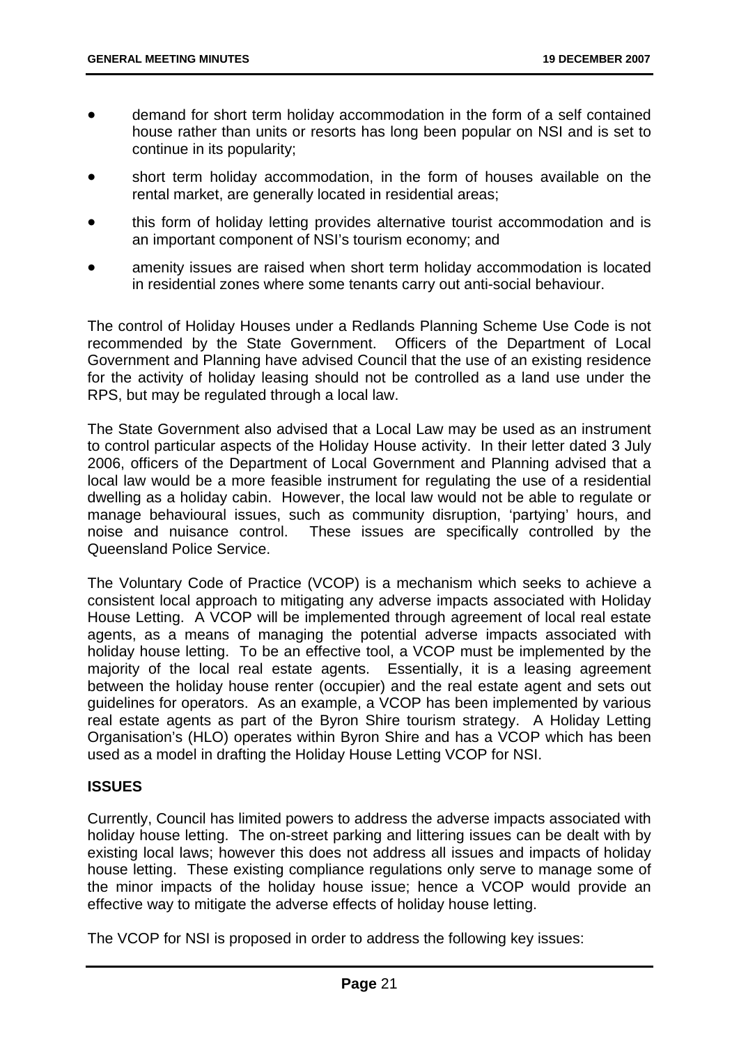- demand for short term holiday accommodation in the form of a self contained house rather than units or resorts has long been popular on NSI and is set to continue in its popularity;
- short term holiday accommodation, in the form of houses available on the rental market, are generally located in residential areas;
- this form of holiday letting provides alternative tourist accommodation and is an important component of NSI's tourism economy; and
- amenity issues are raised when short term holiday accommodation is located in residential zones where some tenants carry out anti-social behaviour.

The control of Holiday Houses under a Redlands Planning Scheme Use Code is not recommended by the State Government. Officers of the Department of Local Government and Planning have advised Council that the use of an existing residence for the activity of holiday leasing should not be controlled as a land use under the RPS, but may be regulated through a local law.

The State Government also advised that a Local Law may be used as an instrument to control particular aspects of the Holiday House activity. In their letter dated 3 July 2006, officers of the Department of Local Government and Planning advised that a local law would be a more feasible instrument for regulating the use of a residential dwelling as a holiday cabin. However, the local law would not be able to regulate or manage behavioural issues, such as community disruption, 'partying' hours, and noise and nuisance control. These issues are specifically controlled by the Queensland Police Service.

The Voluntary Code of Practice (VCOP) is a mechanism which seeks to achieve a consistent local approach to mitigating any adverse impacts associated with Holiday House Letting. A VCOP will be implemented through agreement of local real estate agents, as a means of managing the potential adverse impacts associated with holiday house letting. To be an effective tool, a VCOP must be implemented by the majority of the local real estate agents. Essentially, it is a leasing agreement between the holiday house renter (occupier) and the real estate agent and sets out guidelines for operators. As an example, a VCOP has been implemented by various real estate agents as part of the Byron Shire tourism strategy. A Holiday Letting Organisation's (HLO) operates within Byron Shire and has a VCOP which has been used as a model in drafting the Holiday House Letting VCOP for NSI.

**ISSUES**

Currently, Council has limited powers to address the adverse impacts associated with holiday house letting. The on-street parking and littering issues can be dealt with by existing local laws; however this does not address all issues and impacts of holiday house letting. These existing compliance regulations only serve to manage some of the minor impacts of the holiday house issue; hence a VCOP would provide an effective way to mitigate the adverse effects of holiday house letting.

The VCOP for NSI is proposed in order to address the following key issues: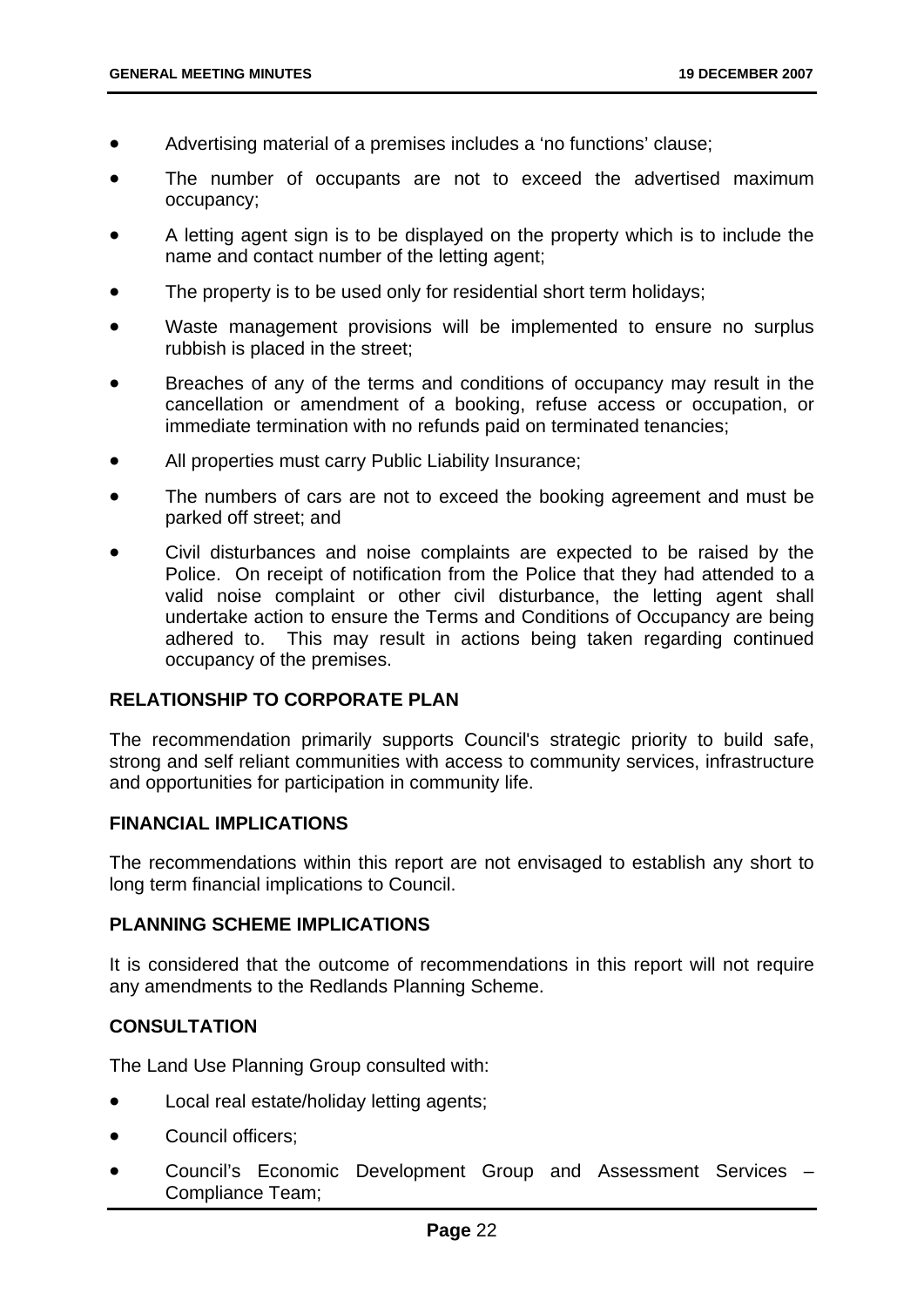- Advertising material of a premises includes a 'no functions' clause;
- The number of occupants are not to exceed the advertised maximum occupancy;
- A letting agent sign is to be displayed on the property which is to include the name and contact number of the letting agent;
- The property is to be used only for residential short term holidays;
- Waste management provisions will be implemented to ensure no surplus rubbish is placed in the street;
- Breaches of any of the terms and conditions of occupancy may result in the cancellation or amendment of a booking, refuse access or occupation, or immediate termination with no refunds paid on terminated tenancies;
- All properties must carry Public Liability Insurance;
- The numbers of cars are not to exceed the booking agreement and must be parked off street; and
- Civil disturbances and noise complaints are expected to be raised by the Police. On receipt of notification from the Police that they had attended to a valid noise complaint or other civil disturbance, the letting agent shall undertake action to ensure the Terms and Conditions of Occupancy are being adhered to. This may result in actions being taken regarding continued occupancy of the premises.

**RELATIONSHIP TO CORPORATE PLAN**

The recommendation primarily supports Council's strategic priority to build safe, strong and self reliant communities with access to community services, infrastructure and opportunities for participation in community life.

**FINANCIAL IMPLICATIONS**

The recommendations within this report are not envisaged to establish any short to long term financial implications to Council.

**PLANNING SCHEME IMPLICATIONS**

It is considered that the outcome of recommendations in this report will not require any amendments to the Redlands Planning Scheme.

**CONSULTATION**

The Land Use Planning Group consulted with:

- Local real estate/holiday letting agents;
- Council officers;
- Council's Economic Development Group and Assessment Services – Compliance Team;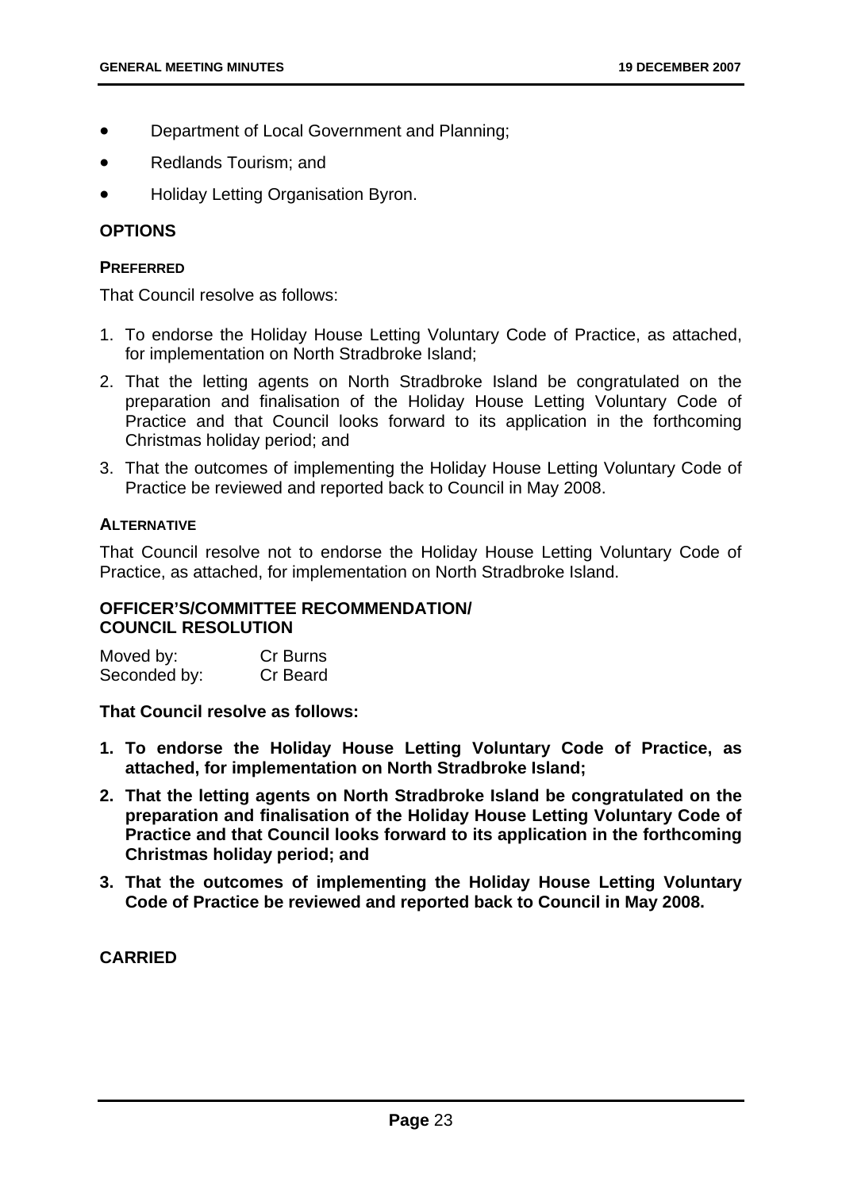- Department of Local Government and Planning;
- Redlands Tourism; and
- Holiday Letting Organisation Byron.

## OPTIONS

### PREFERRED

That Council resolve as follows:

1. To endorse the Holiday House Letting Voluntary Code of Practice, as attached, for implementation on North Stradbroke Island;
2. That the letting agents on North Stradbroke Island be congratulated on the preparation and finalisation of the Holiday House Letting Voluntary Code of Practice and that Council looks forward to its application in the forthcoming Christmas holiday period; and
3. That the outcomes of implementing the Holiday House Letting Voluntary Code of Practice be reviewed and reported back to Council in May 2008.

### ALTERNATIVE

That Council resolve not to endorse the Holiday House Letting Voluntary Code of Practice, as attached, for implementation on North Stradbroke Island.

## OFFICER'S/COMMITTEE RECOMMENDATION/ COUNCIL RESOLUTION

| Moved by: | Cr Burns |
|---|---|
| Seconded by: | Cr Beard |

**That Council resolve as follows:**

1. **To endorse the Holiday House Letting Voluntary Code of Practice, as attached, for implementation on North Stradbroke Island;**
2. **That the letting agents on North Stradbroke Island be congratulated on the preparation and finalisation of the Holiday House Letting Voluntary Code of Practice and that Council looks forward to its application in the forthcoming Christmas holiday period; and**
3. **That the outcomes of implementing the Holiday House Letting Voluntary Code of Practice be reviewed and reported back to Council in May 2008.**

**CARRIED**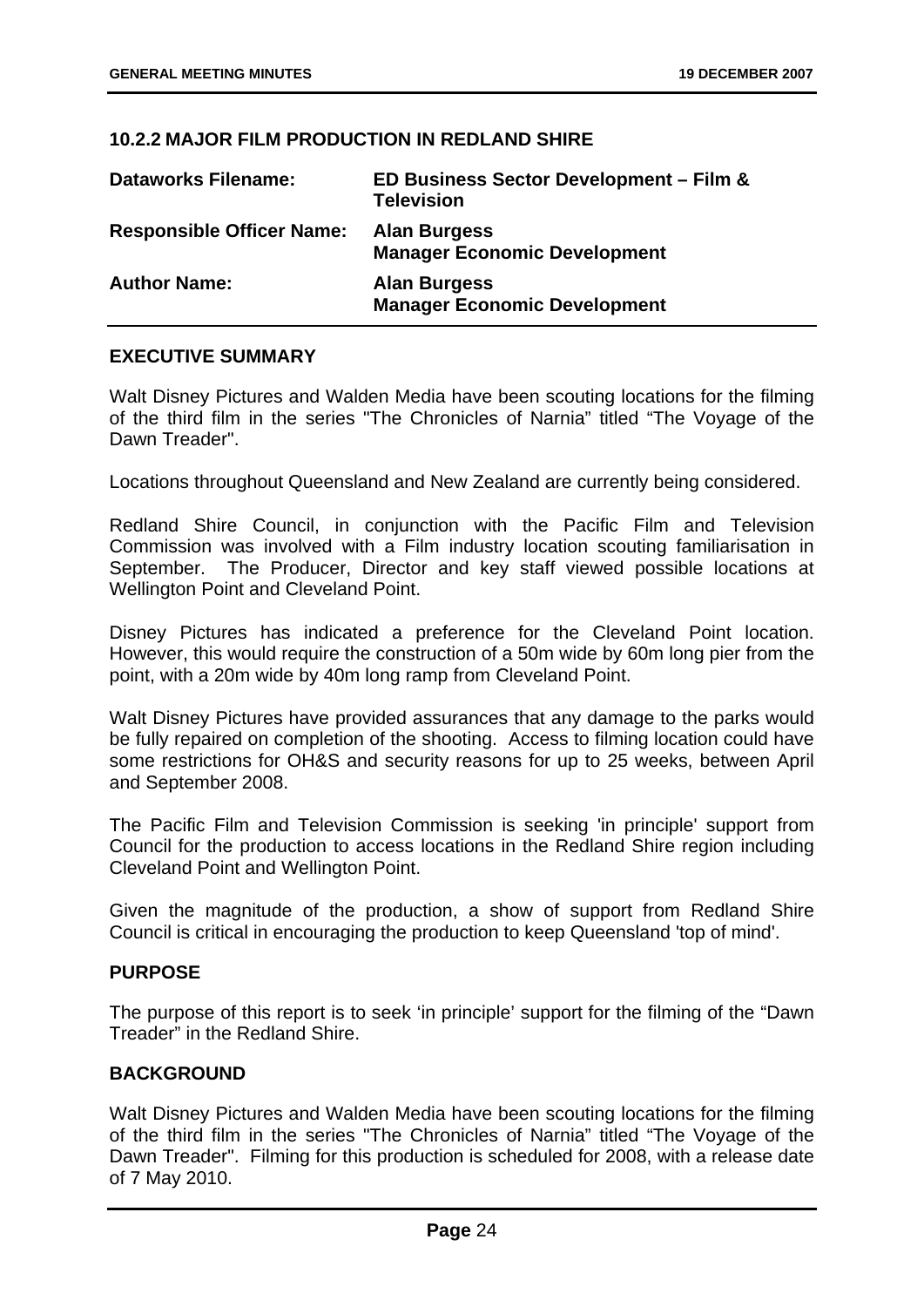## 10.2.2 MAJOR FILM PRODUCTION IN REDLAND SHIRE

| | |
|---|---|
| **Dataworks Filename:** | **ED Business Sector Development – Film & Television** |
| **Responsible Officer Name:** | **Alan Burgess**<br>**Manager Economic Development** |
| **Author Name:** | **Alan Burgess**<br>**Manager Economic Development** |

### EXECUTIVE SUMMARY

Walt Disney Pictures and Walden Media have been scouting locations for the filming of the third film in the series "The Chronicles of Narnia" titled "The Voyage of the Dawn Treader".

Locations throughout Queensland and New Zealand are currently being considered.

Redland Shire Council, in conjunction with the Pacific Film and Television Commission was involved with a Film industry location scouting familiarisation in September. The Producer, Director and key staff viewed possible locations at Wellington Point and Cleveland Point.

Disney Pictures has indicated a preference for the Cleveland Point location. However, this would require the construction of a 50m wide by 60m long pier from the point, with a 20m wide by 40m long ramp from Cleveland Point.

Walt Disney Pictures have provided assurances that any damage to the parks would be fully repaired on completion of the shooting. Access to filming location could have some restrictions for OH&S and security reasons for up to 25 weeks, between April and September 2008.

The Pacific Film and Television Commission is seeking 'in principle' support from Council for the production to access locations in the Redland Shire region including Cleveland Point and Wellington Point.

Given the magnitude of the production, a show of support from Redland Shire Council is critical in encouraging the production to keep Queensland 'top of mind'.

### PURPOSE

The purpose of this report is to seek 'in principle' support for the filming of the "Dawn Treader" in the Redland Shire.

### BACKGROUND

Walt Disney Pictures and Walden Media have been scouting locations for the filming of the third film in the series "The Chronicles of Narnia" titled "The Voyage of the Dawn Treader". Filming for this production is scheduled for 2008, with a release date of 7 May 2010.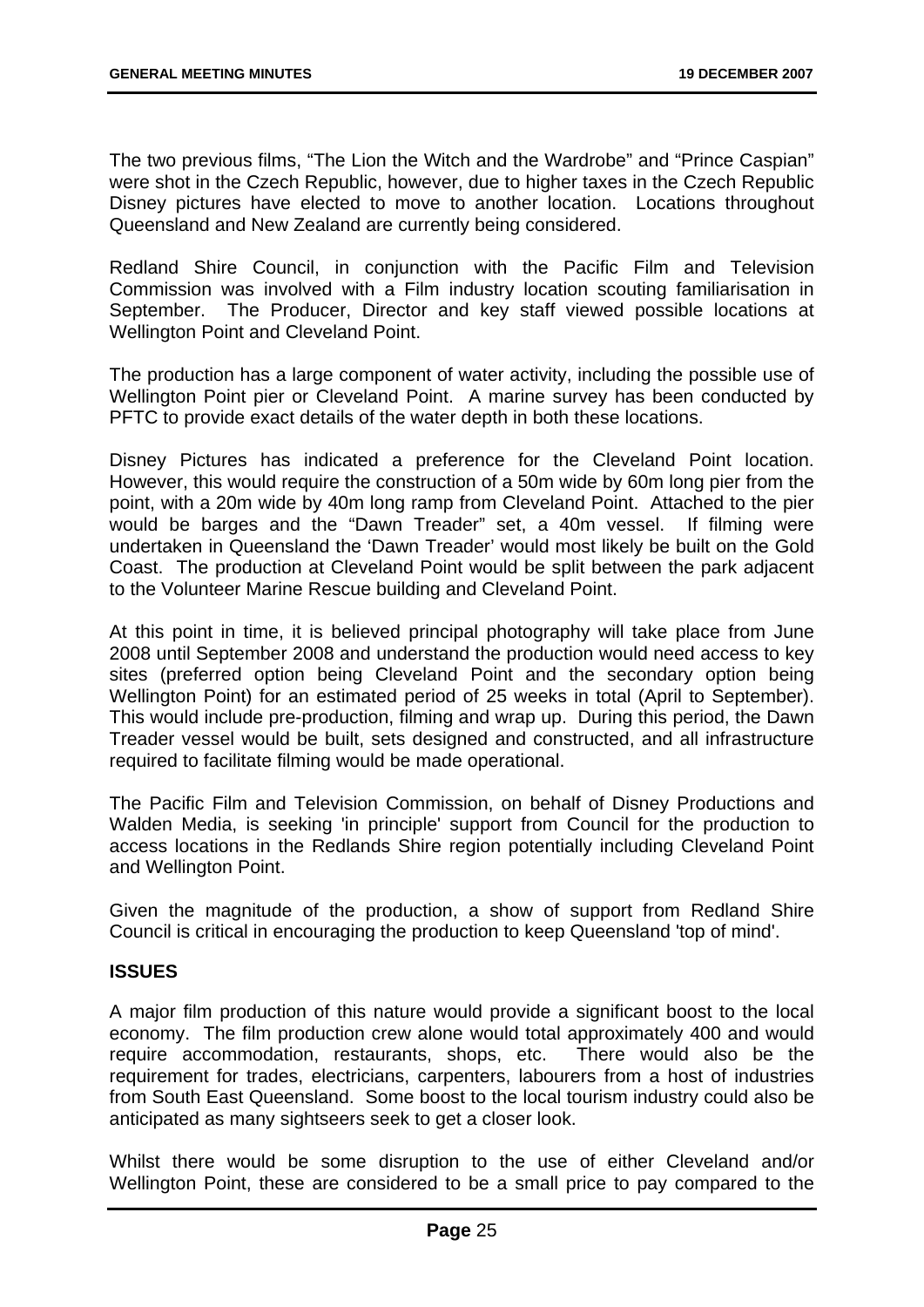The two previous films, "The Lion the Witch and the Wardrobe" and "Prince Caspian" were shot in the Czech Republic, however, due to higher taxes in the Czech Republic Disney pictures have elected to move to another location. Locations throughout Queensland and New Zealand are currently being considered.

Redland Shire Council, in conjunction with the Pacific Film and Television Commission was involved with a Film industry location scouting familiarisation in September. The Producer, Director and key staff viewed possible locations at Wellington Point and Cleveland Point.

The production has a large component of water activity, including the possible use of Wellington Point pier or Cleveland Point. A marine survey has been conducted by PFTC to provide exact details of the water depth in both these locations.

Disney Pictures has indicated a preference for the Cleveland Point location. However, this would require the construction of a 50m wide by 60m long pier from the point, with a 20m wide by 40m long ramp from Cleveland Point. Attached to the pier would be barges and the "Dawn Treader" set, a 40m vessel. If filming were undertaken in Queensland the 'Dawn Treader' would most likely be built on the Gold Coast. The production at Cleveland Point would be split between the park adjacent to the Volunteer Marine Rescue building and Cleveland Point.

At this point in time, it is believed principal photography will take place from June 2008 until September 2008 and understand the production would need access to key sites (preferred option being Cleveland Point and the secondary option being Wellington Point) for an estimated period of 25 weeks in total (April to September). This would include pre-production, filming and wrap up. During this period, the Dawn Treader vessel would be built, sets designed and constructed, and all infrastructure required to facilitate filming would be made operational.

The Pacific Film and Television Commission, on behalf of Disney Productions and Walden Media, is seeking 'in principle' support from Council for the production to access locations in the Redlands Shire region potentially including Cleveland Point and Wellington Point.

Given the magnitude of the production, a show of support from Redland Shire Council is critical in encouraging the production to keep Queensland 'top of mind'.

## ISSUES

A major film production of this nature would provide a significant boost to the local economy. The film production crew alone would total approximately 400 and would require accommodation, restaurants, shops, etc. There would also be the requirement for trades, electricians, carpenters, labourers from a host of industries from South East Queensland. Some boost to the local tourism industry could also be anticipated as many sightseers seek to get a closer look.

Whilst there would be some disruption to the use of either Cleveland and/or Wellington Point, these are considered to be a small price to pay compared to the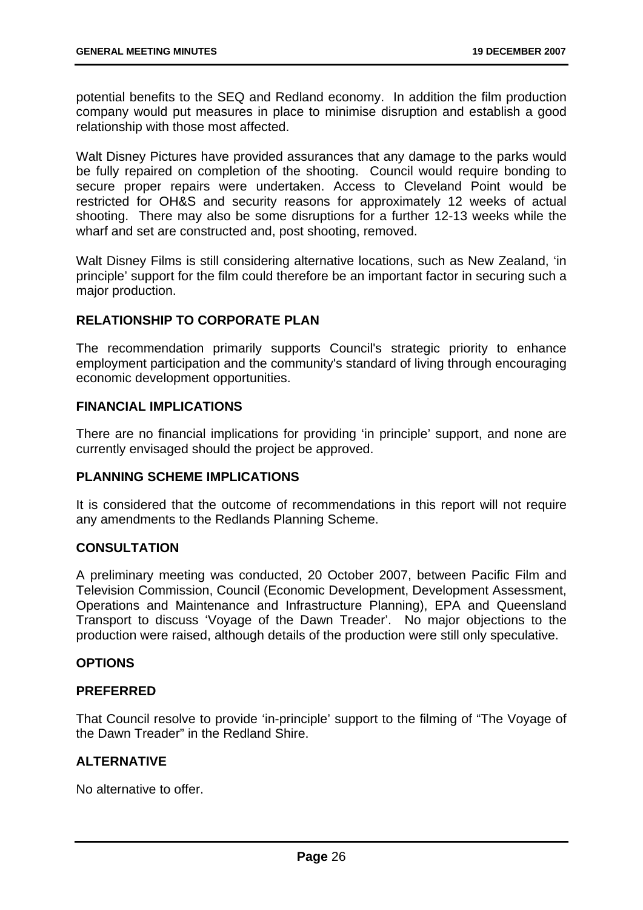potential benefits to the SEQ and Redland economy. In addition the film production company would put measures in place to minimise disruption and establish a good relationship with those most affected.

Walt Disney Pictures have provided assurances that any damage to the parks would be fully repaired on completion of the shooting. Council would require bonding to secure proper repairs were undertaken. Access to Cleveland Point would be restricted for OH&S and security reasons for approximately 12 weeks of actual shooting. There may also be some disruptions for a further 12-13 weeks while the wharf and set are constructed and, post shooting, removed.

Walt Disney Films is still considering alternative locations, such as New Zealand, 'in principle' support for the film could therefore be an important factor in securing such a major production.

## RELATIONSHIP TO CORPORATE PLAN

The recommendation primarily supports Council's strategic priority to enhance employment participation and the community's standard of living through encouraging economic development opportunities.

## FINANCIAL IMPLICATIONS

There are no financial implications for providing 'in principle' support, and none are currently envisaged should the project be approved.

## PLANNING SCHEME IMPLICATIONS

It is considered that the outcome of recommendations in this report will not require any amendments to the Redlands Planning Scheme.

## CONSULTATION

A preliminary meeting was conducted, 20 October 2007, between Pacific Film and Television Commission, Council (Economic Development, Development Assessment, Operations and Maintenance and Infrastructure Planning), EPA and Queensland Transport to discuss 'Voyage of the Dawn Treader'. No major objections to the production were raised, although details of the production were still only speculative.

## OPTIONS

### PREFERRED

That Council resolve to provide 'in-principle' support to the filming of "The Voyage of the Dawn Treader" in the Redland Shire.

### ALTERNATIVE

No alternative to offer.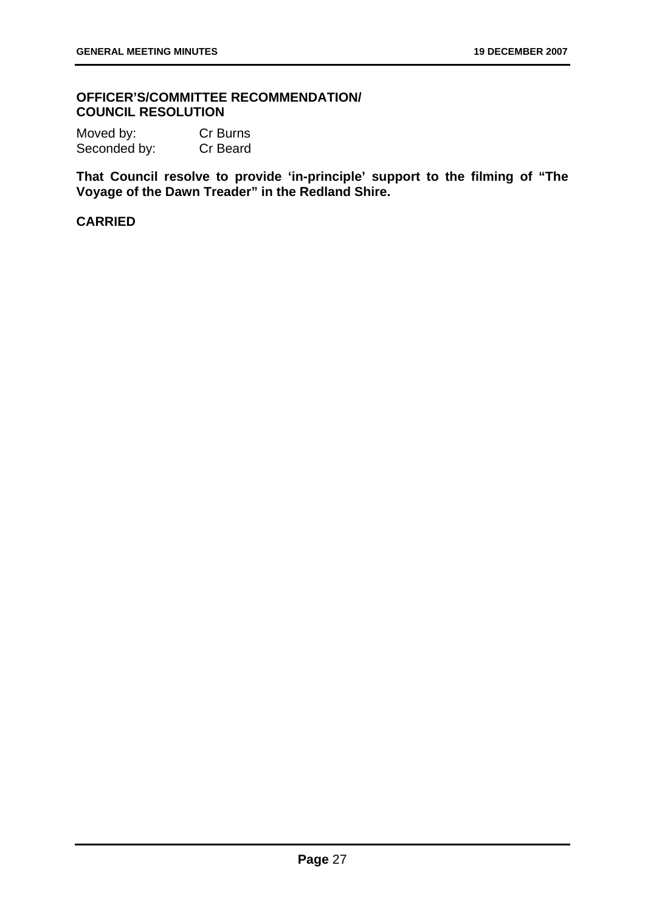## OFFICER'S/COMMITTEE RECOMMENDATION/ COUNCIL RESOLUTION

| | |
|---|---|
| Moved by: | Cr Burns |
| Seconded by: | Cr Beard |

**That Council resolve to provide 'in-principle' support to the filming of "The Voyage of the Dawn Treader" in the Redland Shire.**

**CARRIED**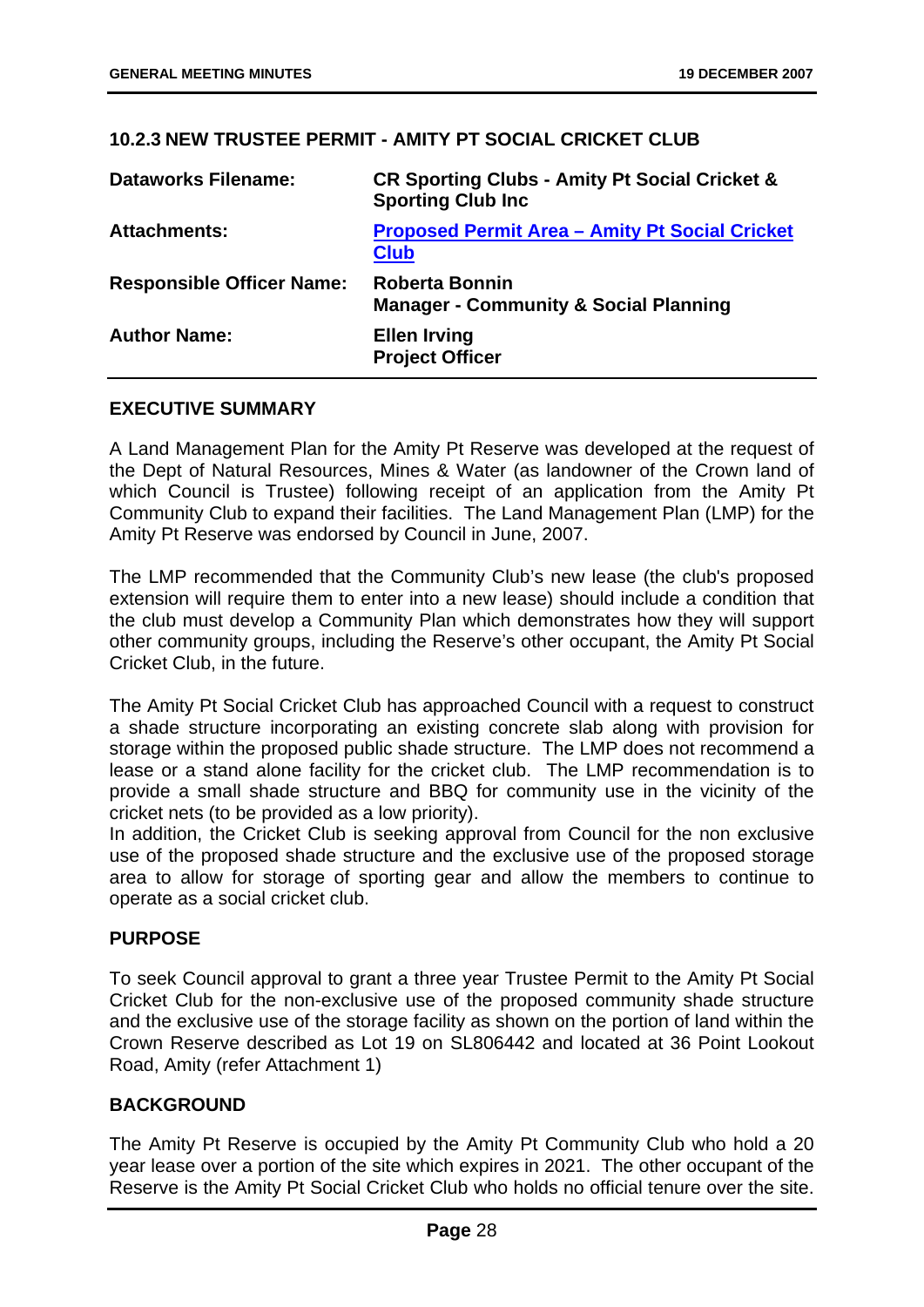### 10.2.3 NEW TRUSTEE PERMIT - AMITY PT SOCIAL CRICKET CLUB

| | |
|---|---|
| **Dataworks Filename:** | **CR Sporting Clubs - Amity Pt Social Cricket & Sporting Club Inc** |
| **Attachments:** | **Proposed Permit Area – Amity Pt Social Cricket Club** |
| **Responsible Officer Name:** | **Roberta Bonnin**<br>**Manager - Community & Social Planning** |
| **Author Name:** | **Ellen Irving**<br>**Project Officer** |

#### EXECUTIVE SUMMARY

A Land Management Plan for the Amity Pt Reserve was developed at the request of the Dept of Natural Resources, Mines & Water (as landowner of the Crown land of which Council is Trustee) following receipt of an application from the Amity Pt Community Club to expand their facilities. The Land Management Plan (LMP) for the Amity Pt Reserve was endorsed by Council in June, 2007.

The LMP recommended that the Community Club's new lease (the club's proposed extension will require them to enter into a new lease) should include a condition that the club must develop a Community Plan which demonstrates how they will support other community groups, including the Reserve's other occupant, the Amity Pt Social Cricket Club, in the future.

The Amity Pt Social Cricket Club has approached Council with a request to construct a shade structure incorporating an existing concrete slab along with provision for storage within the proposed public shade structure. The LMP does not recommend a lease or a stand alone facility for the cricket club. The LMP recommendation is to provide a small shade structure and BBQ for community use in the vicinity of the cricket nets (to be provided as a low priority).

In addition, the Cricket Club is seeking approval from Council for the non exclusive use of the proposed shade structure and the exclusive use of the proposed storage area to allow for storage of sporting gear and allow the members to continue to operate as a social cricket club.

#### PURPOSE

To seek Council approval to grant a three year Trustee Permit to the Amity Pt Social Cricket Club for the non-exclusive use of the proposed community shade structure and the exclusive use of the storage facility as shown on the portion of land within the Crown Reserve described as Lot 19 on SL806442 and located at 36 Point Lookout Road, Amity (refer Attachment 1)

#### BACKGROUND

The Amity Pt Reserve is occupied by the Amity Pt Community Club who hold a 20 year lease over a portion of the site which expires in 2021. The other occupant of the Reserve is the Amity Pt Social Cricket Club who holds no official tenure over the site.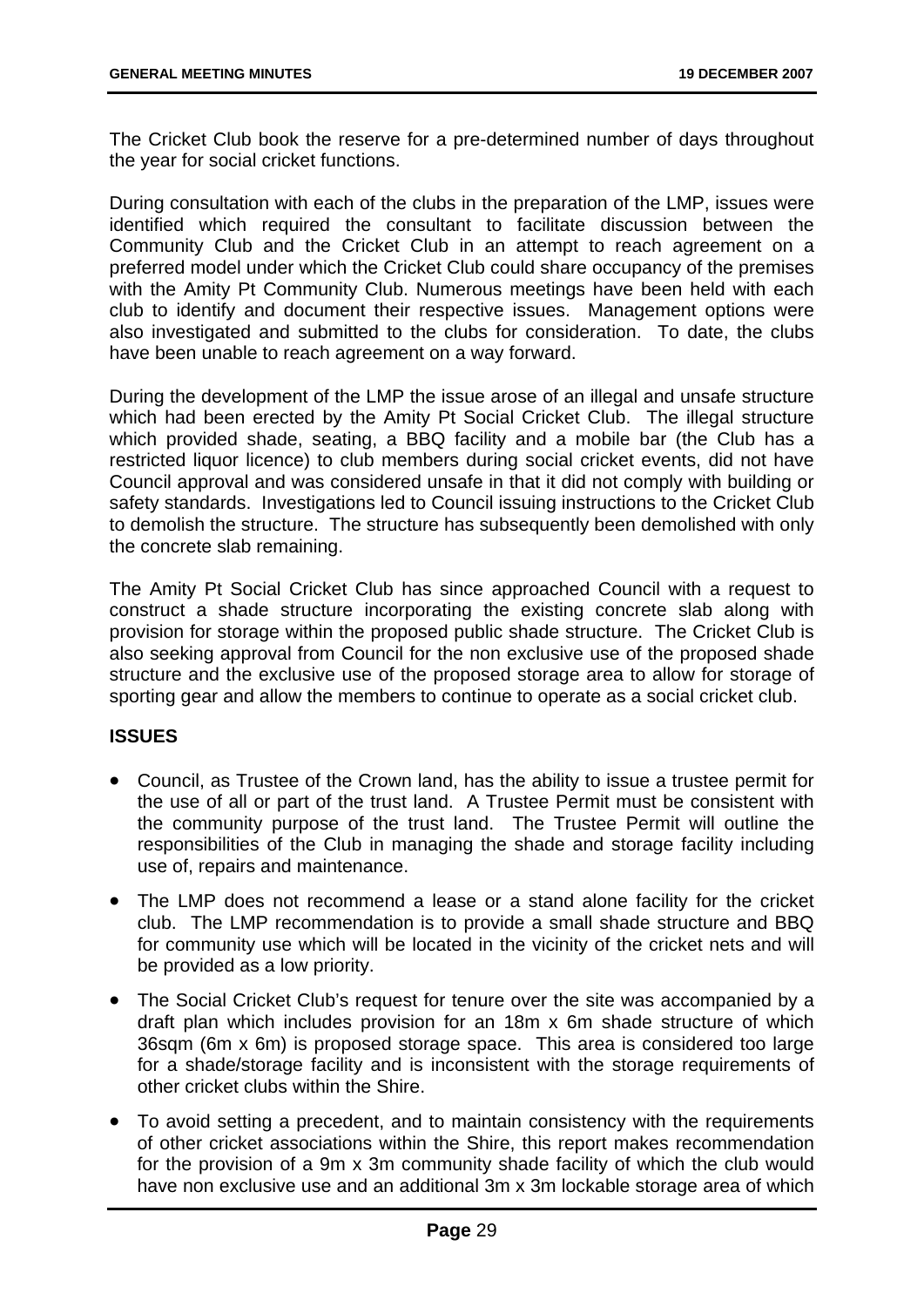The Cricket Club book the reserve for a pre-determined number of days throughout the year for social cricket functions.

During consultation with each of the clubs in the preparation of the LMP, issues were identified which required the consultant to facilitate discussion between the Community Club and the Cricket Club in an attempt to reach agreement on a preferred model under which the Cricket Club could share occupancy of the premises with the Amity Pt Community Club. Numerous meetings have been held with each club to identify and document their respective issues. Management options were also investigated and submitted to the clubs for consideration. To date, the clubs have been unable to reach agreement on a way forward.

During the development of the LMP the issue arose of an illegal and unsafe structure which had been erected by the Amity Pt Social Cricket Club. The illegal structure which provided shade, seating, a BBQ facility and a mobile bar (the Club has a restricted liquor licence) to club members during social cricket events, did not have Council approval and was considered unsafe in that it did not comply with building or safety standards. Investigations led to Council issuing instructions to the Cricket Club to demolish the structure. The structure has subsequently been demolished with only the concrete slab remaining.

The Amity Pt Social Cricket Club has since approached Council with a request to construct a shade structure incorporating the existing concrete slab along with provision for storage within the proposed public shade structure. The Cricket Club is also seeking approval from Council for the non exclusive use of the proposed shade structure and the exclusive use of the proposed storage area to allow for storage of sporting gear and allow the members to continue to operate as a social cricket club.

## ISSUES

- Council, as Trustee of the Crown land, has the ability to issue a trustee permit for the use of all or part of the trust land. A Trustee Permit must be consistent with the community purpose of the trust land. The Trustee Permit will outline the responsibilities of the Club in managing the shade and storage facility including use of, repairs and maintenance.
- The LMP does not recommend a lease or a stand alone facility for the cricket club. The LMP recommendation is to provide a small shade structure and BBQ for community use which will be located in the vicinity of the cricket nets and will be provided as a low priority.
- The Social Cricket Club's request for tenure over the site was accompanied by a draft plan which includes provision for an 18m x 6m shade structure of which 36sqm (6m x 6m) is proposed storage space. This area is considered too large for a shade/storage facility and is inconsistent with the storage requirements of other cricket clubs within the Shire.
- To avoid setting a precedent, and to maintain consistency with the requirements of other cricket associations within the Shire, this report makes recommendation for the provision of a 9m x 3m community shade facility of which the club would have non exclusive use and an additional 3m x 3m lockable storage area of which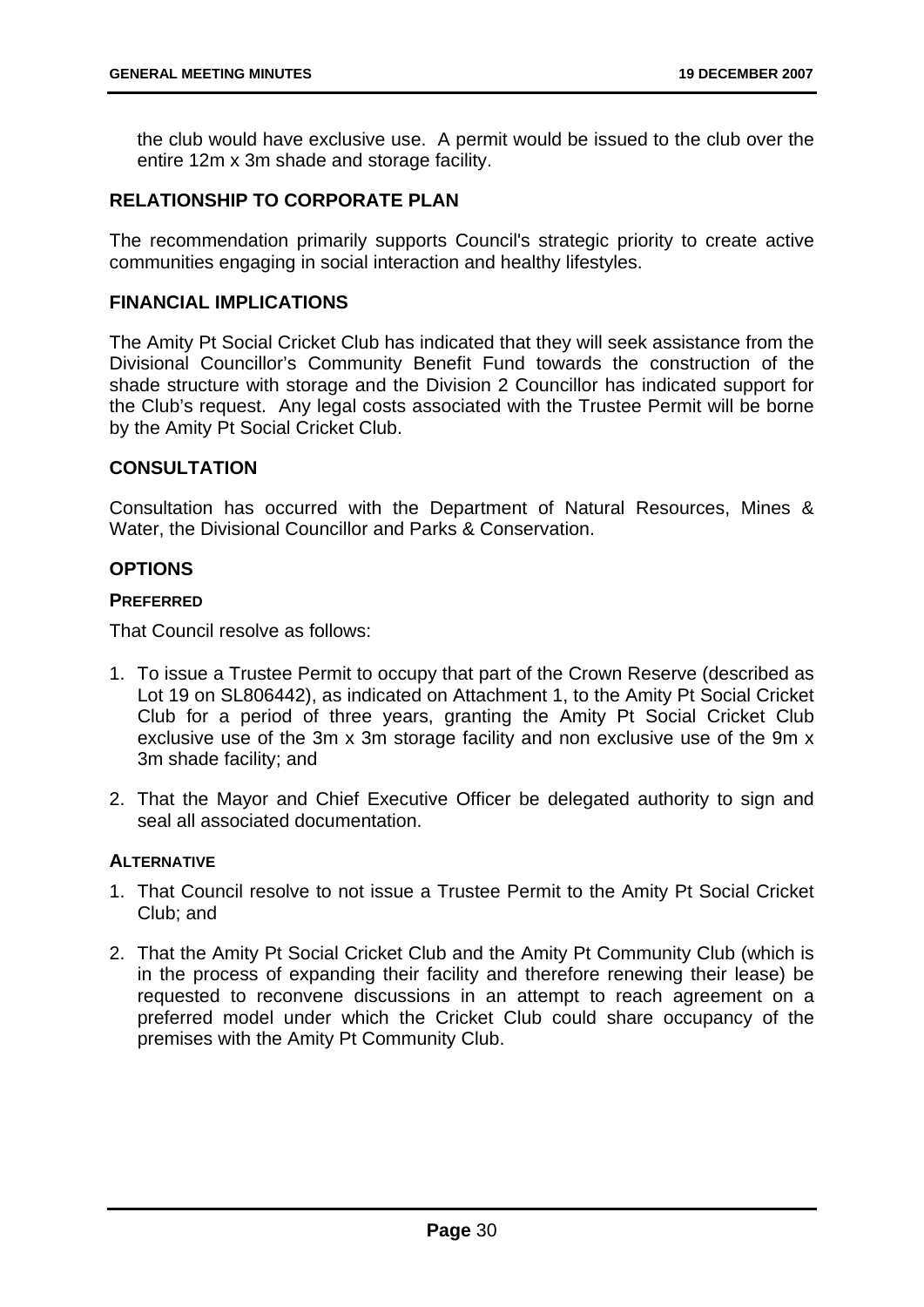the club would have exclusive use. A permit would be issued to the club over the entire 12m x 3m shade and storage facility.

## RELATIONSHIP TO CORPORATE PLAN

The recommendation primarily supports Council's strategic priority to create active communities engaging in social interaction and healthy lifestyles.

## FINANCIAL IMPLICATIONS

The Amity Pt Social Cricket Club has indicated that they will seek assistance from the Divisional Councillor's Community Benefit Fund towards the construction of the shade structure with storage and the Division 2 Councillor has indicated support for the Club's request. Any legal costs associated with the Trustee Permit will be borne by the Amity Pt Social Cricket Club.

## CONSULTATION

Consultation has occurred with the Department of Natural Resources, Mines & Water, the Divisional Councillor and Parks & Conservation.

## OPTIONS

### PREFERRED

That Council resolve as follows:

1. To issue a Trustee Permit to occupy that part of the Crown Reserve (described as Lot 19 on SL806442), as indicated on Attachment 1, to the Amity Pt Social Cricket Club for a period of three years, granting the Amity Pt Social Cricket Club exclusive use of the 3m x 3m storage facility and non exclusive use of the 9m x 3m shade facility; and
2. That the Mayor and Chief Executive Officer be delegated authority to sign and seal all associated documentation.

### ALTERNATIVE

1. That Council resolve to not issue a Trustee Permit to the Amity Pt Social Cricket Club; and
2. That the Amity Pt Social Cricket Club and the Amity Pt Community Club (which is in the process of expanding their facility and therefore renewing their lease) be requested to reconvene discussions in an attempt to reach agreement on a preferred model under which the Cricket Club could share occupancy of the premises with the Amity Pt Community Club.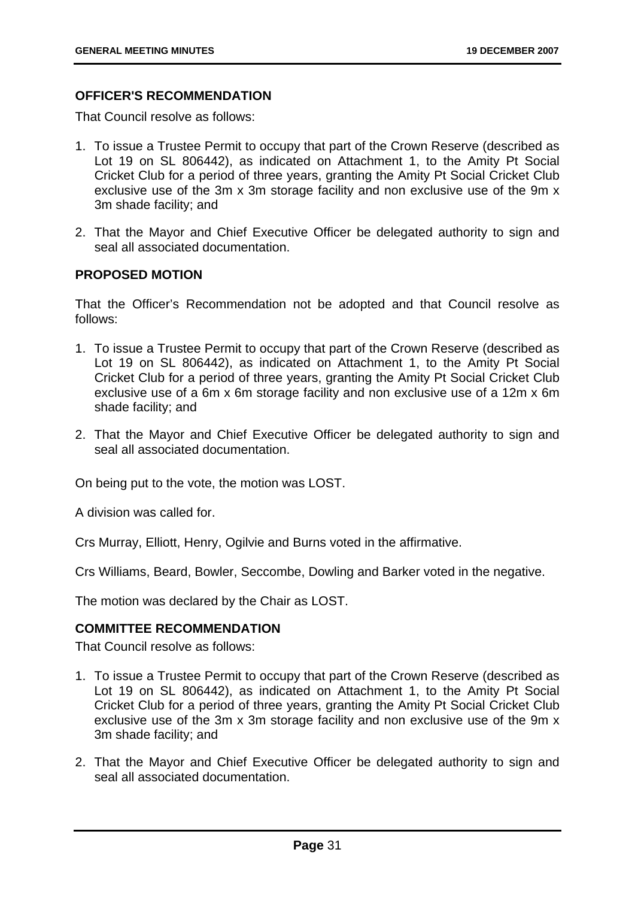**OFFICER'S RECOMMENDATION**

That Council resolve as follows:

1. To issue a Trustee Permit to occupy that part of the Crown Reserve (described as Lot 19 on SL 806442), as indicated on Attachment 1, to the Amity Pt Social Cricket Club for a period of three years, granting the Amity Pt Social Cricket Club exclusive use of the 3m x 3m storage facility and non exclusive use of the 9m x 3m shade facility; and
2. That the Mayor and Chief Executive Officer be delegated authority to sign and seal all associated documentation.

**PROPOSED MOTION**

That the Officer's Recommendation not be adopted and that Council resolve as follows:

1. To issue a Trustee Permit to occupy that part of the Crown Reserve (described as Lot 19 on SL 806442), as indicated on Attachment 1, to the Amity Pt Social Cricket Club for a period of three years, granting the Amity Pt Social Cricket Club exclusive use of a 6m x 6m storage facility and non exclusive use of a 12m x 6m shade facility; and
2. That the Mayor and Chief Executive Officer be delegated authority to sign and seal all associated documentation.

On being put to the vote, the motion was LOST.

A division was called for.

Crs Murray, Elliott, Henry, Ogilvie and Burns voted in the affirmative.

Crs Williams, Beard, Bowler, Seccombe, Dowling and Barker voted in the negative.

The motion was declared by the Chair as LOST.

**COMMITTEE RECOMMENDATION**

That Council resolve as follows:

1. To issue a Trustee Permit to occupy that part of the Crown Reserve (described as Lot 19 on SL 806442), as indicated on Attachment 1, to the Amity Pt Social Cricket Club for a period of three years, granting the Amity Pt Social Cricket Club exclusive use of the 3m x 3m storage facility and non exclusive use of the 9m x 3m shade facility; and
2. That the Mayor and Chief Executive Officer be delegated authority to sign and seal all associated documentation.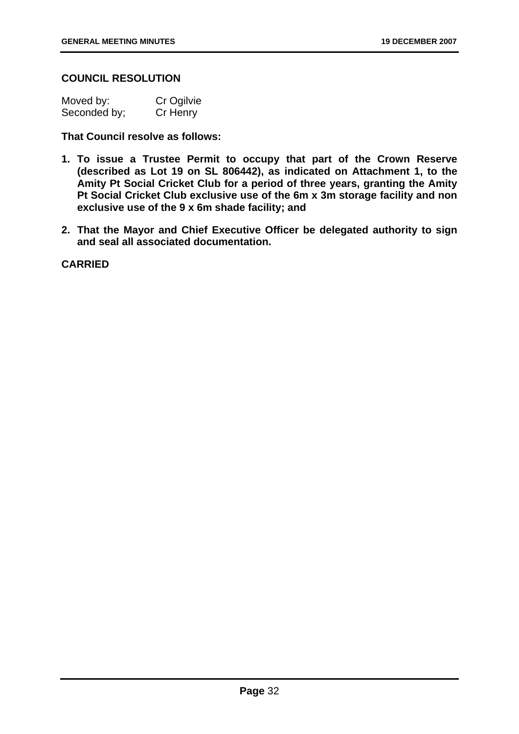**COUNCIL RESOLUTION**

Moved by: Cr Ogilvie
Seconded by; Cr Henry

**That Council resolve as follows:**

1. **To issue a Trustee Permit to occupy that part of the Crown Reserve (described as Lot 19 on SL 806442), as indicated on Attachment 1, to the Amity Pt Social Cricket Club for a period of three years, granting the Amity Pt Social Cricket Club exclusive use of the 6m x 3m storage facility and non exclusive use of the 9 x 6m shade facility; and**

2. **That the Mayor and Chief Executive Officer be delegated authority to sign and seal all associated documentation.**

**CARRIED**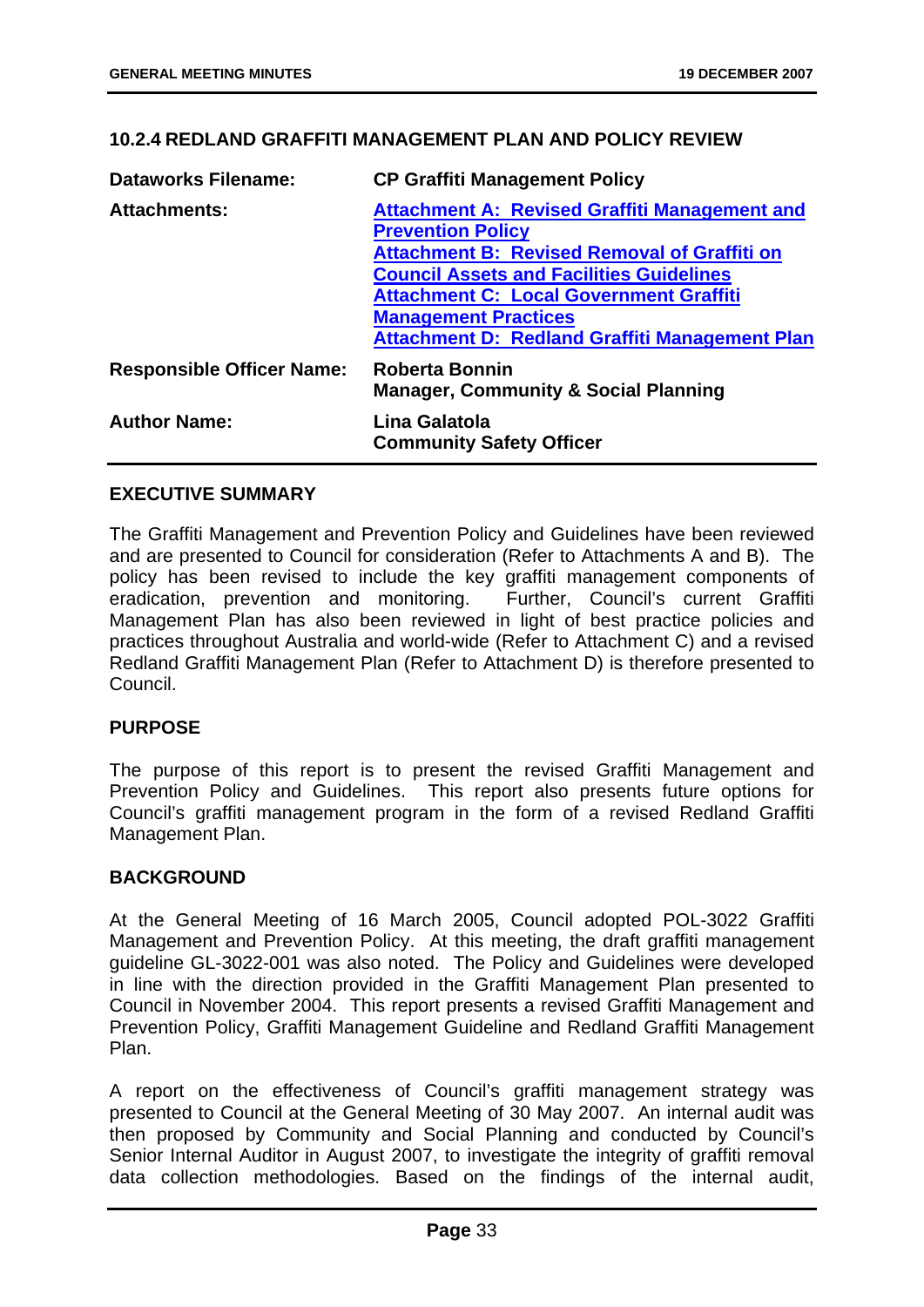## 10.2.4 REDLAND GRAFFITI MANAGEMENT PLAN AND POLICY REVIEW

| | |
|---|---|
| **Dataworks Filename:** | **CP Graffiti Management Policy** |
| **Attachments:** | **Attachment A: Revised Graffiti Management and Prevention Policy**<br>**Attachment B: Revised Removal of Graffiti on Council Assets and Facilities Guidelines**<br>**Attachment C: Local Government Graffiti Management Practices**<br>**Attachment D: Redland Graffiti Management Plan** |
| **Responsible Officer Name:** | **Roberta Bonnin**<br>**Manager, Community & Social Planning** |
| **Author Name:** | **Lina Galatola**<br>**Community Safety Officer** |

### EXECUTIVE SUMMARY

The Graffiti Management and Prevention Policy and Guidelines have been reviewed and are presented to Council for consideration (Refer to Attachments A and B). The policy has been revised to include the key graffiti management components of eradication, prevention and monitoring. Further, Council's current Graffiti Management Plan has also been reviewed in light of best practice policies and practices throughout Australia and world-wide (Refer to Attachment C) and a revised Redland Graffiti Management Plan (Refer to Attachment D) is therefore presented to Council.

### PURPOSE

The purpose of this report is to present the revised Graffiti Management and Prevention Policy and Guidelines. This report also presents future options for Council's graffiti management program in the form of a revised Redland Graffiti Management Plan.

### BACKGROUND

At the General Meeting of 16 March 2005, Council adopted POL-3022 Graffiti Management and Prevention Policy. At this meeting, the draft graffiti management guideline GL-3022-001 was also noted. The Policy and Guidelines were developed in line with the direction provided in the Graffiti Management Plan presented to Council in November 2004. This report presents a revised Graffiti Management and Prevention Policy, Graffiti Management Guideline and Redland Graffiti Management Plan.

A report on the effectiveness of Council's graffiti management strategy was presented to Council at the General Meeting of 30 May 2007. An internal audit was then proposed by Community and Social Planning and conducted by Council's Senior Internal Auditor in August 2007, to investigate the integrity of graffiti removal data collection methodologies. Based on the findings of the internal audit,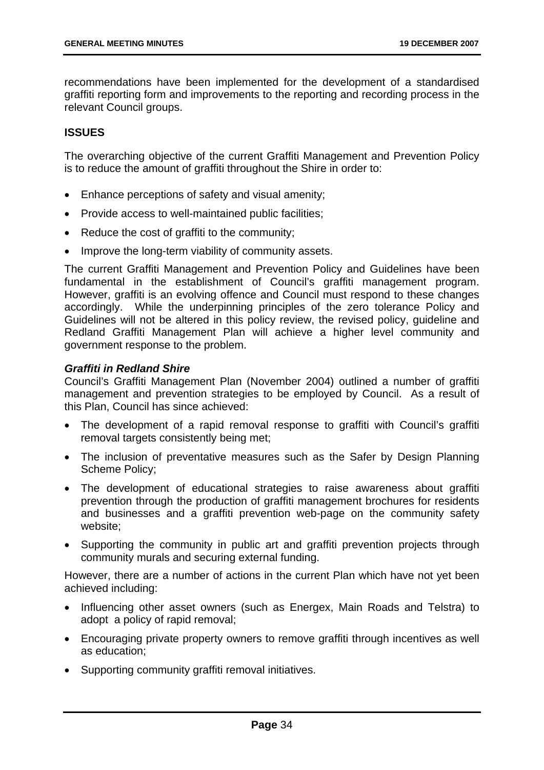recommendations have been implemented for the development of a standardised graffiti reporting form and improvements to the reporting and recording process in the relevant Council groups.

## ISSUES

The overarching objective of the current Graffiti Management and Prevention Policy is to reduce the amount of graffiti throughout the Shire in order to:

- Enhance perceptions of safety and visual amenity;
- Provide access to well-maintained public facilities;
- Reduce the cost of graffiti to the community;
- Improve the long-term viability of community assets.

The current Graffiti Management and Prevention Policy and Guidelines have been fundamental in the establishment of Council's graffiti management program. However, graffiti is an evolving offence and Council must respond to these changes accordingly. While the underpinning principles of the zero tolerance Policy and Guidelines will not be altered in this policy review, the revised policy, guideline and Redland Graffiti Management Plan will achieve a higher level community and government response to the problem.

### *Graffiti in Redland Shire*

Council's Graffiti Management Plan (November 2004) outlined a number of graffiti management and prevention strategies to be employed by Council. As a result of this Plan, Council has since achieved:

- The development of a rapid removal response to graffiti with Council's graffiti removal targets consistently being met;
- The inclusion of preventative measures such as the Safer by Design Planning Scheme Policy;
- The development of educational strategies to raise awareness about graffiti prevention through the production of graffiti management brochures for residents and businesses and a graffiti prevention web-page on the community safety website;
- Supporting the community in public art and graffiti prevention projects through community murals and securing external funding.

However, there are a number of actions in the current Plan which have not yet been achieved including:

- Influencing other asset owners (such as Energex, Main Roads and Telstra) to adopt a policy of rapid removal;
- Encouraging private property owners to remove graffiti through incentives as well as education;
- Supporting community graffiti removal initiatives.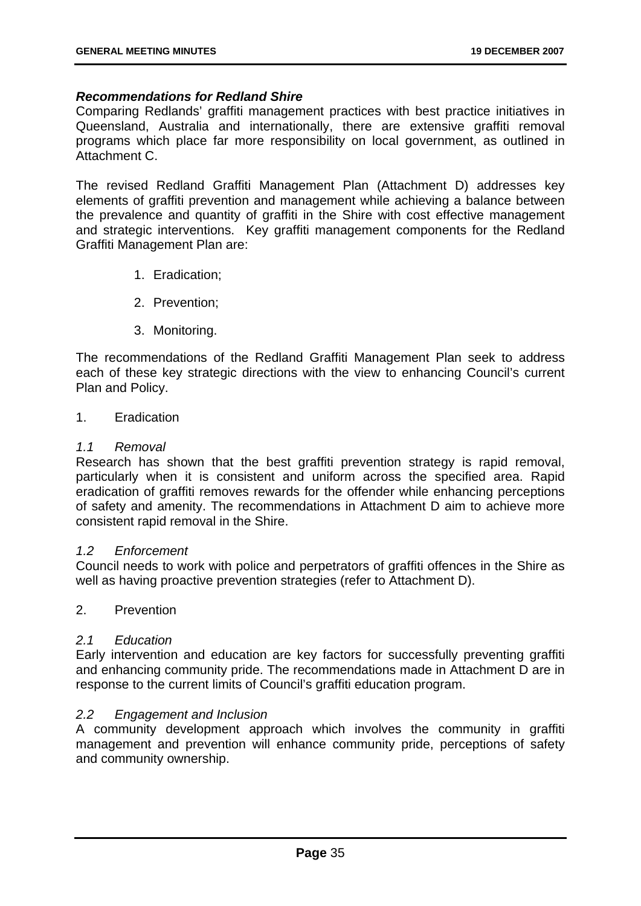***Recommendations for Redland Shire***

Comparing Redlands' graffiti management practices with best practice initiatives in Queensland, Australia and internationally, there are extensive graffiti removal programs which place far more responsibility on local government, as outlined in Attachment C.

The revised Redland Graffiti Management Plan (Attachment D) addresses key elements of graffiti prevention and management while achieving a balance between the prevalence and quantity of graffiti in the Shire with cost effective management and strategic interventions. Key graffiti management components for the Redland Graffiti Management Plan are:

1. Eradication;
2. Prevention;
3. Monitoring.

The recommendations of the Redland Graffiti Management Plan seek to address each of these key strategic directions with the view to enhancing Council's current Plan and Policy.

1. Eradication

*1.1 Removal*

Research has shown that the best graffiti prevention strategy is rapid removal, particularly when it is consistent and uniform across the specified area. Rapid eradication of graffiti removes rewards for the offender while enhancing perceptions of safety and amenity. The recommendations in Attachment D aim to achieve more consistent rapid removal in the Shire.

*1.2 Enforcement*

Council needs to work with police and perpetrators of graffiti offences in the Shire as well as having proactive prevention strategies (refer to Attachment D).

2. Prevention

*2.1 Education*

Early intervention and education are key factors for successfully preventing graffiti and enhancing community pride. The recommendations made in Attachment D are in response to the current limits of Council's graffiti education program.

*2.2 Engagement and Inclusion*

A community development approach which involves the community in graffiti management and prevention will enhance community pride, perceptions of safety and community ownership.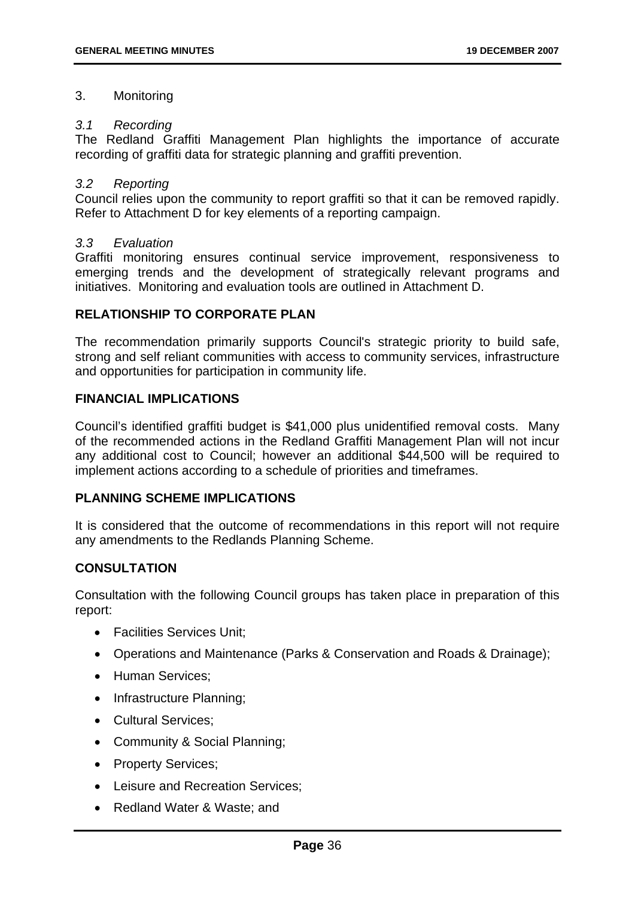3. Monitoring

*3.1 Recording*

The Redland Graffiti Management Plan highlights the importance of accurate recording of graffiti data for strategic planning and graffiti prevention.

*3.2 Reporting*

Council relies upon the community to report graffiti so that it can be removed rapidly. Refer to Attachment D for key elements of a reporting campaign.

*3.3 Evaluation*

Graffiti monitoring ensures continual service improvement, responsiveness to emerging trends and the development of strategically relevant programs and initiatives. Monitoring and evaluation tools are outlined in Attachment D.

## RELATIONSHIP TO CORPORATE PLAN

The recommendation primarily supports Council's strategic priority to build safe, strong and self reliant communities with access to community services, infrastructure and opportunities for participation in community life.

## FINANCIAL IMPLICATIONS

Council's identified graffiti budget is $41,000 plus unidentified removal costs. Many of the recommended actions in the Redland Graffiti Management Plan will not incur any additional cost to Council; however an additional $44,500 will be required to implement actions according to a schedule of priorities and timeframes.

## PLANNING SCHEME IMPLICATIONS

It is considered that the outcome of recommendations in this report will not require any amendments to the Redlands Planning Scheme.

## CONSULTATION

Consultation with the following Council groups has taken place in preparation of this report:

- Facilities Services Unit;
- Operations and Maintenance (Parks & Conservation and Roads & Drainage);
- Human Services;
- Infrastructure Planning;
- Cultural Services;
- Community & Social Planning;
- Property Services;
- Leisure and Recreation Services;
- Redland Water & Waste; and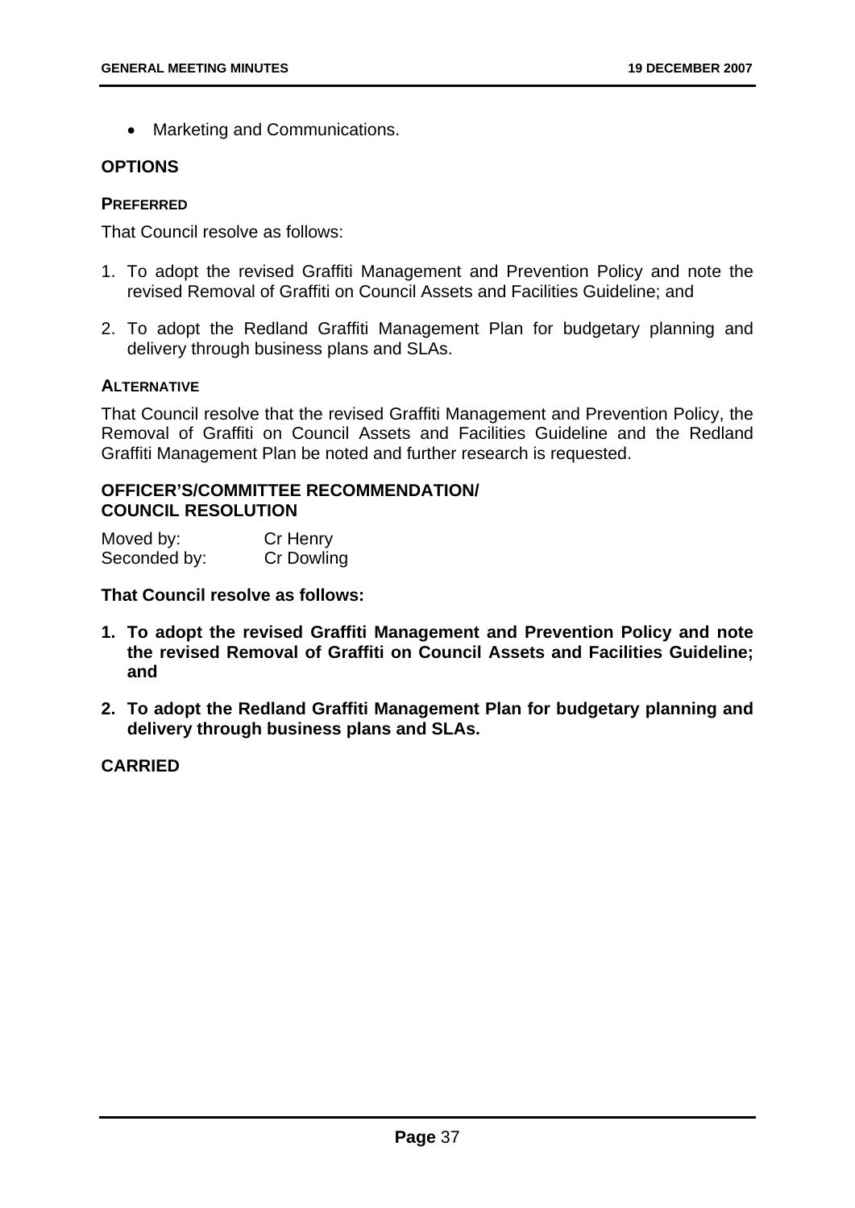- Marketing and Communications.

## OPTIONS

### PREFERRED

That Council resolve as follows:

1. To adopt the revised Graffiti Management and Prevention Policy and note the revised Removal of Graffiti on Council Assets and Facilities Guideline; and
2. To adopt the Redland Graffiti Management Plan for budgetary planning and delivery through business plans and SLAs.

### ALTERNATIVE

That Council resolve that the revised Graffiti Management and Prevention Policy, the Removal of Graffiti on Council Assets and Facilities Guideline and the Redland Graffiti Management Plan be noted and further research is requested.

## OFFICER'S/COMMITTEE RECOMMENDATION/ COUNCIL RESOLUTION

Moved by: Cr Henry
Seconded by: Cr Dowling

**That Council resolve as follows:**

1. **To adopt the revised Graffiti Management and Prevention Policy and note the revised Removal of Graffiti on Council Assets and Facilities Guideline; and**
2. **To adopt the Redland Graffiti Management Plan for budgetary planning and delivery through business plans and SLAs.**

**CARRIED**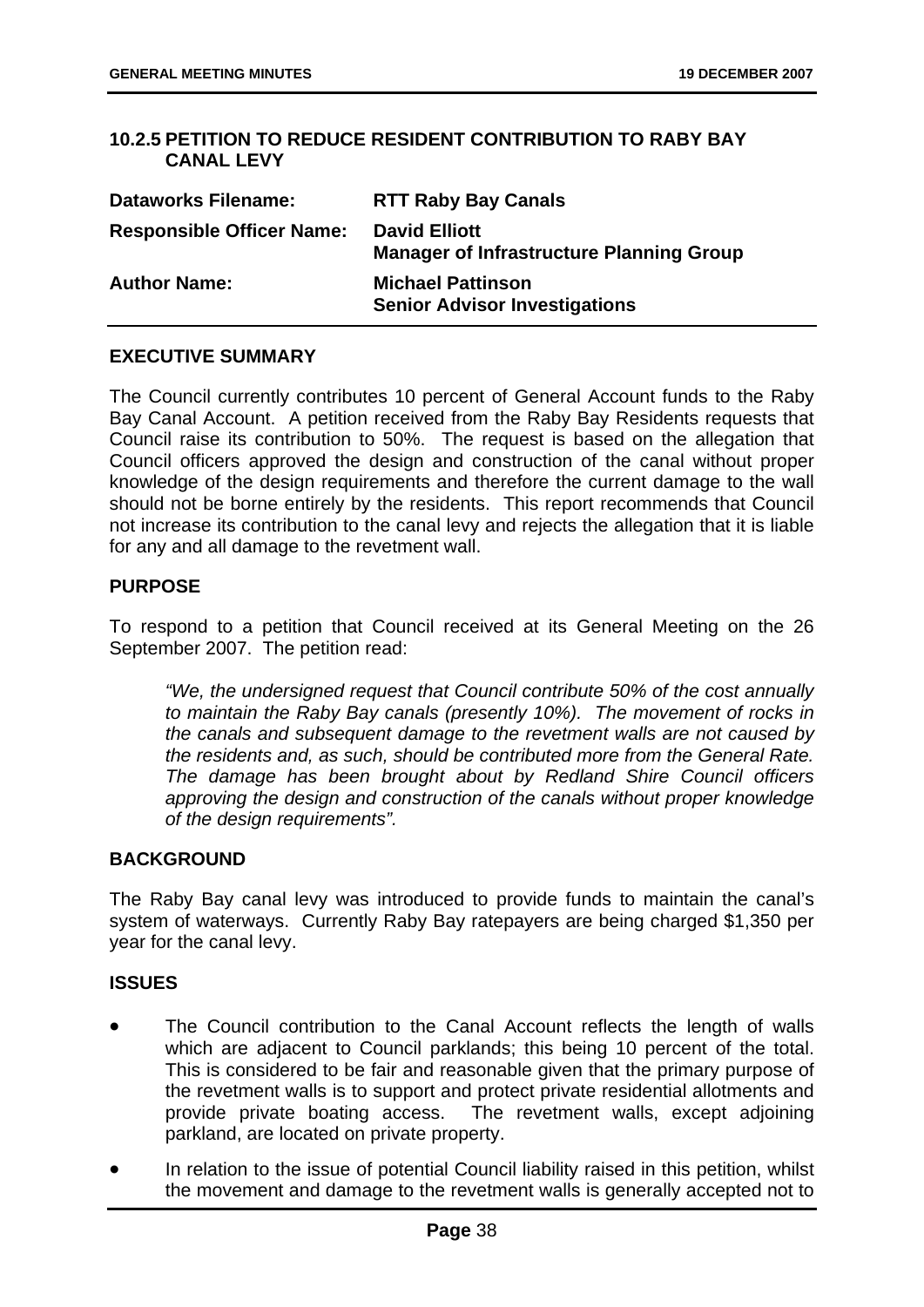## 10.2.5 PETITION TO REDUCE RESIDENT CONTRIBUTION TO RABY BAY CANAL LEVY

| | |
|---|---|
| **Dataworks Filename:** | **RTT Raby Bay Canals** |
| **Responsible Officer Name:** | **David Elliott**<br>**Manager of Infrastructure Planning Group** |
| **Author Name:** | **Michael Pattinson**<br>**Senior Advisor Investigations** |

### EXECUTIVE SUMMARY

The Council currently contributes 10 percent of General Account funds to the Raby Bay Canal Account. A petition received from the Raby Bay Residents requests that Council raise its contribution to 50%. The request is based on the allegation that Council officers approved the design and construction of the canal without proper knowledge of the design requirements and therefore the current damage to the wall should not be borne entirely by the residents. This report recommends that Council not increase its contribution to the canal levy and rejects the allegation that it is liable for any and all damage to the revetment wall.

### PURPOSE

To respond to a petition that Council received at its General Meeting on the 26 September 2007. The petition read:

> *"We, the undersigned request that Council contribute 50% of the cost annually to maintain the Raby Bay canals (presently 10%). The movement of rocks in the canals and subsequent damage to the revetment walls are not caused by the residents and, as such, should be contributed more from the General Rate. The damage has been brought about by Redland Shire Council officers approving the design and construction of the canals without proper knowledge of the design requirements".*

### BACKGROUND

The Raby Bay canal levy was introduced to provide funds to maintain the canal's system of waterways. Currently Raby Bay ratepayers are being charged $1,350 per year for the canal levy.

### ISSUES

- The Council contribution to the Canal Account reflects the length of walls which are adjacent to Council parklands; this being 10 percent of the total. This is considered to be fair and reasonable given that the primary purpose of the revetment walls is to support and protect private residential allotments and provide private boating access. The revetment walls, except adjoining parkland, are located on private property.
- In relation to the issue of potential Council liability raised in this petition, whilst the movement and damage to the revetment walls is generally accepted not to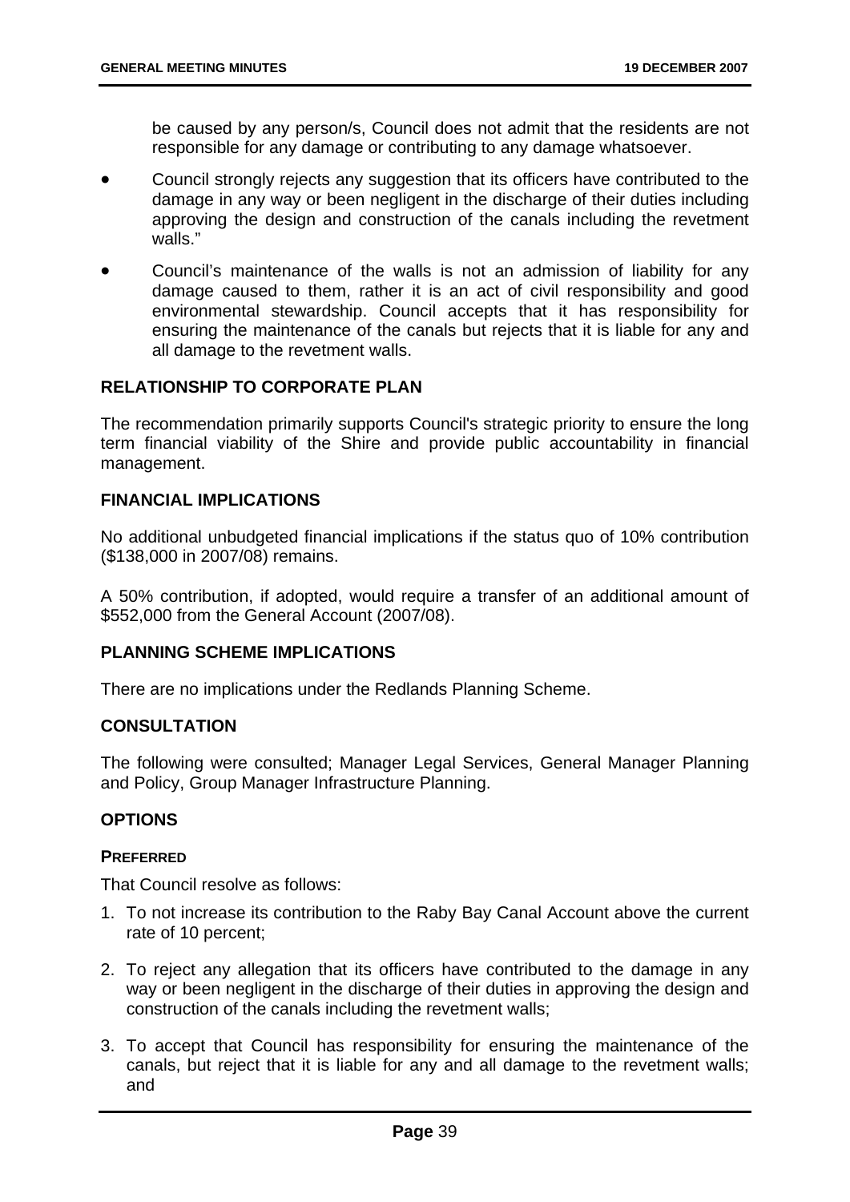be caused by any person/s, Council does not admit that the residents are not responsible for any damage or contributing to any damage whatsoever.

- Council strongly rejects any suggestion that its officers have contributed to the damage in any way or been negligent in the discharge of their duties including approving the design and construction of the canals including the revetment walls."
- Council's maintenance of the walls is not an admission of liability for any damage caused to them, rather it is an act of civil responsibility and good environmental stewardship. Council accepts that it has responsibility for ensuring the maintenance of the canals but rejects that it is liable for any and all damage to the revetment walls.

## RELATIONSHIP TO CORPORATE PLAN

The recommendation primarily supports Council's strategic priority to ensure the long term financial viability of the Shire and provide public accountability in financial management.

## FINANCIAL IMPLICATIONS

No additional unbudgeted financial implications if the status quo of 10% contribution ($138,000 in 2007/08) remains.

A 50% contribution, if adopted, would require a transfer of an additional amount of $552,000 from the General Account (2007/08).

## PLANNING SCHEME IMPLICATIONS

There are no implications under the Redlands Planning Scheme.

## CONSULTATION

The following were consulted; Manager Legal Services, General Manager Planning and Policy, Group Manager Infrastructure Planning.

## OPTIONS

### PREFERRED

That Council resolve as follows:

1. To not increase its contribution to the Raby Bay Canal Account above the current rate of 10 percent;
2. To reject any allegation that its officers have contributed to the damage in any way or been negligent in the discharge of their duties in approving the design and construction of the canals including the revetment walls;
3. To accept that Council has responsibility for ensuring the maintenance of the canals, but reject that it is liable for any and all damage to the revetment walls; and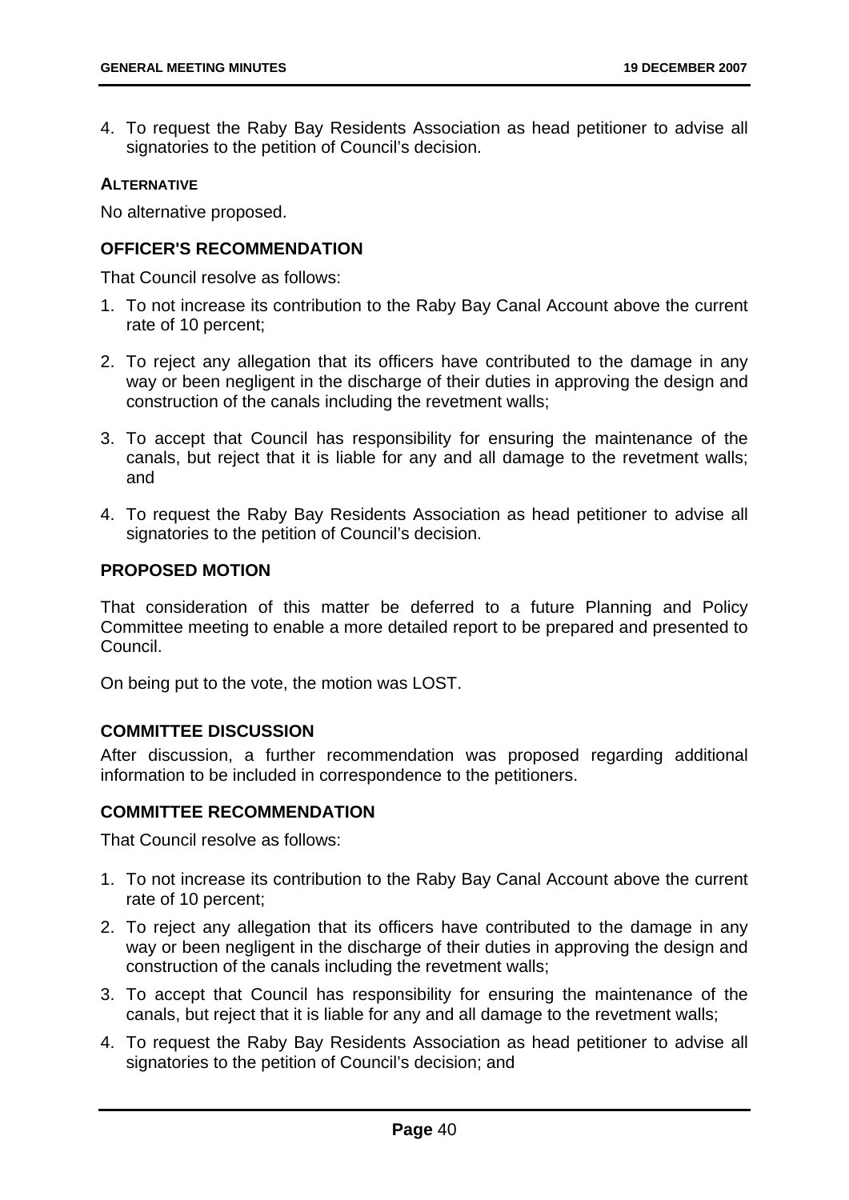4. To request the Raby Bay Residents Association as head petitioner to advise all signatories to the petition of Council's decision.

**ALTERNATIVE**

No alternative proposed.

## OFFICER'S RECOMMENDATION

That Council resolve as follows:

1. To not increase its contribution to the Raby Bay Canal Account above the current rate of 10 percent;
2. To reject any allegation that its officers have contributed to the damage in any way or been negligent in the discharge of their duties in approving the design and construction of the canals including the revetment walls;
3. To accept that Council has responsibility for ensuring the maintenance of the canals, but reject that it is liable for any and all damage to the revetment walls; and
4. To request the Raby Bay Residents Association as head petitioner to advise all signatories to the petition of Council's decision.

## PROPOSED MOTION

That consideration of this matter be deferred to a future Planning and Policy Committee meeting to enable a more detailed report to be prepared and presented to Council.

On being put to the vote, the motion was LOST.

## COMMITTEE DISCUSSION

After discussion, a further recommendation was proposed regarding additional information to be included in correspondence to the petitioners.

## COMMITTEE RECOMMENDATION

That Council resolve as follows:

1. To not increase its contribution to the Raby Bay Canal Account above the current rate of 10 percent;
2. To reject any allegation that its officers have contributed to the damage in any way or been negligent in the discharge of their duties in approving the design and construction of the canals including the revetment walls;
3. To accept that Council has responsibility for ensuring the maintenance of the canals, but reject that it is liable for any and all damage to the revetment walls;
4. To request the Raby Bay Residents Association as head petitioner to advise all signatories to the petition of Council's decision; and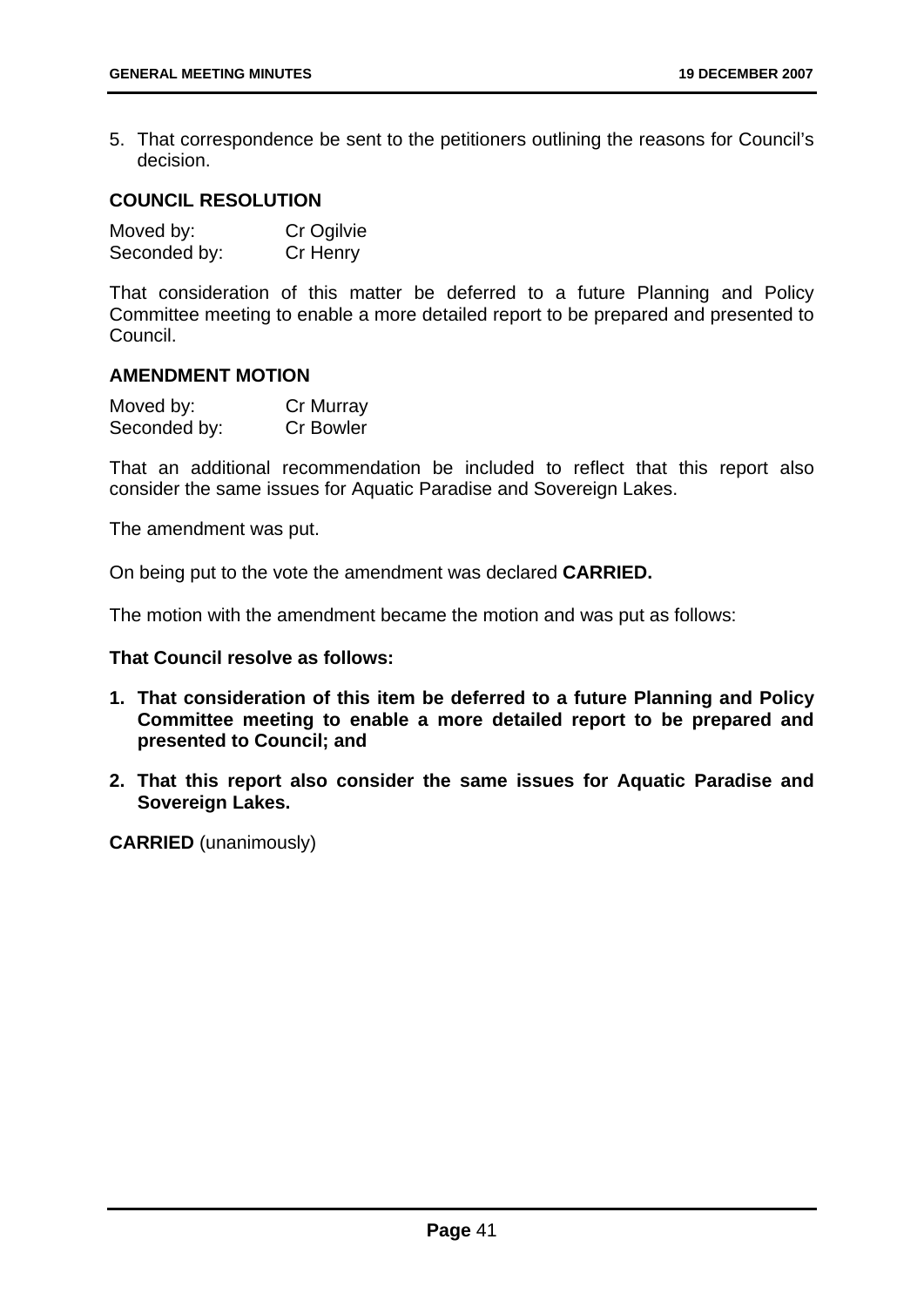5. That correspondence be sent to the petitioners outlining the reasons for Council's decision.

**COUNCIL RESOLUTION**

Moved by: Cr Ogilvie
Seconded by: Cr Henry

That consideration of this matter be deferred to a future Planning and Policy Committee meeting to enable a more detailed report to be prepared and presented to Council.

**AMENDMENT MOTION**

Moved by: Cr Murray
Seconded by: Cr Bowler

That an additional recommendation be included to reflect that this report also consider the same issues for Aquatic Paradise and Sovereign Lakes.

The amendment was put.

On being put to the vote the amendment was declared **CARRIED.**

The motion with the amendment became the motion and was put as follows:

**That Council resolve as follows:**

1. **That consideration of this item be deferred to a future Planning and Policy Committee meeting to enable a more detailed report to be prepared and presented to Council; and**
2. **That this report also consider the same issues for Aquatic Paradise and Sovereign Lakes.**

**CARRIED** (unanimously)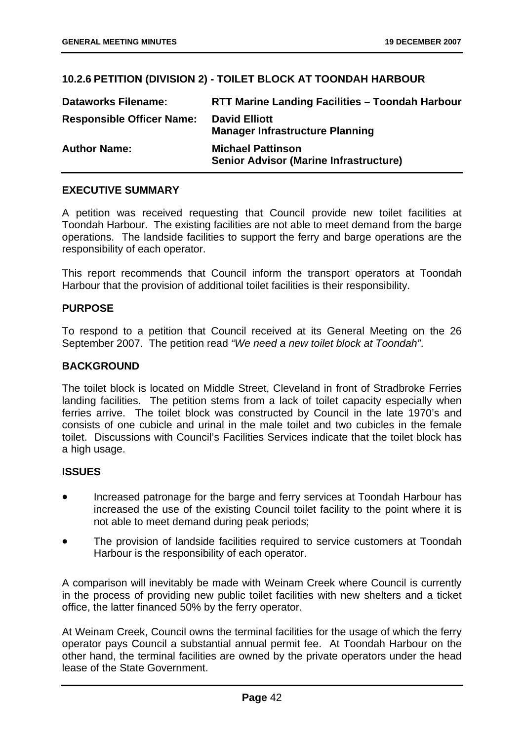## 10.2.6 PETITION (DIVISION 2) - TOILET BLOCK AT TOONDAH HARBOUR

| | |
|---|---|
| **Dataworks Filename:** | **RTT Marine Landing Facilities – Toondah Harbour** |
| **Responsible Officer Name:** | **David Elliott**<br>**Manager Infrastructure Planning** |
| **Author Name:** | **Michael Pattinson**<br>**Senior Advisor (Marine Infrastructure)** |

### EXECUTIVE SUMMARY

A petition was received requesting that Council provide new toilet facilities at Toondah Harbour. The existing facilities are not able to meet demand from the barge operations. The landside facilities to support the ferry and barge operations are the responsibility of each operator.

This report recommends that Council inform the transport operators at Toondah Harbour that the provision of additional toilet facilities is their responsibility.

### PURPOSE

To respond to a petition that Council received at its General Meeting on the 26 September 2007. The petition read *"We need a new toilet block at Toondah"*.

### BACKGROUND

The toilet block is located on Middle Street, Cleveland in front of Stradbroke Ferries landing facilities. The petition stems from a lack of toilet capacity especially when ferries arrive. The toilet block was constructed by Council in the late 1970's and consists of one cubicle and urinal in the male toilet and two cubicles in the female toilet. Discussions with Council's Facilities Services indicate that the toilet block has a high usage.

### ISSUES

- Increased patronage for the barge and ferry services at Toondah Harbour has increased the use of the existing Council toilet facility to the point where it is not able to meet demand during peak periods;
- The provision of landside facilities required to service customers at Toondah Harbour is the responsibility of each operator.

A comparison will inevitably be made with Weinam Creek where Council is currently in the process of providing new public toilet facilities with new shelters and a ticket office, the latter financed 50% by the ferry operator.

At Weinam Creek, Council owns the terminal facilities for the usage of which the ferry operator pays Council a substantial annual permit fee. At Toondah Harbour on the other hand, the terminal facilities are owned by the private operators under the head lease of the State Government.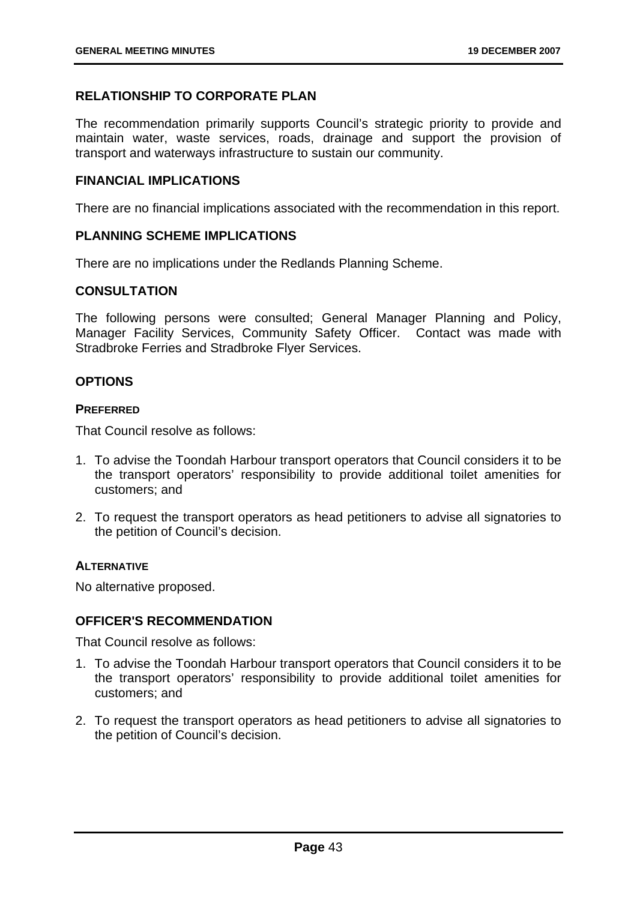## RELATIONSHIP TO CORPORATE PLAN

The recommendation primarily supports Council's strategic priority to provide and maintain water, waste services, roads, drainage and support the provision of transport and waterways infrastructure to sustain our community.

## FINANCIAL IMPLICATIONS

There are no financial implications associated with the recommendation in this report.

## PLANNING SCHEME IMPLICATIONS

There are no implications under the Redlands Planning Scheme.

## CONSULTATION

The following persons were consulted; General Manager Planning and Policy, Manager Facility Services, Community Safety Officer. Contact was made with Stradbroke Ferries and Stradbroke Flyer Services.

## OPTIONS

### PREFERRED

That Council resolve as follows:

1. To advise the Toondah Harbour transport operators that Council considers it to be the transport operators' responsibility to provide additional toilet amenities for customers; and
2. To request the transport operators as head petitioners to advise all signatories to the petition of Council's decision.

### ALTERNATIVE

No alternative proposed.

## OFFICER'S RECOMMENDATION

That Council resolve as follows:

1. To advise the Toondah Harbour transport operators that Council considers it to be the transport operators' responsibility to provide additional toilet amenities for customers; and
2. To request the transport operators as head petitioners to advise all signatories to the petition of Council's decision.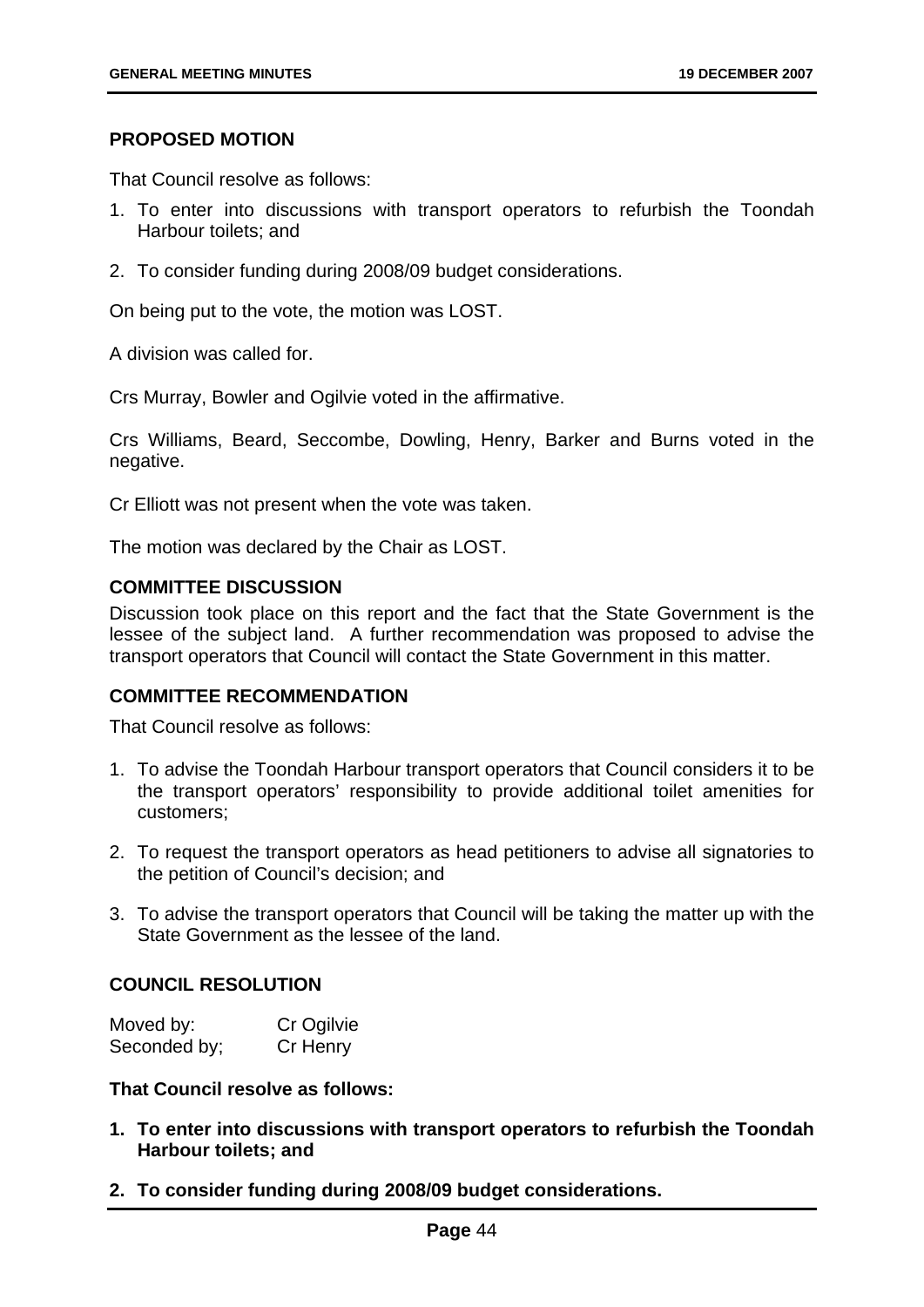**PROPOSED MOTION**

That Council resolve as follows:

1. To enter into discussions with transport operators to refurbish the Toondah Harbour toilets; and
2. To consider funding during 2008/09 budget considerations.

On being put to the vote, the motion was LOST.

A division was called for.

Crs Murray, Bowler and Ogilvie voted in the affirmative.

Crs Williams, Beard, Seccombe, Dowling, Henry, Barker and Burns voted in the negative.

Cr Elliott was not present when the vote was taken.

The motion was declared by the Chair as LOST.

**COMMITTEE DISCUSSION**

Discussion took place on this report and the fact that the State Government is the lessee of the subject land. A further recommendation was proposed to advise the transport operators that Council will contact the State Government in this matter.

**COMMITTEE RECOMMENDATION**

That Council resolve as follows:

1. To advise the Toondah Harbour transport operators that Council considers it to be the transport operators' responsibility to provide additional toilet amenities for customers;
2. To request the transport operators as head petitioners to advise all signatories to the petition of Council's decision; and
3. To advise the transport operators that Council will be taking the matter up with the State Government as the lessee of the land.

**COUNCIL RESOLUTION**

Moved by: Cr Ogilvie
Seconded by; Cr Henry

**That Council resolve as follows:**

1. **To enter into discussions with transport operators to refurbish the Toondah Harbour toilets; and**
2. **To consider funding during 2008/09 budget considerations.**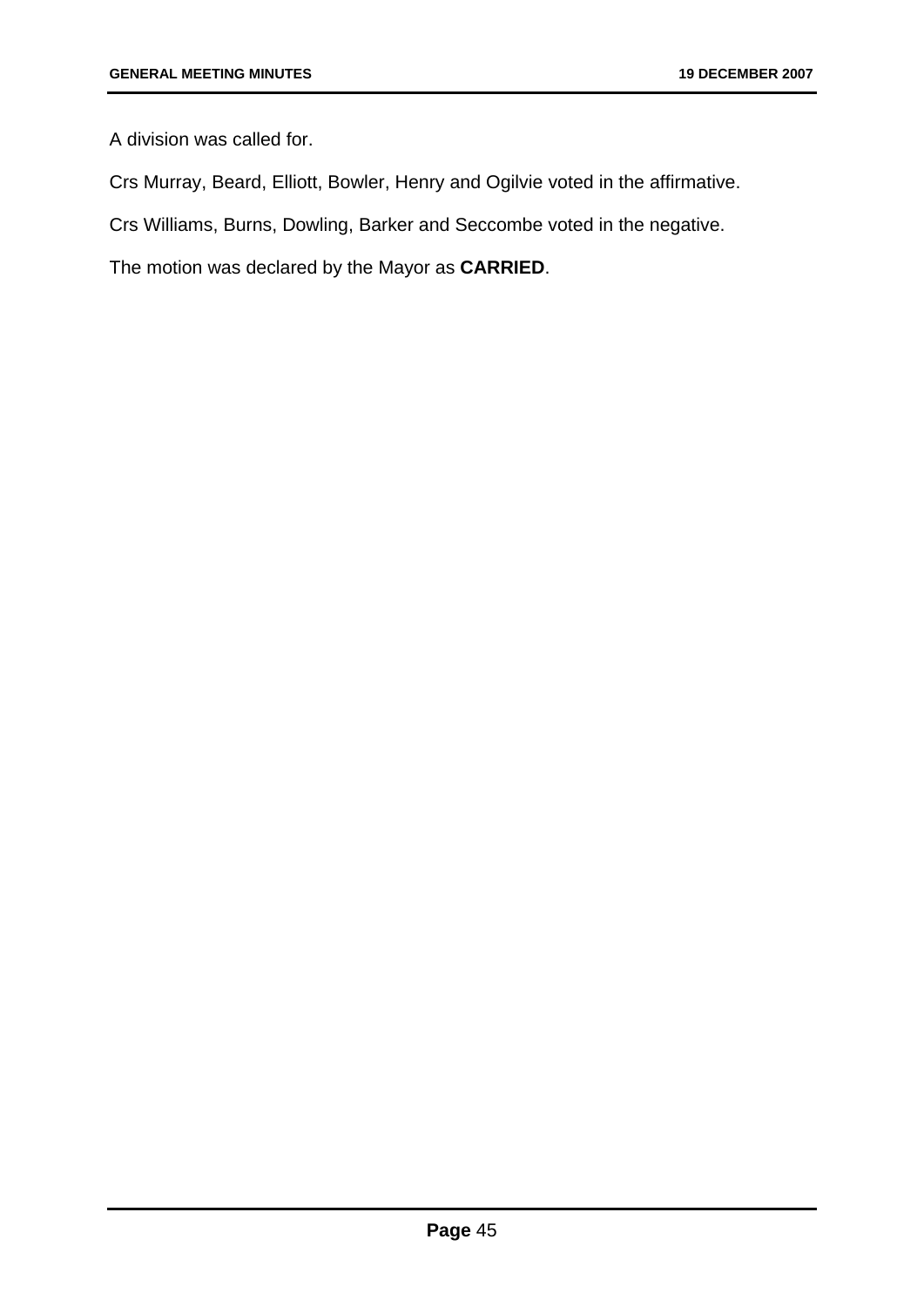A division was called for.

Crs Murray, Beard, Elliott, Bowler, Henry and Ogilvie voted in the affirmative.

Crs Williams, Burns, Dowling, Barker and Seccombe voted in the negative.

The motion was declared by the Mayor as **CARRIED**.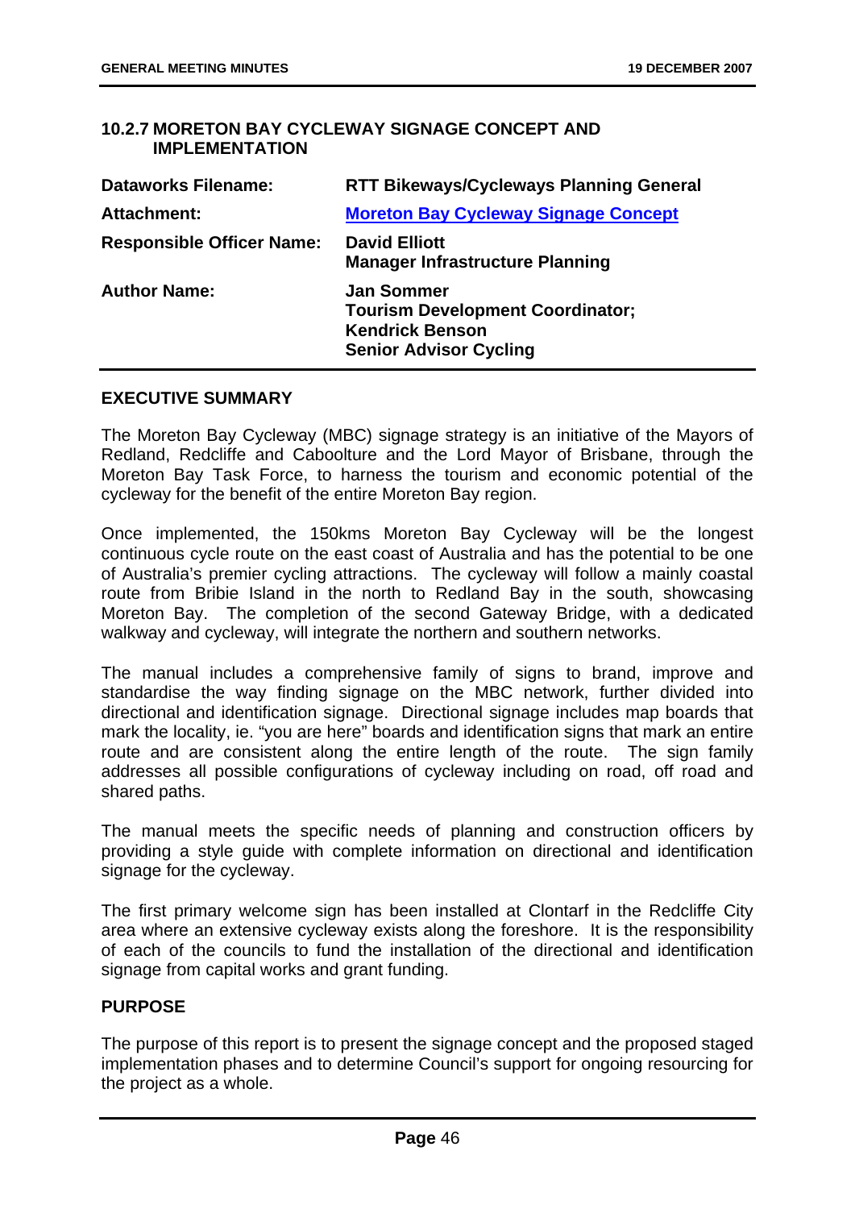## 10.2.7 MORETON BAY CYCLEWAY SIGNAGE CONCEPT AND IMPLEMENTATION

| | |
|---|---|
| **Dataworks Filename:** | **RTT Bikeways/Cycleways Planning General** |
| **Attachment:** | **Moreton Bay Cycleway Signage Concept** |
| **Responsible Officer Name:** | **David Elliott**<br>**Manager Infrastructure Planning** |
| **Author Name:** | **Jan Sommer**<br>**Tourism Development Coordinator;**<br>**Kendrick Benson**<br>**Senior Advisor Cycling** |

### EXECUTIVE SUMMARY

The Moreton Bay Cycleway (MBC) signage strategy is an initiative of the Mayors of Redland, Redcliffe and Caboolture and the Lord Mayor of Brisbane, through the Moreton Bay Task Force, to harness the tourism and economic potential of the cycleway for the benefit of the entire Moreton Bay region.

Once implemented, the 150kms Moreton Bay Cycleway will be the longest continuous cycle route on the east coast of Australia and has the potential to be one of Australia's premier cycling attractions. The cycleway will follow a mainly coastal route from Bribie Island in the north to Redland Bay in the south, showcasing Moreton Bay. The completion of the second Gateway Bridge, with a dedicated walkway and cycleway, will integrate the northern and southern networks.

The manual includes a comprehensive family of signs to brand, improve and standardise the way finding signage on the MBC network, further divided into directional and identification signage. Directional signage includes map boards that mark the locality, ie. "you are here" boards and identification signs that mark an entire route and are consistent along the entire length of the route. The sign family addresses all possible configurations of cycleway including on road, off road and shared paths.

The manual meets the specific needs of planning and construction officers by providing a style guide with complete information on directional and identification signage for the cycleway.

The first primary welcome sign has been installed at Clontarf in the Redcliffe City area where an extensive cycleway exists along the foreshore. It is the responsibility of each of the councils to fund the installation of the directional and identification signage from capital works and grant funding.

### PURPOSE

The purpose of this report is to present the signage concept and the proposed staged implementation phases and to determine Council's support for ongoing resourcing for the project as a whole.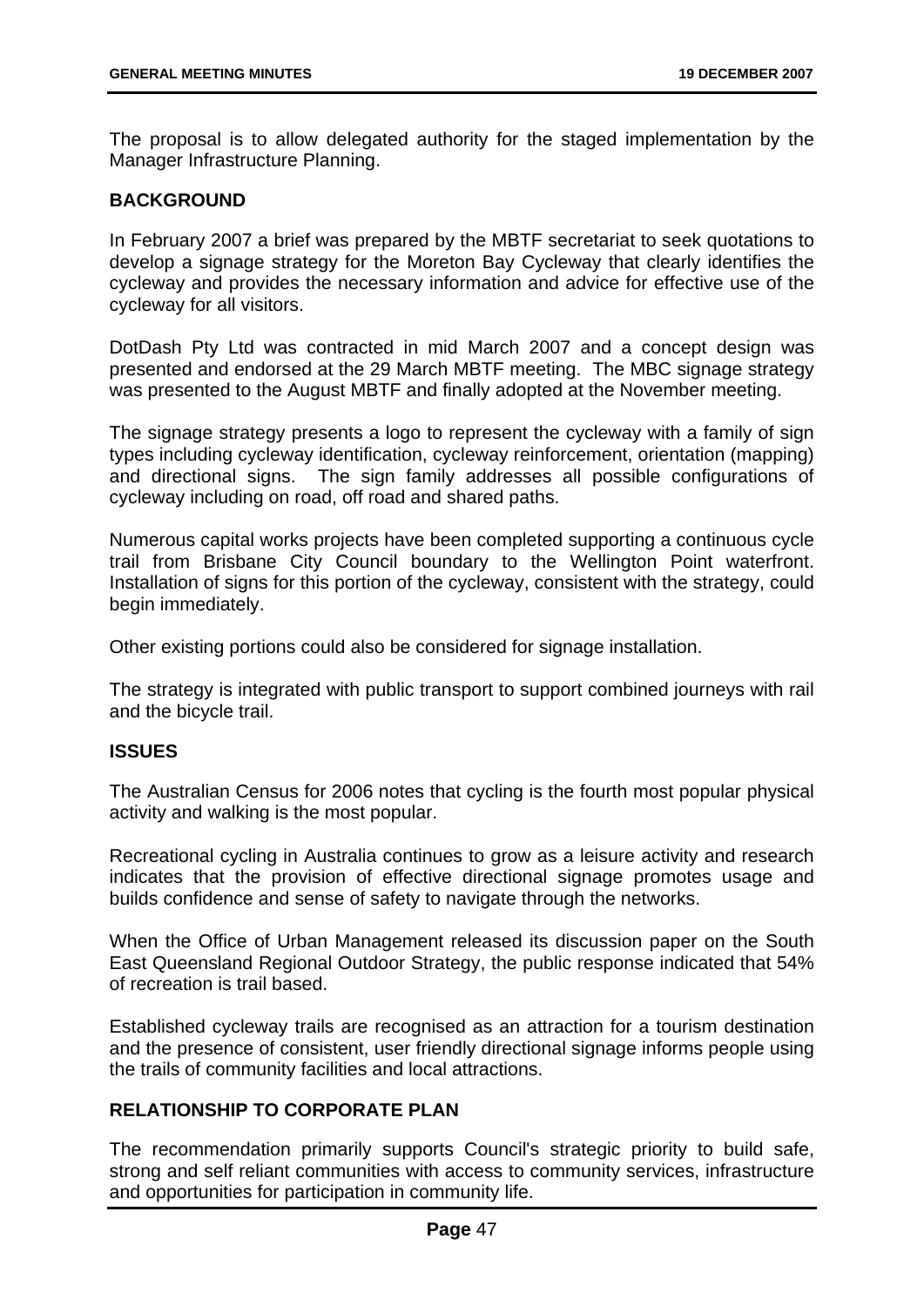The proposal is to allow delegated authority for the staged implementation by the Manager Infrastructure Planning.

**BACKGROUND**

In February 2007 a brief was prepared by the MBTF secretariat to seek quotations to develop a signage strategy for the Moreton Bay Cycleway that clearly identifies the cycleway and provides the necessary information and advice for effective use of the cycleway for all visitors.

DotDash Pty Ltd was contracted in mid March 2007 and a concept design was presented and endorsed at the 29 March MBTF meeting. The MBC signage strategy was presented to the August MBTF and finally adopted at the November meeting.

The signage strategy presents a logo to represent the cycleway with a family of sign types including cycleway identification, cycleway reinforcement, orientation (mapping) and directional signs. The sign family addresses all possible configurations of cycleway including on road, off road and shared paths.

Numerous capital works projects have been completed supporting a continuous cycle trail from Brisbane City Council boundary to the Wellington Point waterfront. Installation of signs for this portion of the cycleway, consistent with the strategy, could begin immediately.

Other existing portions could also be considered for signage installation.

The strategy is integrated with public transport to support combined journeys with rail and the bicycle trail.

**ISSUES**

The Australian Census for 2006 notes that cycling is the fourth most popular physical activity and walking is the most popular.

Recreational cycling in Australia continues to grow as a leisure activity and research indicates that the provision of effective directional signage promotes usage and builds confidence and sense of safety to navigate through the networks.

When the Office of Urban Management released its discussion paper on the South East Queensland Regional Outdoor Strategy, the public response indicated that 54% of recreation is trail based.

Established cycleway trails are recognised as an attraction for a tourism destination and the presence of consistent, user friendly directional signage informs people using the trails of community facilities and local attractions.

**RELATIONSHIP TO CORPORATE PLAN**

The recommendation primarily supports Council's strategic priority to build safe, strong and self reliant communities with access to community services, infrastructure and opportunities for participation in community life.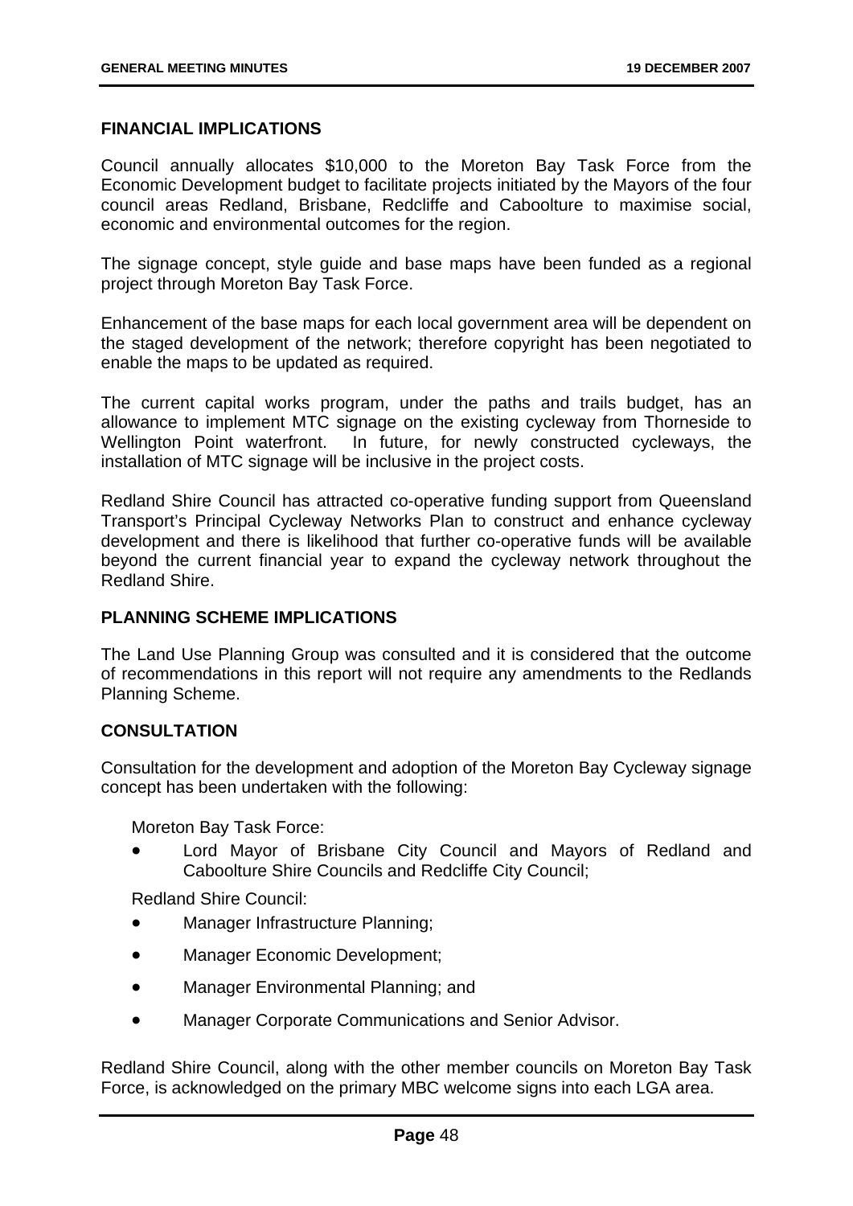## FINANCIAL IMPLICATIONS

Council annually allocates $10,000 to the Moreton Bay Task Force from the Economic Development budget to facilitate projects initiated by the Mayors of the four council areas Redland, Brisbane, Redcliffe and Caboolture to maximise social, economic and environmental outcomes for the region.

The signage concept, style guide and base maps have been funded as a regional project through Moreton Bay Task Force.

Enhancement of the base maps for each local government area will be dependent on the staged development of the network; therefore copyright has been negotiated to enable the maps to be updated as required.

The current capital works program, under the paths and trails budget, has an allowance to implement MTC signage on the existing cycleway from Thorneside to Wellington Point waterfront. In future, for newly constructed cycleways, the installation of MTC signage will be inclusive in the project costs.

Redland Shire Council has attracted co-operative funding support from Queensland Transport's Principal Cycleway Networks Plan to construct and enhance cycleway development and there is likelihood that further co-operative funds will be available beyond the current financial year to expand the cycleway network throughout the Redland Shire.

## PLANNING SCHEME IMPLICATIONS

The Land Use Planning Group was consulted and it is considered that the outcome of recommendations in this report will not require any amendments to the Redlands Planning Scheme.

## CONSULTATION

Consultation for the development and adoption of the Moreton Bay Cycleway signage concept has been undertaken with the following:

Moreton Bay Task Force:

- Lord Mayor of Brisbane City Council and Mayors of Redland and Caboolture Shire Councils and Redcliffe City Council;

Redland Shire Council:

- Manager Infrastructure Planning;
- Manager Economic Development;
- Manager Environmental Planning; and
- Manager Corporate Communications and Senior Advisor.

Redland Shire Council, along with the other member councils on Moreton Bay Task Force, is acknowledged on the primary MBC welcome signs into each LGA area.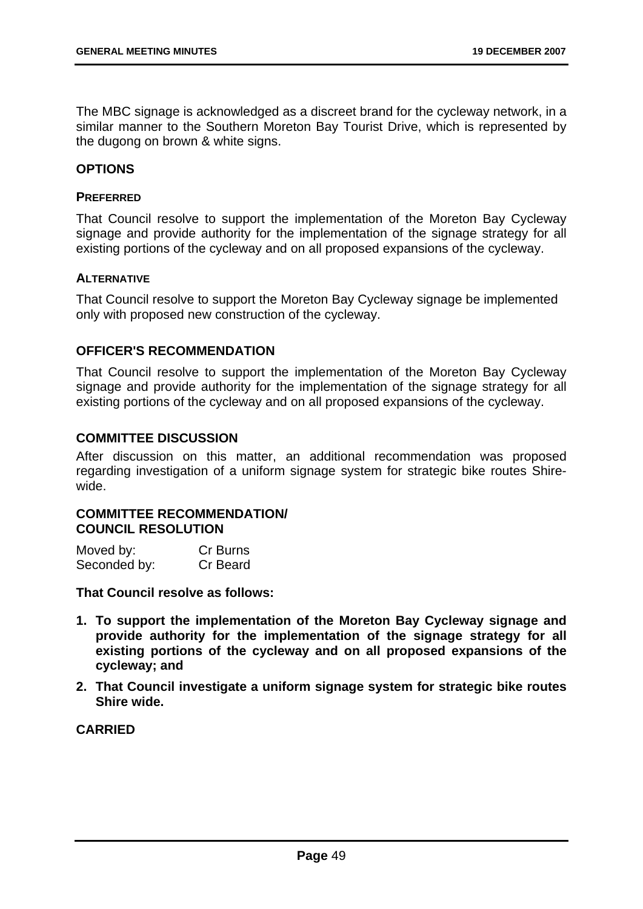The MBC signage is acknowledged as a discreet brand for the cycleway network, in a similar manner to the Southern Moreton Bay Tourist Drive, which is represented by the dugong on brown & white signs.

## OPTIONS

### PREFERRED

That Council resolve to support the implementation of the Moreton Bay Cycleway signage and provide authority for the implementation of the signage strategy for all existing portions of the cycleway and on all proposed expansions of the cycleway.

### ALTERNATIVE

That Council resolve to support the Moreton Bay Cycleway signage be implemented only with proposed new construction of the cycleway.

## OFFICER'S RECOMMENDATION

That Council resolve to support the implementation of the Moreton Bay Cycleway signage and provide authority for the implementation of the signage strategy for all existing portions of the cycleway and on all proposed expansions of the cycleway.

## COMMITTEE DISCUSSION

After discussion on this matter, an additional recommendation was proposed regarding investigation of a uniform signage system for strategic bike routes Shire-wide.

## COMMITTEE RECOMMENDATION/ COUNCIL RESOLUTION

| Moved by: | Cr Burns |
|---|---|
| Seconded by: | Cr Beard |

**That Council resolve as follows:**

1. **To support the implementation of the Moreton Bay Cycleway signage and provide authority for the implementation of the signage strategy for all existing portions of the cycleway and on all proposed expansions of the cycleway; and**
2. **That Council investigate a uniform signage system for strategic bike routes Shire wide.**

**CARRIED**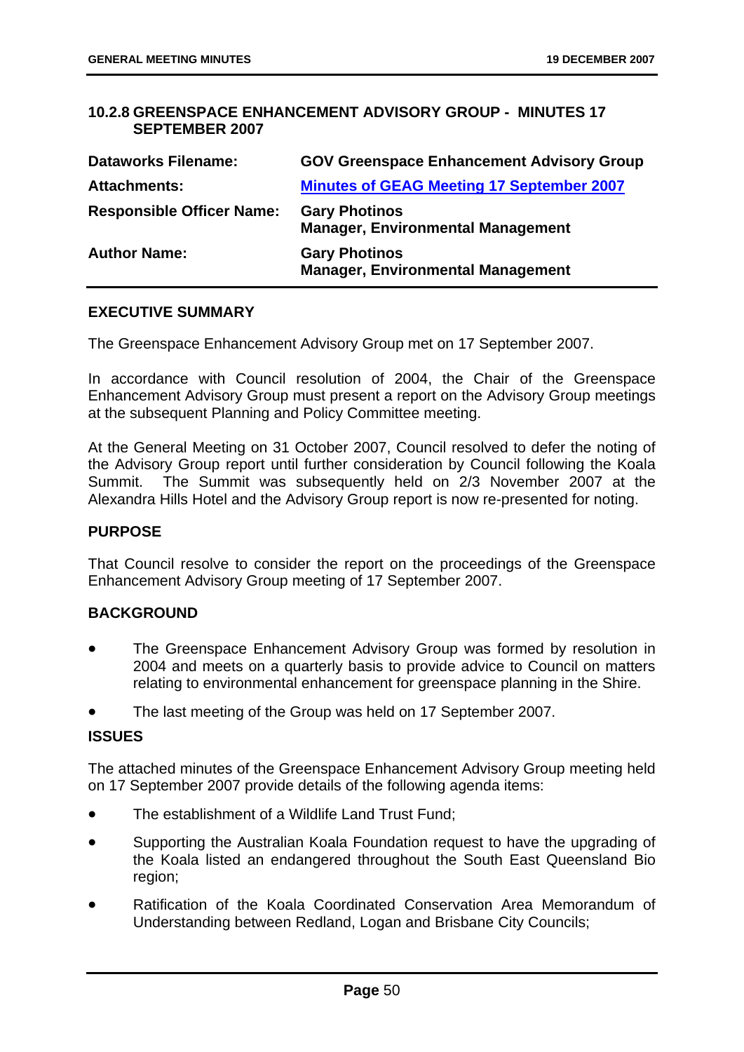## 10.2.8 GREENSPACE ENHANCEMENT ADVISORY GROUP - MINUTES 17 SEPTEMBER 2007

| | |
|---|---|
| **Dataworks Filename:** | **GOV Greenspace Enhancement Advisory Group** |
| **Attachments:** | **Minutes of GEAG Meeting 17 September 2007** |
| **Responsible Officer Name:** | **Gary Photinos**<br>**Manager, Environmental Management** |
| **Author Name:** | **Gary Photinos**<br>**Manager, Environmental Management** |

### EXECUTIVE SUMMARY

The Greenspace Enhancement Advisory Group met on 17 September 2007.

In accordance with Council resolution of 2004, the Chair of the Greenspace Enhancement Advisory Group must present a report on the Advisory Group meetings at the subsequent Planning and Policy Committee meeting.

At the General Meeting on 31 October 2007, Council resolved to defer the noting of the Advisory Group report until further consideration by Council following the Koala Summit. The Summit was subsequently held on 2/3 November 2007 at the Alexandra Hills Hotel and the Advisory Group report is now re-presented for noting.

### PURPOSE

That Council resolve to consider the report on the proceedings of the Greenspace Enhancement Advisory Group meeting of 17 September 2007.

### BACKGROUND

- The Greenspace Enhancement Advisory Group was formed by resolution in 2004 and meets on a quarterly basis to provide advice to Council on matters relating to environmental enhancement for greenspace planning in the Shire.
- The last meeting of the Group was held on 17 September 2007.

### ISSUES

The attached minutes of the Greenspace Enhancement Advisory Group meeting held on 17 September 2007 provide details of the following agenda items:

- The establishment of a Wildlife Land Trust Fund;
- Supporting the Australian Koala Foundation request to have the upgrading of the Koala listed an endangered throughout the South East Queensland Bio region;
- Ratification of the Koala Coordinated Conservation Area Memorandum of Understanding between Redland, Logan and Brisbane City Councils;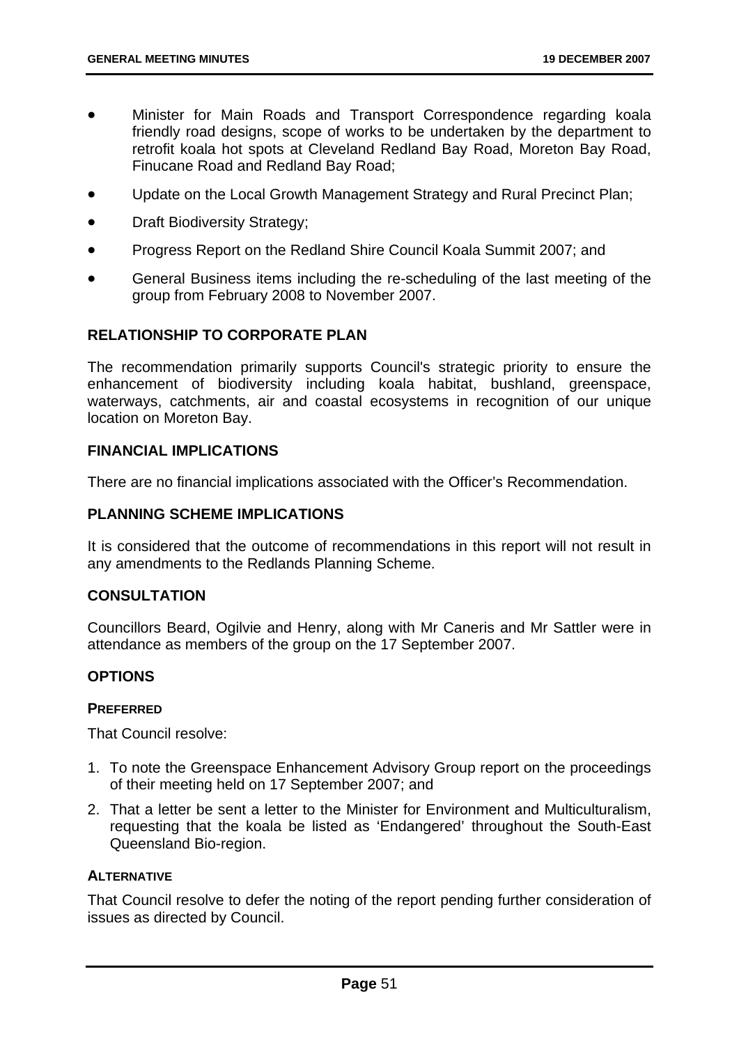- Minister for Main Roads and Transport Correspondence regarding koala friendly road designs, scope of works to be undertaken by the department to retrofit koala hot spots at Cleveland Redland Bay Road, Moreton Bay Road, Finucane Road and Redland Bay Road;
- Update on the Local Growth Management Strategy and Rural Precinct Plan;
- Draft Biodiversity Strategy;
- Progress Report on the Redland Shire Council Koala Summit 2007; and
- General Business items including the re-scheduling of the last meeting of the group from February 2008 to November 2007.

## RELATIONSHIP TO CORPORATE PLAN

The recommendation primarily supports Council's strategic priority to ensure the enhancement of biodiversity including koala habitat, bushland, greenspace, waterways, catchments, air and coastal ecosystems in recognition of our unique location on Moreton Bay.

## FINANCIAL IMPLICATIONS

There are no financial implications associated with the Officer's Recommendation.

## PLANNING SCHEME IMPLICATIONS

It is considered that the outcome of recommendations in this report will not result in any amendments to the Redlands Planning Scheme.

## CONSULTATION

Councillors Beard, Ogilvie and Henry, along with Mr Caneris and Mr Sattler were in attendance as members of the group on the 17 September 2007.

## OPTIONS

### PREFERRED

That Council resolve:

1. To note the Greenspace Enhancement Advisory Group report on the proceedings of their meeting held on 17 September 2007; and
2. That a letter be sent a letter to the Minister for Environment and Multiculturalism, requesting that the koala be listed as 'Endangered' throughout the South-East Queensland Bio-region.

### ALTERNATIVE

That Council resolve to defer the noting of the report pending further consideration of issues as directed by Council.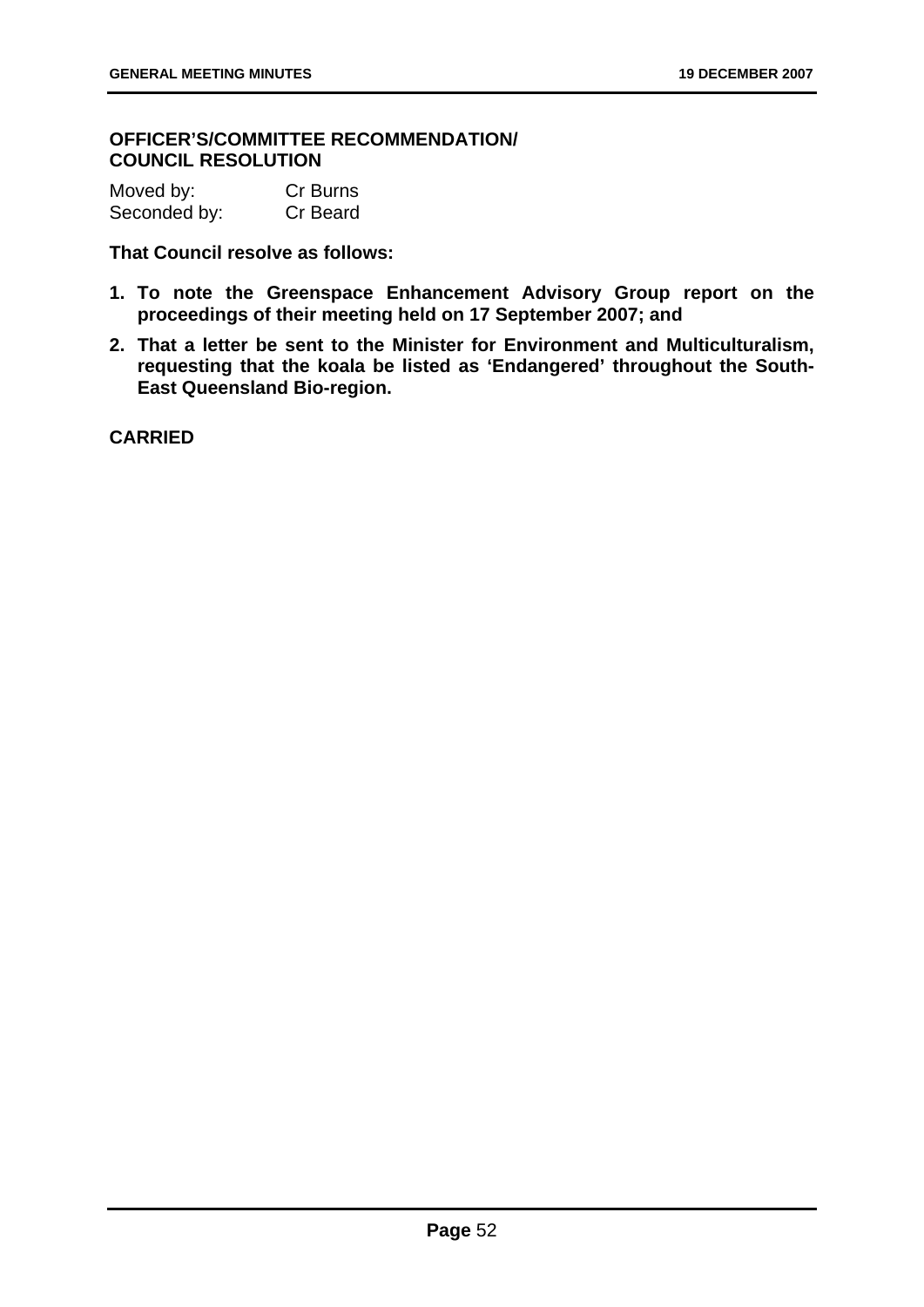**OFFICER'S/COMMITTEE RECOMMENDATION/
COUNCIL RESOLUTION**

| Moved by: | Cr Burns |
| --- | --- |
| Seconded by: | Cr Beard |

**That Council resolve as follows:**

1. **To note the Greenspace Enhancement Advisory Group report on the proceedings of their meeting held on 17 September 2007; and**
2. **That a letter be sent to the Minister for Environment and Multiculturalism, requesting that the koala be listed as 'Endangered' throughout the South-East Queensland Bio-region.**

**CARRIED**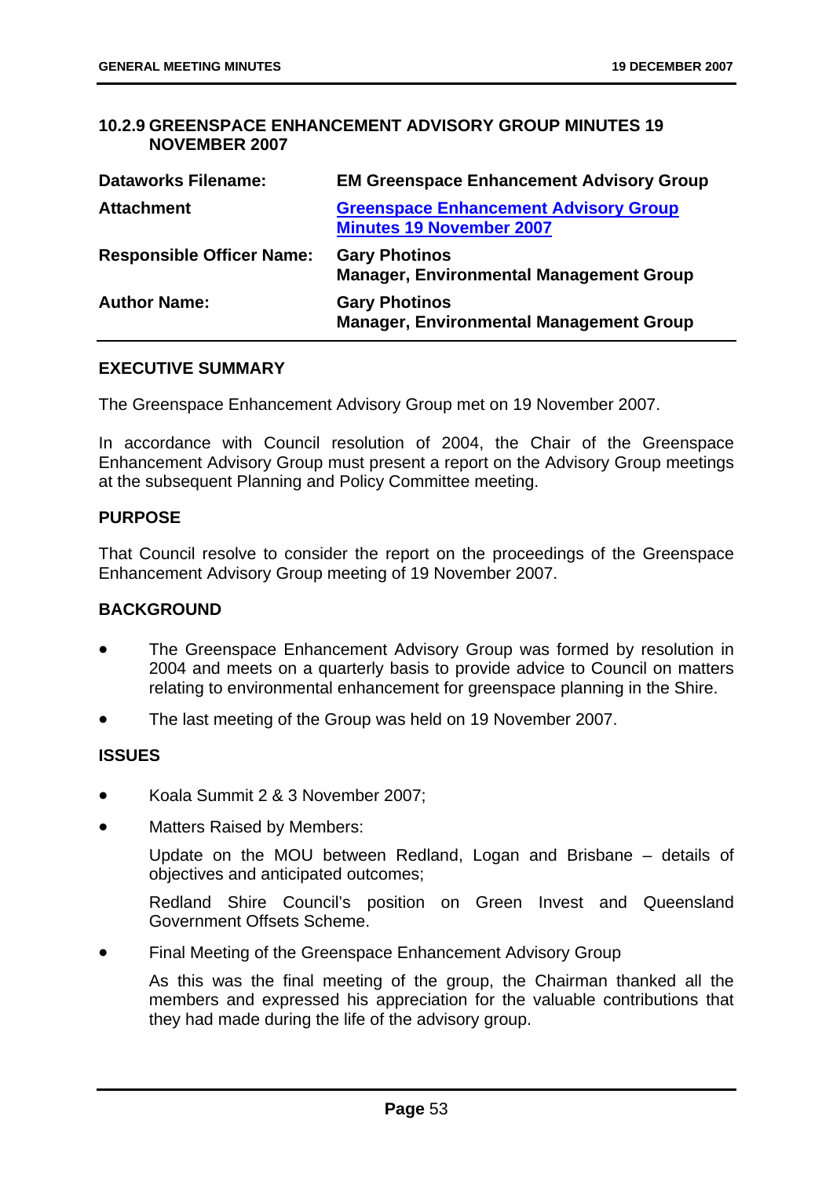## 10.2.9 GREENSPACE ENHANCEMENT ADVISORY GROUP MINUTES 19 NOVEMBER 2007

| | |
|---|---|
| **Dataworks Filename:** | **EM Greenspace Enhancement Advisory Group** |
| **Attachment** | **Greenspace Enhancement Advisory Group Minutes 19 November 2007** |
| **Responsible Officer Name:** | **Gary Photinos**<br>**Manager, Environmental Management Group** |
| **Author Name:** | **Gary Photinos**<br>**Manager, Environmental Management Group** |

### EXECUTIVE SUMMARY

The Greenspace Enhancement Advisory Group met on 19 November 2007.

In accordance with Council resolution of 2004, the Chair of the Greenspace Enhancement Advisory Group must present a report on the Advisory Group meetings at the subsequent Planning and Policy Committee meeting.

### PURPOSE

That Council resolve to consider the report on the proceedings of the Greenspace Enhancement Advisory Group meeting of 19 November 2007.

### BACKGROUND

- The Greenspace Enhancement Advisory Group was formed by resolution in 2004 and meets on a quarterly basis to provide advice to Council on matters relating to environmental enhancement for greenspace planning in the Shire.
- The last meeting of the Group was held on 19 November 2007.

### ISSUES

- Koala Summit 2 & 3 November 2007;
- Matters Raised by Members:

  Update on the MOU between Redland, Logan and Brisbane – details of objectives and anticipated outcomes;

  Redland Shire Council's position on Green Invest and Queensland Government Offsets Scheme.
- Final Meeting of the Greenspace Enhancement Advisory Group

  As this was the final meeting of the group, the Chairman thanked all the members and expressed his appreciation for the valuable contributions that they had made during the life of the advisory group.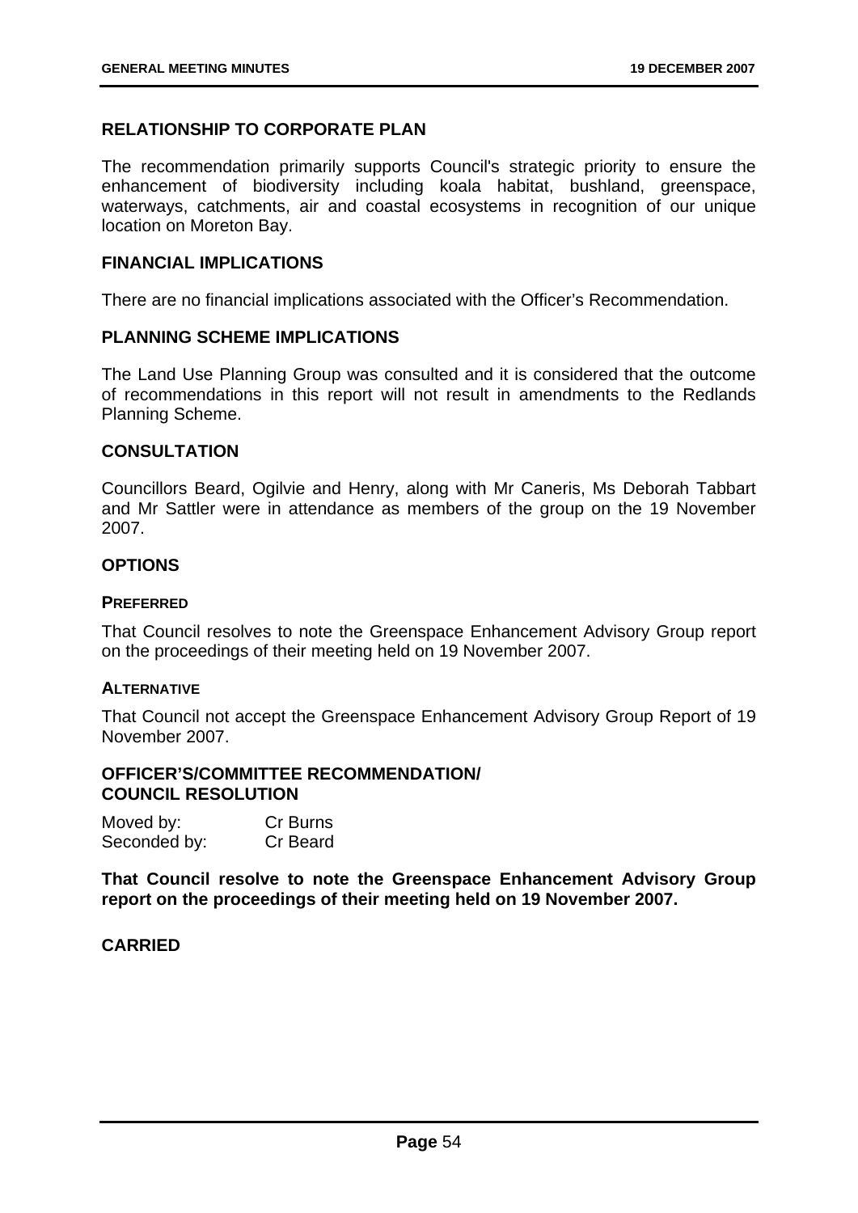### RELATIONSHIP TO CORPORATE PLAN

The recommendation primarily supports Council's strategic priority to ensure the enhancement of biodiversity including koala habitat, bushland, greenspace, waterways, catchments, air and coastal ecosystems in recognition of our unique location on Moreton Bay.

### FINANCIAL IMPLICATIONS

There are no financial implications associated with the Officer's Recommendation.

### PLANNING SCHEME IMPLICATIONS

The Land Use Planning Group was consulted and it is considered that the outcome of recommendations in this report will not result in amendments to the Redlands Planning Scheme.

### CONSULTATION

Councillors Beard, Ogilvie and Henry, along with Mr Caneris, Ms Deborah Tabbart and Mr Sattler were in attendance as members of the group on the 19 November 2007.

### OPTIONS

#### PREFERRED

That Council resolves to note the Greenspace Enhancement Advisory Group report on the proceedings of their meeting held on 19 November 2007.

#### ALTERNATIVE

That Council not accept the Greenspace Enhancement Advisory Group Report of 19 November 2007.

### OFFICER'S/COMMITTEE RECOMMENDATION/ COUNCIL RESOLUTION

Moved by: Cr Burns
Seconded by: Cr Beard

**That Council resolve to note the Greenspace Enhancement Advisory Group report on the proceedings of their meeting held on 19 November 2007.**

**CARRIED**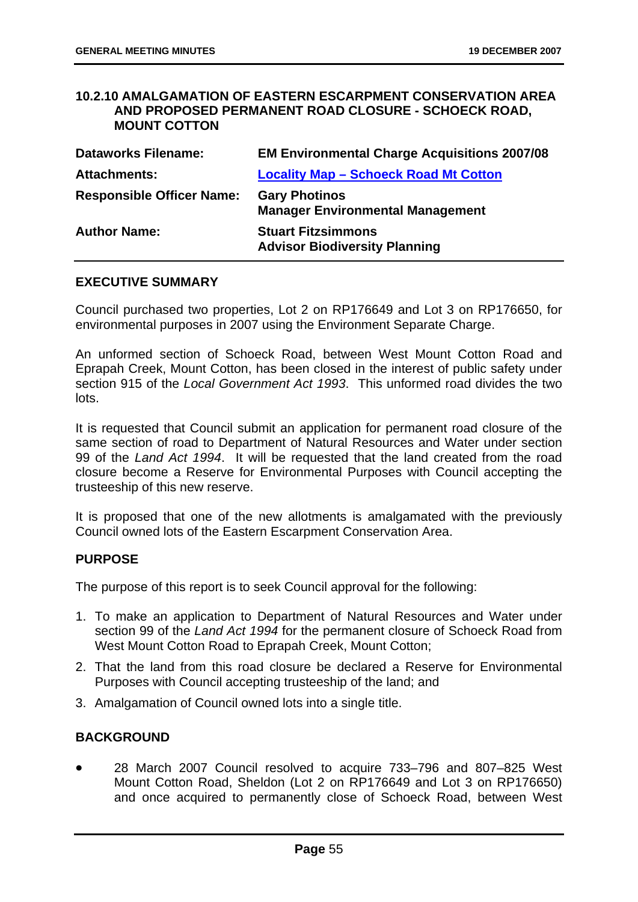## 10.2.10 AMALGAMATION OF EASTERN ESCARPMENT CONSERVATION AREA AND PROPOSED PERMANENT ROAD CLOSURE - SCHOECK ROAD, MOUNT COTTON

| | |
|---|---|
| **Dataworks Filename:** | **EM Environmental Charge Acquisitions 2007/08** |
| **Attachments:** | **Locality Map – Schoeck Road Mt Cotton** |
| **Responsible Officer Name:** | **Gary Photinos**<br>**Manager Environmental Management** |
| **Author Name:** | **Stuart Fitzsimmons**<br>**Advisor Biodiversity Planning** |

### EXECUTIVE SUMMARY

Council purchased two properties, Lot 2 on RP176649 and Lot 3 on RP176650, for environmental purposes in 2007 using the Environment Separate Charge.

An unformed section of Schoeck Road, between West Mount Cotton Road and Eprapah Creek, Mount Cotton, has been closed in the interest of public safety under section 915 of the *Local Government Act 1993*. This unformed road divides the two lots.

It is requested that Council submit an application for permanent road closure of the same section of road to Department of Natural Resources and Water under section 99 of the *Land Act 1994*. It will be requested that the land created from the road closure become a Reserve for Environmental Purposes with Council accepting the trusteeship of this new reserve.

It is proposed that one of the new allotments is amalgamated with the previously Council owned lots of the Eastern Escarpment Conservation Area.

### PURPOSE

The purpose of this report is to seek Council approval for the following:

1. To make an application to Department of Natural Resources and Water under section 99 of the *Land Act 1994* for the permanent closure of Schoeck Road from West Mount Cotton Road to Eprapah Creek, Mount Cotton;
2. That the land from this road closure be declared a Reserve for Environmental Purposes with Council accepting trusteeship of the land; and
3. Amalgamation of Council owned lots into a single title.

### BACKGROUND

- 28 March 2007 Council resolved to acquire 733–796 and 807–825 West Mount Cotton Road, Sheldon (Lot 2 on RP176649 and Lot 3 on RP176650) and once acquired to permanently close of Schoeck Road, between West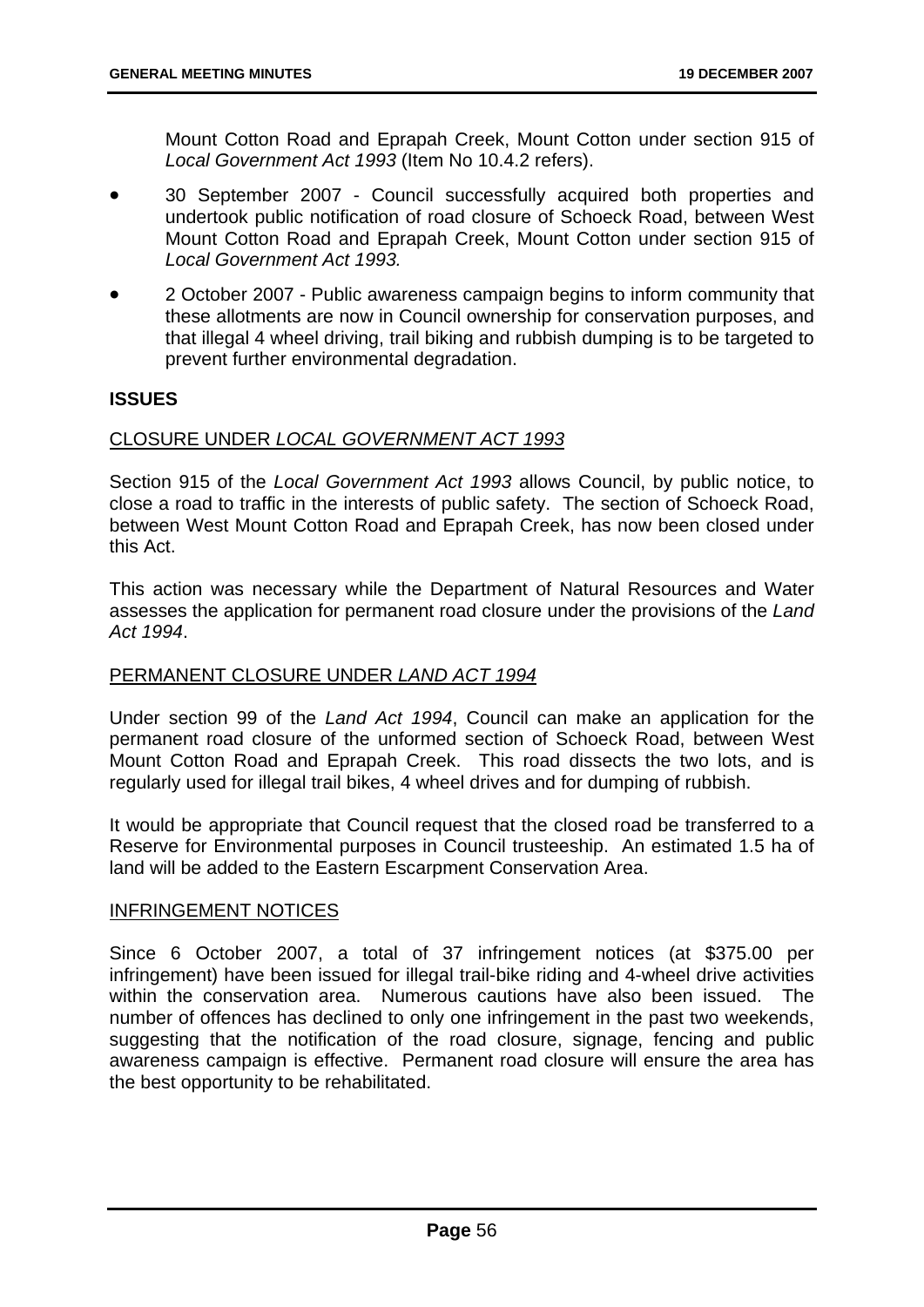Mount Cotton Road and Eprapah Creek, Mount Cotton under section 915 of *Local Government Act 1993* (Item No 10.4.2 refers).

- 30 September 2007 - Council successfully acquired both properties and undertook public notification of road closure of Schoeck Road, between West Mount Cotton Road and Eprapah Creek, Mount Cotton under section 915 of *Local Government Act 1993.*
- 2 October 2007 - Public awareness campaign begins to inform community that these allotments are now in Council ownership for conservation purposes, and that illegal 4 wheel driving, trail biking and rubbish dumping is to be targeted to prevent further environmental degradation.

**ISSUES**

CLOSURE UNDER *LOCAL GOVERNMENT ACT 1993*

Section 915 of the *Local Government Act 1993* allows Council, by public notice, to close a road to traffic in the interests of public safety. The section of Schoeck Road, between West Mount Cotton Road and Eprapah Creek, has now been closed under this Act.

This action was necessary while the Department of Natural Resources and Water assesses the application for permanent road closure under the provisions of the *Land Act 1994*.

PERMANENT CLOSURE UNDER *LAND ACT 1994*

Under section 99 of the *Land Act 1994*, Council can make an application for the permanent road closure of the unformed section of Schoeck Road, between West Mount Cotton Road and Eprapah Creek. This road dissects the two lots, and is regularly used for illegal trail bikes, 4 wheel drives and for dumping of rubbish.

It would be appropriate that Council request that the closed road be transferred to a Reserve for Environmental purposes in Council trusteeship. An estimated 1.5 ha of land will be added to the Eastern Escarpment Conservation Area.

INFRINGEMENT NOTICES

Since 6 October 2007, a total of 37 infringement notices (at $375.00 per infringement) have been issued for illegal trail-bike riding and 4-wheel drive activities within the conservation area. Numerous cautions have also been issued. The number of offences has declined to only one infringement in the past two weekends, suggesting that the notification of the road closure, signage, fencing and public awareness campaign is effective. Permanent road closure will ensure the area has the best opportunity to be rehabilitated.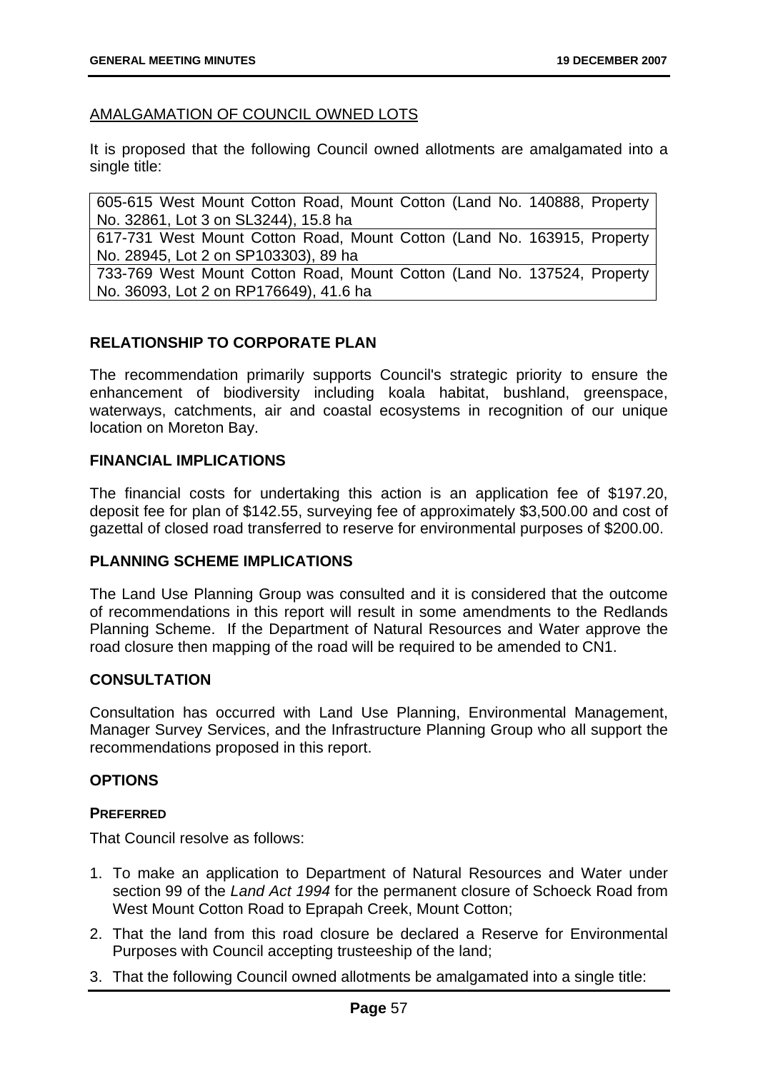AMALGAMATION OF COUNCIL OWNED LOTS

It is proposed that the following Council owned allotments are amalgamated into a single title:

| |
|---|
| 605-615 West Mount Cotton Road, Mount Cotton (Land No. 140888, Property No. 32861, Lot 3 on SL3244), 15.8 ha |
| 617-731 West Mount Cotton Road, Mount Cotton (Land No. 163915, Property No. 28945, Lot 2 on SP103303), 89 ha |
| 733-769 West Mount Cotton Road, Mount Cotton (Land No. 137524, Property No. 36093, Lot 2 on RP176649), 41.6 ha |

## RELATIONSHIP TO CORPORATE PLAN

The recommendation primarily supports Council's strategic priority to ensure the enhancement of biodiversity including koala habitat, bushland, greenspace, waterways, catchments, air and coastal ecosystems in recognition of our unique location on Moreton Bay.

## FINANCIAL IMPLICATIONS

The financial costs for undertaking this action is an application fee of $197.20, deposit fee for plan of $142.55, surveying fee of approximately $3,500.00 and cost of gazettal of closed road transferred to reserve for environmental purposes of $200.00.

## PLANNING SCHEME IMPLICATIONS

The Land Use Planning Group was consulted and it is considered that the outcome of recommendations in this report will result in some amendments to the Redlands Planning Scheme. If the Department of Natural Resources and Water approve the road closure then mapping of the road will be required to be amended to CN1.

## CONSULTATION

Consultation has occurred with Land Use Planning, Environmental Management, Manager Survey Services, and the Infrastructure Planning Group who all support the recommendations proposed in this report.

## OPTIONS

### PREFERRED

That Council resolve as follows:

1. To make an application to Department of Natural Resources and Water under section 99 of the *Land Act 1994* for the permanent closure of Schoeck Road from West Mount Cotton Road to Eprapah Creek, Mount Cotton;
2. That the land from this road closure be declared a Reserve for Environmental Purposes with Council accepting trusteeship of the land;
3. That the following Council owned allotments be amalgamated into a single title: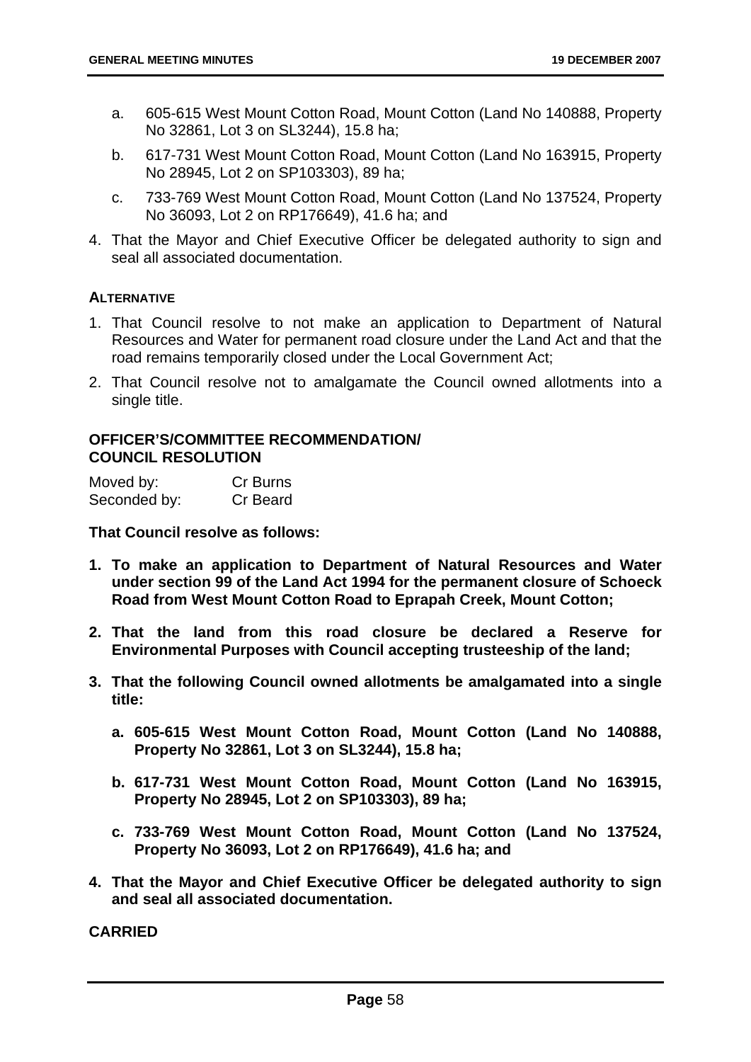a. 605-615 West Mount Cotton Road, Mount Cotton (Land No 140888, Property No 32861, Lot 3 on SL3244), 15.8 ha;

b. 617-731 West Mount Cotton Road, Mount Cotton (Land No 163915, Property No 28945, Lot 2 on SP103303), 89 ha;

c. 733-769 West Mount Cotton Road, Mount Cotton (Land No 137524, Property No 36093, Lot 2 on RP176649), 41.6 ha; and

4. That the Mayor and Chief Executive Officer be delegated authority to sign and seal all associated documentation.

**ALTERNATIVE**

1. That Council resolve to not make an application to Department of Natural Resources and Water for permanent road closure under the Land Act and that the road remains temporarily closed under the Local Government Act;
2. That Council resolve not to amalgamate the Council owned allotments into a single title.

**OFFICER'S/COMMITTEE RECOMMENDATION/ COUNCIL RESOLUTION**

Moved by: Cr Burns
Seconded by: Cr Beard

**That Council resolve as follows:**

**1. To make an application to Department of Natural Resources and Water under section 99 of the Land Act 1994 for the permanent closure of Schoeck Road from West Mount Cotton Road to Eprapah Creek, Mount Cotton;**

**2. That the land from this road closure be declared a Reserve for Environmental Purposes with Council accepting trusteeship of the land;**

**3. That the following Council owned allotments be amalgamated into a single title:**

**a. 605-615 West Mount Cotton Road, Mount Cotton (Land No 140888, Property No 32861, Lot 3 on SL3244), 15.8 ha;**

**b. 617-731 West Mount Cotton Road, Mount Cotton (Land No 163915, Property No 28945, Lot 2 on SP103303), 89 ha;**

**c. 733-769 West Mount Cotton Road, Mount Cotton (Land No 137524, Property No 36093, Lot 2 on RP176649), 41.6 ha; and**

**4. That the Mayor and Chief Executive Officer be delegated authority to sign and seal all associated documentation.**

**CARRIED**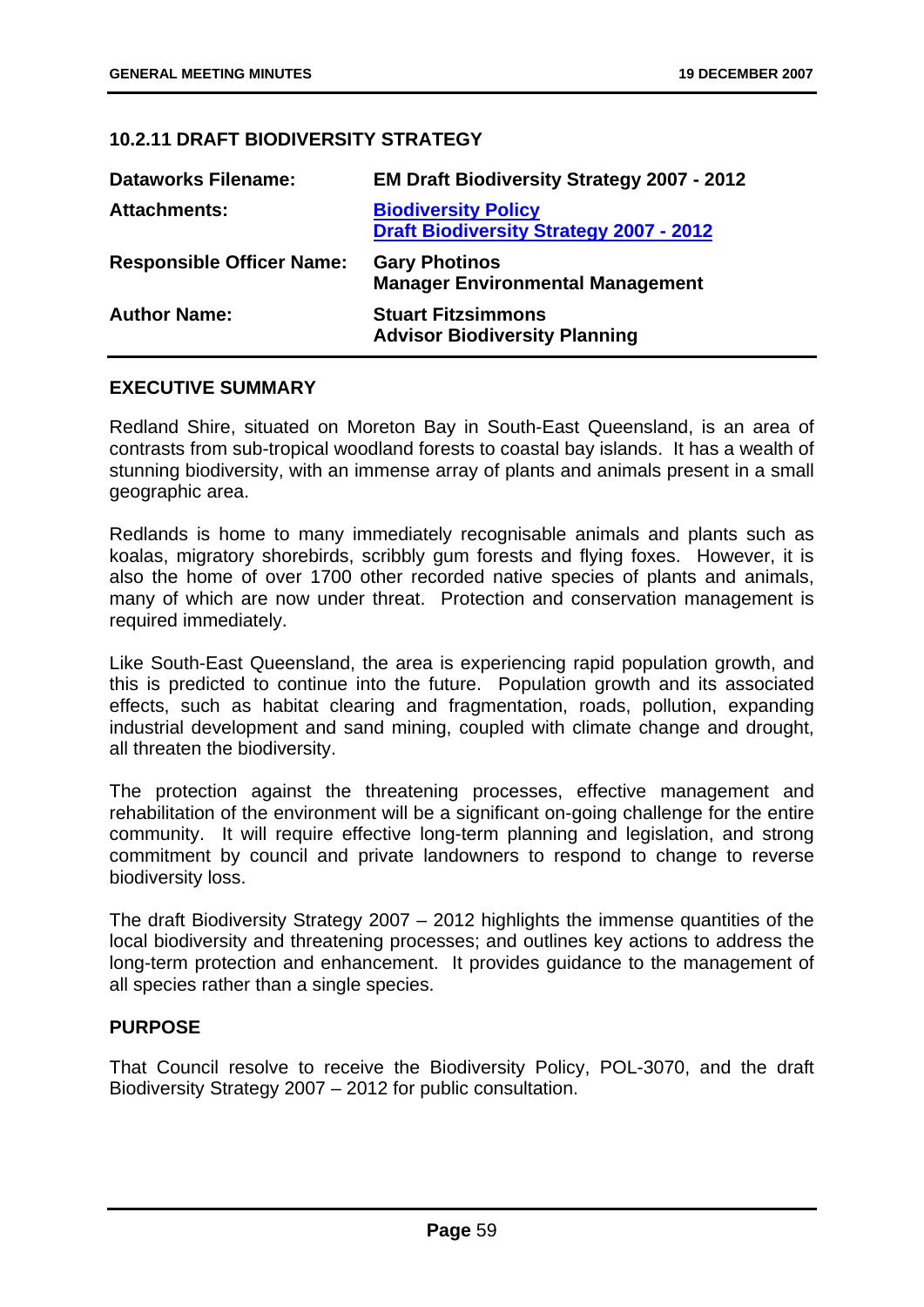## 10.2.11 DRAFT BIODIVERSITY STRATEGY

| | |
|---|---|
| **Dataworks Filename:** | **EM Draft Biodiversity Strategy 2007 - 2012** |
| **Attachments:** | **Biodiversity Policy**<br>**Draft Biodiversity Strategy 2007 - 2012** |
| **Responsible Officer Name:** | **Gary Photinos**<br>**Manager Environmental Management** |
| **Author Name:** | **Stuart Fitzsimmons**<br>**Advisor Biodiversity Planning** |

### EXECUTIVE SUMMARY

Redland Shire, situated on Moreton Bay in South-East Queensland, is an area of contrasts from sub-tropical woodland forests to coastal bay islands. It has a wealth of stunning biodiversity, with an immense array of plants and animals present in a small geographic area.

Redlands is home to many immediately recognisable animals and plants such as koalas, migratory shorebirds, scribbly gum forests and flying foxes. However, it is also the home of over 1700 other recorded native species of plants and animals, many of which are now under threat. Protection and conservation management is required immediately.

Like South-East Queensland, the area is experiencing rapid population growth, and this is predicted to continue into the future. Population growth and its associated effects, such as habitat clearing and fragmentation, roads, pollution, expanding industrial development and sand mining, coupled with climate change and drought, all threaten the biodiversity.

The protection against the threatening processes, effective management and rehabilitation of the environment will be a significant on-going challenge for the entire community. It will require effective long-term planning and legislation, and strong commitment by council and private landowners to respond to change to reverse biodiversity loss.

The draft Biodiversity Strategy 2007 – 2012 highlights the immense quantities of the local biodiversity and threatening processes; and outlines key actions to address the long-term protection and enhancement. It provides guidance to the management of all species rather than a single species.

### PURPOSE

That Council resolve to receive the Biodiversity Policy, POL-3070, and the draft Biodiversity Strategy 2007 – 2012 for public consultation.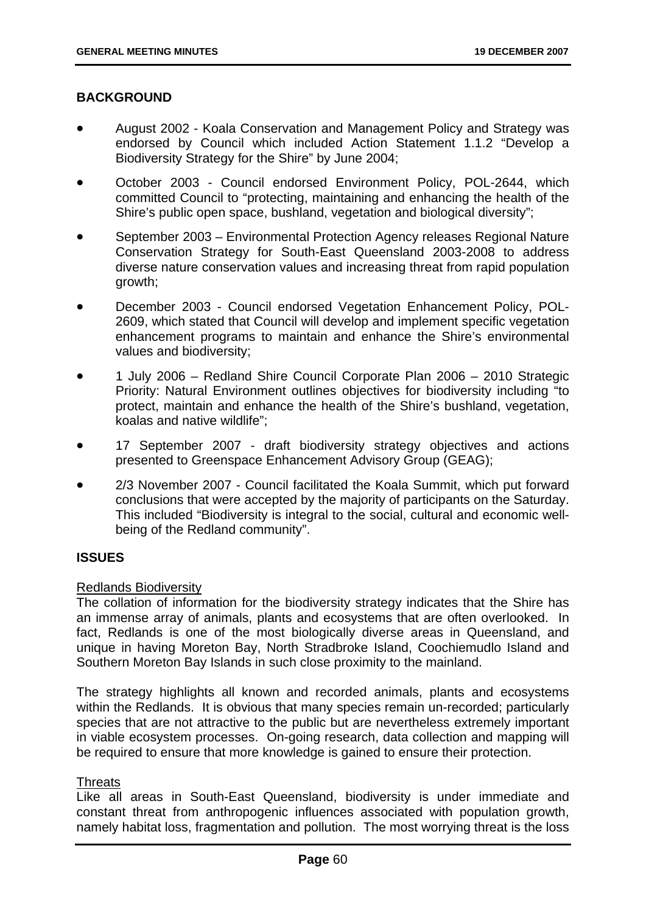## BACKGROUND

- August 2002 - Koala Conservation and Management Policy and Strategy was endorsed by Council which included Action Statement 1.1.2 "Develop a Biodiversity Strategy for the Shire" by June 2004;
- October 2003 - Council endorsed Environment Policy, POL-2644, which committed Council to "protecting, maintaining and enhancing the health of the Shire's public open space, bushland, vegetation and biological diversity";
- September 2003 – Environmental Protection Agency releases Regional Nature Conservation Strategy for South-East Queensland 2003-2008 to address diverse nature conservation values and increasing threat from rapid population growth;
- December 2003 - Council endorsed Vegetation Enhancement Policy, POL-2609, which stated that Council will develop and implement specific vegetation enhancement programs to maintain and enhance the Shire's environmental values and biodiversity;
- 1 July 2006 – Redland Shire Council Corporate Plan 2006 – 2010 Strategic Priority: Natural Environment outlines objectives for biodiversity including "to protect, maintain and enhance the health of the Shire's bushland, vegetation, koalas and native wildlife";
- 17 September 2007 - draft biodiversity strategy objectives and actions presented to Greenspace Enhancement Advisory Group (GEAG);
- 2/3 November 2007 - Council facilitated the Koala Summit, which put forward conclusions that were accepted by the majority of participants on the Saturday. This included "Biodiversity is integral to the social, cultural and economic well-being of the Redland community".

## ISSUES

Redlands Biodiversity

The collation of information for the biodiversity strategy indicates that the Shire has an immense array of animals, plants and ecosystems that are often overlooked. In fact, Redlands is one of the most biologically diverse areas in Queensland, and unique in having Moreton Bay, North Stradbroke Island, Coochiemudlo Island and Southern Moreton Bay Islands in such close proximity to the mainland.

The strategy highlights all known and recorded animals, plants and ecosystems within the Redlands. It is obvious that many species remain un-recorded; particularly species that are not attractive to the public but are nevertheless extremely important in viable ecosystem processes. On-going research, data collection and mapping will be required to ensure that more knowledge is gained to ensure their protection.

Threats

Like all areas in South-East Queensland, biodiversity is under immediate and constant threat from anthropogenic influences associated with population growth, namely habitat loss, fragmentation and pollution. The most worrying threat is the loss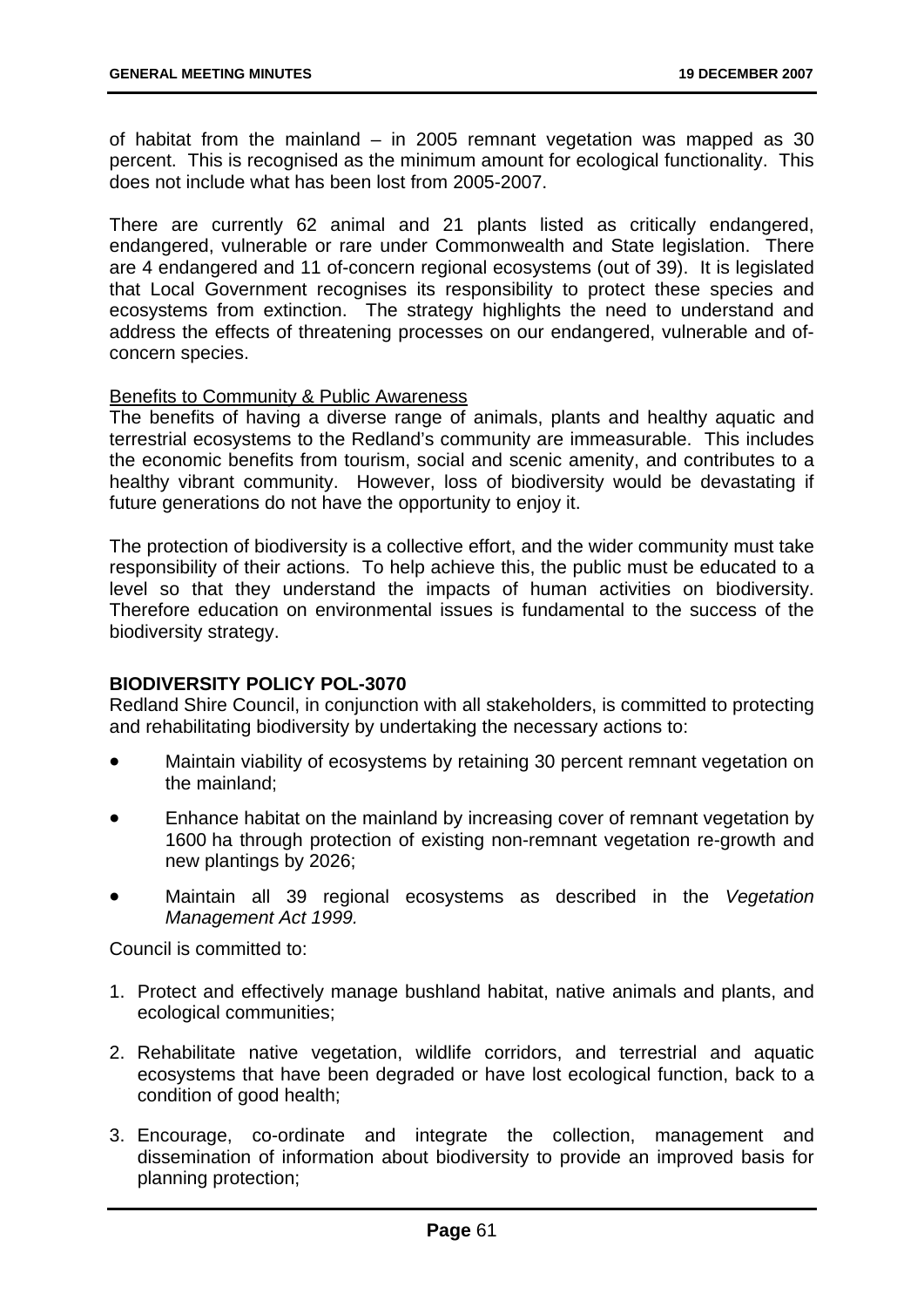of habitat from the mainland – in 2005 remnant vegetation was mapped as 30 percent. This is recognised as the minimum amount for ecological functionality. This does not include what has been lost from 2005-2007.

There are currently 62 animal and 21 plants listed as critically endangered, endangered, vulnerable or rare under Commonwealth and State legislation. There are 4 endangered and 11 of-concern regional ecosystems (out of 39). It is legislated that Local Government recognises its responsibility to protect these species and ecosystems from extinction. The strategy highlights the need to understand and address the effects of threatening processes on our endangered, vulnerable and of-concern species.

<u>Benefits to Community & Public Awareness</u>
The benefits of having a diverse range of animals, plants and healthy aquatic and terrestrial ecosystems to the Redland's community are immeasurable. This includes the economic benefits from tourism, social and scenic amenity, and contributes to a healthy vibrant community. However, loss of biodiversity would be devastating if future generations do not have the opportunity to enjoy it.

The protection of biodiversity is a collective effort, and the wider community must take responsibility of their actions. To help achieve this, the public must be educated to a level so that they understand the impacts of human activities on biodiversity. Therefore education on environmental issues is fundamental to the success of the biodiversity strategy.

**BIODIVERSITY POLICY POL-3070**
Redland Shire Council, in conjunction with all stakeholders, is committed to protecting and rehabilitating biodiversity by undertaking the necessary actions to:

- Maintain viability of ecosystems by retaining 30 percent remnant vegetation on the mainland;
- Enhance habitat on the mainland by increasing cover of remnant vegetation by 1600 ha through protection of existing non-remnant vegetation re-growth and new plantings by 2026;
- Maintain all 39 regional ecosystems as described in the *Vegetation Management Act 1999.*

Council is committed to:

1. Protect and effectively manage bushland habitat, native animals and plants, and ecological communities;
2. Rehabilitate native vegetation, wildlife corridors, and terrestrial and aquatic ecosystems that have been degraded or have lost ecological function, back to a condition of good health;
3. Encourage, co-ordinate and integrate the collection, management and dissemination of information about biodiversity to provide an improved basis for planning protection;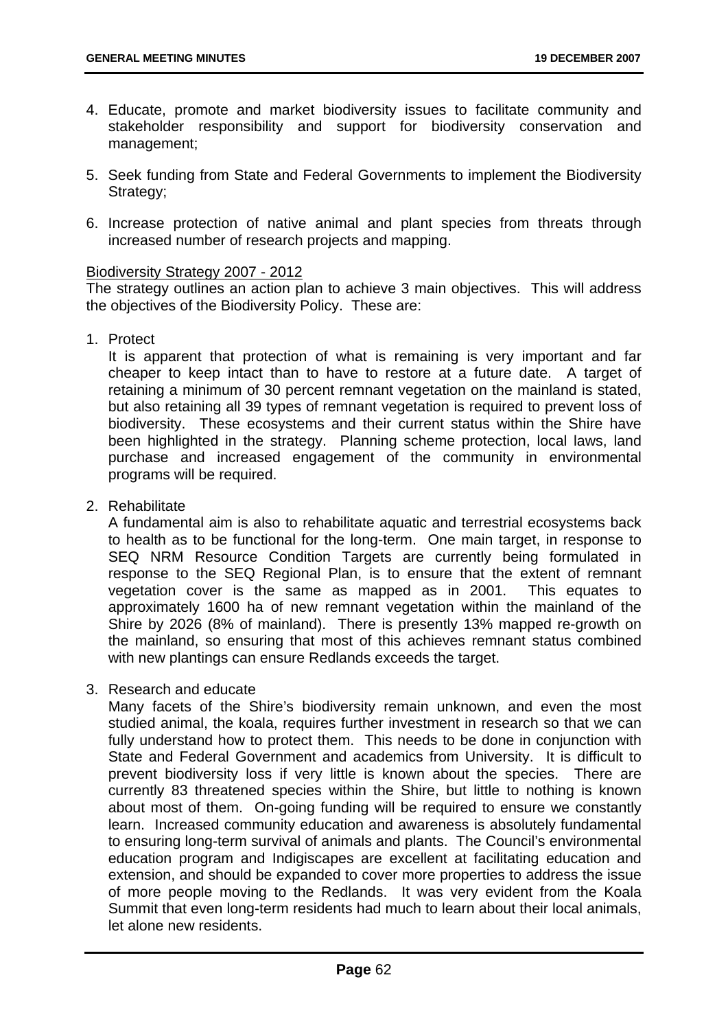4. Educate, promote and market biodiversity issues to facilitate community and stakeholder responsibility and support for biodiversity conservation and management;

5. Seek funding from State and Federal Governments to implement the Biodiversity Strategy;

6. Increase protection of native animal and plant species from threats through increased number of research projects and mapping.

Biodiversity Strategy 2007 - 2012

The strategy outlines an action plan to achieve 3 main objectives. This will address the objectives of the Biodiversity Policy. These are:

1. Protect

   It is apparent that protection of what is remaining is very important and far cheaper to keep intact than to have to restore at a future date. A target of retaining a minimum of 30 percent remnant vegetation on the mainland is stated, but also retaining all 39 types of remnant vegetation is required to prevent loss of biodiversity. These ecosystems and their current status within the Shire have been highlighted in the strategy. Planning scheme protection, local laws, land purchase and increased engagement of the community in environmental programs will be required.

2. Rehabilitate

   A fundamental aim is also to rehabilitate aquatic and terrestrial ecosystems back to health as to be functional for the long-term. One main target, in response to SEQ NRM Resource Condition Targets are currently being formulated in response to the SEQ Regional Plan, is to ensure that the extent of remnant vegetation cover is the same as mapped as in 2001. This equates to approximately 1600 ha of new remnant vegetation within the mainland of the Shire by 2026 (8% of mainland). There is presently 13% mapped re-growth on the mainland, so ensuring that most of this achieves remnant status combined with new plantings can ensure Redlands exceeds the target.

3. Research and educate

   Many facets of the Shire's biodiversity remain unknown, and even the most studied animal, the koala, requires further investment in research so that we can fully understand how to protect them. This needs to be done in conjunction with State and Federal Government and academics from University. It is difficult to prevent biodiversity loss if very little is known about the species. There are currently 83 threatened species within the Shire, but little to nothing is known about most of them. On-going funding will be required to ensure we constantly learn. Increased community education and awareness is absolutely fundamental to ensuring long-term survival of animals and plants. The Council's environmental education program and Indigiscapes are excellent at facilitating education and extension, and should be expanded to cover more properties to address the issue of more people moving to the Redlands. It was very evident from the Koala Summit that even long-term residents had much to learn about their local animals, let alone new residents.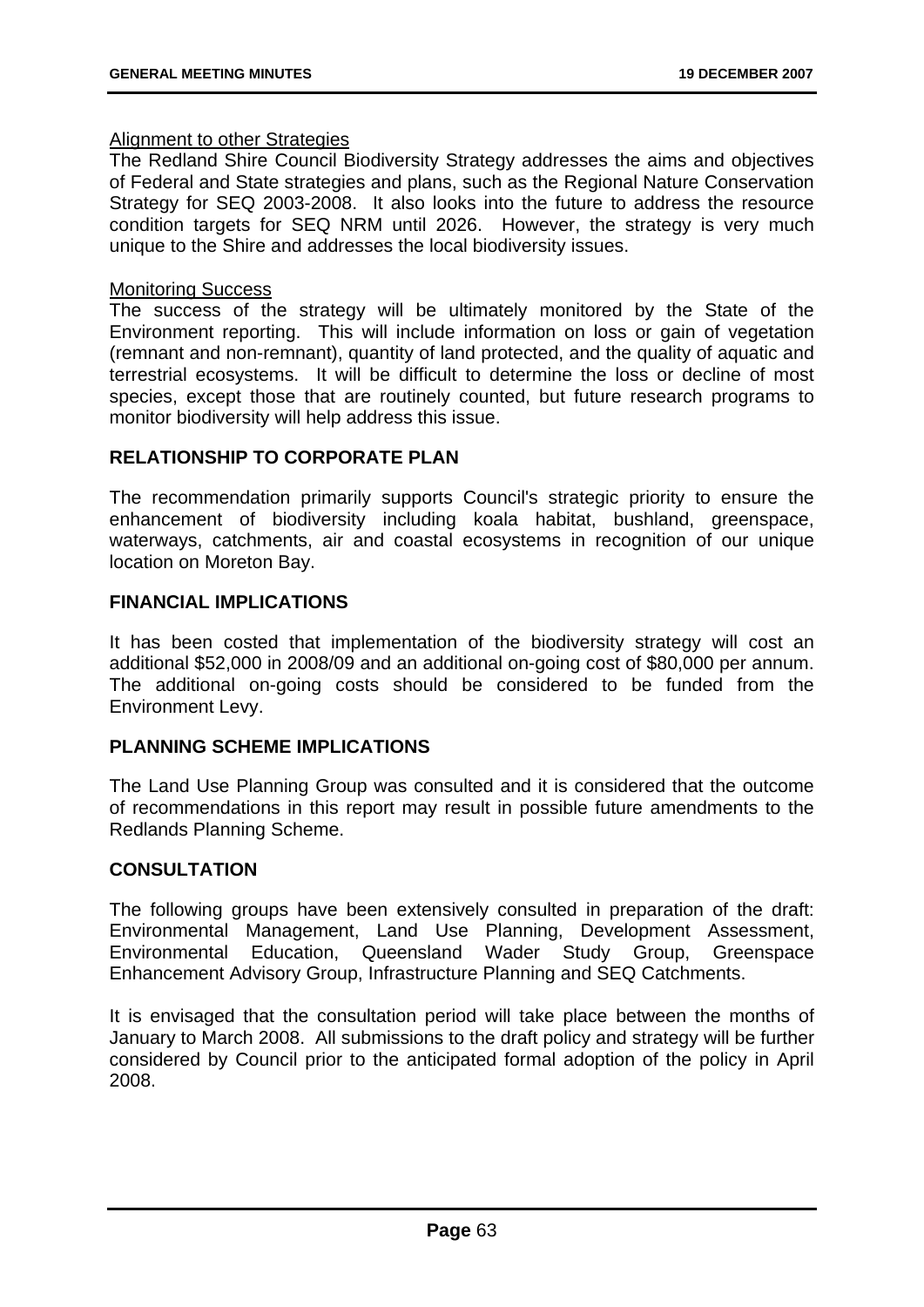<u>Alignment to other Strategies</u>

The Redland Shire Council Biodiversity Strategy addresses the aims and objectives of Federal and State strategies and plans, such as the Regional Nature Conservation Strategy for SEQ 2003-2008. It also looks into the future to address the resource condition targets for SEQ NRM until 2026. However, the strategy is very much unique to the Shire and addresses the local biodiversity issues.

<u>Monitoring Success</u>

The success of the strategy will be ultimately monitored by the State of the Environment reporting. This will include information on loss or gain of vegetation (remnant and non-remnant), quantity of land protected, and the quality of aquatic and terrestrial ecosystems. It will be difficult to determine the loss or decline of most species, except those that are routinely counted, but future research programs to monitor biodiversity will help address this issue.

### RELATIONSHIP TO CORPORATE PLAN

The recommendation primarily supports Council's strategic priority to ensure the enhancement of biodiversity including koala habitat, bushland, greenspace, waterways, catchments, air and coastal ecosystems in recognition of our unique location on Moreton Bay.

### FINANCIAL IMPLICATIONS

It has been costed that implementation of the biodiversity strategy will cost an additional $52,000 in 2008/09 and an additional on-going cost of $80,000 per annum. The additional on-going costs should be considered to be funded from the Environment Levy.

### PLANNING SCHEME IMPLICATIONS

The Land Use Planning Group was consulted and it is considered that the outcome of recommendations in this report may result in possible future amendments to the Redlands Planning Scheme.

### CONSULTATION

The following groups have been extensively consulted in preparation of the draft: Environmental Management, Land Use Planning, Development Assessment, Environmental Education, Queensland Wader Study Group, Greenspace Enhancement Advisory Group, Infrastructure Planning and SEQ Catchments.

It is envisaged that the consultation period will take place between the months of January to March 2008. All submissions to the draft policy and strategy will be further considered by Council prior to the anticipated formal adoption of the policy in April 2008.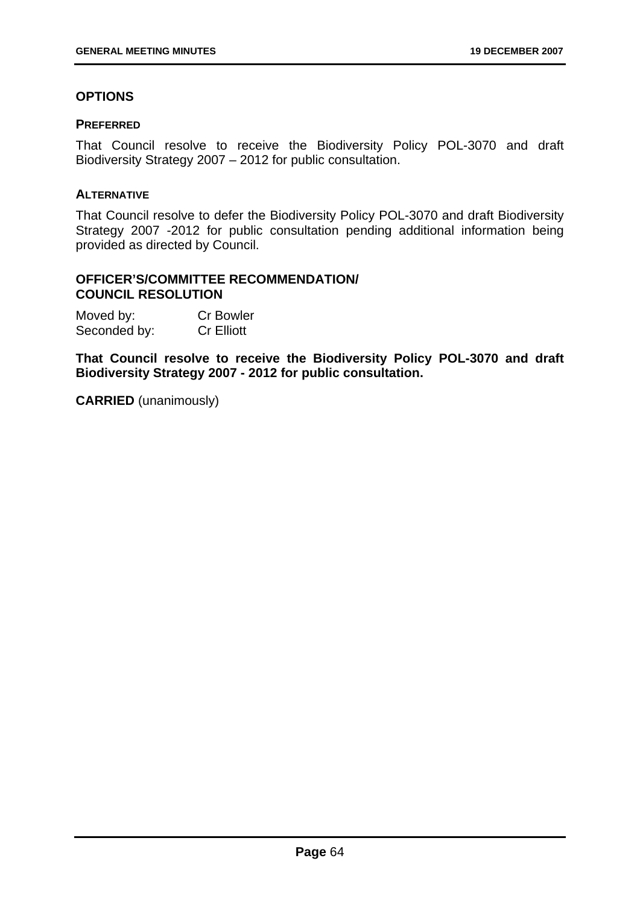## OPTIONS

### PREFERRED

That Council resolve to receive the Biodiversity Policy POL-3070 and draft Biodiversity Strategy 2007 – 2012 for public consultation.

### ALTERNATIVE

That Council resolve to defer the Biodiversity Policy POL-3070 and draft Biodiversity Strategy 2007 -2012 for public consultation pending additional information being provided as directed by Council.

## OFFICER'S/COMMITTEE RECOMMENDATION/ COUNCIL RESOLUTION

Moved by: Cr Bowler
Seconded by: Cr Elliott

**That Council resolve to receive the Biodiversity Policy POL-3070 and draft Biodiversity Strategy 2007 - 2012 for public consultation.**

**CARRIED** (unanimously)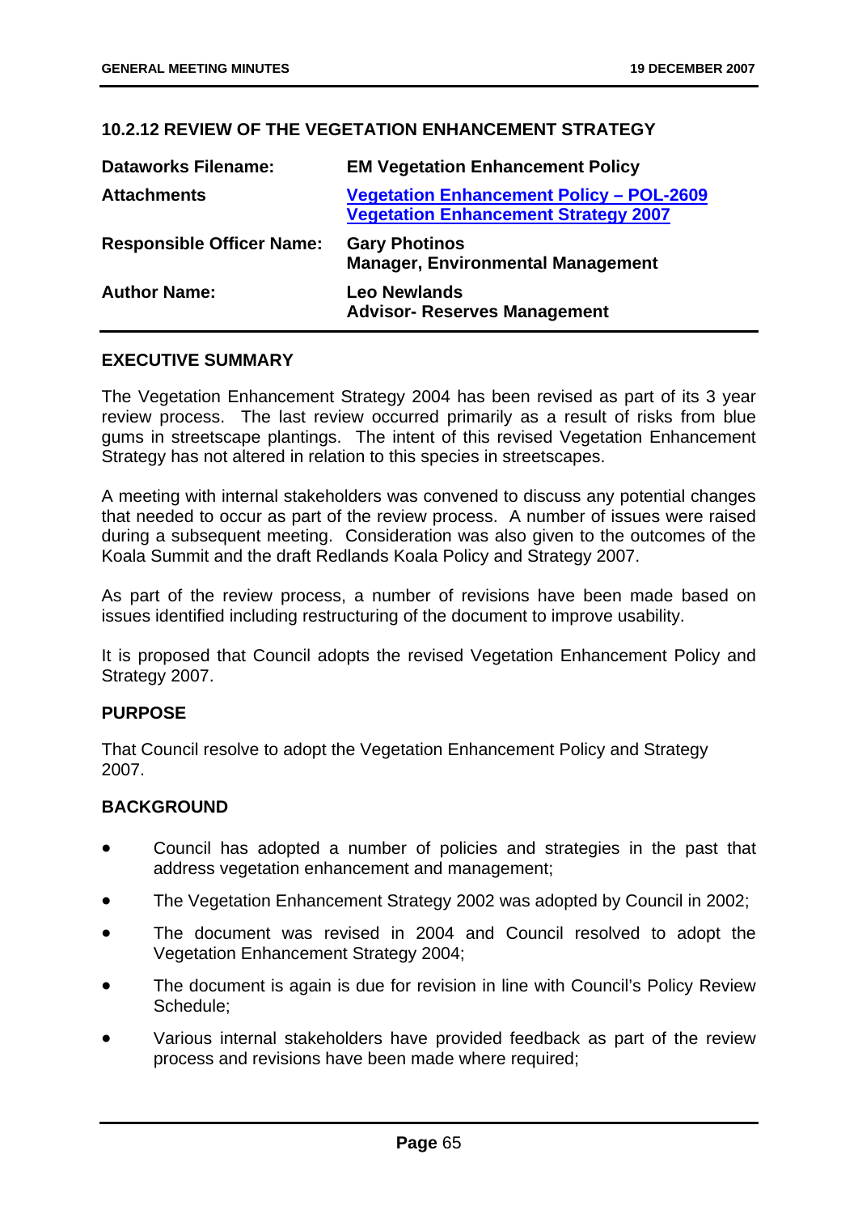### 10.2.12 REVIEW OF THE VEGETATION ENHANCEMENT STRATEGY

| | |
|---|---|
| **Dataworks Filename:** | **EM Vegetation Enhancement Policy** |
| **Attachments** | **Vegetation Enhancement Policy – POL-2609**<br>**Vegetation Enhancement Strategy 2007** |
| **Responsible Officer Name:** | **Gary Photinos**<br>**Manager, Environmental Management** |
| **Author Name:** | **Leo Newlands**<br>**Advisor- Reserves Management** |

**EXECUTIVE SUMMARY**

The Vegetation Enhancement Strategy 2004 has been revised as part of its 3 year review process. The last review occurred primarily as a result of risks from blue gums in streetscape plantings. The intent of this revised Vegetation Enhancement Strategy has not altered in relation to this species in streetscapes.

A meeting with internal stakeholders was convened to discuss any potential changes that needed to occur as part of the review process. A number of issues were raised during a subsequent meeting. Consideration was also given to the outcomes of the Koala Summit and the draft Redlands Koala Policy and Strategy 2007.

As part of the review process, a number of revisions have been made based on issues identified including restructuring of the document to improve usability.

It is proposed that Council adopts the revised Vegetation Enhancement Policy and Strategy 2007.

**PURPOSE**

That Council resolve to adopt the Vegetation Enhancement Policy and Strategy 2007.

**BACKGROUND**

- Council has adopted a number of policies and strategies in the past that address vegetation enhancement and management;
- The Vegetation Enhancement Strategy 2002 was adopted by Council in 2002;
- The document was revised in 2004 and Council resolved to adopt the Vegetation Enhancement Strategy 2004;
- The document is again is due for revision in line with Council's Policy Review Schedule;
- Various internal stakeholders have provided feedback as part of the review process and revisions have been made where required;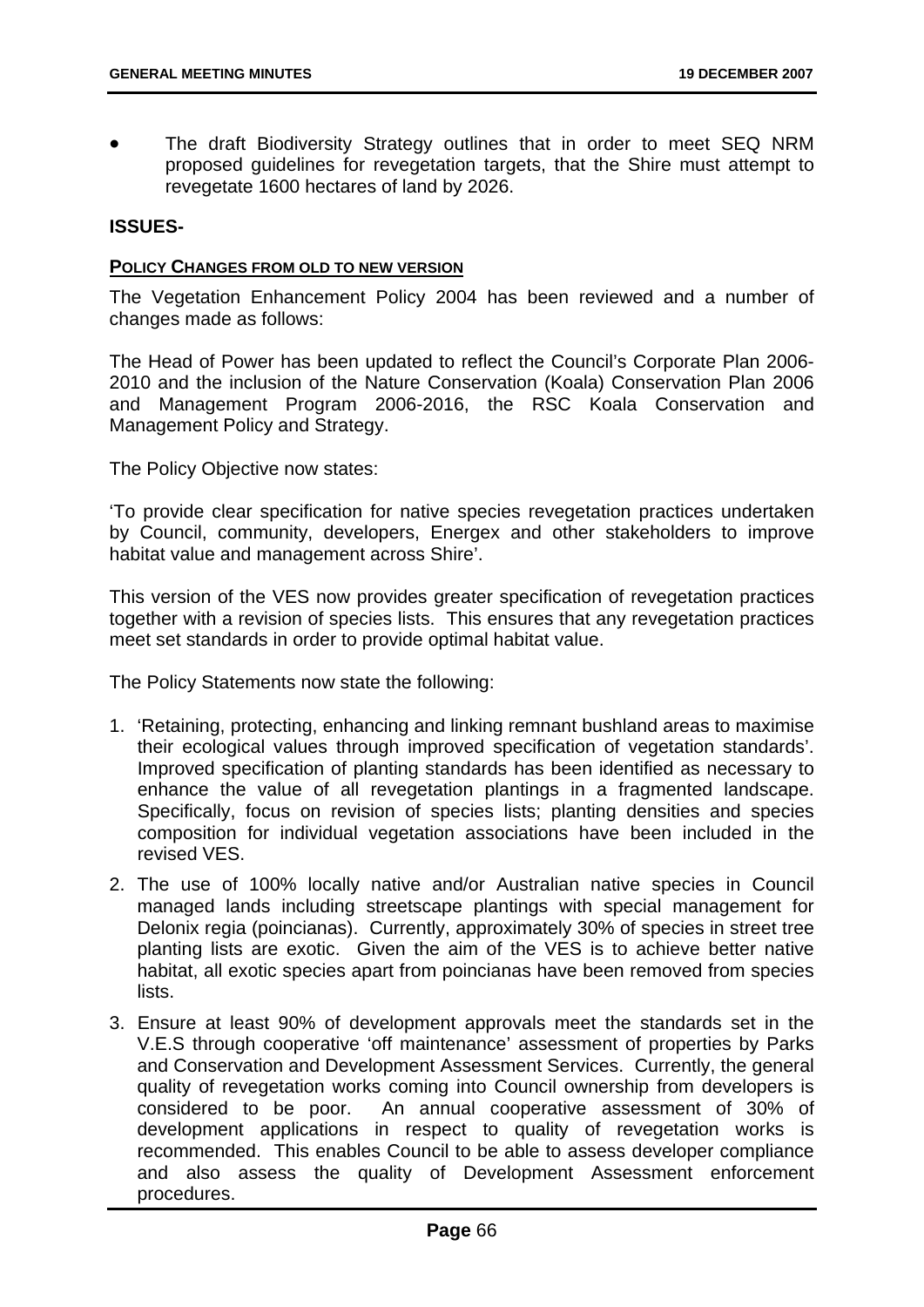- The draft Biodiversity Strategy outlines that in order to meet SEQ NRM proposed guidelines for revegetation targets, that the Shire must attempt to revegetate 1600 hectares of land by 2026.

**ISSUES-**

**POLICY CHANGES FROM OLD TO NEW VERSION**

The Vegetation Enhancement Policy 2004 has been reviewed and a number of changes made as follows:

The Head of Power has been updated to reflect the Council's Corporate Plan 2006-2010 and the inclusion of the Nature Conservation (Koala) Conservation Plan 2006 and Management Program 2006-2016, the RSC Koala Conservation and Management Policy and Strategy.

The Policy Objective now states:

'To provide clear specification for native species revegetation practices undertaken by Council, community, developers, Energex and other stakeholders to improve habitat value and management across Shire'.

This version of the VES now provides greater specification of revegetation practices together with a revision of species lists. This ensures that any revegetation practices meet set standards in order to provide optimal habitat value.

The Policy Statements now state the following:

1. 'Retaining, protecting, enhancing and linking remnant bushland areas to maximise their ecological values through improved specification of vegetation standards'. Improved specification of planting standards has been identified as necessary to enhance the value of all revegetation plantings in a fragmented landscape. Specifically, focus on revision of species lists; planting densities and species composition for individual vegetation associations have been included in the revised VES.
2. The use of 100% locally native and/or Australian native species in Council managed lands including streetscape plantings with special management for Delonix regia (poincianas). Currently, approximately 30% of species in street tree planting lists are exotic. Given the aim of the VES is to achieve better native habitat, all exotic species apart from poincianas have been removed from species lists.
3. Ensure at least 90% of development approvals meet the standards set in the V.E.S through cooperative 'off maintenance' assessment of properties by Parks and Conservation and Development Assessment Services. Currently, the general quality of revegetation works coming into Council ownership from developers is considered to be poor. An annual cooperative assessment of 30% of development applications in respect to quality of revegetation works is recommended. This enables Council to be able to assess developer compliance and also assess the quality of Development Assessment enforcement procedures.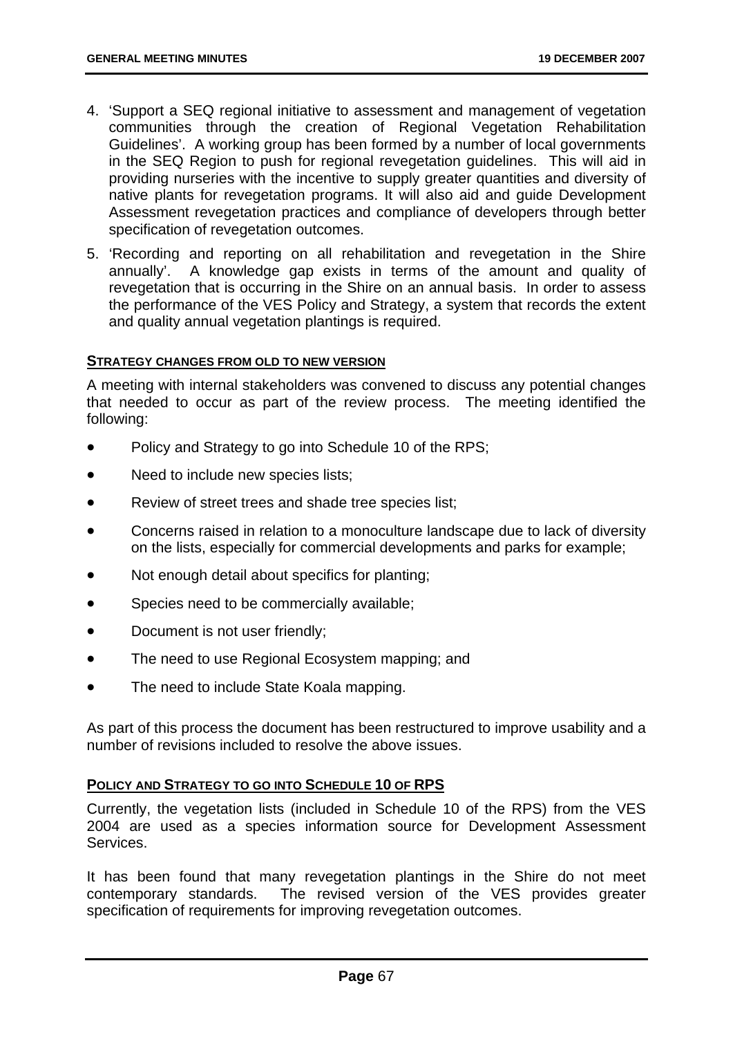4. 'Support a SEQ regional initiative to assessment and management of vegetation communities through the creation of Regional Vegetation Rehabilitation Guidelines'. A working group has been formed by a number of local governments in the SEQ Region to push for regional revegetation guidelines. This will aid in providing nurseries with the incentive to supply greater quantities and diversity of native plants for revegetation programs. It will also aid and guide Development Assessment revegetation practices and compliance of developers through better specification of revegetation outcomes.

5. 'Recording and reporting on all rehabilitation and revegetation in the Shire annually'. A knowledge gap exists in terms of the amount and quality of revegetation that is occurring in the Shire on an annual basis. In order to assess the performance of the VES Policy and Strategy, a system that records the extent and quality annual vegetation plantings is required.

**STRATEGY CHANGES FROM OLD TO NEW VERSION**

A meeting with internal stakeholders was convened to discuss any potential changes that needed to occur as part of the review process. The meeting identified the following:

- Policy and Strategy to go into Schedule 10 of the RPS;
- Need to include new species lists;
- Review of street trees and shade tree species list;
- Concerns raised in relation to a monoculture landscape due to lack of diversity on the lists, especially for commercial developments and parks for example;
- Not enough detail about specifics for planting;
- Species need to be commercially available;
- Document is not user friendly;
- The need to use Regional Ecosystem mapping; and
- The need to include State Koala mapping.

As part of this process the document has been restructured to improve usability and a number of revisions included to resolve the above issues.

**POLICY AND STRATEGY TO GO INTO SCHEDULE 10 OF RPS**

Currently, the vegetation lists (included in Schedule 10 of the RPS) from the VES 2004 are used as a species information source for Development Assessment Services.

It has been found that many revegetation plantings in the Shire do not meet contemporary standards. The revised version of the VES provides greater specification of requirements for improving revegetation outcomes.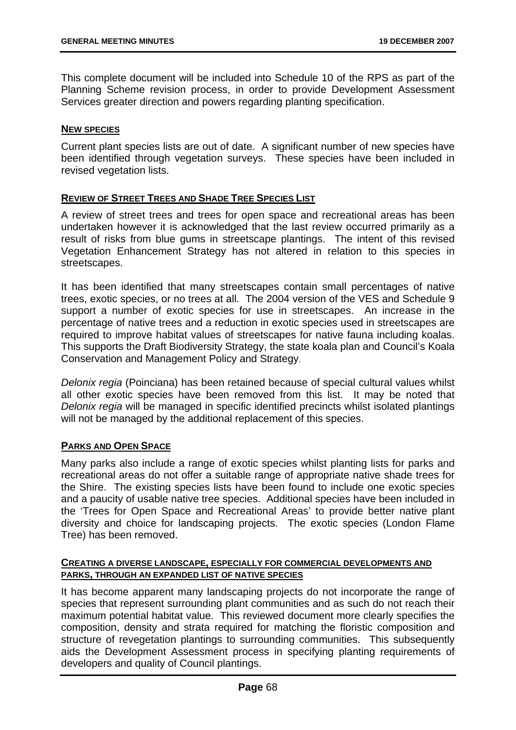This complete document will be included into Schedule 10 of the RPS as part of the Planning Scheme revision process, in order to provide Development Assessment Services greater direction and powers regarding planting specification.

**NEW SPECIES**

Current plant species lists are out of date. A significant number of new species have been identified through vegetation surveys. These species have been included in revised vegetation lists.

**REVIEW OF STREET TREES AND SHADE TREE SPECIES LIST**

A review of street trees and trees for open space and recreational areas has been undertaken however it is acknowledged that the last review occurred primarily as a result of risks from blue gums in streetscape plantings. The intent of this revised Vegetation Enhancement Strategy has not altered in relation to this species in streetscapes.

It has been identified that many streetscapes contain small percentages of native trees, exotic species, or no trees at all. The 2004 version of the VES and Schedule 9 support a number of exotic species for use in streetscapes. An increase in the percentage of native trees and a reduction in exotic species used in streetscapes are required to improve habitat values of streetscapes for native fauna including koalas. This supports the Draft Biodiversity Strategy, the state koala plan and Council's Koala Conservation and Management Policy and Strategy.

*Delonix regia* (Poinciana) has been retained because of special cultural values whilst all other exotic species have been removed from this list. It may be noted that *Delonix regia* will be managed in specific identified precincts whilst isolated plantings will not be managed by the additional replacement of this species.

**PARKS AND OPEN SPACE**

Many parks also include a range of exotic species whilst planting lists for parks and recreational areas do not offer a suitable range of appropriate native shade trees for the Shire. The existing species lists have been found to include one exotic species and a paucity of usable native tree species. Additional species have been included in the 'Trees for Open Space and Recreational Areas' to provide better native plant diversity and choice for landscaping projects. The exotic species (London Flame Tree) has been removed.

**CREATING A DIVERSE LANDSCAPE, ESPECIALLY FOR COMMERCIAL DEVELOPMENTS AND PARKS, THROUGH AN EXPANDED LIST OF NATIVE SPECIES**

It has become apparent many landscaping projects do not incorporate the range of species that represent surrounding plant communities and as such do not reach their maximum potential habitat value. This reviewed document more clearly specifies the composition, density and strata required for matching the floristic composition and structure of revegetation plantings to surrounding communities. This subsequently aids the Development Assessment process in specifying planting requirements of developers and quality of Council plantings.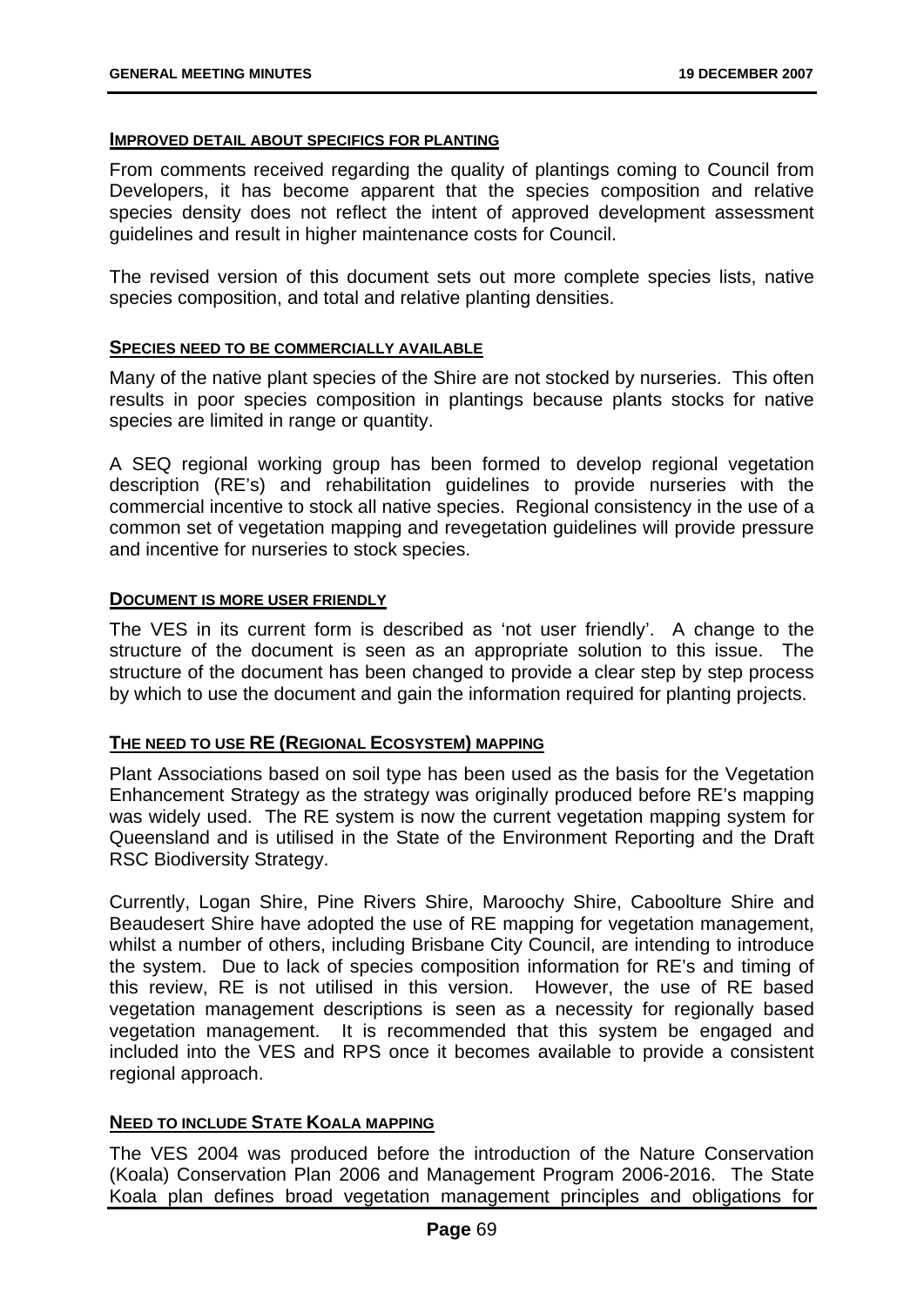#### **IMPROVED DETAIL ABOUT SPECIFICS FOR PLANTING**

From comments received regarding the quality of plantings coming to Council from Developers, it has become apparent that the species composition and relative species density does not reflect the intent of approved development assessment guidelines and result in higher maintenance costs for Council.

The revised version of this document sets out more complete species lists, native species composition, and total and relative planting densities.

#### **SPECIES NEED TO BE COMMERCIALLY AVAILABLE**

Many of the native plant species of the Shire are not stocked by nurseries. This often results in poor species composition in plantings because plants stocks for native species are limited in range or quantity.

A SEQ regional working group has been formed to develop regional vegetation description (RE's) and rehabilitation guidelines to provide nurseries with the commercial incentive to stock all native species. Regional consistency in the use of a common set of vegetation mapping and revegetation guidelines will provide pressure and incentive for nurseries to stock species.

#### **DOCUMENT IS MORE USER FRIENDLY**

The VES in its current form is described as 'not user friendly'. A change to the structure of the document is seen as an appropriate solution to this issue. The structure of the document has been changed to provide a clear step by step process by which to use the document and gain the information required for planting projects.

#### **THE NEED TO USE RE (REGIONAL ECOSYSTEM) MAPPING**

Plant Associations based on soil type has been used as the basis for the Vegetation Enhancement Strategy as the strategy was originally produced before RE's mapping was widely used. The RE system is now the current vegetation mapping system for Queensland and is utilised in the State of the Environment Reporting and the Draft RSC Biodiversity Strategy.

Currently, Logan Shire, Pine Rivers Shire, Maroochy Shire, Caboolture Shire and Beaudesert Shire have adopted the use of RE mapping for vegetation management, whilst a number of others, including Brisbane City Council, are intending to introduce the system. Due to lack of species composition information for RE's and timing of this review, RE is not utilised in this version. However, the use of RE based vegetation management descriptions is seen as a necessity for regionally based vegetation management. It is recommended that this system be engaged and included into the VES and RPS once it becomes available to provide a consistent regional approach.

#### **NEED TO INCLUDE STATE KOALA MAPPING**

The VES 2004 was produced before the introduction of the Nature Conservation (Koala) Conservation Plan 2006 and Management Program 2006-2016. The State Koala plan defines broad vegetation management principles and obligations for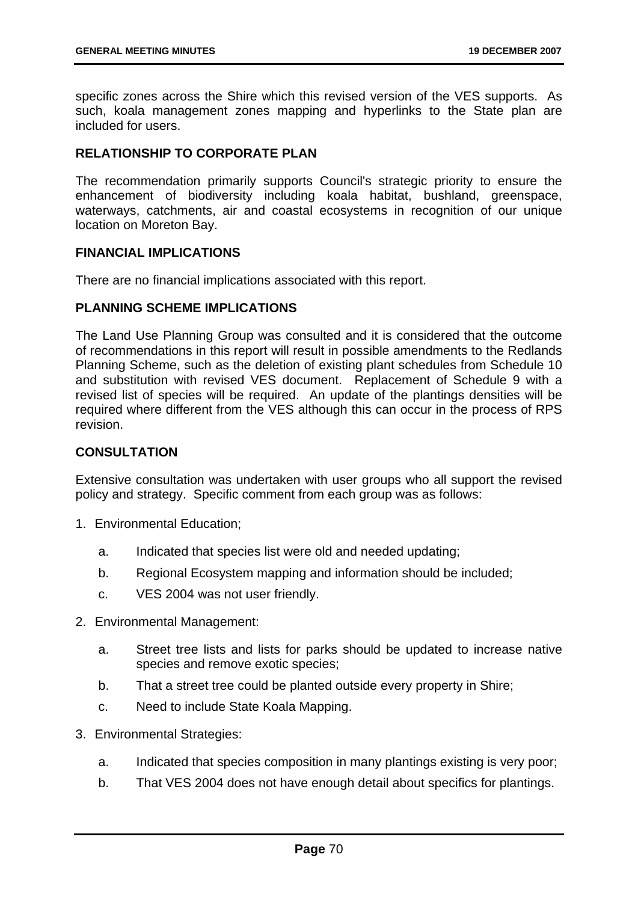specific zones across the Shire which this revised version of the VES supports. As such, koala management zones mapping and hyperlinks to the State plan are included for users.

**RELATIONSHIP TO CORPORATE PLAN**

The recommendation primarily supports Council's strategic priority to ensure the enhancement of biodiversity including koala habitat, bushland, greenspace, waterways, catchments, air and coastal ecosystems in recognition of our unique location on Moreton Bay.

**FINANCIAL IMPLICATIONS**

There are no financial implications associated with this report.

**PLANNING SCHEME IMPLICATIONS**

The Land Use Planning Group was consulted and it is considered that the outcome of recommendations in this report will result in possible amendments to the Redlands Planning Scheme, such as the deletion of existing plant schedules from Schedule 10 and substitution with revised VES document. Replacement of Schedule 9 with a revised list of species will be required. An update of the plantings densities will be required where different from the VES although this can occur in the process of RPS revision.

**CONSULTATION**

Extensive consultation was undertaken with user groups who all support the revised policy and strategy. Specific comment from each group was as follows:

1. Environmental Education;
   a. Indicated that species list were old and needed updating;
   b. Regional Ecosystem mapping and information should be included;
   c. VES 2004 was not user friendly.
2. Environmental Management:
   a. Street tree lists and lists for parks should be updated to increase native species and remove exotic species;
   b. That a street tree could be planted outside every property in Shire;
   c. Need to include State Koala Mapping.
3. Environmental Strategies:
   a. Indicated that species composition in many plantings existing is very poor;
   b. That VES 2004 does not have enough detail about specifics for plantings.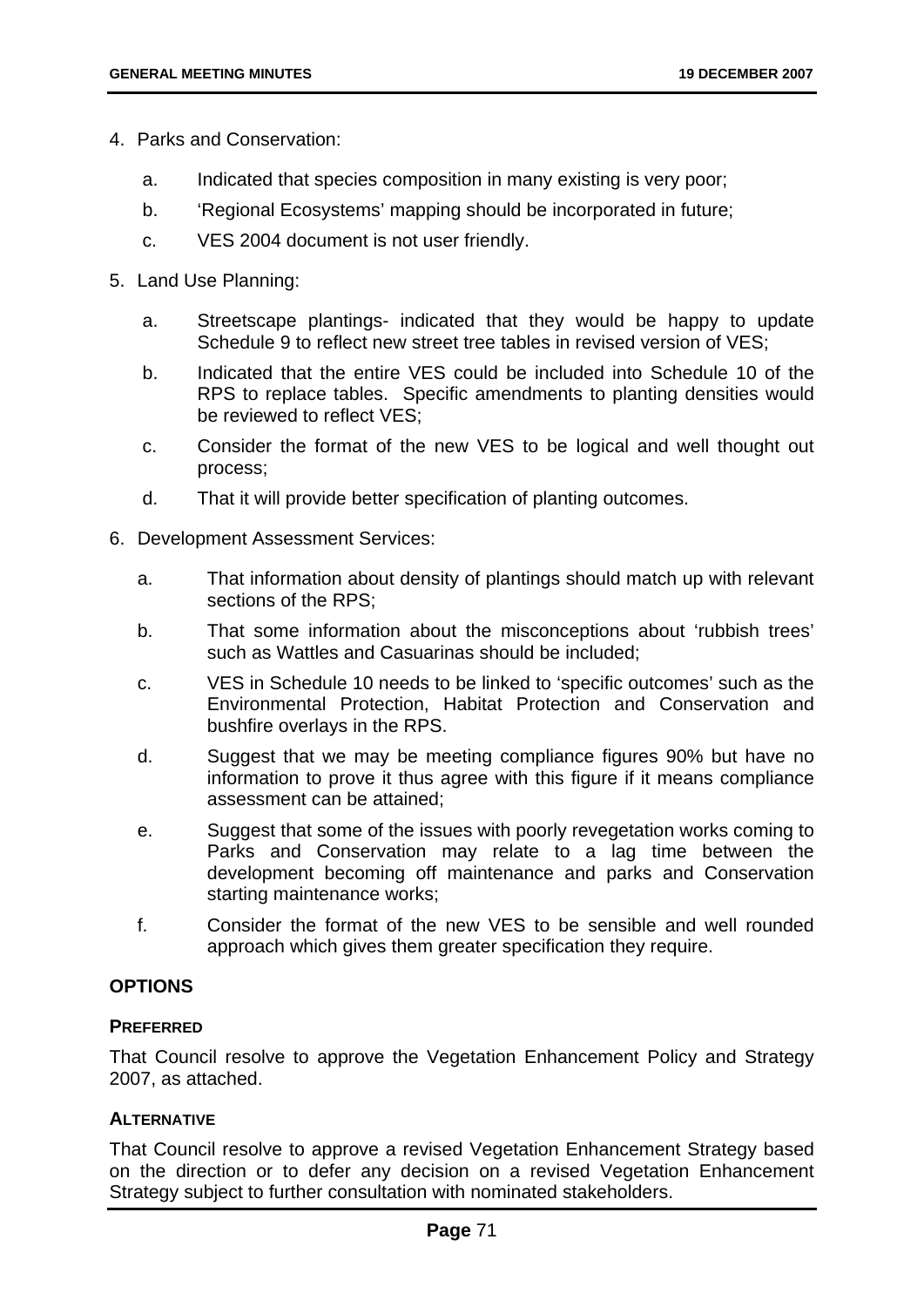4. Parks and Conservation:

    a. Indicated that species composition in many existing is very poor;

    b. 'Regional Ecosystems' mapping should be incorporated in future;

    c. VES 2004 document is not user friendly.

5. Land Use Planning:

    a. Streetscape plantings- indicated that they would be happy to update Schedule 9 to reflect new street tree tables in revised version of VES;

    b. Indicated that the entire VES could be included into Schedule 10 of the RPS to replace tables. Specific amendments to planting densities would be reviewed to reflect VES;

    c. Consider the format of the new VES to be logical and well thought out process;

    d. That it will provide better specification of planting outcomes.

6. Development Assessment Services:

    a. That information about density of plantings should match up with relevant sections of the RPS;

    b. That some information about the misconceptions about 'rubbish trees' such as Wattles and Casuarinas should be included;

    c. VES in Schedule 10 needs to be linked to 'specific outcomes' such as the Environmental Protection, Habitat Protection and Conservation and bushfire overlays in the RPS.

    d. Suggest that we may be meeting compliance figures 90% but have no information to prove it thus agree with this figure if it means compliance assessment can be attained;

    e. Suggest that some of the issues with poorly revegetation works coming to Parks and Conservation may relate to a lag time between the development becoming off maintenance and parks and Conservation starting maintenance works;

    f. Consider the format of the new VES to be sensible and well rounded approach which gives them greater specification they require.

## OPTIONS

### PREFERRED

That Council resolve to approve the Vegetation Enhancement Policy and Strategy 2007, as attached.

### ALTERNATIVE

That Council resolve to approve a revised Vegetation Enhancement Strategy based on the direction or to defer any decision on a revised Vegetation Enhancement Strategy subject to further consultation with nominated stakeholders.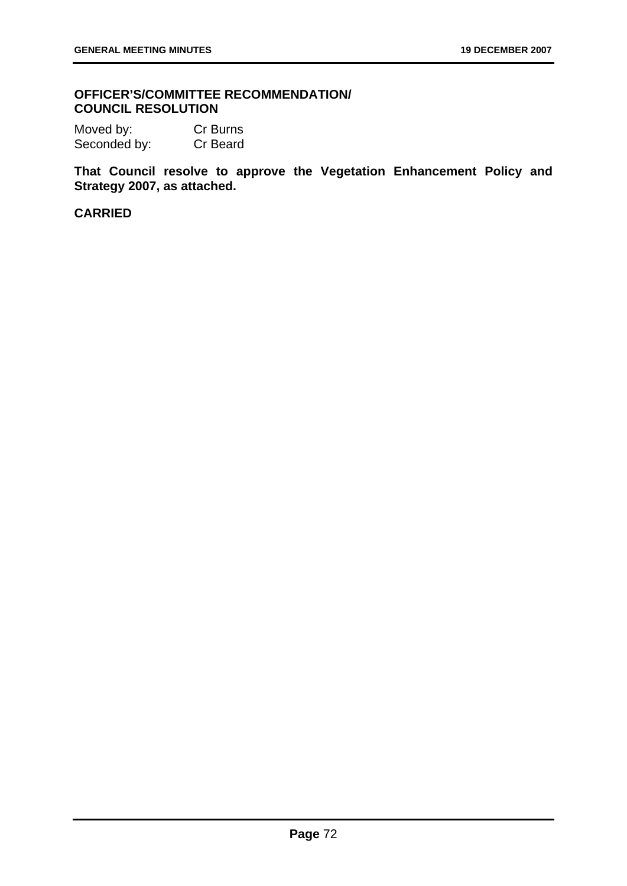**OFFICER'S/COMMITTEE RECOMMENDATION/
COUNCIL RESOLUTION**

Moved by: Cr Burns
Seconded by: Cr Beard

**That Council resolve to approve the Vegetation Enhancement Policy and Strategy 2007, as attached.**

**CARRIED**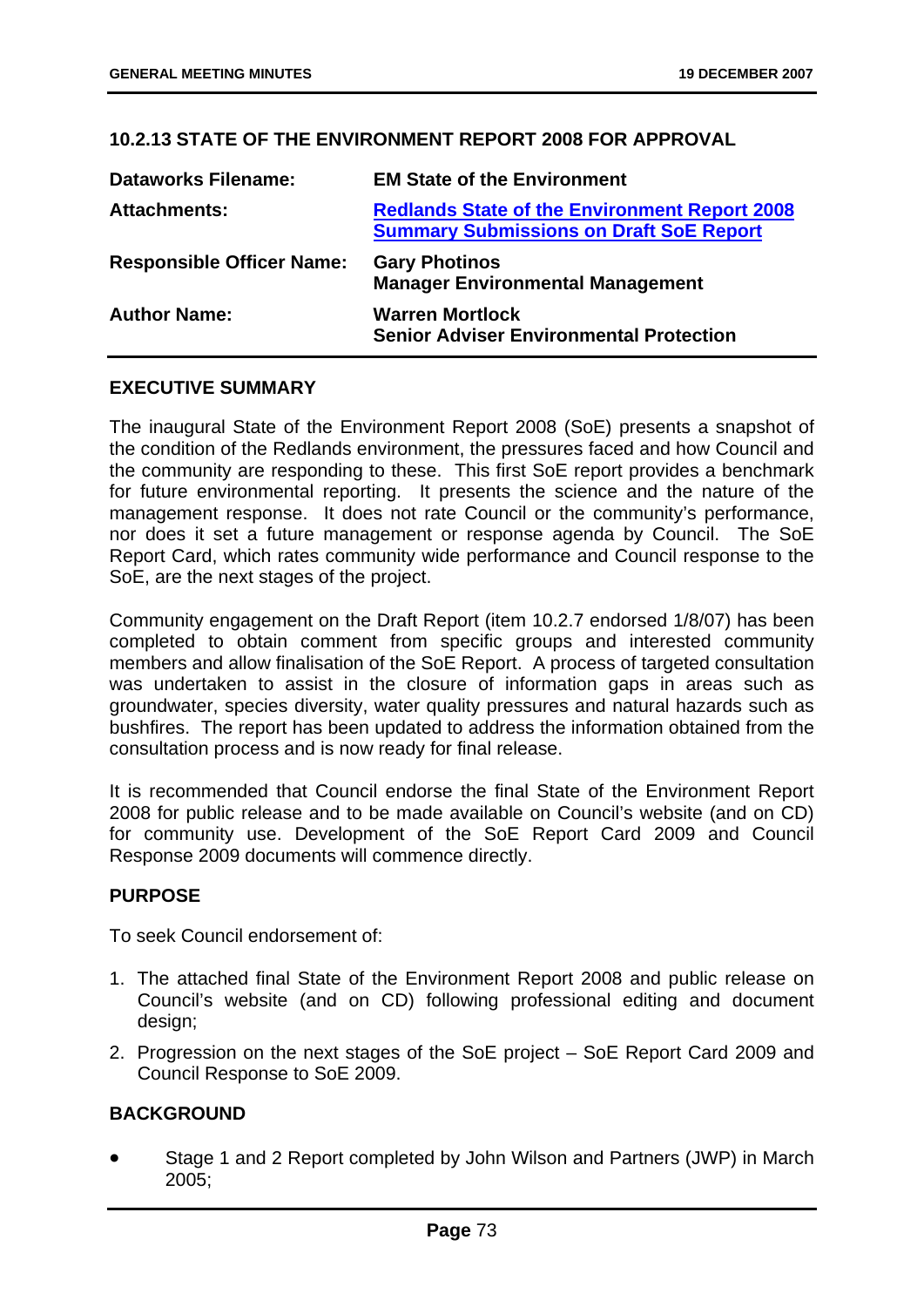### 10.2.13 STATE OF THE ENVIRONMENT REPORT 2008 FOR APPROVAL

| | |
|---|---|
| **Dataworks Filename:** | **EM State of the Environment** |
| **Attachments:** | **Redlands State of the Environment Report 2008**<br>**Summary Submissions on Draft SoE Report** |
| **Responsible Officer Name:** | **Gary Photinos**<br>**Manager Environmental Management** |
| **Author Name:** | **Warren Mortlock**<br>**Senior Adviser Environmental Protection** |

**EXECUTIVE SUMMARY**

The inaugural State of the Environment Report 2008 (SoE) presents a snapshot of the condition of the Redlands environment, the pressures faced and how Council and the community are responding to these. This first SoE report provides a benchmark for future environmental reporting. It presents the science and the nature of the management response. It does not rate Council or the community's performance, nor does it set a future management or response agenda by Council. The SoE Report Card, which rates community wide performance and Council response to the SoE, are the next stages of the project.

Community engagement on the Draft Report (item 10.2.7 endorsed 1/8/07) has been completed to obtain comment from specific groups and interested community members and allow finalisation of the SoE Report. A process of targeted consultation was undertaken to assist in the closure of information gaps in areas such as groundwater, species diversity, water quality pressures and natural hazards such as bushfires. The report has been updated to address the information obtained from the consultation process and is now ready for final release.

It is recommended that Council endorse the final State of the Environment Report 2008 for public release and to be made available on Council's website (and on CD) for community use. Development of the SoE Report Card 2009 and Council Response 2009 documents will commence directly.

**PURPOSE**

To seek Council endorsement of:

1. The attached final State of the Environment Report 2008 and public release on Council's website (and on CD) following professional editing and document design;
2. Progression on the next stages of the SoE project – SoE Report Card 2009 and Council Response to SoE 2009.

**BACKGROUND**

- Stage 1 and 2 Report completed by John Wilson and Partners (JWP) in March 2005;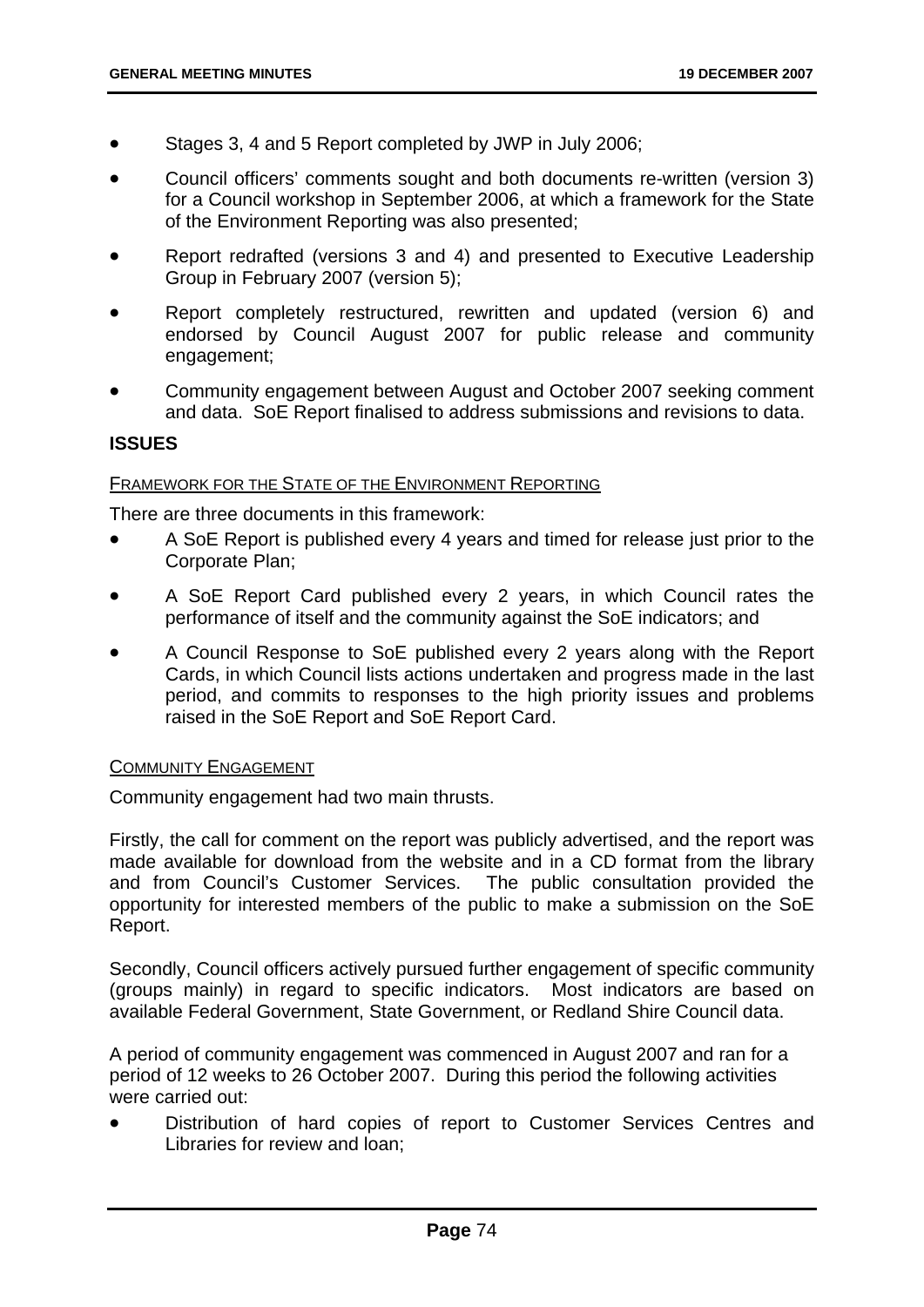- Stages 3, 4 and 5 Report completed by JWP in July 2006;
- Council officers' comments sought and both documents re-written (version 3) for a Council workshop in September 2006, at which a framework for the State of the Environment Reporting was also presented;
- Report redrafted (versions 3 and 4) and presented to Executive Leadership Group in February 2007 (version 5);
- Report completely restructured, rewritten and updated (version 6) and endorsed by Council August 2007 for public release and community engagement;
- Community engagement between August and October 2007 seeking comment and data. SoE Report finalised to address submissions and revisions to data.

## ISSUES

<u>FRAMEWORK FOR THE STATE OF THE ENVIRONMENT REPORTING</u>

There are three documents in this framework:

- A SoE Report is published every 4 years and timed for release just prior to the Corporate Plan;
- A SoE Report Card published every 2 years, in which Council rates the performance of itself and the community against the SoE indicators; and
- A Council Response to SoE published every 2 years along with the Report Cards, in which Council lists actions undertaken and progress made in the last period, and commits to responses to the high priority issues and problems raised in the SoE Report and SoE Report Card.

<u>COMMUNITY ENGAGEMENT</u>

Community engagement had two main thrusts.

Firstly, the call for comment on the report was publicly advertised, and the report was made available for download from the website and in a CD format from the library and from Council's Customer Services. The public consultation provided the opportunity for interested members of the public to make a submission on the SoE Report.

Secondly, Council officers actively pursued further engagement of specific community (groups mainly) in regard to specific indicators. Most indicators are based on available Federal Government, State Government, or Redland Shire Council data.

A period of community engagement was commenced in August 2007 and ran for a period of 12 weeks to 26 October 2007. During this period the following activities were carried out:

- Distribution of hard copies of report to Customer Services Centres and Libraries for review and loan;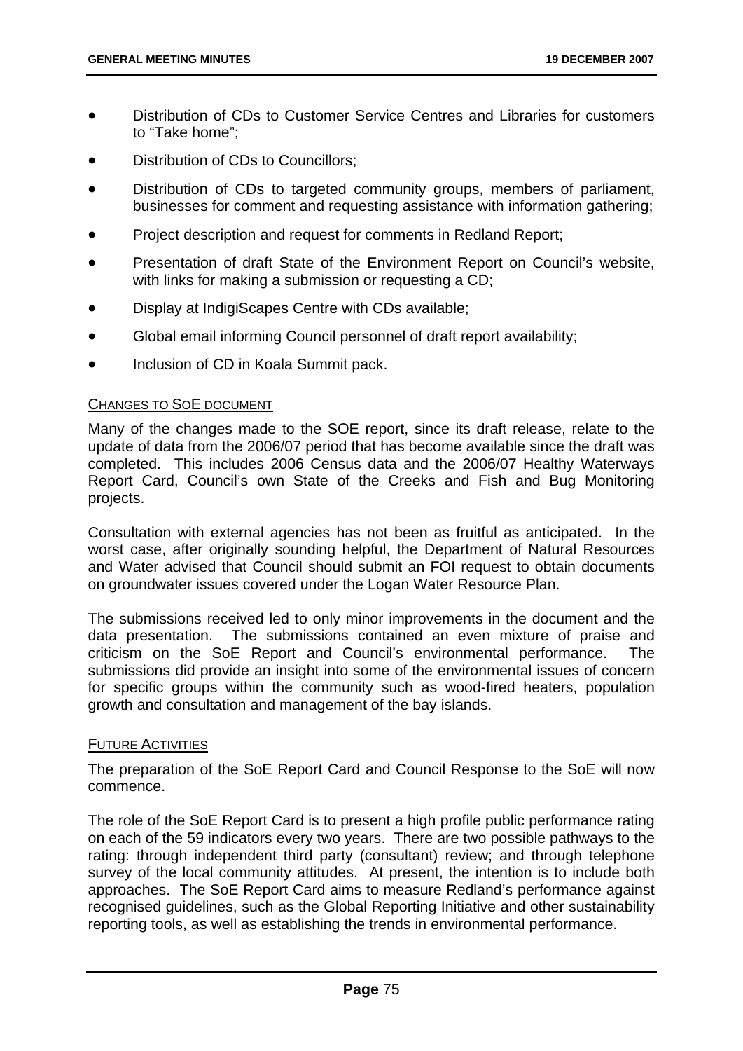- Distribution of CDs to Customer Service Centres and Libraries for customers to "Take home";
- Distribution of CDs to Councillors;
- Distribution of CDs to targeted community groups, members of parliament, businesses for comment and requesting assistance with information gathering;
- Project description and request for comments in Redland Report;
- Presentation of draft State of the Environment Report on Council's website, with links for making a submission or requesting a CD;
- Display at IndigiScapes Centre with CDs available;
- Global email informing Council personnel of draft report availability;
- Inclusion of CD in Koala Summit pack.

CHANGES TO SOE DOCUMENT

Many of the changes made to the SOE report, since its draft release, relate to the update of data from the 2006/07 period that has become available since the draft was completed. This includes 2006 Census data and the 2006/07 Healthy Waterways Report Card, Council's own State of the Creeks and Fish and Bug Monitoring projects.

Consultation with external agencies has not been as fruitful as anticipated. In the worst case, after originally sounding helpful, the Department of Natural Resources and Water advised that Council should submit an FOI request to obtain documents on groundwater issues covered under the Logan Water Resource Plan.

The submissions received led to only minor improvements in the document and the data presentation. The submissions contained an even mixture of praise and criticism on the SoE Report and Council's environmental performance. The submissions did provide an insight into some of the environmental issues of concern for specific groups within the community such as wood-fired heaters, population growth and consultation and management of the bay islands.

FUTURE ACTIVITIES

The preparation of the SoE Report Card and Council Response to the SoE will now commence.

The role of the SoE Report Card is to present a high profile public performance rating on each of the 59 indicators every two years. There are two possible pathways to the rating: through independent third party (consultant) review; and through telephone survey of the local community attitudes. At present, the intention is to include both approaches. The SoE Report Card aims to measure Redland's performance against recognised guidelines, such as the Global Reporting Initiative and other sustainability reporting tools, as well as establishing the trends in environmental performance.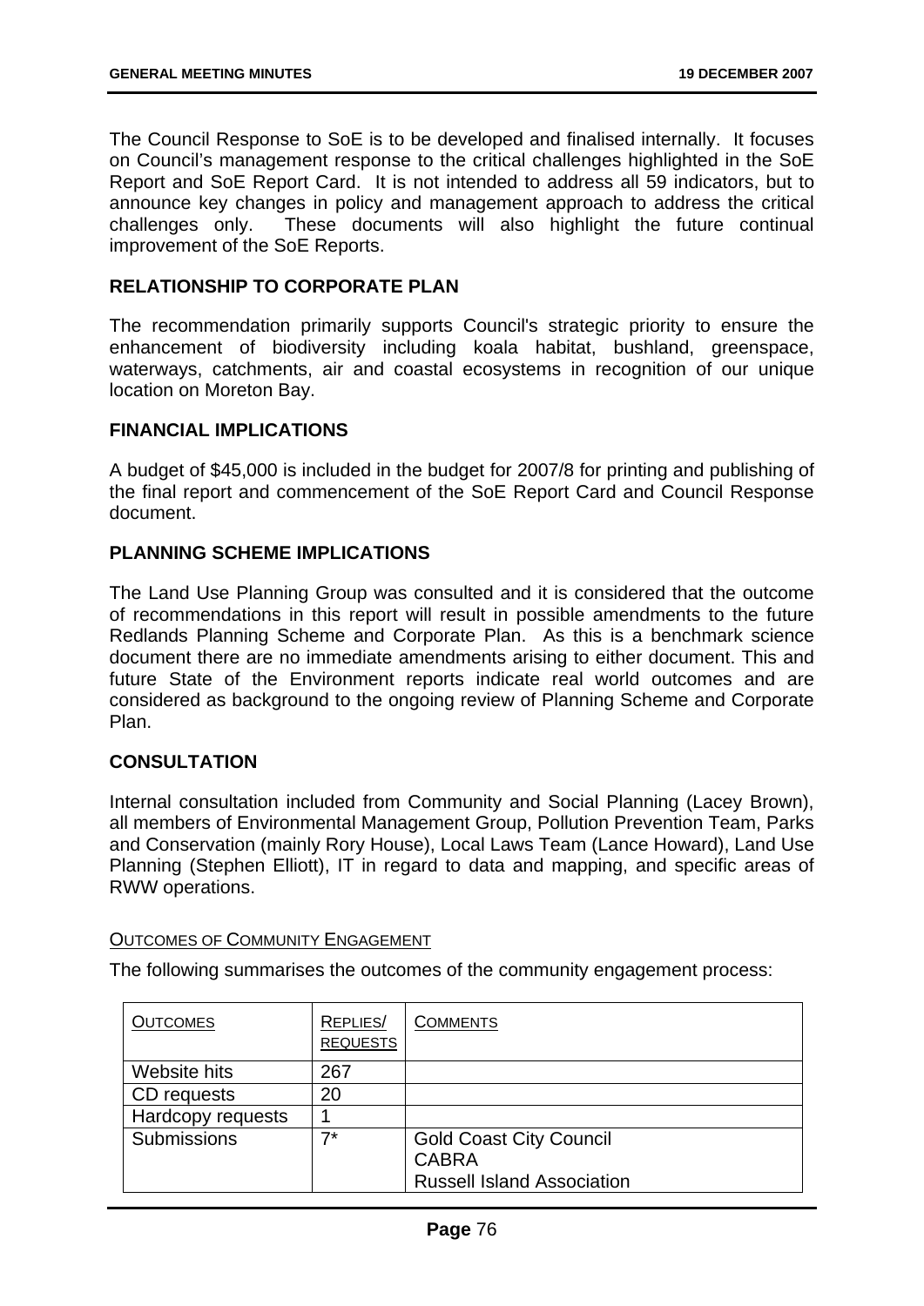The Council Response to SoE is to be developed and finalised internally. It focuses on Council's management response to the critical challenges highlighted in the SoE Report and SoE Report Card. It is not intended to address all 59 indicators, but to announce key changes in policy and management approach to address the critical challenges only. These documents will also highlight the future continual improvement of the SoE Reports.

**RELATIONSHIP TO CORPORATE PLAN**

The recommendation primarily supports Council's strategic priority to ensure the enhancement of biodiversity including koala habitat, bushland, greenspace, waterways, catchments, air and coastal ecosystems in recognition of our unique location on Moreton Bay.

**FINANCIAL IMPLICATIONS**

A budget of $45,000 is included in the budget for 2007/8 for printing and publishing of the final report and commencement of the SoE Report Card and Council Response document.

**PLANNING SCHEME IMPLICATIONS**

The Land Use Planning Group was consulted and it is considered that the outcome of recommendations in this report will result in possible amendments to the future Redlands Planning Scheme and Corporate Plan. As this is a benchmark science document there are no immediate amendments arising to either document. This and future State of the Environment reports indicate real world outcomes and are considered as background to the ongoing review of Planning Scheme and Corporate Plan.

**CONSULTATION**

Internal consultation included from Community and Social Planning (Lacey Brown), all members of Environmental Management Group, Pollution Prevention Team, Parks and Conservation (mainly Rory House), Local Laws Team (Lance Howard), Land Use Planning (Stephen Elliott), IT in regard to data and mapping, and specific areas of RWW operations.

OUTCOMES OF COMMUNITY ENGAGEMENT

The following summarises the outcomes of the community engagement process:

| OUTCOMES | REPLIES/ REQUESTS | COMMENTS |
|---|---|---|
| Website hits | 267 | |
| CD requests | 20 | |
| Hardcopy requests | 1 | |
| Submissions | 7* | Gold Coast City Council<br>CABRA<br>Russell Island Association |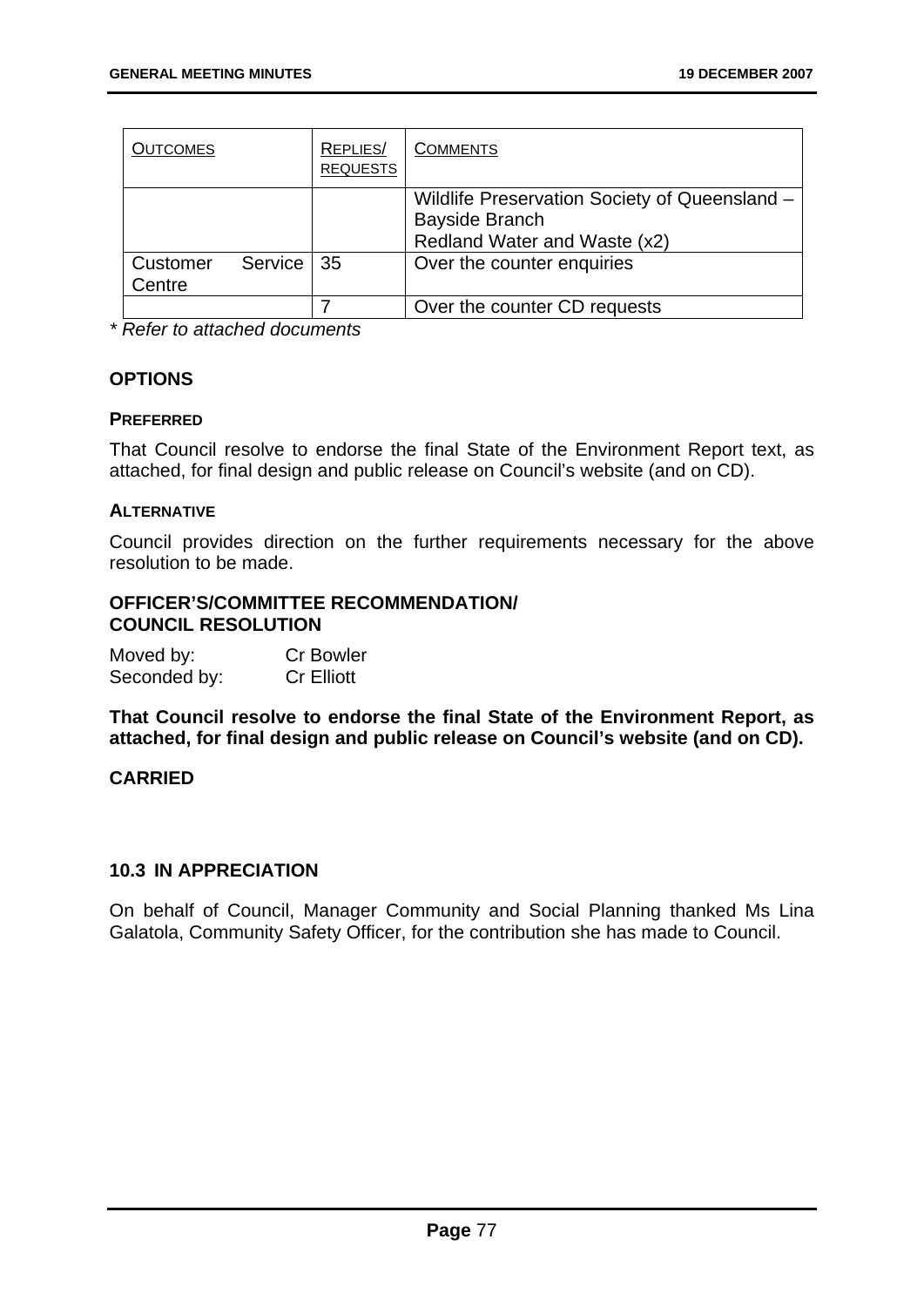| OUTCOMES | REPLIES/ REQUESTS | COMMENTS |
|---|---|---|
| | | Wildlife Preservation Society of Queensland – Bayside Branch<br>Redland Water and Waste (x2) |
| Customer Service Centre | 35 | Over the counter enquiries |
| | 7 | Over the counter CD requests |

*\* Refer to attached documents*

## OPTIONS

### PREFERRED

That Council resolve to endorse the final State of the Environment Report text, as attached, for final design and public release on Council's website (and on CD).

### ALTERNATIVE

Council provides direction on the further requirements necessary for the above resolution to be made.

## OFFICER'S/COMMITTEE RECOMMENDATION/ COUNCIL RESOLUTION

Moved by: Cr Bowler
Seconded by: Cr Elliott

**That Council resolve to endorse the final State of the Environment Report, as attached, for final design and public release on Council's website (and on CD).**

**CARRIED**

## 10.3 IN APPRECIATION

On behalf of Council, Manager Community and Social Planning thanked Ms Lina Galatola, Community Safety Officer, for the contribution she has made to Council.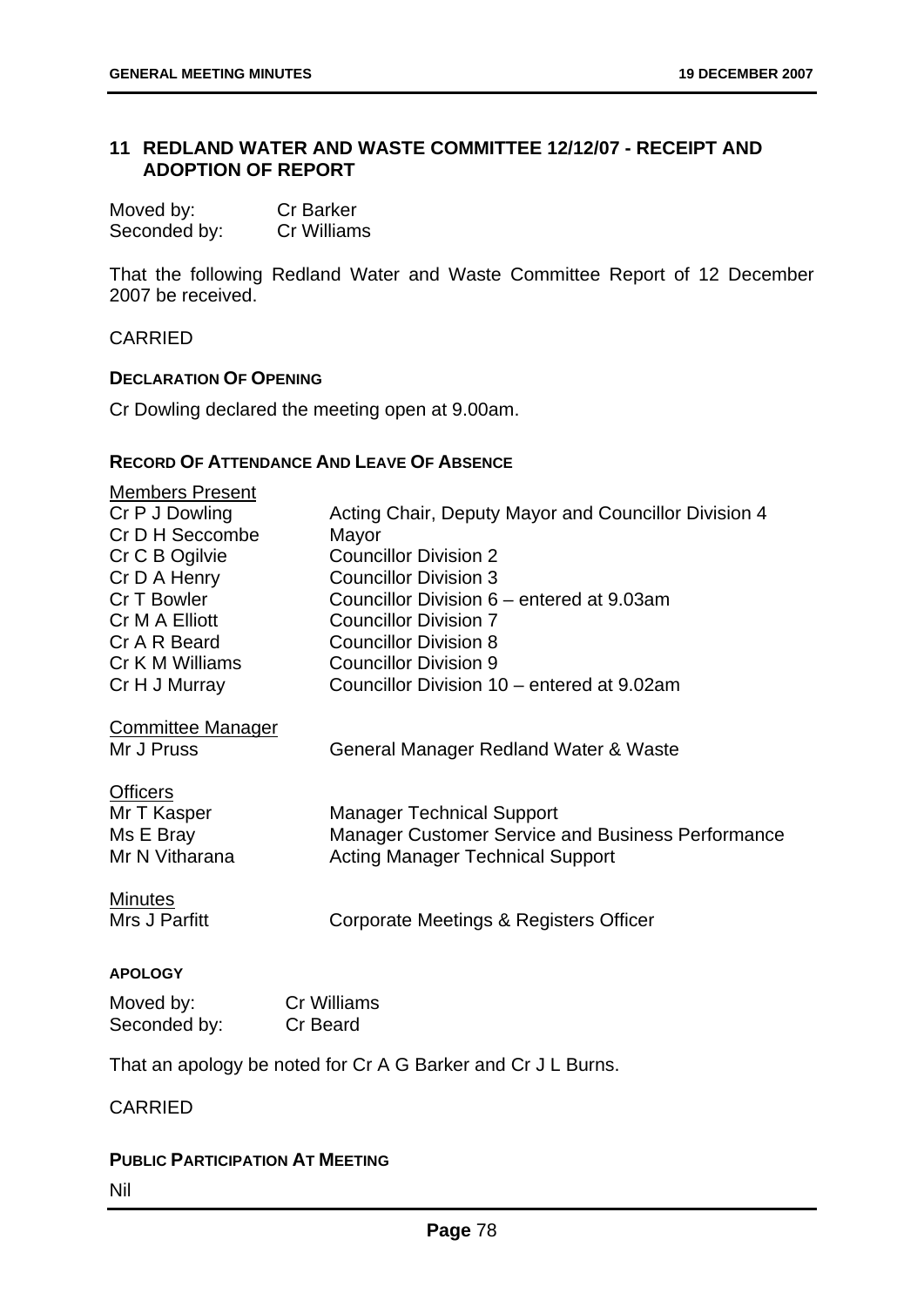## 11 REDLAND WATER AND WASTE COMMITTEE 12/12/07 - RECEIPT AND ADOPTION OF REPORT

Moved by: Cr Barker
Seconded by: Cr Williams

That the following Redland Water and Waste Committee Report of 12 December 2007 be received.

CARRIED

### DECLARATION OF OPENING

Cr Dowling declared the meeting open at 9.00am.

### RECORD OF ATTENDANCE AND LEAVE OF ABSENCE

Members Present

| | |
|---|---|
| Cr P J Dowling | Acting Chair, Deputy Mayor and Councillor Division 4 |
| Cr D H Seccombe | Mayor |
| Cr C B Ogilvie | Councillor Division 2 |
| Cr D A Henry | Councillor Division 3 |
| Cr T Bowler | Councillor Division 6 – entered at 9.03am |
| Cr M A Elliott | Councillor Division 7 |
| Cr A R Beard | Councillor Division 8 |
| Cr K M Williams | Councillor Division 9 |
| Cr H J Murray | Councillor Division 10 – entered at 9.02am |

Committee Manager

| | |
|---|---|
| Mr J Pruss | General Manager Redland Water & Waste |

Officers

| | |
|---|---|
| Mr T Kasper | Manager Technical Support |
| Ms E Bray | Manager Customer Service and Business Performance |
| Mr N Vitharana | Acting Manager Technical Support |

Minutes

| | |
|---|---|
| Mrs J Parfitt | Corporate Meetings & Registers Officer |

### APOLOGY

Moved by: Cr Williams
Seconded by: Cr Beard

That an apology be noted for Cr A G Barker and Cr J L Burns.

CARRIED

### PUBLIC PARTICIPATION AT MEETING

Nil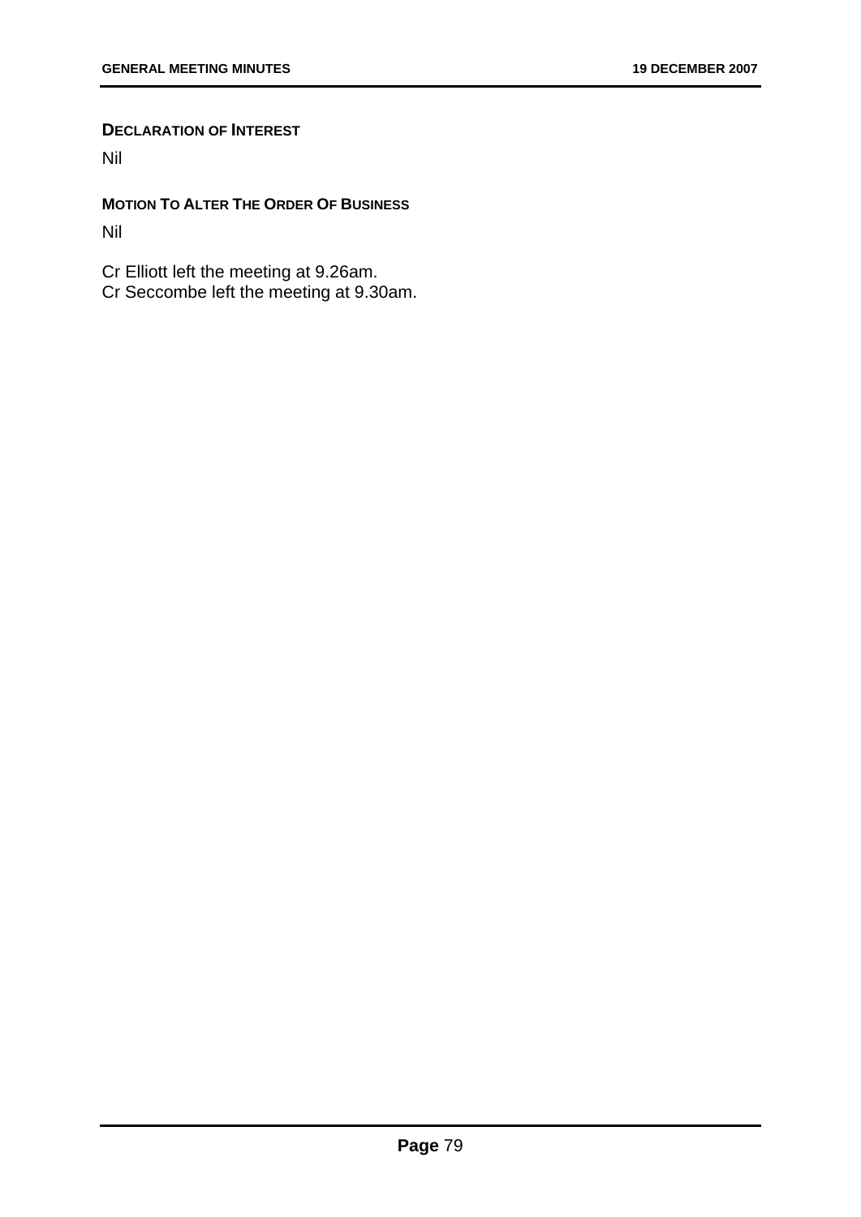**DECLARATION OF INTEREST**

Nil

**MOTION TO ALTER THE ORDER OF BUSINESS**

Nil

Cr Elliott left the meeting at 9.26am.
Cr Seccombe left the meeting at 9.30am.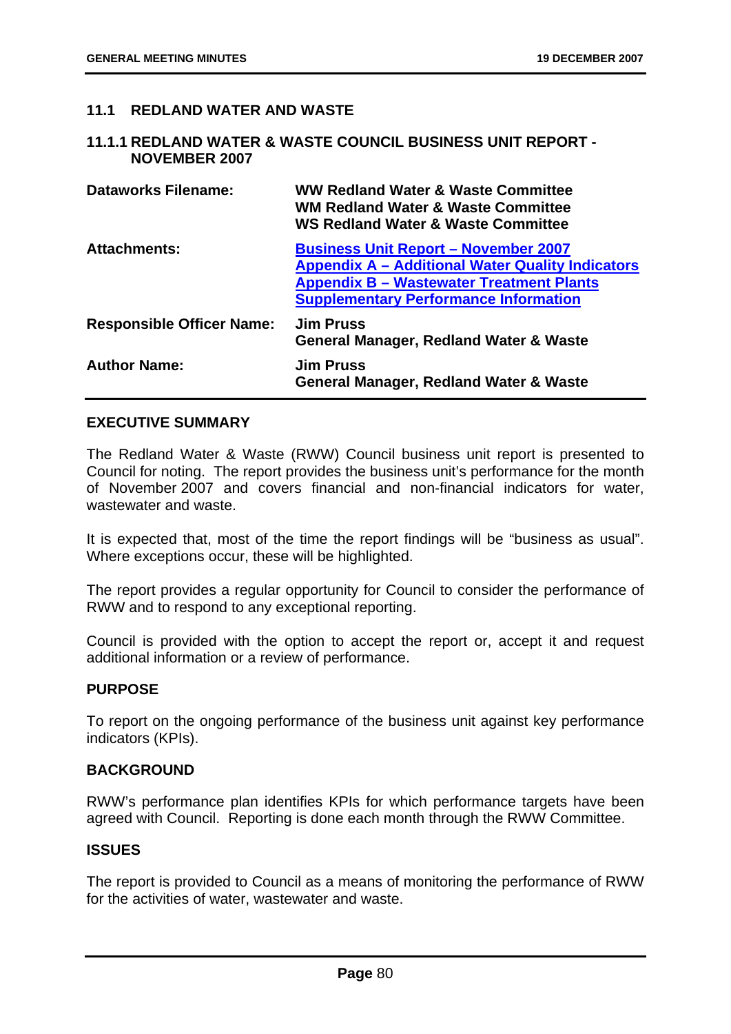## 11.1 REDLAND WATER AND WASTE

### 11.1.1 REDLAND WATER & WASTE COUNCIL BUSINESS UNIT REPORT - NOVEMBER 2007

| | |
|---|---|
| **Dataworks Filename:** | **WW Redland Water & Waste Committee**<br>**WM Redland Water & Waste Committee**<br>**WS Redland Water & Waste Committee** |
| **Attachments:** | **Business Unit Report – November 2007**<br>**Appendix A – Additional Water Quality Indicators**<br>**Appendix B – Wastewater Treatment Plants**<br>**Supplementary Performance Information** |
| **Responsible Officer Name:** | **Jim Pruss**<br>**General Manager, Redland Water & Waste** |
| **Author Name:** | **Jim Pruss**<br>**General Manager, Redland Water & Waste** |

**EXECUTIVE SUMMARY**

The Redland Water & Waste (RWW) Council business unit report is presented to Council for noting. The report provides the business unit's performance for the month of November 2007 and covers financial and non-financial indicators for water, wastewater and waste.

It is expected that, most of the time the report findings will be "business as usual". Where exceptions occur, these will be highlighted.

The report provides a regular opportunity for Council to consider the performance of RWW and to respond to any exceptional reporting.

Council is provided with the option to accept the report or, accept it and request additional information or a review of performance.

**PURPOSE**

To report on the ongoing performance of the business unit against key performance indicators (KPIs).

**BACKGROUND**

RWW's performance plan identifies KPIs for which performance targets have been agreed with Council. Reporting is done each month through the RWW Committee.

**ISSUES**

The report is provided to Council as a means of monitoring the performance of RWW for the activities of water, wastewater and waste.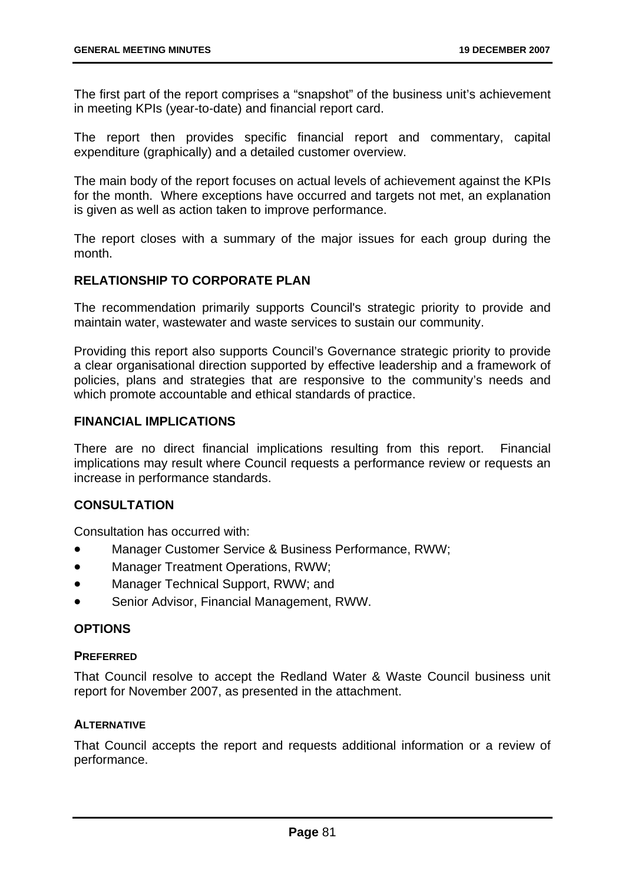The first part of the report comprises a "snapshot" of the business unit's achievement in meeting KPIs (year-to-date) and financial report card.

The report then provides specific financial report and commentary, capital expenditure (graphically) and a detailed customer overview.

The main body of the report focuses on actual levels of achievement against the KPIs for the month. Where exceptions have occurred and targets not met, an explanation is given as well as action taken to improve performance.

The report closes with a summary of the major issues for each group during the month.

### RELATIONSHIP TO CORPORATE PLAN

The recommendation primarily supports Council's strategic priority to provide and maintain water, wastewater and waste services to sustain our community.

Providing this report also supports Council's Governance strategic priority to provide a clear organisational direction supported by effective leadership and a framework of policies, plans and strategies that are responsive to the community's needs and which promote accountable and ethical standards of practice.

### FINANCIAL IMPLICATIONS

There are no direct financial implications resulting from this report. Financial implications may result where Council requests a performance review or requests an increase in performance standards.

### CONSULTATION

Consultation has occurred with:

- Manager Customer Service & Business Performance, RWW;
- Manager Treatment Operations, RWW;
- Manager Technical Support, RWW; and
- Senior Advisor, Financial Management, RWW.

### OPTIONS

#### PREFERRED

That Council resolve to accept the Redland Water & Waste Council business unit report for November 2007, as presented in the attachment.

#### ALTERNATIVE

That Council accepts the report and requests additional information or a review of performance.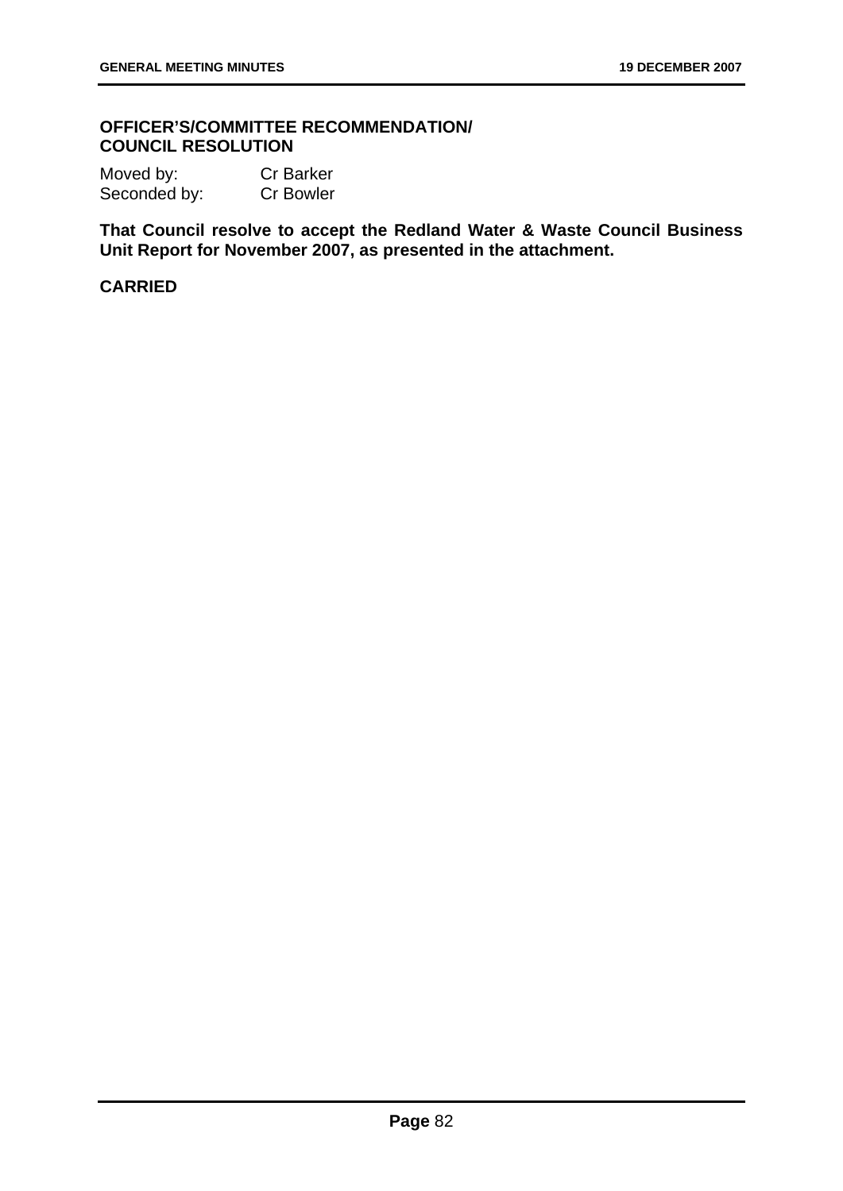**OFFICER'S/COMMITTEE RECOMMENDATION/ COUNCIL RESOLUTION**

Moved by: Cr Barker
Seconded by: Cr Bowler

**That Council resolve to accept the Redland Water & Waste Council Business Unit Report for November 2007, as presented in the attachment.**

**CARRIED**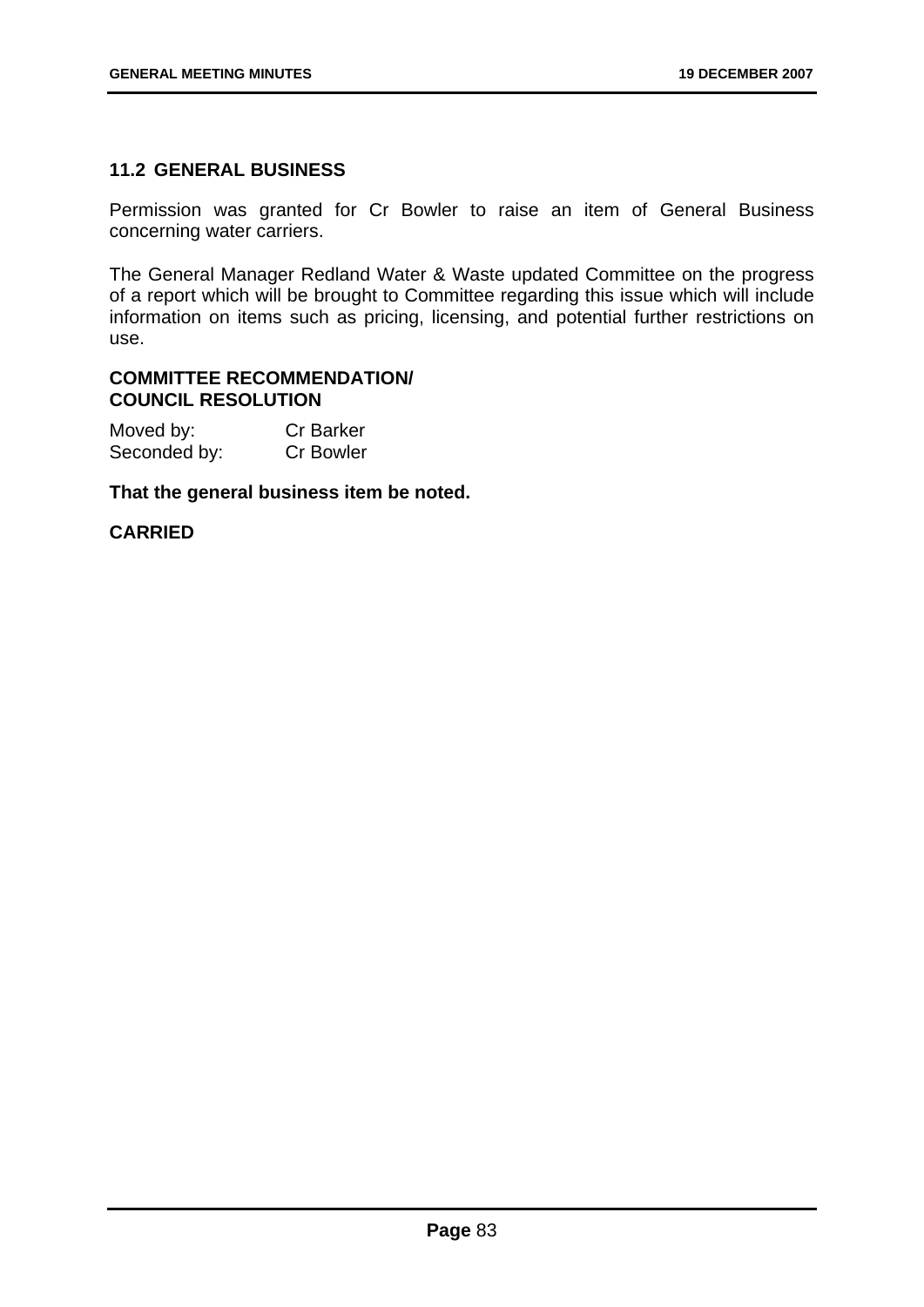## 11.2 GENERAL BUSINESS

Permission was granted for Cr Bowler to raise an item of General Business concerning water carriers.

The General Manager Redland Water & Waste updated Committee on the progress of a report which will be brought to Committee regarding this issue which will include information on items such as pricing, licensing, and potential further restrictions on use.

**COMMITTEE RECOMMENDATION/**
**COUNCIL RESOLUTION**

Moved by: Cr Barker
Seconded by: Cr Bowler

**That the general business item be noted.**

**CARRIED**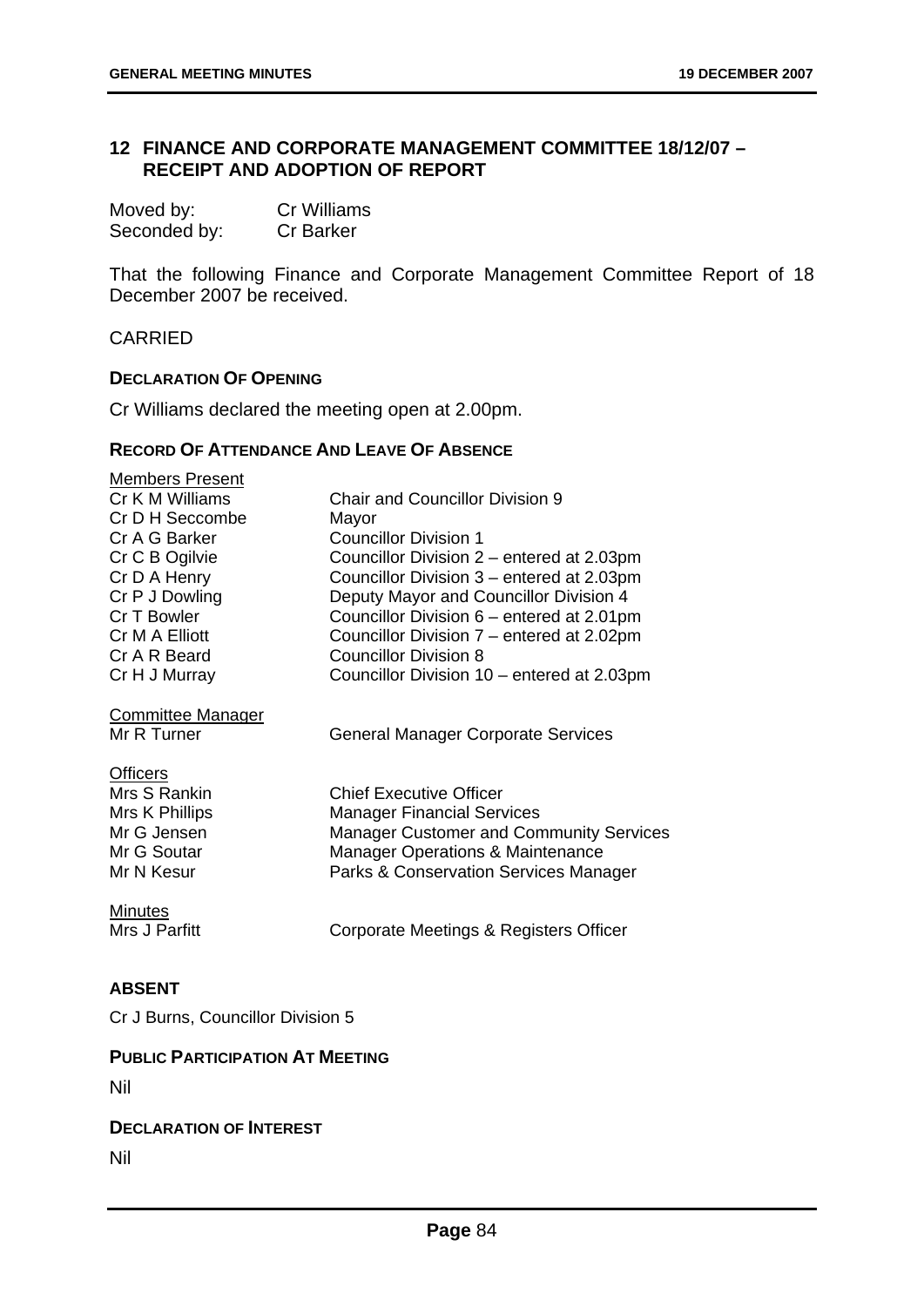## 12 FINANCE AND CORPORATE MANAGEMENT COMMITTEE 18/12/07 – RECEIPT AND ADOPTION OF REPORT

| | |
|---|---|
| Moved by: | Cr Williams |
| Seconded by: | Cr Barker |

That the following Finance and Corporate Management Committee Report of 18 December 2007 be received.

CARRIED

### DECLARATION OF OPENING

Cr Williams declared the meeting open at 2.00pm.

### RECORD OF ATTENDANCE AND LEAVE OF ABSENCE

| | |
|---|---|
| Members Present | |
| Cr K M Williams | Chair and Councillor Division 9 |
| Cr D H Seccombe | Mayor |
| Cr A G Barker | Councillor Division 1 |
| Cr C B Ogilvie | Councillor Division 2 – entered at 2.03pm |
| Cr D A Henry | Councillor Division 3 – entered at 2.03pm |
| Cr P J Dowling | Deputy Mayor and Councillor Division 4 |
| Cr T Bowler | Councillor Division 6 – entered at 2.01pm |
| Cr M A Elliott | Councillor Division 7 – entered at 2.02pm |
| Cr A R Beard | Councillor Division 8 |
| Cr H J Murray | Councillor Division 10 – entered at 2.03pm |
| Committee Manager | |
| Mr R Turner | General Manager Corporate Services |
| Officers | |
| Mrs S Rankin | Chief Executive Officer |
| Mrs K Phillips | Manager Financial Services |
| Mr G Jensen | Manager Customer and Community Services |
| Mr G Soutar | Manager Operations & Maintenance |
| Mr N Kesur | Parks & Conservation Services Manager |
| Minutes | |
| Mrs J Parfitt | Corporate Meetings & Registers Officer |

### ABSENT

Cr J Burns, Councillor Division 5

### PUBLIC PARTICIPATION AT MEETING

Nil

### DECLARATION OF INTEREST

Nil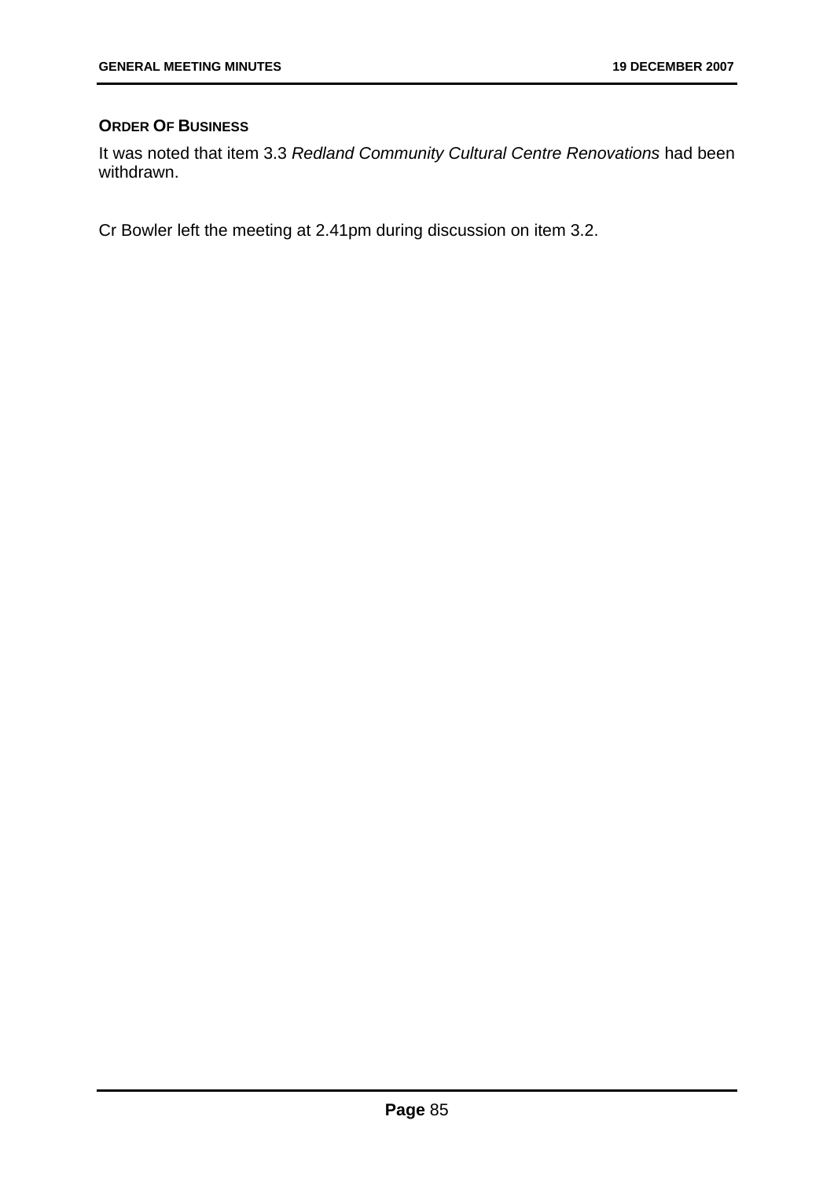**ORDER OF BUSINESS**

It was noted that item 3.3 *Redland Community Cultural Centre Renovations* had been withdrawn.

Cr Bowler left the meeting at 2.41pm during discussion on item 3.2.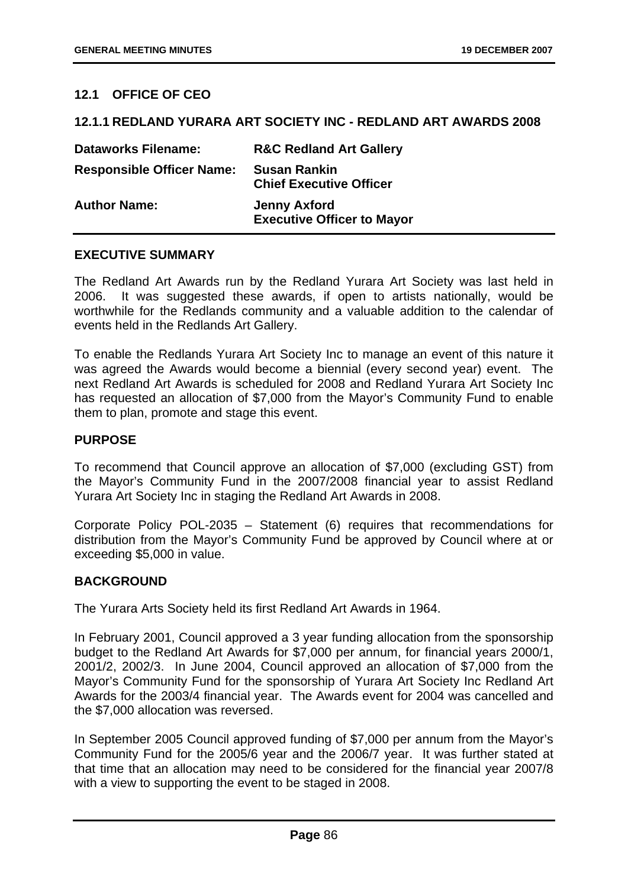## 12.1 OFFICE OF CEO

### 12.1.1 REDLAND YURARA ART SOCIETY INC - REDLAND ART AWARDS 2008

| | |
|---|---|
| **Dataworks Filename:** | **R&C Redland Art Gallery** |
| **Responsible Officer Name:** | **Susan Rankin**<br>**Chief Executive Officer** |
| **Author Name:** | **Jenny Axford**<br>**Executive Officer to Mayor** |

**EXECUTIVE SUMMARY**

The Redland Art Awards run by the Redland Yurara Art Society was last held in 2006. It was suggested these awards, if open to artists nationally, would be worthwhile for the Redlands community and a valuable addition to the calendar of events held in the Redlands Art Gallery.

To enable the Redlands Yurara Art Society Inc to manage an event of this nature it was agreed the Awards would become a biennial (every second year) event. The next Redland Art Awards is scheduled for 2008 and Redland Yurara Art Society Inc has requested an allocation of $7,000 from the Mayor's Community Fund to enable them to plan, promote and stage this event.

**PURPOSE**

To recommend that Council approve an allocation of $7,000 (excluding GST) from the Mayor's Community Fund in the 2007/2008 financial year to assist Redland Yurara Art Society Inc in staging the Redland Art Awards in 2008.

Corporate Policy POL-2035 – Statement (6) requires that recommendations for distribution from the Mayor's Community Fund be approved by Council where at or exceeding $5,000 in value.

**BACKGROUND**

The Yurara Arts Society held its first Redland Art Awards in 1964.

In February 2001, Council approved a 3 year funding allocation from the sponsorship budget to the Redland Art Awards for $7,000 per annum, for financial years 2000/1, 2001/2, 2002/3. In June 2004, Council approved an allocation of $7,000 from the Mayor's Community Fund for the sponsorship of Yurara Art Society Inc Redland Art Awards for the 2003/4 financial year. The Awards event for 2004 was cancelled and the $7,000 allocation was reversed.

In September 2005 Council approved funding of $7,000 per annum from the Mayor's Community Fund for the 2005/6 year and the 2006/7 year. It was further stated at that time that an allocation may need to be considered for the financial year 2007/8 with a view to supporting the event to be staged in 2008.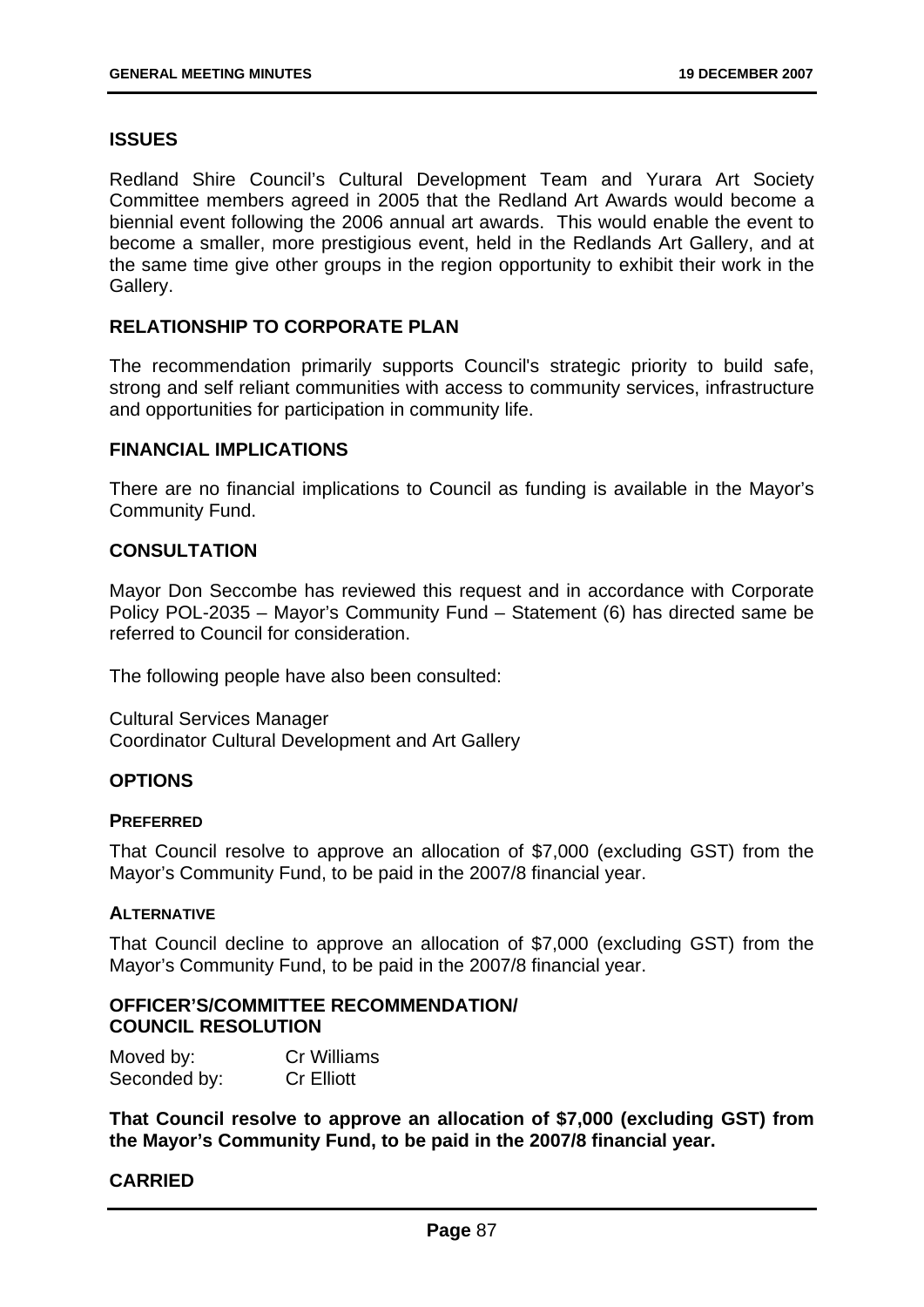## ISSUES

Redland Shire Council's Cultural Development Team and Yurara Art Society Committee members agreed in 2005 that the Redland Art Awards would become a biennial event following the 2006 annual art awards. This would enable the event to become a smaller, more prestigious event, held in the Redlands Art Gallery, and at the same time give other groups in the region opportunity to exhibit their work in the Gallery.

## RELATIONSHIP TO CORPORATE PLAN

The recommendation primarily supports Council's strategic priority to build safe, strong and self reliant communities with access to community services, infrastructure and opportunities for participation in community life.

## FINANCIAL IMPLICATIONS

There are no financial implications to Council as funding is available in the Mayor's Community Fund.

## CONSULTATION

Mayor Don Seccombe has reviewed this request and in accordance with Corporate Policy POL-2035 – Mayor's Community Fund – Statement (6) has directed same be referred to Council for consideration.

The following people have also been consulted:

Cultural Services Manager
Coordinator Cultural Development and Art Gallery

## OPTIONS

### PREFERRED

That Council resolve to approve an allocation of $7,000 (excluding GST) from the Mayor's Community Fund, to be paid in the 2007/8 financial year.

### ALTERNATIVE

That Council decline to approve an allocation of $7,000 (excluding GST) from the Mayor's Community Fund, to be paid in the 2007/8 financial year.

## OFFICER'S/COMMITTEE RECOMMENDATION/ COUNCIL RESOLUTION

Moved by: Cr Williams
Seconded by: Cr Elliott

**That Council resolve to approve an allocation of $7,000 (excluding GST) from the Mayor's Community Fund, to be paid in the 2007/8 financial year.**

## CARRIED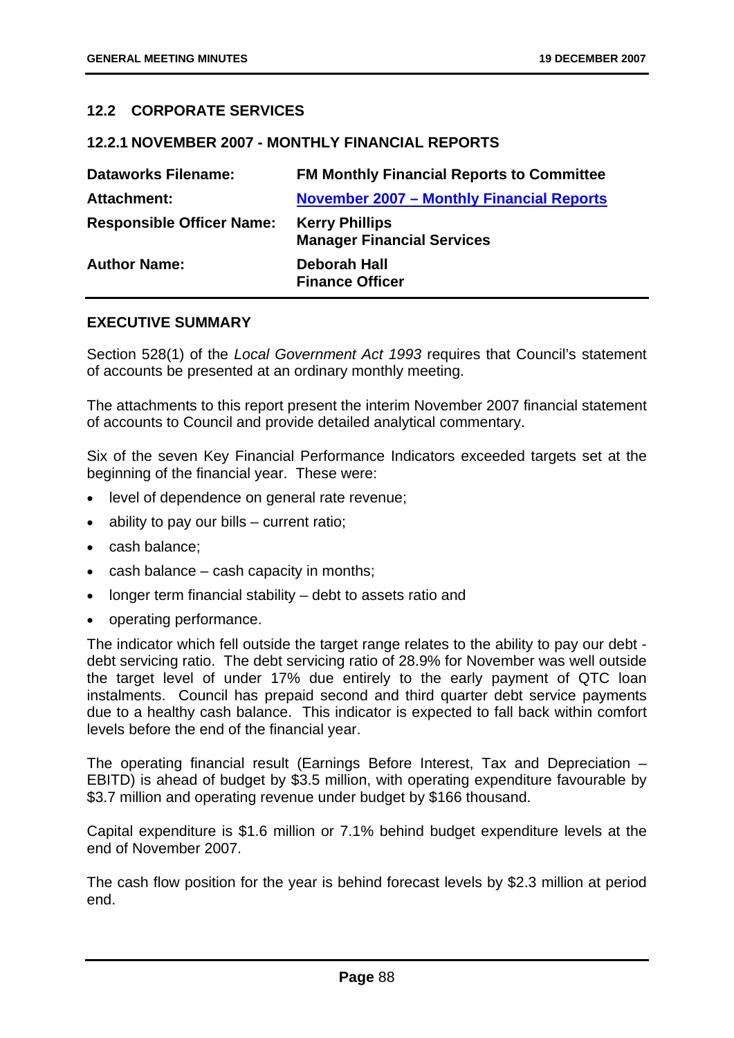## 12.2 CORPORATE SERVICES

### 12.2.1 NOVEMBER 2007 - MONTHLY FINANCIAL REPORTS

| | |
|---|---|
| **Dataworks Filename:** | **FM Monthly Financial Reports to Committee** |
| **Attachment:** | **November 2007 – Monthly Financial Reports** |
| **Responsible Officer Name:** | **Kerry Phillips**<br>**Manager Financial Services** |
| **Author Name:** | **Deborah Hall**<br>**Finance Officer** |

### EXECUTIVE SUMMARY

Section 528(1) of the *Local Government Act 1993* requires that Council's statement of accounts be presented at an ordinary monthly meeting.

The attachments to this report present the interim November 2007 financial statement of accounts to Council and provide detailed analytical commentary.

Six of the seven Key Financial Performance Indicators exceeded targets set at the beginning of the financial year. These were:

- level of dependence on general rate revenue;
- ability to pay our bills – current ratio;
- cash balance;
- cash balance – cash capacity in months;
- longer term financial stability – debt to assets ratio and
- operating performance.

The indicator which fell outside the target range relates to the ability to pay our debt - debt servicing ratio. The debt servicing ratio of 28.9% for November was well outside the target level of under 17% due entirely to the early payment of QTC loan instalments. Council has prepaid second and third quarter debt service payments due to a healthy cash balance. This indicator is expected to fall back within comfort levels before the end of the financial year.

The operating financial result (Earnings Before Interest, Tax and Depreciation – EBITD) is ahead of budget by $3.5 million, with operating expenditure favourable by $3.7 million and operating revenue under budget by $166 thousand.

Capital expenditure is $1.6 million or 7.1% behind budget expenditure levels at the end of November 2007.

The cash flow position for the year is behind forecast levels by $2.3 million at period end.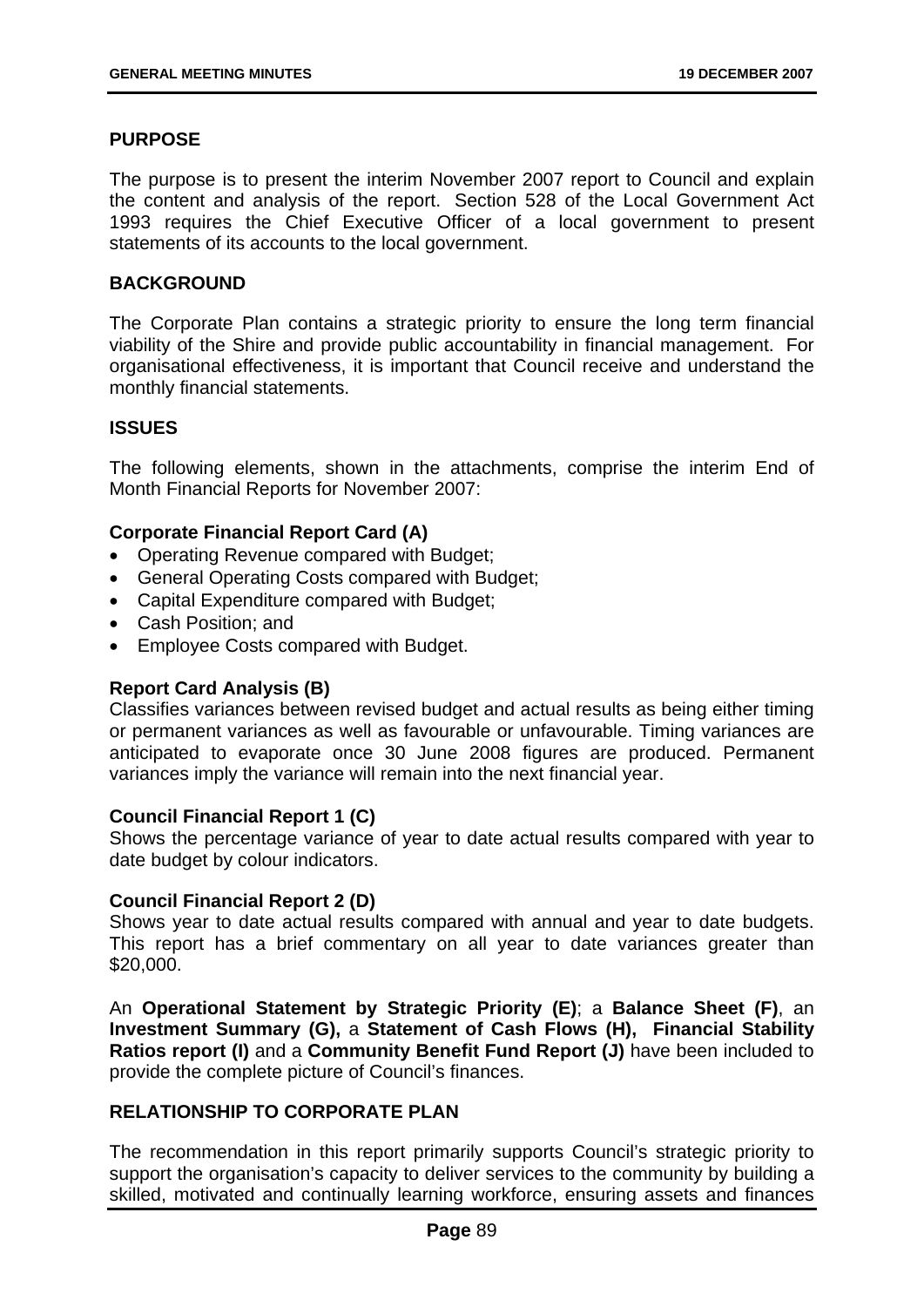## PURPOSE

The purpose is to present the interim November 2007 report to Council and explain the content and analysis of the report. Section 528 of the Local Government Act 1993 requires the Chief Executive Officer of a local government to present statements of its accounts to the local government.

## BACKGROUND

The Corporate Plan contains a strategic priority to ensure the long term financial viability of the Shire and provide public accountability in financial management. For organisational effectiveness, it is important that Council receive and understand the monthly financial statements.

## ISSUES

The following elements, shown in the attachments, comprise the interim End of Month Financial Reports for November 2007:

**Corporate Financial Report Card (A)**

- Operating Revenue compared with Budget;
- General Operating Costs compared with Budget;
- Capital Expenditure compared with Budget;
- Cash Position; and
- Employee Costs compared with Budget.

**Report Card Analysis (B)**
Classifies variances between revised budget and actual results as being either timing or permanent variances as well as favourable or unfavourable. Timing variances are anticipated to evaporate once 30 June 2008 figures are produced. Permanent variances imply the variance will remain into the next financial year.

**Council Financial Report 1 (C)**
Shows the percentage variance of year to date actual results compared with year to date budget by colour indicators.

**Council Financial Report 2 (D)**
Shows year to date actual results compared with annual and year to date budgets. This report has a brief commentary on all year to date variances greater than $20,000.

An **Operational Statement by Strategic Priority (E)**; a **Balance Sheet (F)**, an **Investment Summary (G),** a **Statement of Cash Flows (H), Financial Stability Ratios report (I)** and a **Community Benefit Fund Report (J)** have been included to provide the complete picture of Council's finances.

## RELATIONSHIP TO CORPORATE PLAN

The recommendation in this report primarily supports Council's strategic priority to support the organisation's capacity to deliver services to the community by building a skilled, motivated and continually learning workforce, ensuring assets and finances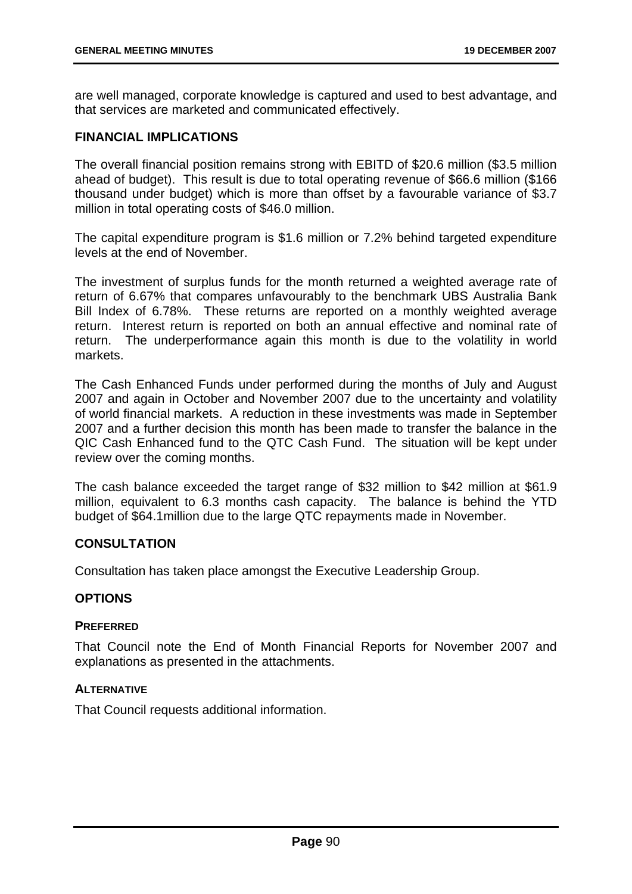are well managed, corporate knowledge is captured and used to best advantage, and that services are marketed and communicated effectively.

## FINANCIAL IMPLICATIONS

The overall financial position remains strong with EBITD of $20.6 million ($3.5 million ahead of budget). This result is due to total operating revenue of $66.6 million ($166 thousand under budget) which is more than offset by a favourable variance of $3.7 million in total operating costs of $46.0 million.

The capital expenditure program is $1.6 million or 7.2% behind targeted expenditure levels at the end of November.

The investment of surplus funds for the month returned a weighted average rate of return of 6.67% that compares unfavourably to the benchmark UBS Australia Bank Bill Index of 6.78%. These returns are reported on a monthly weighted average return. Interest return is reported on both an annual effective and nominal rate of return. The underperformance again this month is due to the volatility in world markets.

The Cash Enhanced Funds under performed during the months of July and August 2007 and again in October and November 2007 due to the uncertainty and volatility of world financial markets. A reduction in these investments was made in September 2007 and a further decision this month has been made to transfer the balance in the QIC Cash Enhanced fund to the QTC Cash Fund. The situation will be kept under review over the coming months.

The cash balance exceeded the target range of $32 million to $42 million at $61.9 million, equivalent to 6.3 months cash capacity. The balance is behind the YTD budget of $64.1million due to the large QTC repayments made in November.

## CONSULTATION

Consultation has taken place amongst the Executive Leadership Group.

## OPTIONS

### PREFERRED

That Council note the End of Month Financial Reports for November 2007 and explanations as presented in the attachments.

### ALTERNATIVE

That Council requests additional information.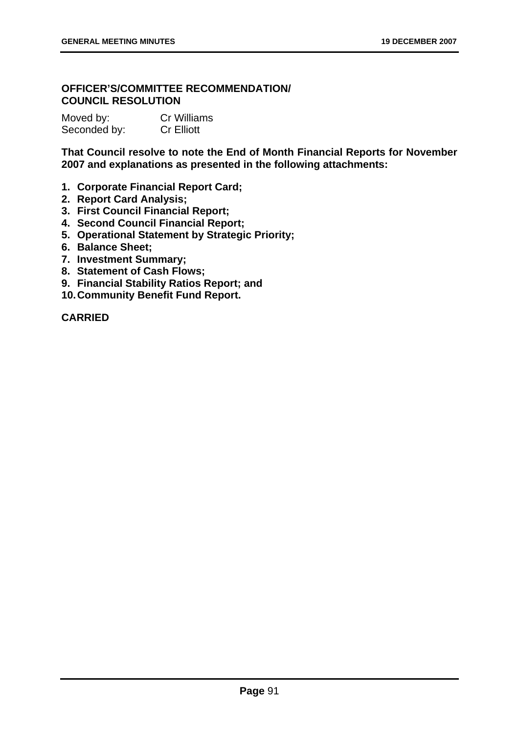**OFFICER'S/COMMITTEE RECOMMENDATION/**
**COUNCIL RESOLUTION**

Moved by: Cr Williams
Seconded by: Cr Elliott

**That Council resolve to note the End of Month Financial Reports for November 2007 and explanations as presented in the following attachments:**

1. **Corporate Financial Report Card;**
2. **Report Card Analysis;**
3. **First Council Financial Report;**
4. **Second Council Financial Report;**
5. **Operational Statement by Strategic Priority;**
6. **Balance Sheet;**
7. **Investment Summary;**
8. **Statement of Cash Flows;**
9. **Financial Stability Ratios Report; and**
10. **Community Benefit Fund Report.**

**CARRIED**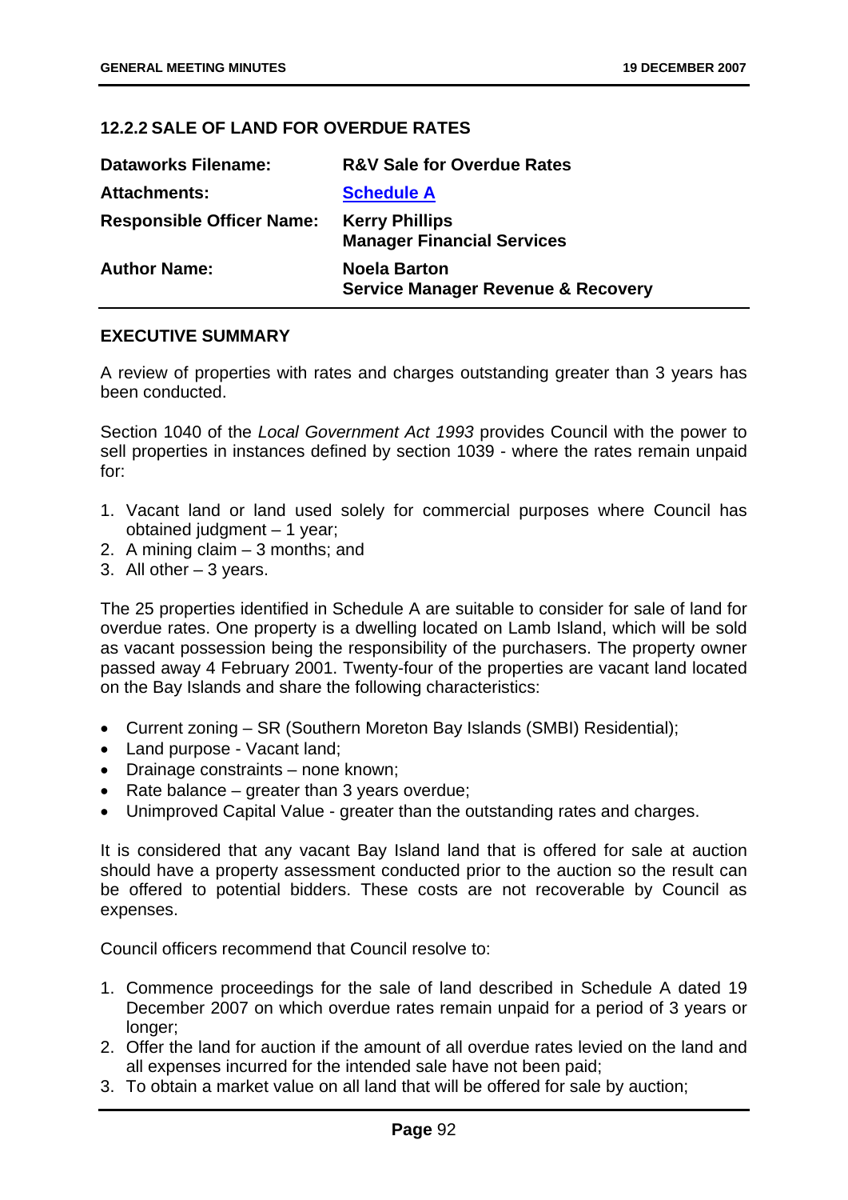## 12.2.2 SALE OF LAND FOR OVERDUE RATES

| | |
|---|---|
| **Dataworks Filename:** | **R&V Sale for Overdue Rates** |
| **Attachments:** | **Schedule A** |
| **Responsible Officer Name:** | **Kerry Phillips**<br>**Manager Financial Services** |
| **Author Name:** | **Noela Barton**<br>**Service Manager Revenue & Recovery** |

### EXECUTIVE SUMMARY

A review of properties with rates and charges outstanding greater than 3 years has been conducted.

Section 1040 of the *Local Government Act 1993* provides Council with the power to sell properties in instances defined by section 1039 - where the rates remain unpaid for:

1. Vacant land or land used solely for commercial purposes where Council has obtained judgment – 1 year;
2. A mining claim – 3 months; and
3. All other – 3 years.

The 25 properties identified in Schedule A are suitable to consider for sale of land for overdue rates. One property is a dwelling located on Lamb Island, which will be sold as vacant possession being the responsibility of the purchasers. The property owner passed away 4 February 2001. Twenty-four of the properties are vacant land located on the Bay Islands and share the following characteristics:

- Current zoning – SR (Southern Moreton Bay Islands (SMBI) Residential);
- Land purpose - Vacant land;
- Drainage constraints – none known;
- Rate balance – greater than 3 years overdue;
- Unimproved Capital Value - greater than the outstanding rates and charges.

It is considered that any vacant Bay Island land that is offered for sale at auction should have a property assessment conducted prior to the auction so the result can be offered to potential bidders. These costs are not recoverable by Council as expenses.

Council officers recommend that Council resolve to:

1. Commence proceedings for the sale of land described in Schedule A dated 19 December 2007 on which overdue rates remain unpaid for a period of 3 years or longer;
2. Offer the land for auction if the amount of all overdue rates levied on the land and all expenses incurred for the intended sale have not been paid;
3. To obtain a market value on all land that will be offered for sale by auction;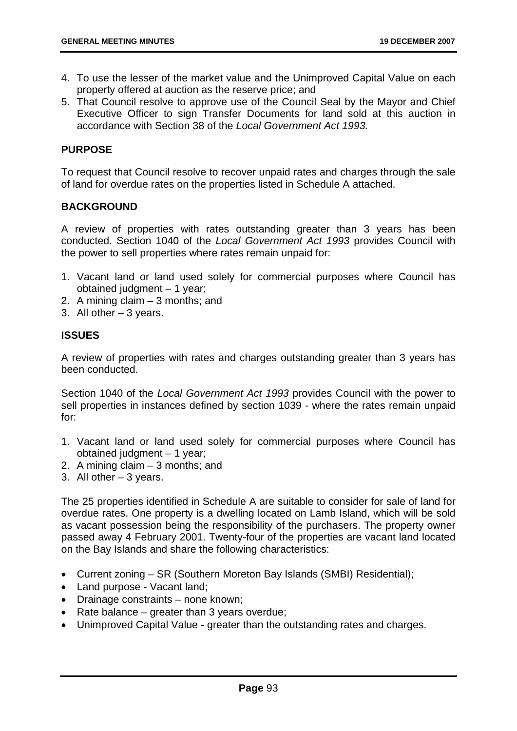4. To use the lesser of the market value and the Unimproved Capital Value on each property offered at auction as the reserve price; and
5. That Council resolve to approve use of the Council Seal by the Mayor and Chief Executive Officer to sign Transfer Documents for land sold at this auction in accordance with Section 38 of the *Local Government Act 1993.*

**PURPOSE**

To request that Council resolve to recover unpaid rates and charges through the sale of land for overdue rates on the properties listed in Schedule A attached.

**BACKGROUND**

A review of properties with rates outstanding greater than 3 years has been conducted. Section 1040 of the *Local Government Act 1993* provides Council with the power to sell properties where rates remain unpaid for:

1. Vacant land or land used solely for commercial purposes where Council has obtained judgment – 1 year;
2. A mining claim – 3 months; and
3. All other – 3 years.

**ISSUES**

A review of properties with rates and charges outstanding greater than 3 years has been conducted.

Section 1040 of the *Local Government Act 1993* provides Council with the power to sell properties in instances defined by section 1039 - where the rates remain unpaid for:

1. Vacant land or land used solely for commercial purposes where Council has obtained judgment – 1 year;
2. A mining claim – 3 months; and
3. All other – 3 years.

The 25 properties identified in Schedule A are suitable to consider for sale of land for overdue rates. One property is a dwelling located on Lamb Island, which will be sold as vacant possession being the responsibility of the purchasers. The property owner passed away 4 February 2001. Twenty-four of the properties are vacant land located on the Bay Islands and share the following characteristics:

- Current zoning – SR (Southern Moreton Bay Islands (SMBI) Residential);
- Land purpose - Vacant land;
- Drainage constraints – none known;
- Rate balance – greater than 3 years overdue;
- Unimproved Capital Value - greater than the outstanding rates and charges.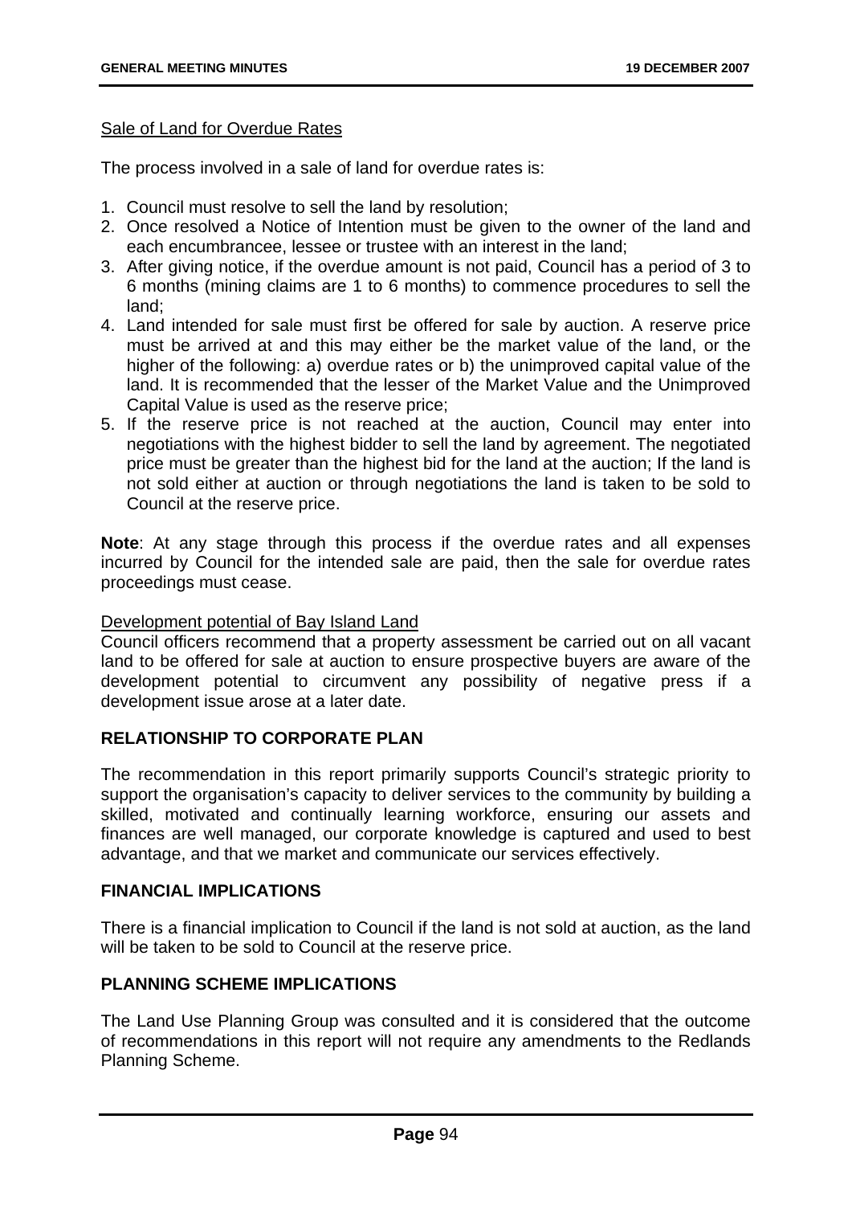<u>Sale of Land for Overdue Rates</u>

The process involved in a sale of land for overdue rates is:

1. Council must resolve to sell the land by resolution;
2. Once resolved a Notice of Intention must be given to the owner of the land and each encumbrancee, lessee or trustee with an interest in the land;
3. After giving notice, if the overdue amount is not paid, Council has a period of 3 to 6 months (mining claims are 1 to 6 months) to commence procedures to sell the land;
4. Land intended for sale must first be offered for sale by auction. A reserve price must be arrived at and this may either be the market value of the land, or the higher of the following: a) overdue rates or b) the unimproved capital value of the land. It is recommended that the lesser of the Market Value and the Unimproved Capital Value is used as the reserve price;
5. If the reserve price is not reached at the auction, Council may enter into negotiations with the highest bidder to sell the land by agreement. The negotiated price must be greater than the highest bid for the land at the auction; If the land is not sold either at auction or through negotiations the land is taken to be sold to Council at the reserve price.

**Note**: At any stage through this process if the overdue rates and all expenses incurred by Council for the intended sale are paid, then the sale for overdue rates proceedings must cease.

<u>Development potential of Bay Island Land</u>

Council officers recommend that a property assessment be carried out on all vacant land to be offered for sale at auction to ensure prospective buyers are aware of the development potential to circumvent any possibility of negative press if a development issue arose at a later date.

## RELATIONSHIP TO CORPORATE PLAN

The recommendation in this report primarily supports Council's strategic priority to support the organisation's capacity to deliver services to the community by building a skilled, motivated and continually learning workforce, ensuring our assets and finances are well managed, our corporate knowledge is captured and used to best advantage, and that we market and communicate our services effectively.

## FINANCIAL IMPLICATIONS

There is a financial implication to Council if the land is not sold at auction, as the land will be taken to be sold to Council at the reserve price.

## PLANNING SCHEME IMPLICATIONS

The Land Use Planning Group was consulted and it is considered that the outcome of recommendations in this report will not require any amendments to the Redlands Planning Scheme.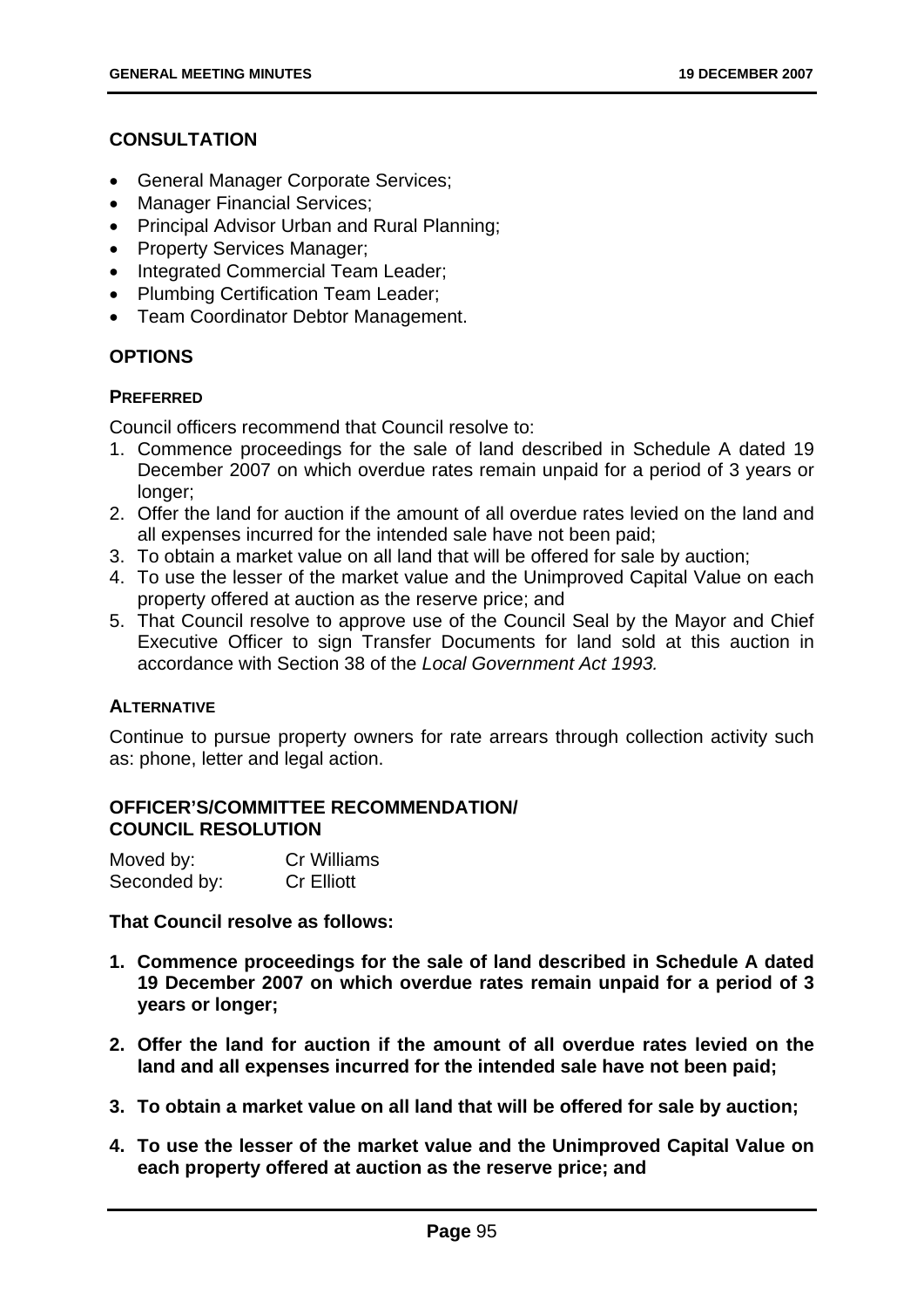## CONSULTATION

- General Manager Corporate Services;
- Manager Financial Services;
- Principal Advisor Urban and Rural Planning;
- Property Services Manager;
- Integrated Commercial Team Leader;
- Plumbing Certification Team Leader;
- Team Coordinator Debtor Management.

## OPTIONS

### PREFERRED

Council officers recommend that Council resolve to:

1. Commence proceedings for the sale of land described in Schedule A dated 19 December 2007 on which overdue rates remain unpaid for a period of 3 years or longer;
2. Offer the land for auction if the amount of all overdue rates levied on the land and all expenses incurred for the intended sale have not been paid;
3. To obtain a market value on all land that will be offered for sale by auction;
4. To use the lesser of the market value and the Unimproved Capital Value on each property offered at auction as the reserve price; and
5. That Council resolve to approve use of the Council Seal by the Mayor and Chief Executive Officer to sign Transfer Documents for land sold at this auction in accordance with Section 38 of the *Local Government Act 1993.*

### ALTERNATIVE

Continue to pursue property owners for rate arrears through collection activity such as: phone, letter and legal action.

## OFFICER'S/COMMITTEE RECOMMENDATION/ COUNCIL RESOLUTION

Moved by: Cr Williams
Seconded by: Cr Elliott

**That Council resolve as follows:**

1. **Commence proceedings for the sale of land described in Schedule A dated 19 December 2007 on which overdue rates remain unpaid for a period of 3 years or longer;**

2. **Offer the land for auction if the amount of all overdue rates levied on the land and all expenses incurred for the intended sale have not been paid;**

3. **To obtain a market value on all land that will be offered for sale by auction;**

4. **To use the lesser of the market value and the Unimproved Capital Value on each property offered at auction as the reserve price; and**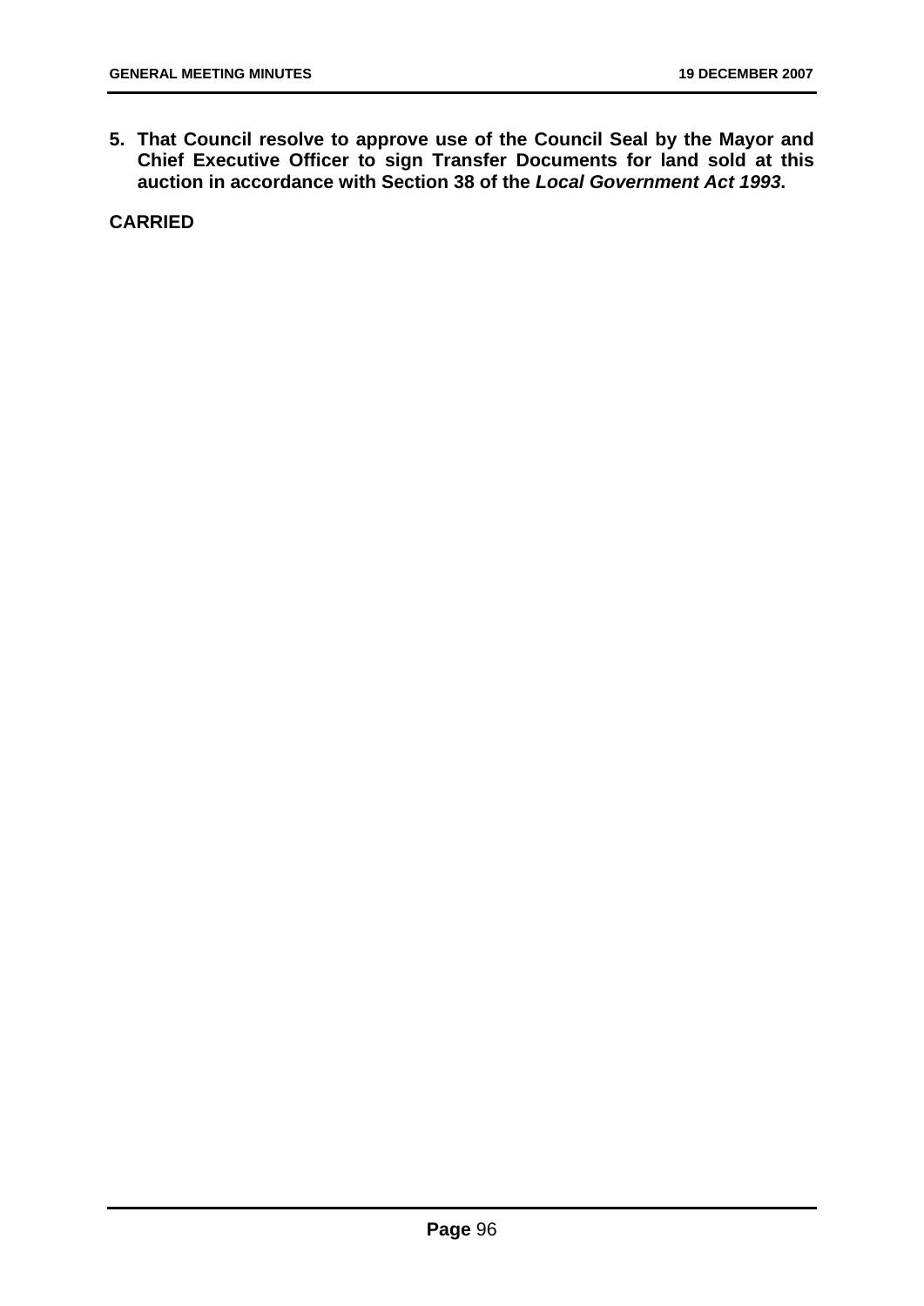**5. That Council resolve to approve use of the Council Seal by the Mayor and Chief Executive Officer to sign Transfer Documents for land sold at this auction in accordance with Section 38 of the *Local Government Act 1993*.**

**CARRIED**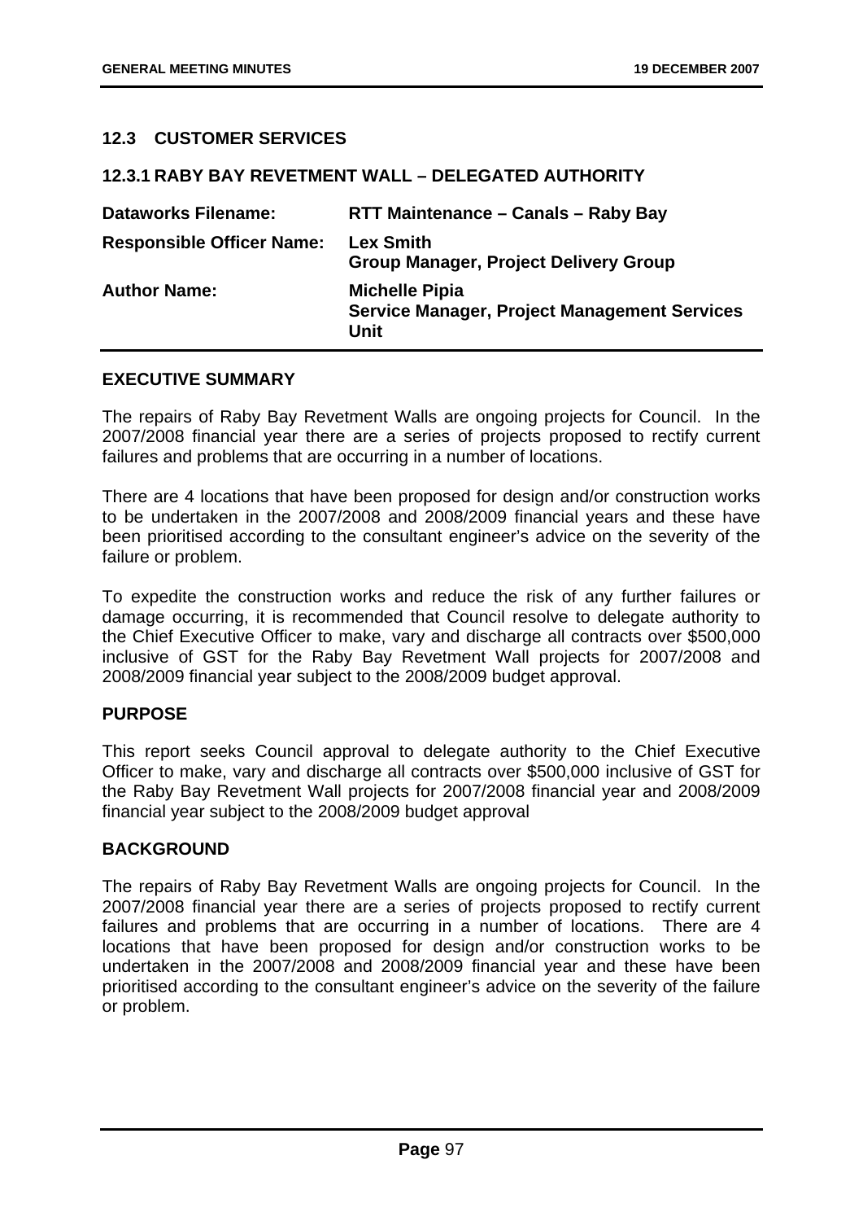## 12.3 CUSTOMER SERVICES

### 12.3.1 RABY BAY REVETMENT WALL – DELEGATED AUTHORITY

| | |
|---|---|
| **Dataworks Filename:** | **RTT Maintenance – Canals – Raby Bay** |
| **Responsible Officer Name:** | **Lex Smith**<br>**Group Manager, Project Delivery Group** |
| **Author Name:** | **Michelle Pipia**<br>**Service Manager, Project Management Services Unit** |

**EXECUTIVE SUMMARY**

The repairs of Raby Bay Revetment Walls are ongoing projects for Council. In the 2007/2008 financial year there are a series of projects proposed to rectify current failures and problems that are occurring in a number of locations.

There are 4 locations that have been proposed for design and/or construction works to be undertaken in the 2007/2008 and 2008/2009 financial years and these have been prioritised according to the consultant engineer's advice on the severity of the failure or problem.

To expedite the construction works and reduce the risk of any further failures or damage occurring, it is recommended that Council resolve to delegate authority to the Chief Executive Officer to make, vary and discharge all contracts over $500,000 inclusive of GST for the Raby Bay Revetment Wall projects for 2007/2008 and 2008/2009 financial year subject to the 2008/2009 budget approval.

**PURPOSE**

This report seeks Council approval to delegate authority to the Chief Executive Officer to make, vary and discharge all contracts over $500,000 inclusive of GST for the Raby Bay Revetment Wall projects for 2007/2008 financial year and 2008/2009 financial year subject to the 2008/2009 budget approval

**BACKGROUND**

The repairs of Raby Bay Revetment Walls are ongoing projects for Council. In the 2007/2008 financial year there are a series of projects proposed to rectify current failures and problems that are occurring in a number of locations. There are 4 locations that have been proposed for design and/or construction works to be undertaken in the 2007/2008 and 2008/2009 financial year and these have been prioritised according to the consultant engineer's advice on the severity of the failure or problem.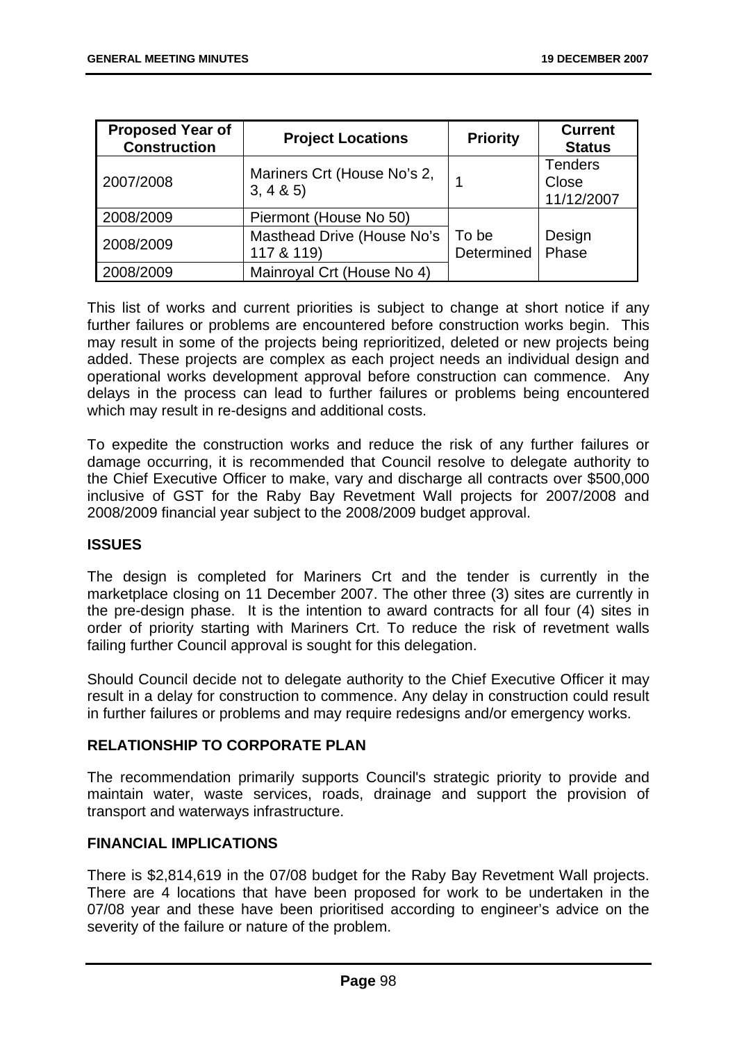| Proposed Year of Construction | Project Locations | Priority | Current Status |
|---|---|---|---|
| 2007/2008 | Mariners Crt (House No's 2, 3, 4 & 5) | 1 | Tenders Close 11/12/2007 |
| 2008/2009 | Piermont (House No 50) | To be Determined | Design Phase |
| 2008/2009 | Masthead Drive (House No's 117 & 119) | | |
| 2008/2009 | Mainroyal Crt (House No 4) | | |

This list of works and current priorities is subject to change at short notice if any further failures or problems are encountered before construction works begin. This may result in some of the projects being reprioritized, deleted or new projects being added. These projects are complex as each project needs an individual design and operational works development approval before construction can commence. Any delays in the process can lead to further failures or problems being encountered which may result in re-designs and additional costs.

To expedite the construction works and reduce the risk of any further failures or damage occurring, it is recommended that Council resolve to delegate authority to the Chief Executive Officer to make, vary and discharge all contracts over $500,000 inclusive of GST for the Raby Bay Revetment Wall projects for 2007/2008 and 2008/2009 financial year subject to the 2008/2009 budget approval.

## ISSUES

The design is completed for Mariners Crt and the tender is currently in the marketplace closing on 11 December 2007. The other three (3) sites are currently in the pre-design phase. It is the intention to award contracts for all four (4) sites in order of priority starting with Mariners Crt. To reduce the risk of revetment walls failing further Council approval is sought for this delegation.

Should Council decide not to delegate authority to the Chief Executive Officer it may result in a delay for construction to commence. Any delay in construction could result in further failures or problems and may require redesigns and/or emergency works.

## RELATIONSHIP TO CORPORATE PLAN

The recommendation primarily supports Council's strategic priority to provide and maintain water, waste services, roads, drainage and support the provision of transport and waterways infrastructure.

## FINANCIAL IMPLICATIONS

There is $2,814,619 in the 07/08 budget for the Raby Bay Revetment Wall projects. There are 4 locations that have been proposed for work to be undertaken in the 07/08 year and these have been prioritised according to engineer's advice on the severity of the failure or nature of the problem.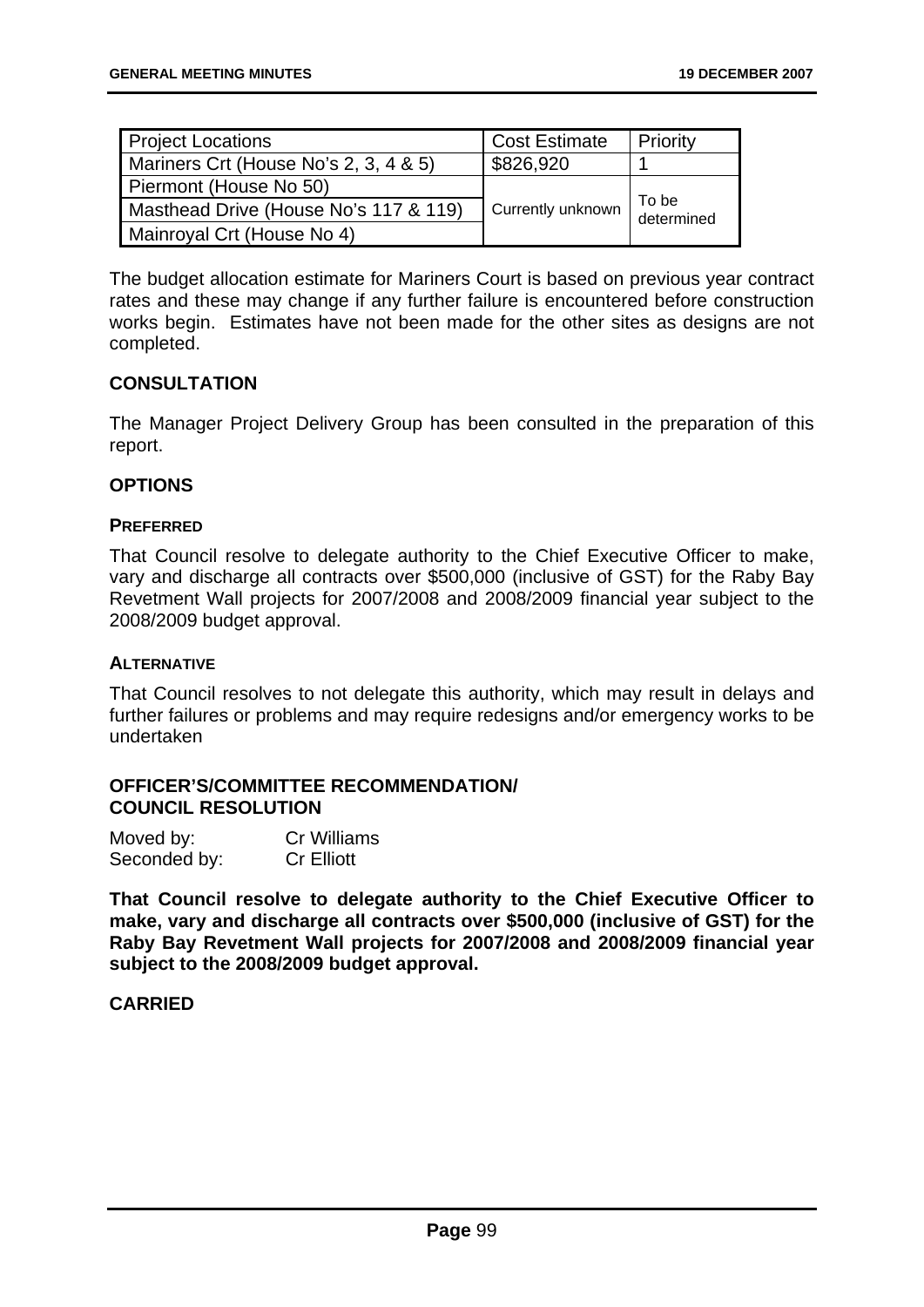| Project Locations | Cost Estimate | Priority |
|---|---|---|
| Mariners Crt (House No's 2, 3, 4 & 5) | $826,920 | 1 |
| Piermont (House No 50) | Currently unknown | To be determined |
| Masthead Drive (House No's 117 & 119) | | |
| Mainroyal Crt (House No 4) | | |

The budget allocation estimate for Mariners Court is based on previous year contract rates and these may change if any further failure is encountered before construction works begin. Estimates have not been made for the other sites as designs are not completed.

## CONSULTATION

The Manager Project Delivery Group has been consulted in the preparation of this report.

## OPTIONS

### PREFERRED

That Council resolve to delegate authority to the Chief Executive Officer to make, vary and discharge all contracts over $500,000 (inclusive of GST) for the Raby Bay Revetment Wall projects for 2007/2008 and 2008/2009 financial year subject to the 2008/2009 budget approval.

### ALTERNATIVE

That Council resolves to not delegate this authority, which may result in delays and further failures or problems and may require redesigns and/or emergency works to be undertaken

## OFFICER'S/COMMITTEE RECOMMENDATION/ COUNCIL RESOLUTION

Moved by: Cr Williams
Seconded by: Cr Elliott

**That Council resolve to delegate authority to the Chief Executive Officer to make, vary and discharge all contracts over $500,000 (inclusive of GST) for the Raby Bay Revetment Wall projects for 2007/2008 and 2008/2009 financial year subject to the 2008/2009 budget approval.**

**CARRIED**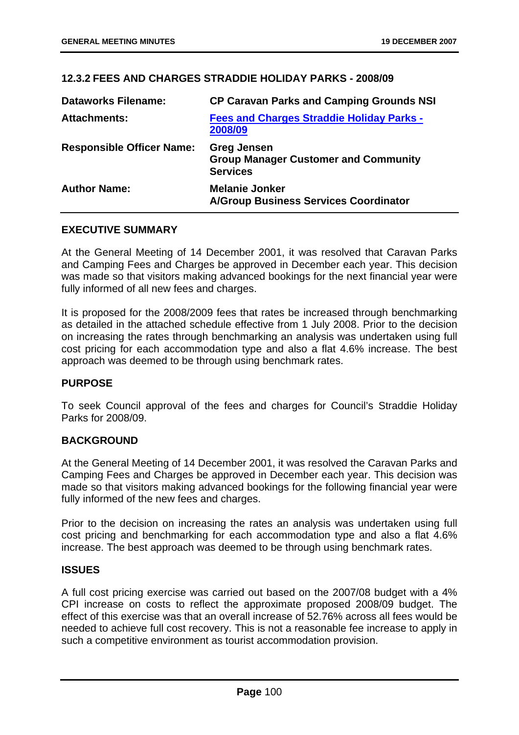## 12.3.2 FEES AND CHARGES STRADDIE HOLIDAY PARKS - 2008/09

| | |
|---|---|
| **Dataworks Filename:** | **CP Caravan Parks and Camping Grounds NSI** |
| **Attachments:** | **Fees and Charges Straddie Holiday Parks - 2008/09** |
| **Responsible Officer Name:** | **Greg Jensen**<br>**Group Manager Customer and Community Services** |
| **Author Name:** | **Melanie Jonker**<br>**A/Group Business Services Coordinator** |

### EXECUTIVE SUMMARY

At the General Meeting of 14 December 2001, it was resolved that Caravan Parks and Camping Fees and Charges be approved in December each year. This decision was made so that visitors making advanced bookings for the next financial year were fully informed of all new fees and charges.

It is proposed for the 2008/2009 fees that rates be increased through benchmarking as detailed in the attached schedule effective from 1 July 2008. Prior to the decision on increasing the rates through benchmarking an analysis was undertaken using full cost pricing for each accommodation type and also a flat 4.6% increase. The best approach was deemed to be through using benchmark rates.

### PURPOSE

To seek Council approval of the fees and charges for Council's Straddie Holiday Parks for 2008/09.

### BACKGROUND

At the General Meeting of 14 December 2001, it was resolved the Caravan Parks and Camping Fees and Charges be approved in December each year. This decision was made so that visitors making advanced bookings for the following financial year were fully informed of the new fees and charges.

Prior to the decision on increasing the rates an analysis was undertaken using full cost pricing and benchmarking for each accommodation type and also a flat 4.6% increase. The best approach was deemed to be through using benchmark rates.

### ISSUES

A full cost pricing exercise was carried out based on the 2007/08 budget with a 4% CPI increase on costs to reflect the approximate proposed 2008/09 budget. The effect of this exercise was that an overall increase of 52.76% across all fees would be needed to achieve full cost recovery. This is not a reasonable fee increase to apply in such a competitive environment as tourist accommodation provision.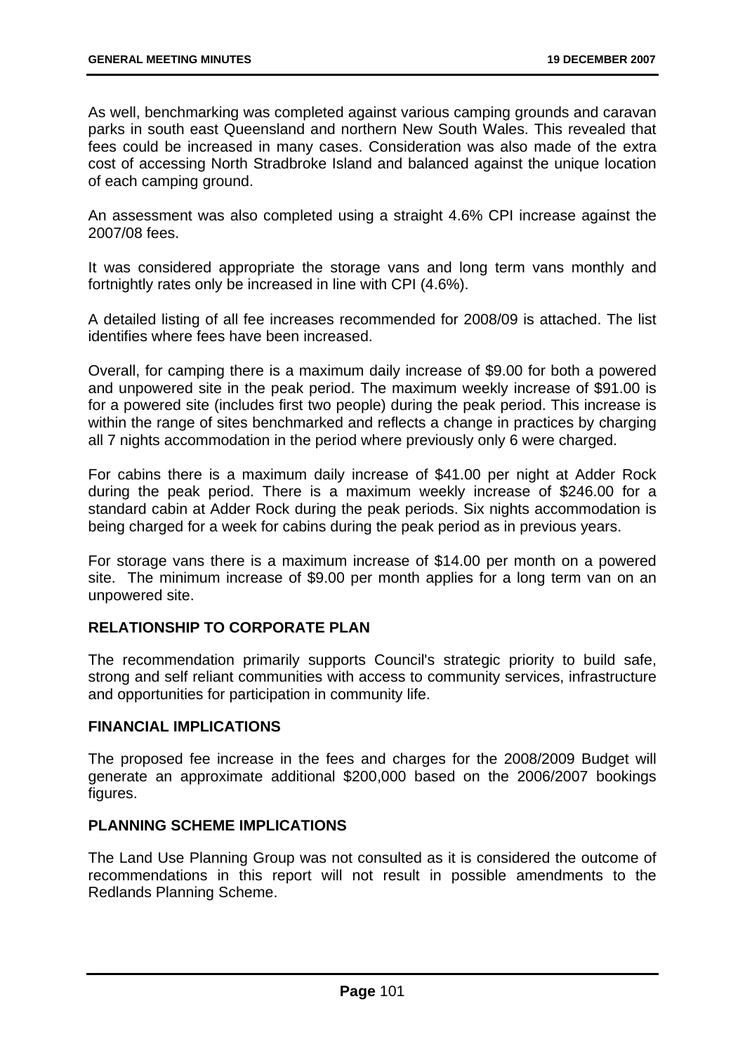As well, benchmarking was completed against various camping grounds and caravan parks in south east Queensland and northern New South Wales. This revealed that fees could be increased in many cases. Consideration was also made of the extra cost of accessing North Stradbroke Island and balanced against the unique location of each camping ground.

An assessment was also completed using a straight 4.6% CPI increase against the 2007/08 fees.

It was considered appropriate the storage vans and long term vans monthly and fortnightly rates only be increased in line with CPI (4.6%).

A detailed listing of all fee increases recommended for 2008/09 is attached. The list identifies where fees have been increased.

Overall, for camping there is a maximum daily increase of $9.00 for both a powered and unpowered site in the peak period. The maximum weekly increase of $91.00 is for a powered site (includes first two people) during the peak period. This increase is within the range of sites benchmarked and reflects a change in practices by charging all 7 nights accommodation in the period where previously only 6 were charged.

For cabins there is a maximum daily increase of $41.00 per night at Adder Rock during the peak period. There is a maximum weekly increase of $246.00 for a standard cabin at Adder Rock during the peak periods. Six nights accommodation is being charged for a week for cabins during the peak period as in previous years.

For storage vans there is a maximum increase of $14.00 per month on a powered site. The minimum increase of $9.00 per month applies for a long term van on an unpowered site.

**RELATIONSHIP TO CORPORATE PLAN**

The recommendation primarily supports Council's strategic priority to build safe, strong and self reliant communities with access to community services, infrastructure and opportunities for participation in community life.

**FINANCIAL IMPLICATIONS**

The proposed fee increase in the fees and charges for the 2008/2009 Budget will generate an approximate additional $200,000 based on the 2006/2007 bookings figures.

**PLANNING SCHEME IMPLICATIONS**

The Land Use Planning Group was not consulted as it is considered the outcome of recommendations in this report will not result in possible amendments to the Redlands Planning Scheme.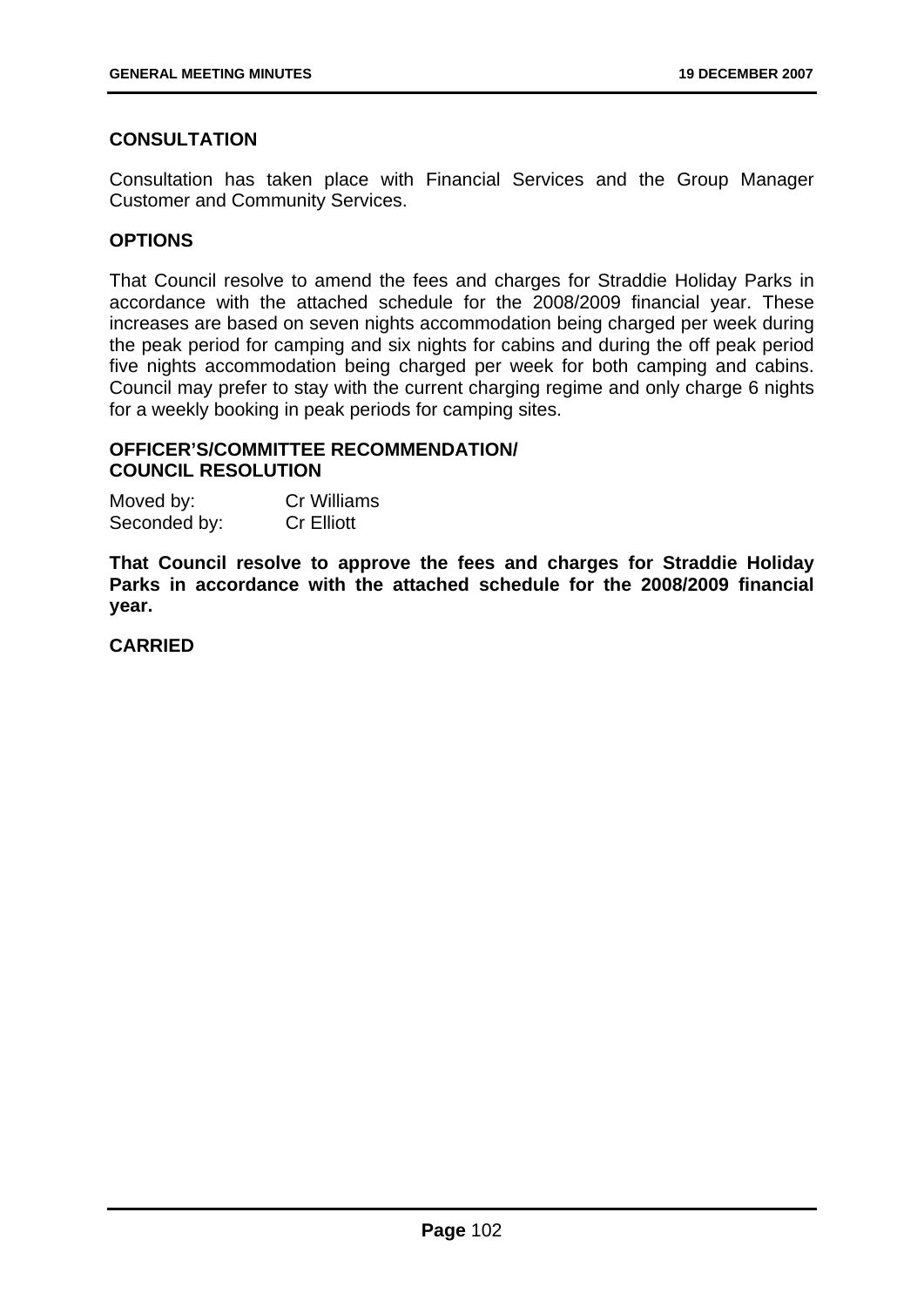**CONSULTATION**

Consultation has taken place with Financial Services and the Group Manager Customer and Community Services.

**OPTIONS**

That Council resolve to amend the fees and charges for Straddie Holiday Parks in accordance with the attached schedule for the 2008/2009 financial year. These increases are based on seven nights accommodation being charged per week during the peak period for camping and six nights for cabins and during the off peak period five nights accommodation being charged per week for both camping and cabins. Council may prefer to stay with the current charging regime and only charge 6 nights for a weekly booking in peak periods for camping sites.

**OFFICER'S/COMMITTEE RECOMMENDATION/
COUNCIL RESOLUTION**

Moved by: Cr Williams
Seconded by: Cr Elliott

**That Council resolve to approve the fees and charges for Straddie Holiday Parks in accordance with the attached schedule for the 2008/2009 financial year.**

**CARRIED**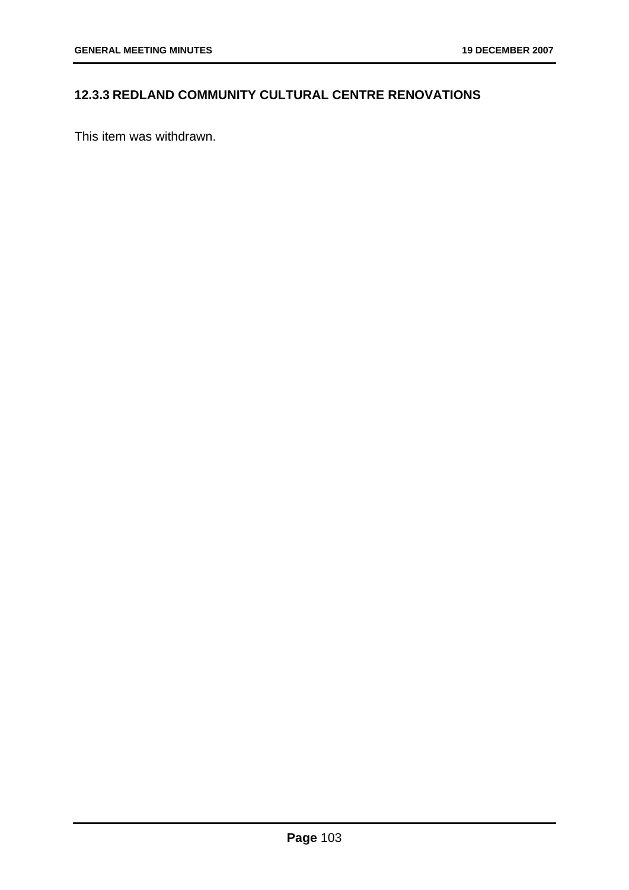## 12.3.3 REDLAND COMMUNITY CULTURAL CENTRE RENOVATIONS

This item was withdrawn.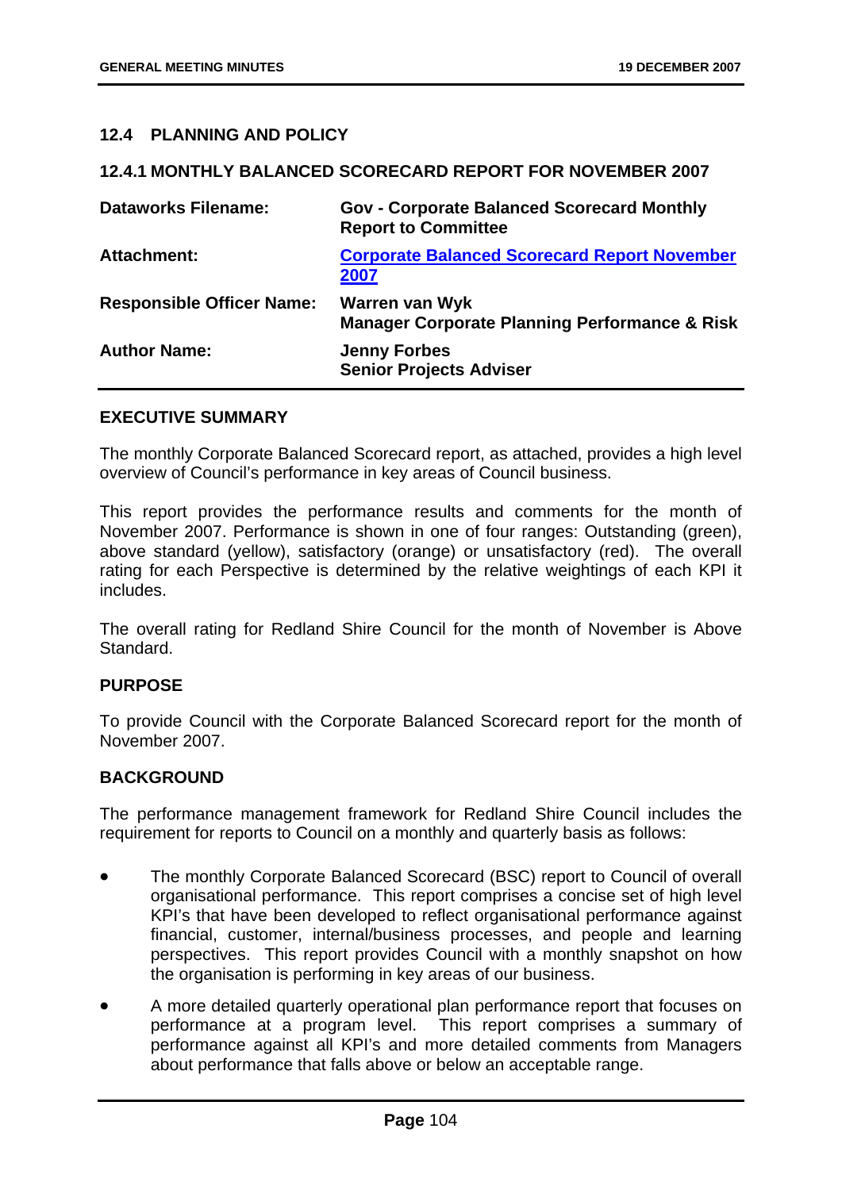## 12.4 PLANNING AND POLICY

### 12.4.1 MONTHLY BALANCED SCORECARD REPORT FOR NOVEMBER 2007

| | |
|---|---|
| **Dataworks Filename:** | **Gov - Corporate Balanced Scorecard Monthly Report to Committee** |
| **Attachment:** | **[Corporate Balanced Scorecard Report November 2007]()** |
| **Responsible Officer Name:** | **Warren van Wyk**<br>**Manager Corporate Planning Performance & Risk** |
| **Author Name:** | **Jenny Forbes**<br>**Senior Projects Adviser** |

**EXECUTIVE SUMMARY**

The monthly Corporate Balanced Scorecard report, as attached, provides a high level overview of Council's performance in key areas of Council business.

This report provides the performance results and comments for the month of November 2007. Performance is shown in one of four ranges: Outstanding (green), above standard (yellow), satisfactory (orange) or unsatisfactory (red). The overall rating for each Perspective is determined by the relative weightings of each KPI it includes.

The overall rating for Redland Shire Council for the month of November is Above Standard.

**PURPOSE**

To provide Council with the Corporate Balanced Scorecard report for the month of November 2007.

**BACKGROUND**

The performance management framework for Redland Shire Council includes the requirement for reports to Council on a monthly and quarterly basis as follows:

- The monthly Corporate Balanced Scorecard (BSC) report to Council of overall organisational performance. This report comprises a concise set of high level KPI's that have been developed to reflect organisational performance against financial, customer, internal/business processes, and people and learning perspectives. This report provides Council with a monthly snapshot on how the organisation is performing in key areas of our business.
- A more detailed quarterly operational plan performance report that focuses on performance at a program level. This report comprises a summary of performance against all KPI's and more detailed comments from Managers about performance that falls above or below an acceptable range.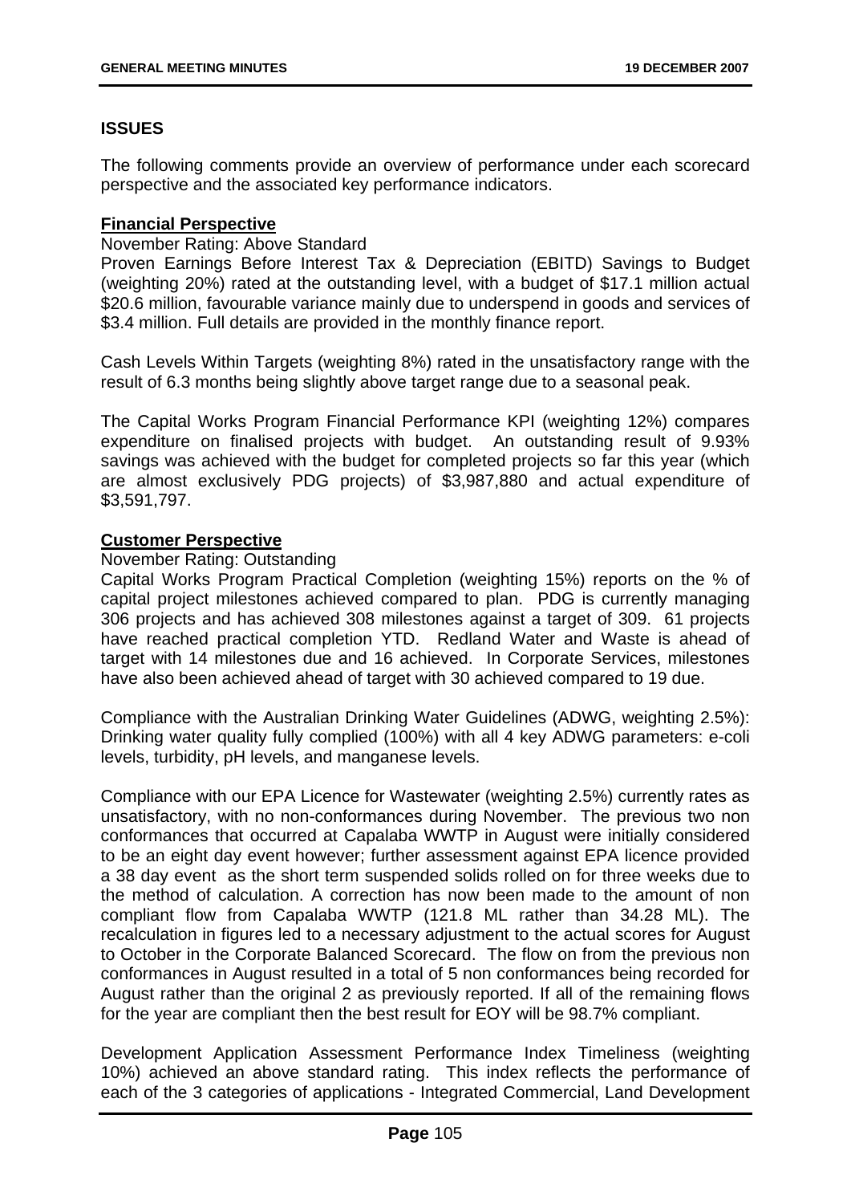## ISSUES

The following comments provide an overview of performance under each scorecard perspective and the associated key performance indicators.

### Financial Perspective

November Rating: Above Standard

Proven Earnings Before Interest Tax & Depreciation (EBITD) Savings to Budget (weighting 20%) rated at the outstanding level, with a budget of $17.1 million actual $20.6 million, favourable variance mainly due to underspend in goods and services of $3.4 million. Full details are provided in the monthly finance report.

Cash Levels Within Targets (weighting 8%) rated in the unsatisfactory range with the result of 6.3 months being slightly above target range due to a seasonal peak.

The Capital Works Program Financial Performance KPI (weighting 12%) compares expenditure on finalised projects with budget. An outstanding result of 9.93% savings was achieved with the budget for completed projects so far this year (which are almost exclusively PDG projects) of $3,987,880 and actual expenditure of $3,591,797.

### Customer Perspective

November Rating: Outstanding

Capital Works Program Practical Completion (weighting 15%) reports on the % of capital project milestones achieved compared to plan. PDG is currently managing 306 projects and has achieved 308 milestones against a target of 309. 61 projects have reached practical completion YTD. Redland Water and Waste is ahead of target with 14 milestones due and 16 achieved. In Corporate Services, milestones have also been achieved ahead of target with 30 achieved compared to 19 due.

Compliance with the Australian Drinking Water Guidelines (ADWG, weighting 2.5%): Drinking water quality fully complied (100%) with all 4 key ADWG parameters: e-coli levels, turbidity, pH levels, and manganese levels.

Compliance with our EPA Licence for Wastewater (weighting 2.5%) currently rates as unsatisfactory, with no non-conformances during November. The previous two non conformances that occurred at Capalaba WWTP in August were initially considered to be an eight day event however; further assessment against EPA licence provided a 38 day event as the short term suspended solids rolled on for three weeks due to the method of calculation. A correction has now been made to the amount of non compliant flow from Capalaba WWTP (121.8 ML rather than 34.28 ML). The recalculation in figures led to a necessary adjustment to the actual scores for August to October in the Corporate Balanced Scorecard. The flow on from the previous non conformances in August resulted in a total of 5 non conformances being recorded for August rather than the original 2 as previously reported. If all of the remaining flows for the year are compliant then the best result for EOY will be 98.7% compliant.

Development Application Assessment Performance Index Timeliness (weighting 10%) achieved an above standard rating. This index reflects the performance of each of the 3 categories of applications - Integrated Commercial, Land Development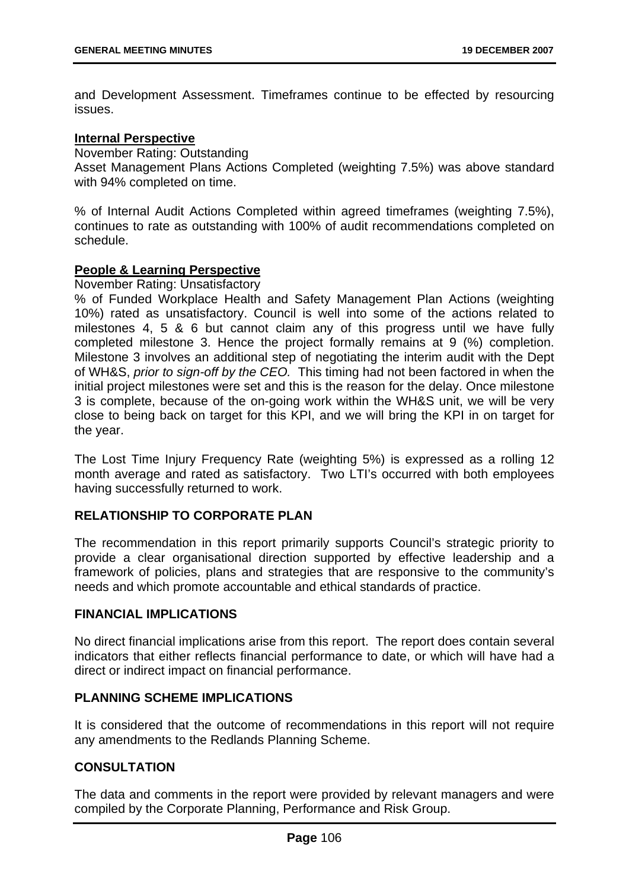and Development Assessment. Timeframes continue to be effected by resourcing issues.

**Internal Perspective**

November Rating: Outstanding

Asset Management Plans Actions Completed (weighting 7.5%) was above standard with 94% completed on time.

% of Internal Audit Actions Completed within agreed timeframes (weighting 7.5%), continues to rate as outstanding with 100% of audit recommendations completed on schedule.

**People & Learning Perspective**

November Rating: Unsatisfactory

% of Funded Workplace Health and Safety Management Plan Actions (weighting 10%) rated as unsatisfactory. Council is well into some of the actions related to milestones 4, 5 & 6 but cannot claim any of this progress until we have fully completed milestone 3. Hence the project formally remains at 9 (%) completion. Milestone 3 involves an additional step of negotiating the interim audit with the Dept of WH&S, *prior to sign-off by the CEO.* This timing had not been factored in when the initial project milestones were set and this is the reason for the delay. Once milestone 3 is complete, because of the on-going work within the WH&S unit, we will be very close to being back on target for this KPI, and we will bring the KPI in on target for the year.

The Lost Time Injury Frequency Rate (weighting 5%) is expressed as a rolling 12 month average and rated as satisfactory. Two LTI's occurred with both employees having successfully returned to work.

## RELATIONSHIP TO CORPORATE PLAN

The recommendation in this report primarily supports Council's strategic priority to provide a clear organisational direction supported by effective leadership and a framework of policies, plans and strategies that are responsive to the community's needs and which promote accountable and ethical standards of practice.

## FINANCIAL IMPLICATIONS

No direct financial implications arise from this report. The report does contain several indicators that either reflects financial performance to date, or which will have had a direct or indirect impact on financial performance.

## PLANNING SCHEME IMPLICATIONS

It is considered that the outcome of recommendations in this report will not require any amendments to the Redlands Planning Scheme.

## CONSULTATION

The data and comments in the report were provided by relevant managers and were compiled by the Corporate Planning, Performance and Risk Group.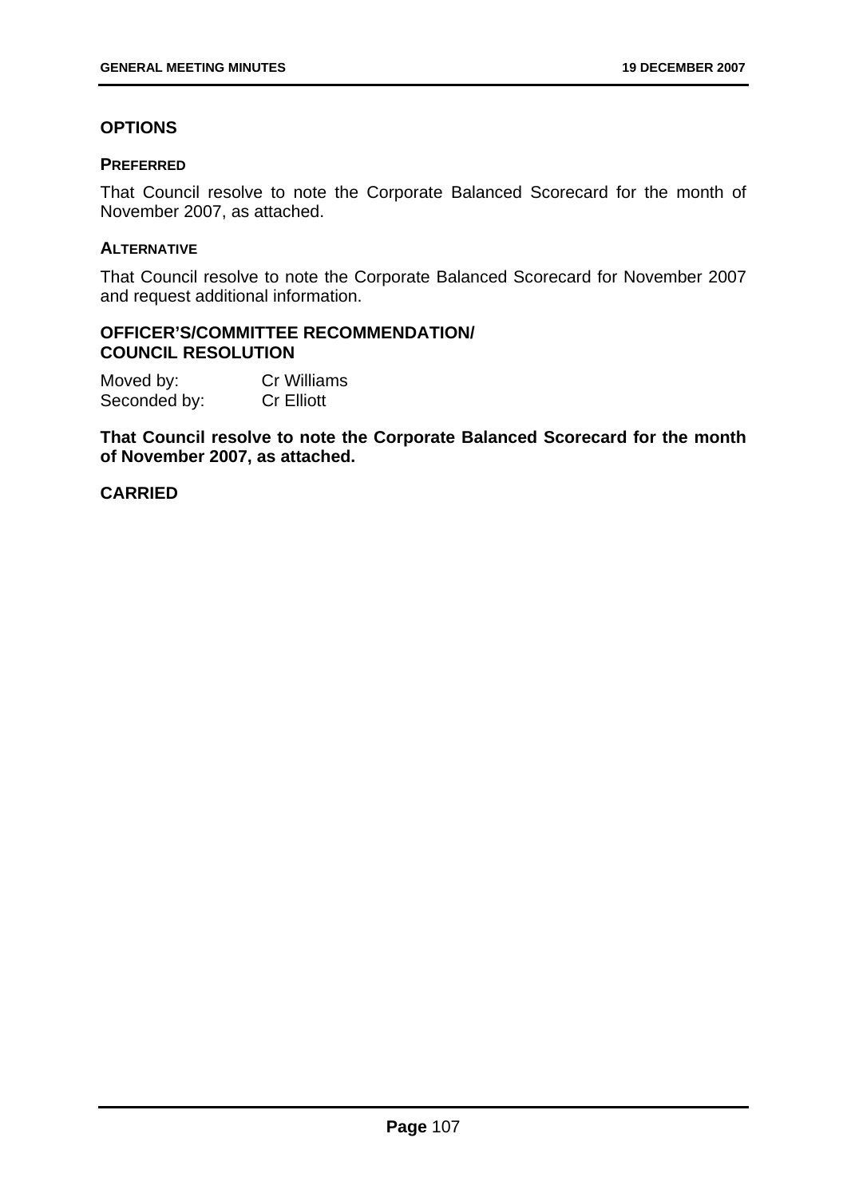## OPTIONS

### PREFERRED

That Council resolve to note the Corporate Balanced Scorecard for the month of November 2007, as attached.

### ALTERNATIVE

That Council resolve to note the Corporate Balanced Scorecard for November 2007 and request additional information.

## OFFICER'S/COMMITTEE RECOMMENDATION/ COUNCIL RESOLUTION

Moved by: Cr Williams
Seconded by: Cr Elliott

**That Council resolve to note the Corporate Balanced Scorecard for the month of November 2007, as attached.**

**CARRIED**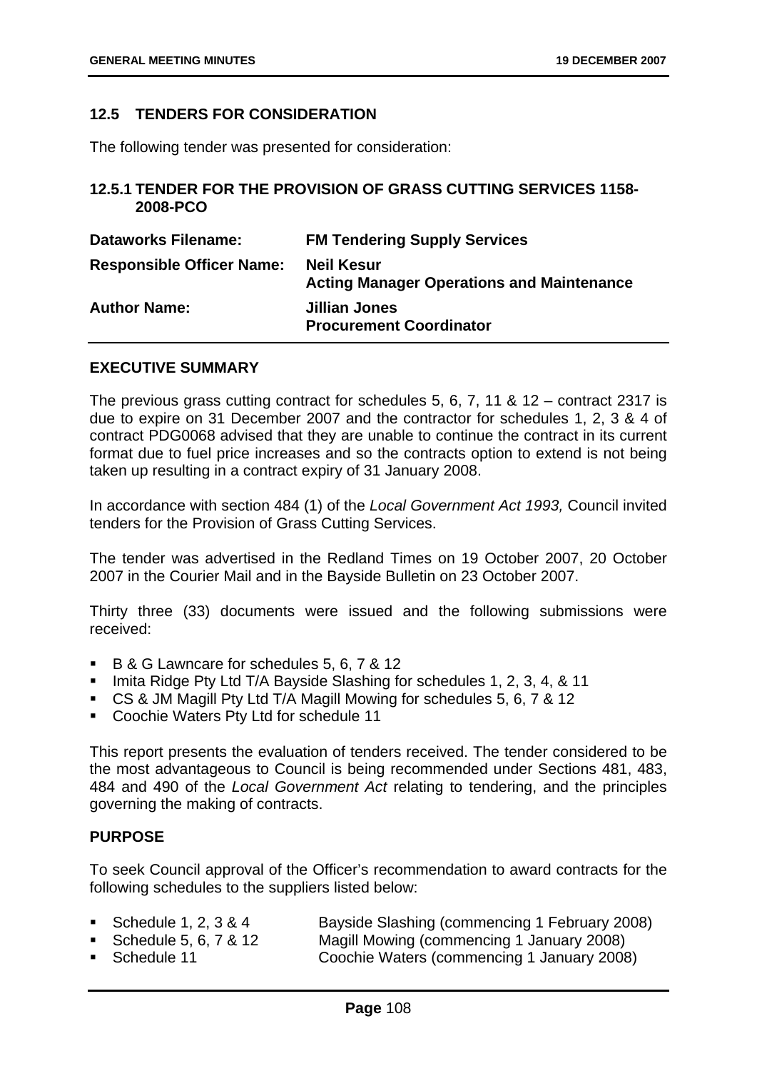## 12.5 TENDERS FOR CONSIDERATION

The following tender was presented for consideration:

### 12.5.1 TENDER FOR THE PROVISION OF GRASS CUTTING SERVICES 1158-2008-PCO

| | |
|---|---|
| **Dataworks Filename:** | **FM Tendering Supply Services** |
| **Responsible Officer Name:** | **Neil Kesur**<br>**Acting Manager Operations and Maintenance** |
| **Author Name:** | **Jillian Jones**<br>**Procurement Coordinator** |

**EXECUTIVE SUMMARY**

The previous grass cutting contract for schedules 5, 6, 7, 11 & 12 – contract 2317 is due to expire on 31 December 2007 and the contractor for schedules 1, 2, 3 & 4 of contract PDG0068 advised that they are unable to continue the contract in its current format due to fuel price increases and so the contracts option to extend is not being taken up resulting in a contract expiry of 31 January 2008.

In accordance with section 484 (1) of the *Local Government Act 1993,* Council invited tenders for the Provision of Grass Cutting Services.

The tender was advertised in the Redland Times on 19 October 2007, 20 October 2007 in the Courier Mail and in the Bayside Bulletin on 23 October 2007.

Thirty three (33) documents were issued and the following submissions were received:

- B & G Lawncare for schedules 5, 6, 7 & 12
- Imita Ridge Pty Ltd T/A Bayside Slashing for schedules 1, 2, 3, 4, & 11
- CS & JM Magill Pty Ltd T/A Magill Mowing for schedules 5, 6, 7 & 12
- Coochie Waters Pty Ltd for schedule 11

This report presents the evaluation of tenders received. The tender considered to be the most advantageous to Council is being recommended under Sections 481, 483, 484 and 490 of the *Local Government Act* relating to tendering, and the principles governing the making of contracts.

**PURPOSE**

To seek Council approval of the Officer's recommendation to award contracts for the following schedules to the suppliers listed below:

- Schedule 1, 2, 3 & 4 — Bayside Slashing (commencing 1 February 2008)
- Schedule 5, 6, 7 & 12 — Magill Mowing (commencing 1 January 2008)
- Schedule 11 — Coochie Waters (commencing 1 January 2008)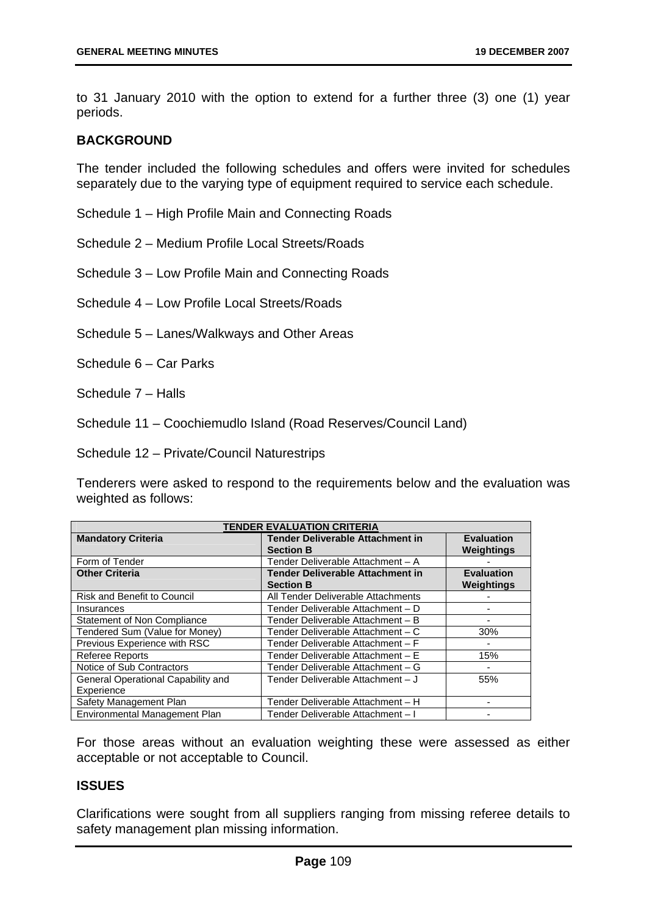to 31 January 2010 with the option to extend for a further three (3) one (1) year periods.

## BACKGROUND

The tender included the following schedules and offers were invited for schedules separately due to the varying type of equipment required to service each schedule.

Schedule 1 – High Profile Main and Connecting Roads

Schedule 2 – Medium Profile Local Streets/Roads

Schedule 3 – Low Profile Main and Connecting Roads

Schedule 4 – Low Profile Local Streets/Roads

Schedule 5 – Lanes/Walkways and Other Areas

Schedule 6 – Car Parks

Schedule 7 – Halls

Schedule 11 – Coochiemudlo Island (Road Reserves/Council Land)

Schedule 12 – Private/Council Naturestrips

Tenderers were asked to respond to the requirements below and the evaluation was weighted as follows:

| TENDER EVALUATION CRITERIA | | |
|---|---|---|
| **Mandatory Criteria** | **Tender Deliverable Attachment in Section B** | **Evaluation Weightings** |
| Form of Tender | Tender Deliverable Attachment – A | - |
| **Other Criteria** | **Tender Deliverable Attachment in Section B** | **Evaluation Weightings** |
| Risk and Benefit to Council | All Tender Deliverable Attachments | - |
| Insurances | Tender Deliverable Attachment – D | - |
| Statement of Non Compliance | Tender Deliverable Attachment – B | - |
| Tendered Sum (Value for Money) | Tender Deliverable Attachment – C | 30% |
| Previous Experience with RSC | Tender Deliverable Attachment – F | - |
| Referee Reports | Tender Deliverable Attachment – E | 15% |
| Notice of Sub Contractors | Tender Deliverable Attachment – G | - |
| General Operational Capability and Experience | Tender Deliverable Attachment – J | 55% |
| Safety Management Plan | Tender Deliverable Attachment – H | - |
| Environmental Management Plan | Tender Deliverable Attachment – I | - |

For those areas without an evaluation weighting these were assessed as either acceptable or not acceptable to Council.

## ISSUES

Clarifications were sought from all suppliers ranging from missing referee details to safety management plan missing information.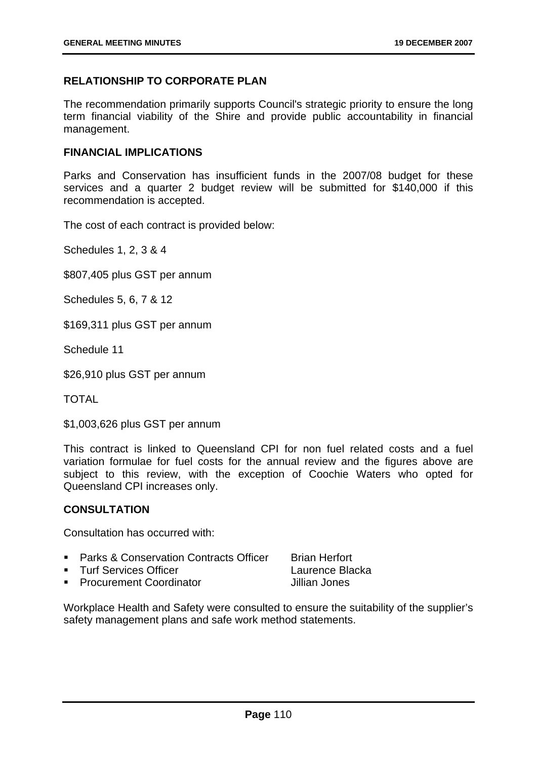## RELATIONSHIP TO CORPORATE PLAN

The recommendation primarily supports Council's strategic priority to ensure the long term financial viability of the Shire and provide public accountability in financial management.

## FINANCIAL IMPLICATIONS

Parks and Conservation has insufficient funds in the 2007/08 budget for these services and a quarter 2 budget review will be submitted for $140,000 if this recommendation is accepted.

The cost of each contract is provided below:

Schedules 1, 2, 3 & 4

$807,405 plus GST per annum

Schedules 5, 6, 7 & 12

$169,311 plus GST per annum

Schedule 11

$26,910 plus GST per annum

TOTAL

$1,003,626 plus GST per annum

This contract is linked to Queensland CPI for non fuel related costs and a fuel variation formulae for fuel costs for the annual review and the figures above are subject to this review, with the exception of Coochie Waters who opted for Queensland CPI increases only.

## CONSULTATION

Consultation has occurred with:

- Parks & Conservation Contracts Officer — Brian Herfort
- Turf Services Officer — Laurence Blacka
- Procurement Coordinator — Jillian Jones

Workplace Health and Safety were consulted to ensure the suitability of the supplier's safety management plans and safe work method statements.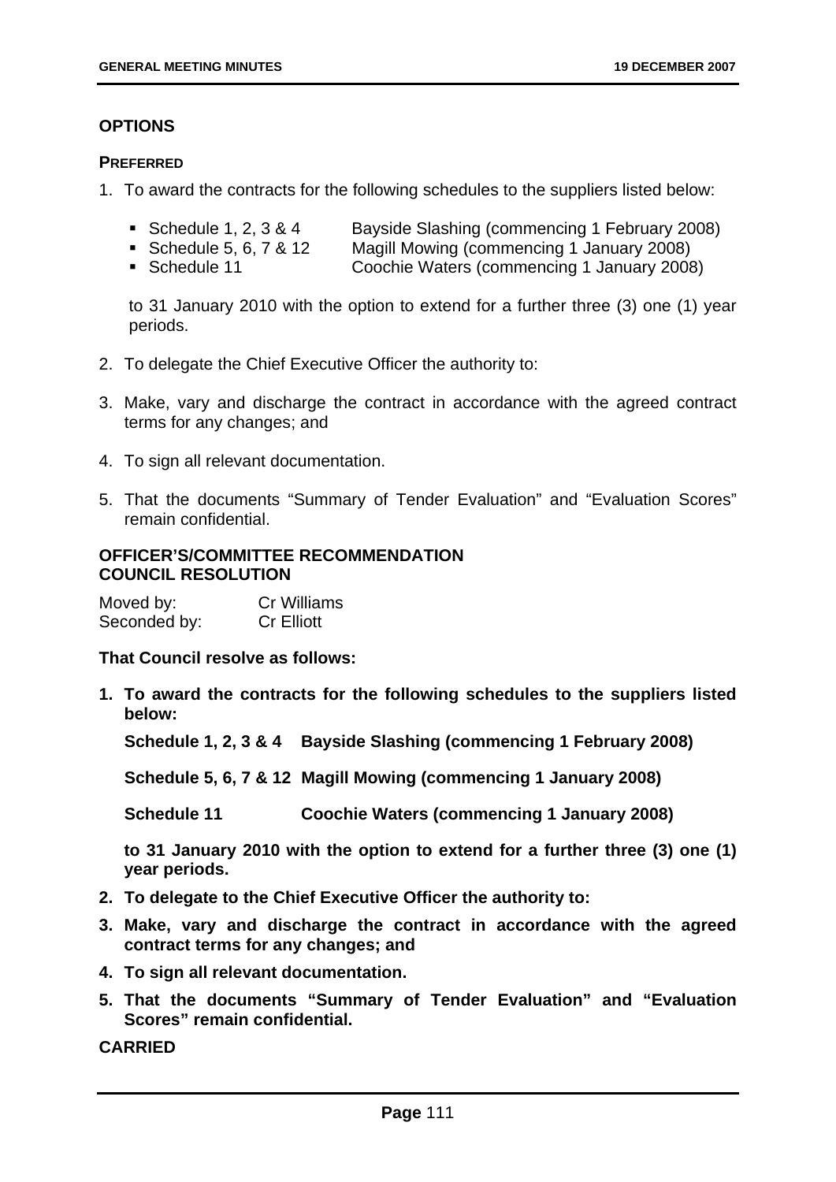## OPTIONS

### PREFERRED

1. To award the contracts for the following schedules to the suppliers listed below:

   - Schedule 1, 2, 3 & 4 Bayside Slashing (commencing 1 February 2008)
   - Schedule 5, 6, 7 & 12 Magill Mowing (commencing 1 January 2008)
   - Schedule 11 Coochie Waters (commencing 1 January 2008)

   to 31 January 2010 with the option to extend for a further three (3) one (1) year periods.

2. To delegate the Chief Executive Officer the authority to:

3. Make, vary and discharge the contract in accordance with the agreed contract terms for any changes; and

4. To sign all relevant documentation.

5. That the documents "Summary of Tender Evaluation" and "Evaluation Scores" remain confidential.

## OFFICER'S/COMMITTEE RECOMMENDATION
## COUNCIL RESOLUTION

Moved by: Cr Williams
Seconded by: Cr Elliott

**That Council resolve as follows:**

1. **To award the contracts for the following schedules to the suppliers listed below:**

   **Schedule 1, 2, 3 & 4 Bayside Slashing (commencing 1 February 2008)**

   **Schedule 5, 6, 7 & 12 Magill Mowing (commencing 1 January 2008)**

   **Schedule 11 Coochie Waters (commencing 1 January 2008)**

   **to 31 January 2010 with the option to extend for a further three (3) one (1) year periods.**

2. **To delegate to the Chief Executive Officer the authority to:**

3. **Make, vary and discharge the contract in accordance with the agreed contract terms for any changes; and**

4. **To sign all relevant documentation.**

5. **That the documents "Summary of Tender Evaluation" and "Evaluation Scores" remain confidential.**

**CARRIED**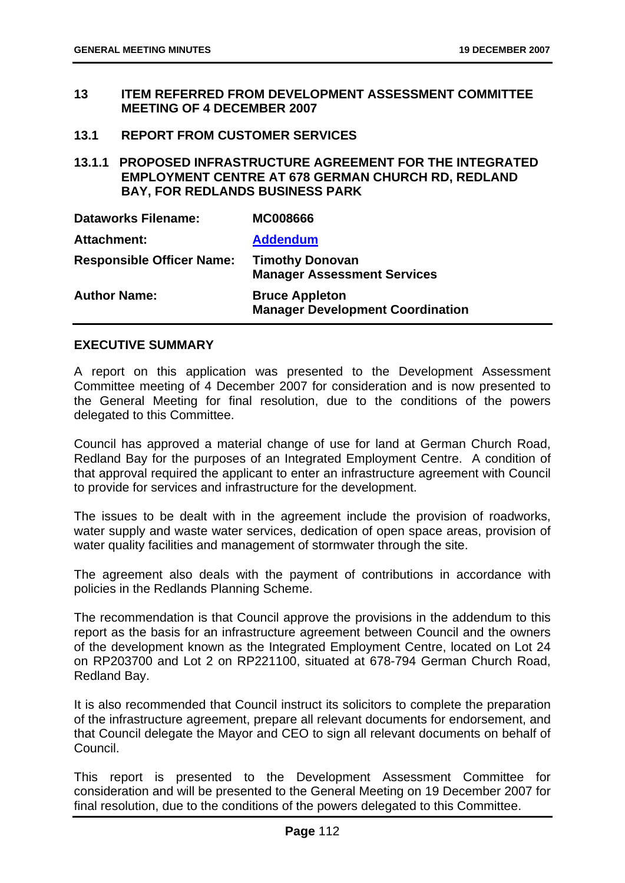## 13 ITEM REFERRED FROM DEVELOPMENT ASSESSMENT COMMITTEE MEETING OF 4 DECEMBER 2007

### 13.1 REPORT FROM CUSTOMER SERVICES

#### 13.1.1 PROPOSED INFRASTRUCTURE AGREEMENT FOR THE INTEGRATED EMPLOYMENT CENTRE AT 678 GERMAN CHURCH RD, REDLAND BAY, FOR REDLANDS BUSINESS PARK

| | |
|---|---|
| **Dataworks Filename:** | **MC008666** |
| **Attachment:** | **Addendum** |
| **Responsible Officer Name:** | **Timothy Donovan**<br>**Manager Assessment Services** |
| **Author Name:** | **Bruce Appleton**<br>**Manager Development Coordination** |

**EXECUTIVE SUMMARY**

A report on this application was presented to the Development Assessment Committee meeting of 4 December 2007 for consideration and is now presented to the General Meeting for final resolution, due to the conditions of the powers delegated to this Committee.

Council has approved a material change of use for land at German Church Road, Redland Bay for the purposes of an Integrated Employment Centre. A condition of that approval required the applicant to enter an infrastructure agreement with Council to provide for services and infrastructure for the development.

The issues to be dealt with in the agreement include the provision of roadworks, water supply and waste water services, dedication of open space areas, provision of water quality facilities and management of stormwater through the site.

The agreement also deals with the payment of contributions in accordance with policies in the Redlands Planning Scheme.

The recommendation is that Council approve the provisions in the addendum to this report as the basis for an infrastructure agreement between Council and the owners of the development known as the Integrated Employment Centre, located on Lot 24 on RP203700 and Lot 2 on RP221100, situated at 678-794 German Church Road, Redland Bay.

It is also recommended that Council instruct its solicitors to complete the preparation of the infrastructure agreement, prepare all relevant documents for endorsement, and that Council delegate the Mayor and CEO to sign all relevant documents on behalf of Council.

This report is presented to the Development Assessment Committee for consideration and will be presented to the General Meeting on 19 December 2007 for final resolution, due to the conditions of the powers delegated to this Committee.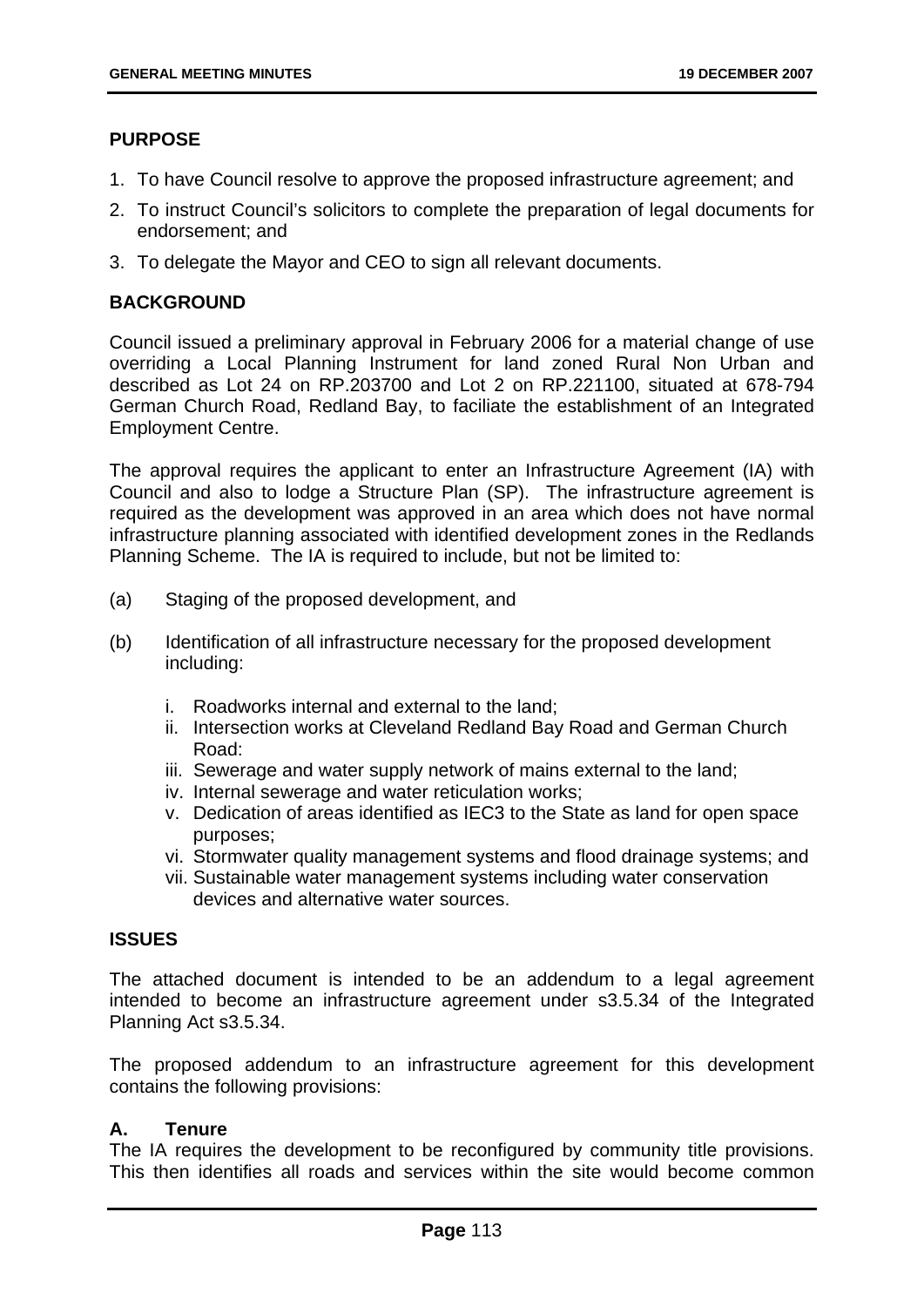## PURPOSE

1. To have Council resolve to approve the proposed infrastructure agreement; and
2. To instruct Council's solicitors to complete the preparation of legal documents for endorsement; and
3. To delegate the Mayor and CEO to sign all relevant documents.

## BACKGROUND

Council issued a preliminary approval in February 2006 for a material change of use overriding a Local Planning Instrument for land zoned Rural Non Urban and described as Lot 24 on RP.203700 and Lot 2 on RP.221100, situated at 678-794 German Church Road, Redland Bay, to faciliate the establishment of an Integrated Employment Centre.

The approval requires the applicant to enter an Infrastructure Agreement (IA) with Council and also to lodge a Structure Plan (SP). The infrastructure agreement is required as the development was approved in an area which does not have normal infrastructure planning associated with identified development zones in the Redlands Planning Scheme. The IA is required to include, but not be limited to:

(a) Staging of the proposed development, and

(b) Identification of all infrastructure necessary for the proposed development including:

  i. Roadworks internal and external to the land;
  ii. Intersection works at Cleveland Redland Bay Road and German Church Road:
  iii. Sewerage and water supply network of mains external to the land;
  iv. Internal sewerage and water reticulation works;
  v. Dedication of areas identified as IEC3 to the State as land for open space purposes;
  vi. Stormwater quality management systems and flood drainage systems; and
  vii. Sustainable water management systems including water conservation devices and alternative water sources.

## ISSUES

The attached document is intended to be an addendum to a legal agreement intended to become an infrastructure agreement under s3.5.34 of the Integrated Planning Act s3.5.34.

The proposed addendum to an infrastructure agreement for this development contains the following provisions:

### A. Tenure

The IA requires the development to be reconfigured by community title provisions. This then identifies all roads and services within the site would become common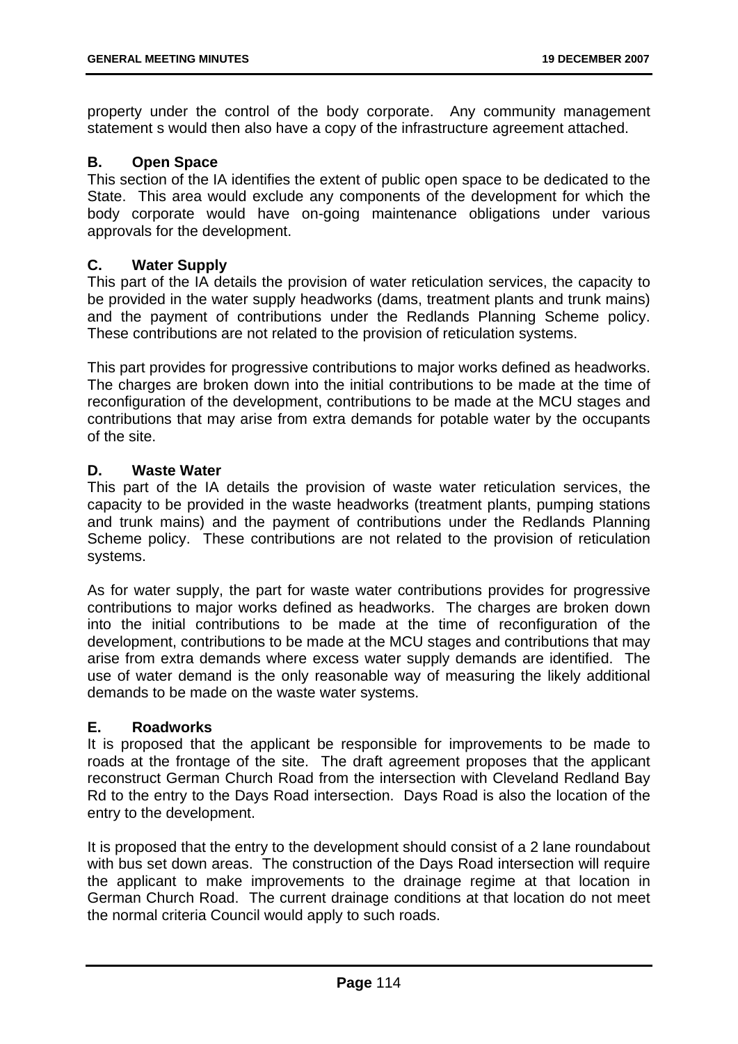property under the control of the body corporate. Any community management statement s would then also have a copy of the infrastructure agreement attached.

**B. Open Space**

This section of the IA identifies the extent of public open space to be dedicated to the State. This area would exclude any components of the development for which the body corporate would have on-going maintenance obligations under various approvals for the development.

**C. Water Supply**

This part of the IA details the provision of water reticulation services, the capacity to be provided in the water supply headworks (dams, treatment plants and trunk mains) and the payment of contributions under the Redlands Planning Scheme policy. These contributions are not related to the provision of reticulation systems.

This part provides for progressive contributions to major works defined as headworks. The charges are broken down into the initial contributions to be made at the time of reconfiguration of the development, contributions to be made at the MCU stages and contributions that may arise from extra demands for potable water by the occupants of the site.

**D. Waste Water**

This part of the IA details the provision of waste water reticulation services, the capacity to be provided in the waste headworks (treatment plants, pumping stations and trunk mains) and the payment of contributions under the Redlands Planning Scheme policy. These contributions are not related to the provision of reticulation systems.

As for water supply, the part for waste water contributions provides for progressive contributions to major works defined as headworks. The charges are broken down into the initial contributions to be made at the time of reconfiguration of the development, contributions to be made at the MCU stages and contributions that may arise from extra demands where excess water supply demands are identified. The use of water demand is the only reasonable way of measuring the likely additional demands to be made on the waste water systems.

**E. Roadworks**

It is proposed that the applicant be responsible for improvements to be made to roads at the frontage of the site. The draft agreement proposes that the applicant reconstruct German Church Road from the intersection with Cleveland Redland Bay Rd to the entry to the Days Road intersection. Days Road is also the location of the entry to the development.

It is proposed that the entry to the development should consist of a 2 lane roundabout with bus set down areas. The construction of the Days Road intersection will require the applicant to make improvements to the drainage regime at that location in German Church Road. The current drainage conditions at that location do not meet the normal criteria Council would apply to such roads.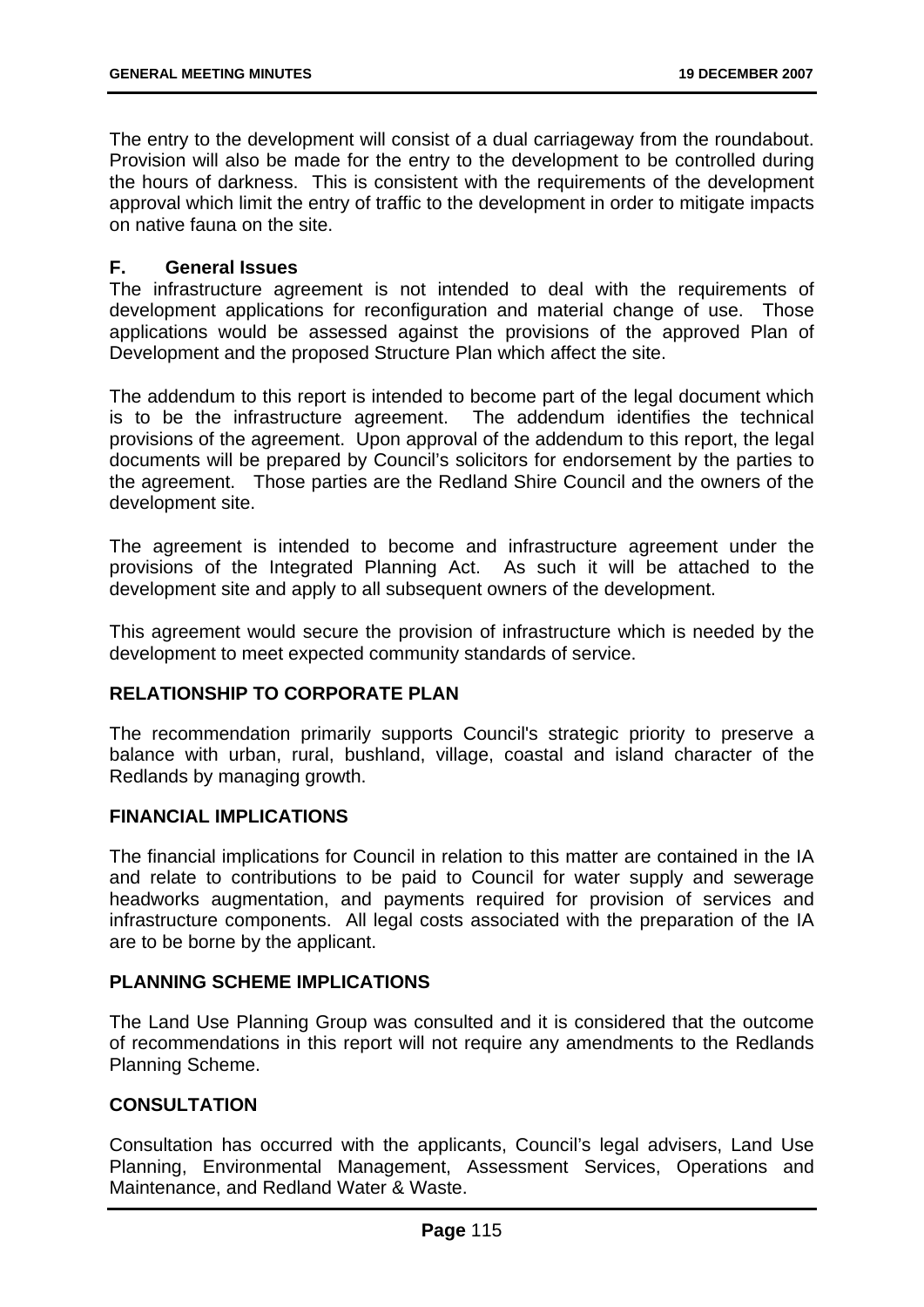The entry to the development will consist of a dual carriageway from the roundabout. Provision will also be made for the entry to the development to be controlled during the hours of darkness. This is consistent with the requirements of the development approval which limit the entry of traffic to the development in order to mitigate impacts on native fauna on the site.

### F. General Issues

The infrastructure agreement is not intended to deal with the requirements of development applications for reconfiguration and material change of use. Those applications would be assessed against the provisions of the approved Plan of Development and the proposed Structure Plan which affect the site.

The addendum to this report is intended to become part of the legal document which is to be the infrastructure agreement. The addendum identifies the technical provisions of the agreement. Upon approval of the addendum to this report, the legal documents will be prepared by Council's solicitors for endorsement by the parties to the agreement. Those parties are the Redland Shire Council and the owners of the development site.

The agreement is intended to become and infrastructure agreement under the provisions of the Integrated Planning Act. As such it will be attached to the development site and apply to all subsequent owners of the development.

This agreement would secure the provision of infrastructure which is needed by the development to meet expected community standards of service.

## RELATIONSHIP TO CORPORATE PLAN

The recommendation primarily supports Council's strategic priority to preserve a balance with urban, rural, bushland, village, coastal and island character of the Redlands by managing growth.

## FINANCIAL IMPLICATIONS

The financial implications for Council in relation to this matter are contained in the IA and relate to contributions to be paid to Council for water supply and sewerage headworks augmentation, and payments required for provision of services and infrastructure components. All legal costs associated with the preparation of the IA are to be borne by the applicant.

## PLANNING SCHEME IMPLICATIONS

The Land Use Planning Group was consulted and it is considered that the outcome of recommendations in this report will not require any amendments to the Redlands Planning Scheme.

## CONSULTATION

Consultation has occurred with the applicants, Council's legal advisers, Land Use Planning, Environmental Management, Assessment Services, Operations and Maintenance, and Redland Water & Waste.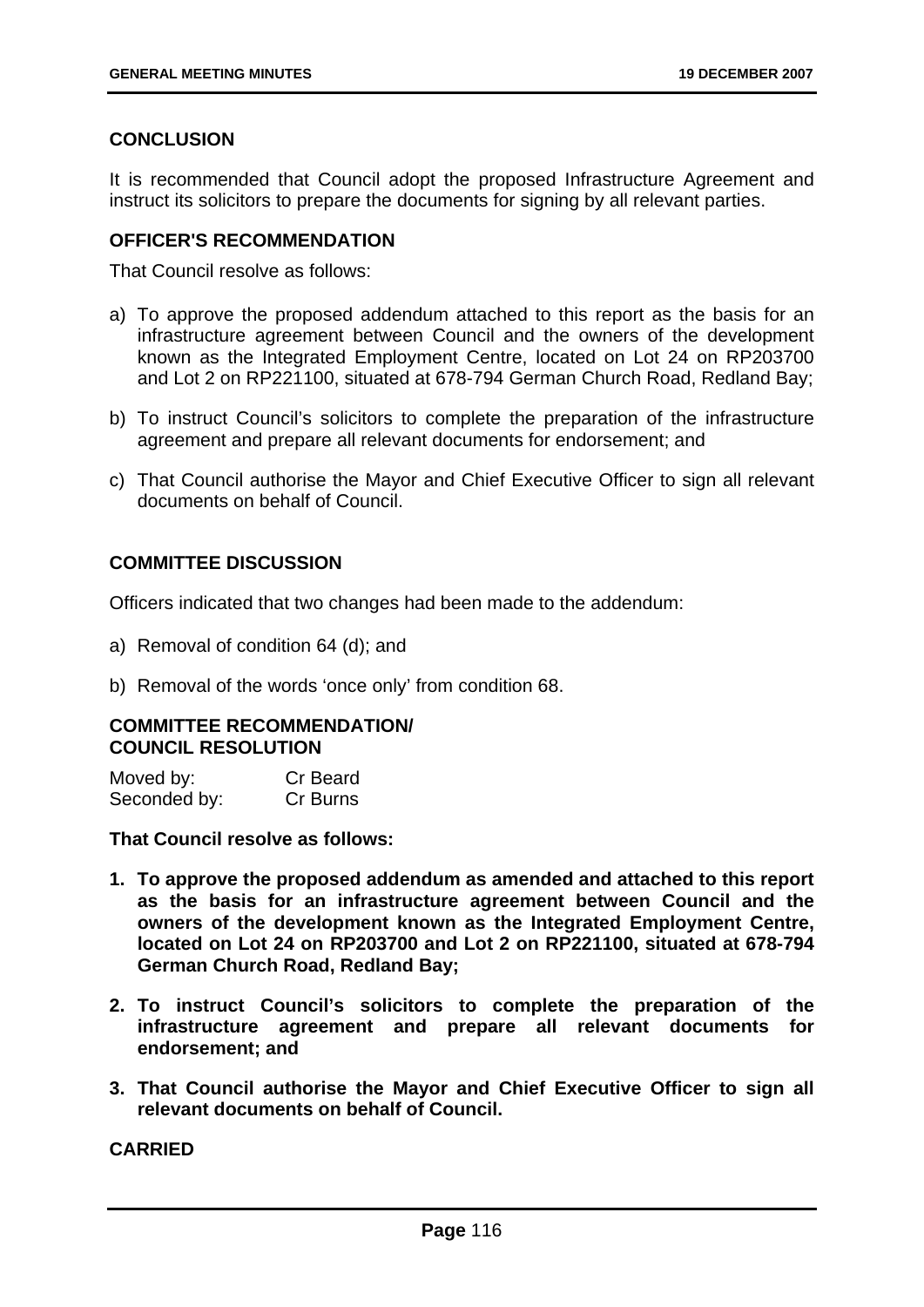## CONCLUSION

It is recommended that Council adopt the proposed Infrastructure Agreement and instruct its solicitors to prepare the documents for signing by all relevant parties.

## OFFICER'S RECOMMENDATION

That Council resolve as follows:

a) To approve the proposed addendum attached to this report as the basis for an infrastructure agreement between Council and the owners of the development known as the Integrated Employment Centre, located on Lot 24 on RP203700 and Lot 2 on RP221100, situated at 678-794 German Church Road, Redland Bay;

b) To instruct Council's solicitors to complete the preparation of the infrastructure agreement and prepare all relevant documents for endorsement; and

c) That Council authorise the Mayor and Chief Executive Officer to sign all relevant documents on behalf of Council.

## COMMITTEE DISCUSSION

Officers indicated that two changes had been made to the addendum:

a) Removal of condition 64 (d); and

b) Removal of the words 'once only' from condition 68.

## COMMITTEE RECOMMENDATION/ COUNCIL RESOLUTION

Moved by: Cr Beard
Seconded by: Cr Burns

**That Council resolve as follows:**

1. **To approve the proposed addendum as amended and attached to this report as the basis for an infrastructure agreement between Council and the owners of the development known as the Integrated Employment Centre, located on Lot 24 on RP203700 and Lot 2 on RP221100, situated at 678-794 German Church Road, Redland Bay;**

2. **To instruct Council's solicitors to complete the preparation of the infrastructure agreement and prepare all relevant documents for endorsement; and**

3. **That Council authorise the Mayor and Chief Executive Officer to sign all relevant documents on behalf of Council.**

**CARRIED**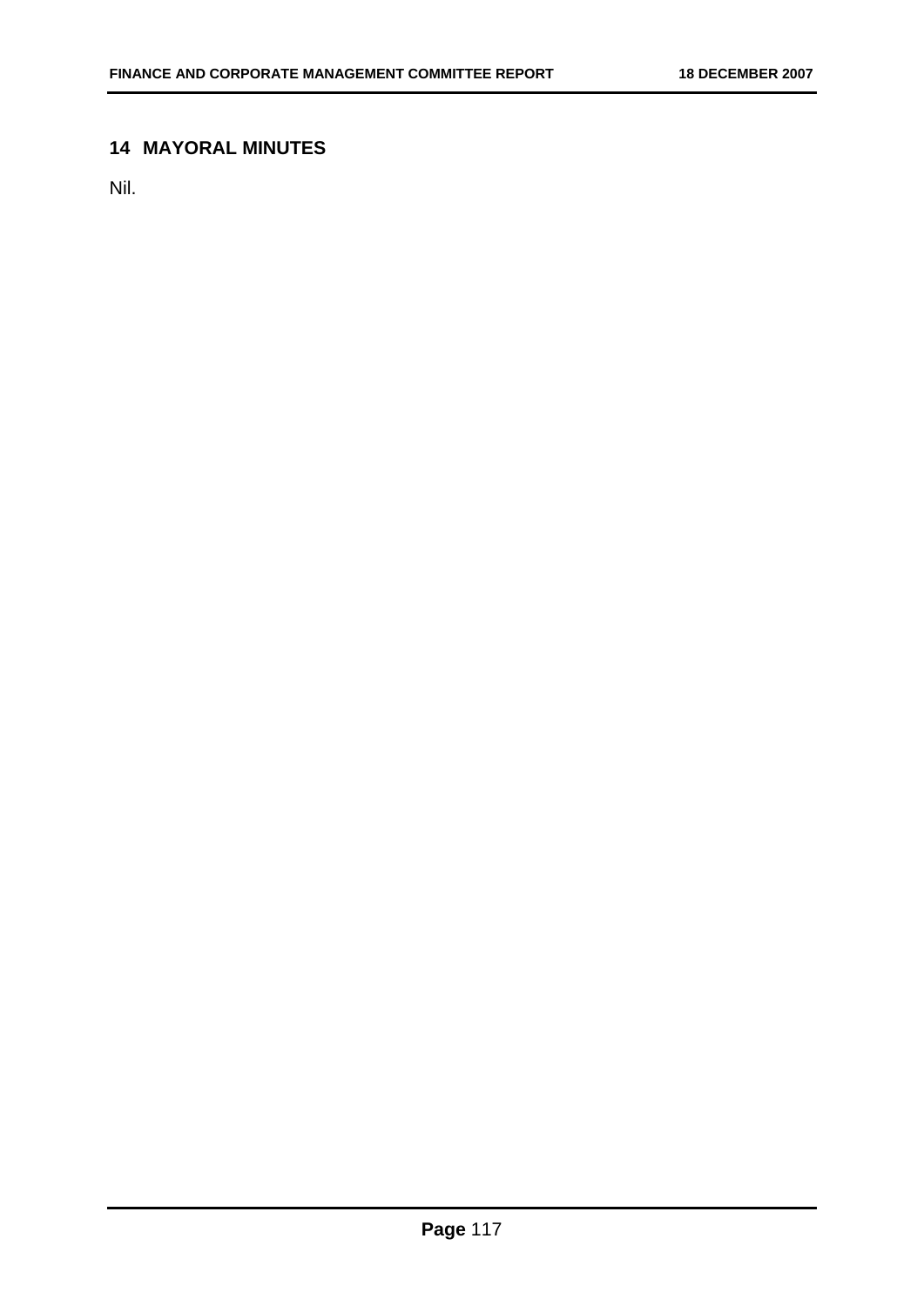## 14 MAYORAL MINUTES

Nil.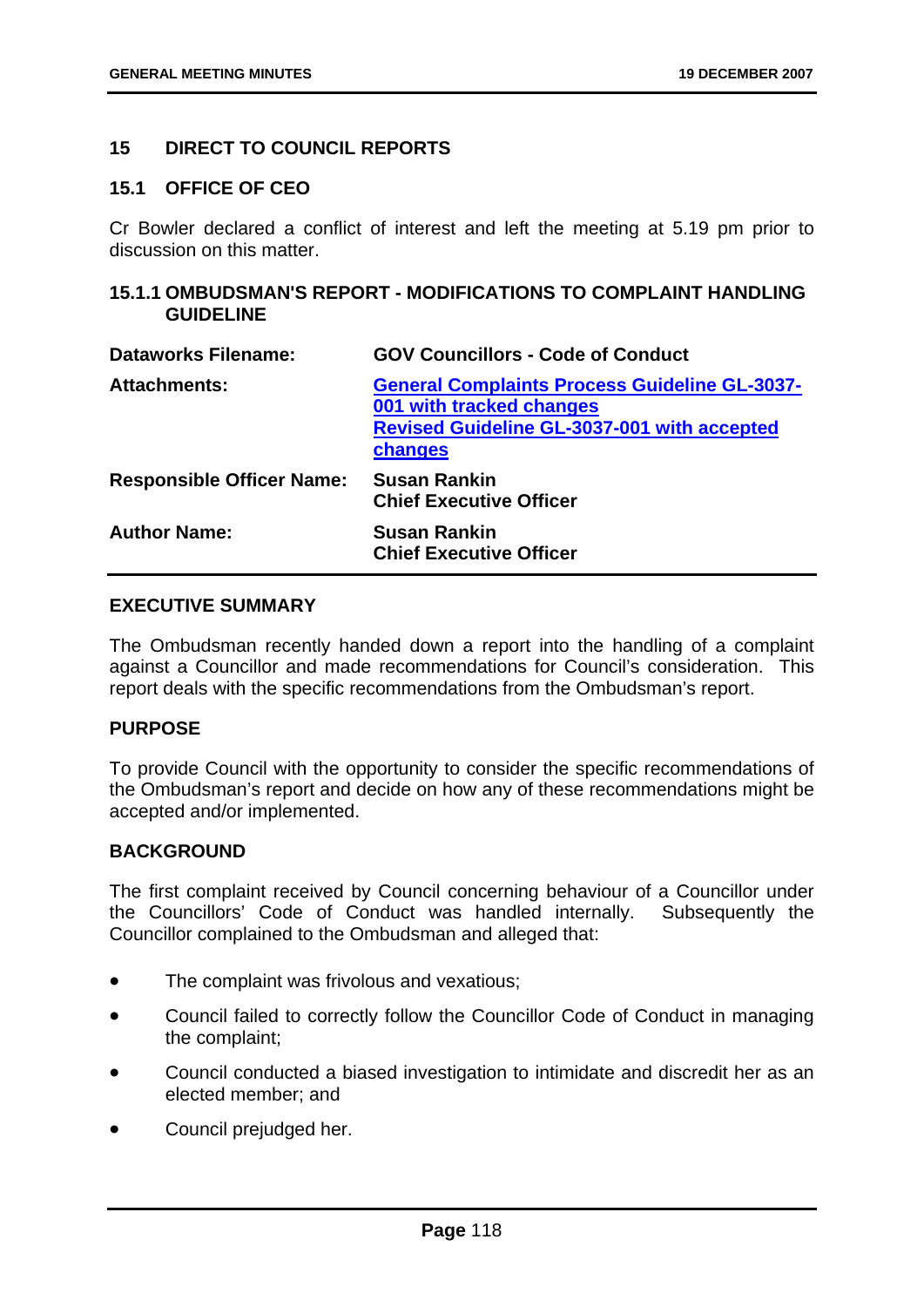## 15 DIRECT TO COUNCIL REPORTS

### 15.1 OFFICE OF CEO

Cr Bowler declared a conflict of interest and left the meeting at 5.19 pm prior to discussion on this matter.

### 15.1.1 OMBUDSMAN'S REPORT - MODIFICATIONS TO COMPLAINT HANDLING GUIDELINE

| | |
|---|---|
| **Dataworks Filename:** | **GOV Councillors - Code of Conduct** |
| **Attachments:** | **General Complaints Process Guideline GL-3037-001 with tracked changes**<br>**Revised Guideline GL-3037-001 with accepted changes** |
| **Responsible Officer Name:** | **Susan Rankin**<br>**Chief Executive Officer** |
| **Author Name:** | **Susan Rankin**<br>**Chief Executive Officer** |

**EXECUTIVE SUMMARY**

The Ombudsman recently handed down a report into the handling of a complaint against a Councillor and made recommendations for Council's consideration. This report deals with the specific recommendations from the Ombudsman's report.

**PURPOSE**

To provide Council with the opportunity to consider the specific recommendations of the Ombudsman's report and decide on how any of these recommendations might be accepted and/or implemented.

**BACKGROUND**

The first complaint received by Council concerning behaviour of a Councillor under the Councillors' Code of Conduct was handled internally. Subsequently the Councillor complained to the Ombudsman and alleged that:

- The complaint was frivolous and vexatious;
- Council failed to correctly follow the Councillor Code of Conduct in managing the complaint;
- Council conducted a biased investigation to intimidate and discredit her as an elected member; and
- Council prejudged her.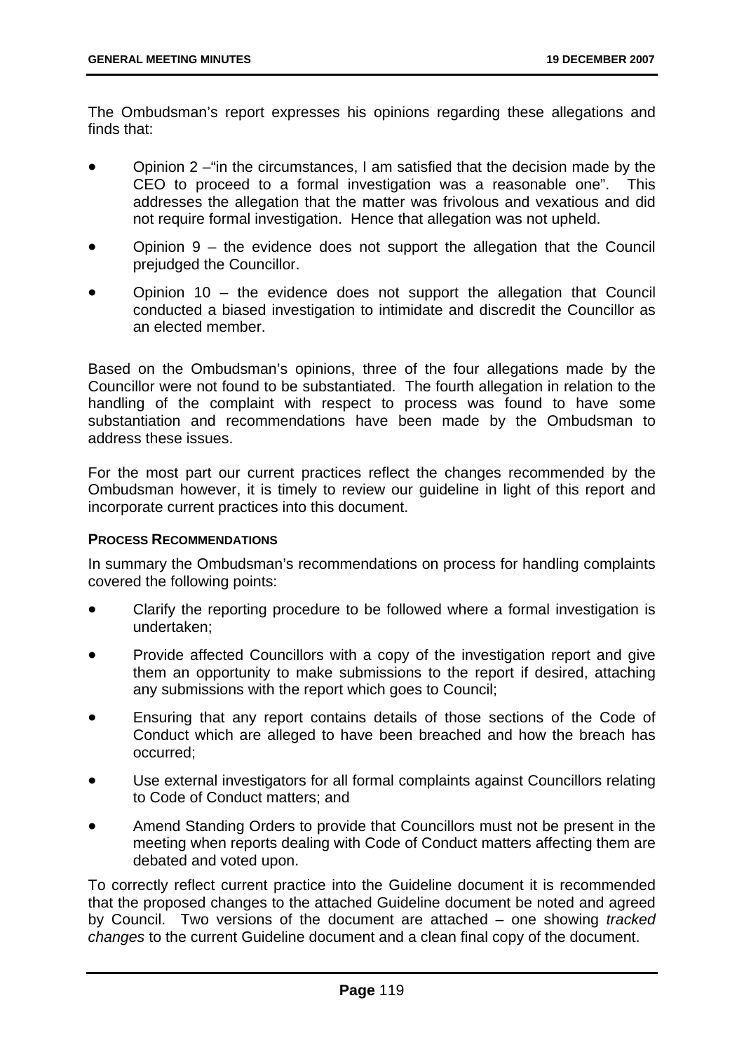The Ombudsman's report expresses his opinions regarding these allegations and finds that:

- Opinion 2 –"in the circumstances, I am satisfied that the decision made by the CEO to proceed to a formal investigation was a reasonable one". This addresses the allegation that the matter was frivolous and vexatious and did not require formal investigation. Hence that allegation was not upheld.
- Opinion 9 – the evidence does not support the allegation that the Council prejudged the Councillor.
- Opinion 10 – the evidence does not support the allegation that Council conducted a biased investigation to intimidate and discredit the Councillor as an elected member.

Based on the Ombudsman's opinions, three of the four allegations made by the Councillor were not found to be substantiated. The fourth allegation in relation to the handling of the complaint with respect to process was found to have some substantiation and recommendations have been made by the Ombudsman to address these issues.

For the most part our current practices reflect the changes recommended by the Ombudsman however, it is timely to review our guideline in light of this report and incorporate current practices into this document.

**PROCESS RECOMMENDATIONS**

In summary the Ombudsman's recommendations on process for handling complaints covered the following points:

- Clarify the reporting procedure to be followed where a formal investigation is undertaken;
- Provide affected Councillors with a copy of the investigation report and give them an opportunity to make submissions to the report if desired, attaching any submissions with the report which goes to Council;
- Ensuring that any report contains details of those sections of the Code of Conduct which are alleged to have been breached and how the breach has occurred;
- Use external investigators for all formal complaints against Councillors relating to Code of Conduct matters; and
- Amend Standing Orders to provide that Councillors must not be present in the meeting when reports dealing with Code of Conduct matters affecting them are debated and voted upon.

To correctly reflect current practice into the Guideline document it is recommended that the proposed changes to the attached Guideline document be noted and agreed by Council. Two versions of the document are attached – one showing *tracked changes* to the current Guideline document and a clean final copy of the document.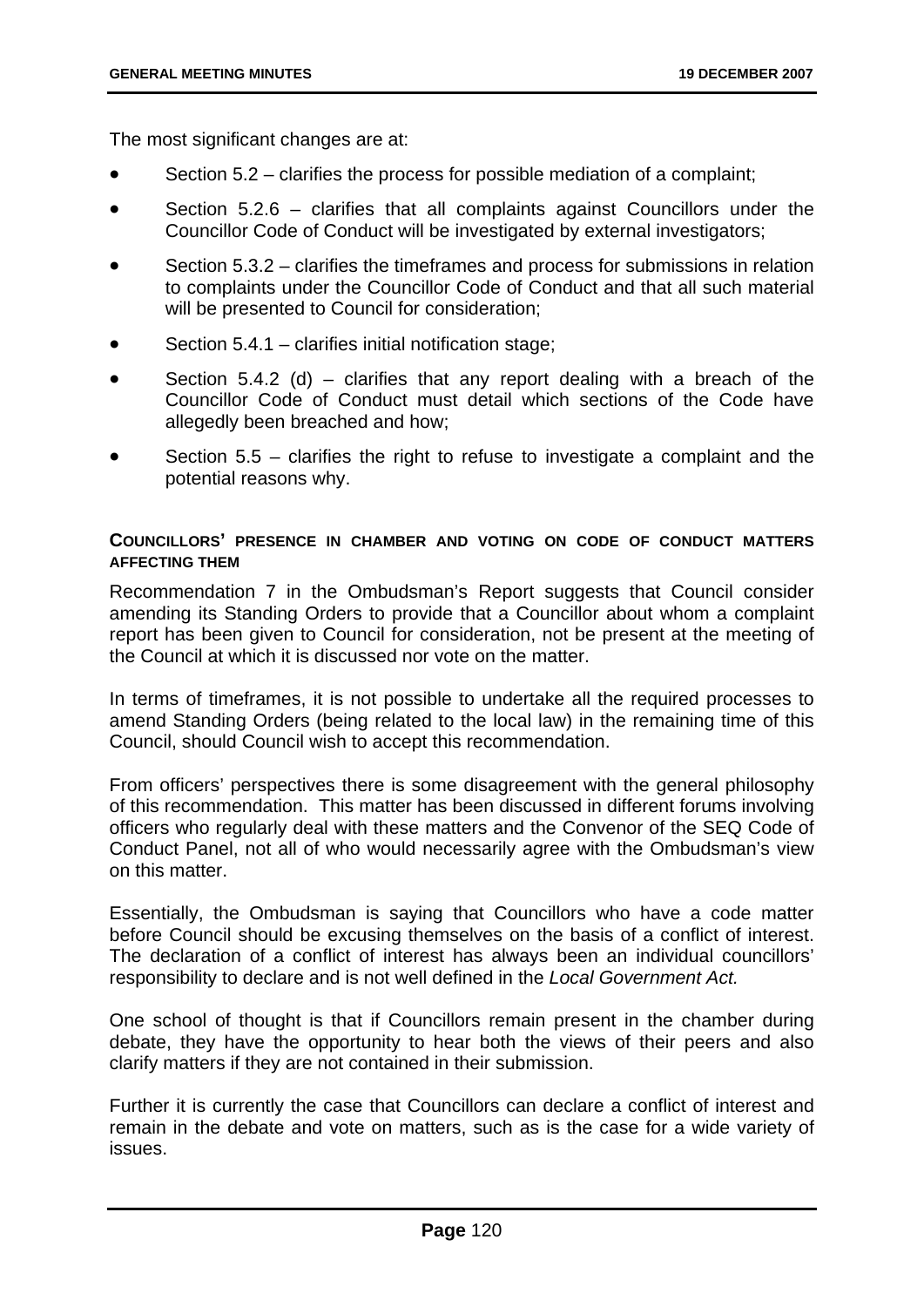The most significant changes are at:

- Section 5.2 – clarifies the process for possible mediation of a complaint;
- Section 5.2.6 – clarifies that all complaints against Councillors under the Councillor Code of Conduct will be investigated by external investigators;
- Section 5.3.2 – clarifies the timeframes and process for submissions in relation to complaints under the Councillor Code of Conduct and that all such material will be presented to Council for consideration;
- Section 5.4.1 – clarifies initial notification stage;
- Section 5.4.2 (d) – clarifies that any report dealing with a breach of the Councillor Code of Conduct must detail which sections of the Code have allegedly been breached and how;
- Section 5.5 – clarifies the right to refuse to investigate a complaint and the potential reasons why.

**COUNCILLORS' PRESENCE IN CHAMBER AND VOTING ON CODE OF CONDUCT MATTERS AFFECTING THEM**

Recommendation 7 in the Ombudsman's Report suggests that Council consider amending its Standing Orders to provide that a Councillor about whom a complaint report has been given to Council for consideration, not be present at the meeting of the Council at which it is discussed nor vote on the matter.

In terms of timeframes, it is not possible to undertake all the required processes to amend Standing Orders (being related to the local law) in the remaining time of this Council, should Council wish to accept this recommendation.

From officers' perspectives there is some disagreement with the general philosophy of this recommendation. This matter has been discussed in different forums involving officers who regularly deal with these matters and the Convenor of the SEQ Code of Conduct Panel, not all of who would necessarily agree with the Ombudsman's view on this matter.

Essentially, the Ombudsman is saying that Councillors who have a code matter before Council should be excusing themselves on the basis of a conflict of interest. The declaration of a conflict of interest has always been an individual councillors' responsibility to declare and is not well defined in the *Local Government Act.*

One school of thought is that if Councillors remain present in the chamber during debate, they have the opportunity to hear both the views of their peers and also clarify matters if they are not contained in their submission.

Further it is currently the case that Councillors can declare a conflict of interest and remain in the debate and vote on matters, such as is the case for a wide variety of issues.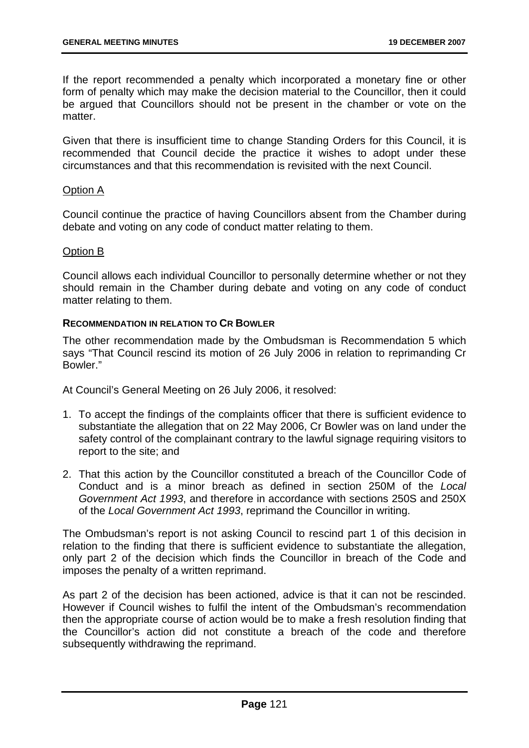If the report recommended a penalty which incorporated a monetary fine or other form of penalty which may make the decision material to the Councillor, then it could be argued that Councillors should not be present in the chamber or vote on the matter.

Given that there is insufficient time to change Standing Orders for this Council, it is recommended that Council decide the practice it wishes to adopt under these circumstances and that this recommendation is revisited with the next Council.

Option A

Council continue the practice of having Councillors absent from the Chamber during debate and voting on any code of conduct matter relating to them.

Option B

Council allows each individual Councillor to personally determine whether or not they should remain in the Chamber during debate and voting on any code of conduct matter relating to them.

**RECOMMENDATION IN RELATION TO CR BOWLER**

The other recommendation made by the Ombudsman is Recommendation 5 which says "That Council rescind its motion of 26 July 2006 in relation to reprimanding Cr Bowler."

At Council's General Meeting on 26 July 2006, it resolved:

1. To accept the findings of the complaints officer that there is sufficient evidence to substantiate the allegation that on 22 May 2006, Cr Bowler was on land under the safety control of the complainant contrary to the lawful signage requiring visitors to report to the site; and
2. That this action by the Councillor constituted a breach of the Councillor Code of Conduct and is a minor breach as defined in section 250M of the *Local Government Act 1993*, and therefore in accordance with sections 250S and 250X of the *Local Government Act 1993*, reprimand the Councillor in writing.

The Ombudsman's report is not asking Council to rescind part 1 of this decision in relation to the finding that there is sufficient evidence to substantiate the allegation, only part 2 of the decision which finds the Councillor in breach of the Code and imposes the penalty of a written reprimand.

As part 2 of the decision has been actioned, advice is that it can not be rescinded. However if Council wishes to fulfil the intent of the Ombudsman's recommendation then the appropriate course of action would be to make a fresh resolution finding that the Councillor's action did not constitute a breach of the code and therefore subsequently withdrawing the reprimand.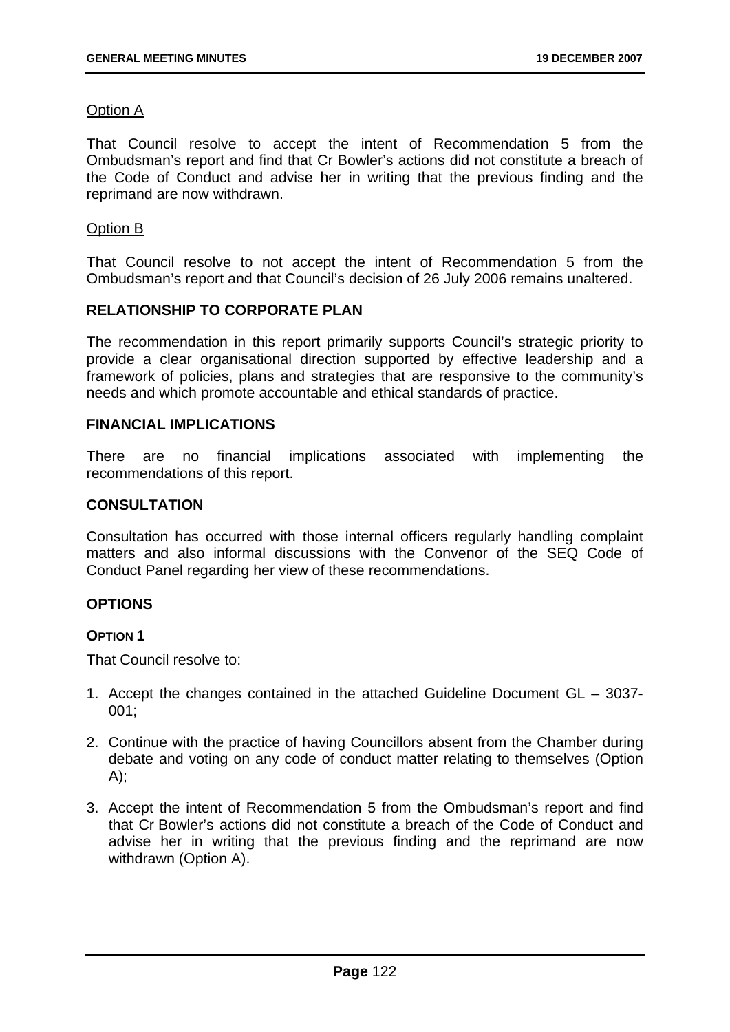Option A

That Council resolve to accept the intent of Recommendation 5 from the Ombudsman's report and find that Cr Bowler's actions did not constitute a breach of the Code of Conduct and advise her in writing that the previous finding and the reprimand are now withdrawn.

Option B

That Council resolve to not accept the intent of Recommendation 5 from the Ombudsman's report and that Council's decision of 26 July 2006 remains unaltered.

## RELATIONSHIP TO CORPORATE PLAN

The recommendation in this report primarily supports Council's strategic priority to provide a clear organisational direction supported by effective leadership and a framework of policies, plans and strategies that are responsive to the community's needs and which promote accountable and ethical standards of practice.

## FINANCIAL IMPLICATIONS

There are no financial implications associated with implementing the recommendations of this report.

## CONSULTATION

Consultation has occurred with those internal officers regularly handling complaint matters and also informal discussions with the Convenor of the SEQ Code of Conduct Panel regarding her view of these recommendations.

## OPTIONS

### OPTION 1

That Council resolve to:

1. Accept the changes contained in the attached Guideline Document GL – 3037-001;

2. Continue with the practice of having Councillors absent from the Chamber during debate and voting on any code of conduct matter relating to themselves (Option A);

3. Accept the intent of Recommendation 5 from the Ombudsman's report and find that Cr Bowler's actions did not constitute a breach of the Code of Conduct and advise her in writing that the previous finding and the reprimand are now withdrawn (Option A).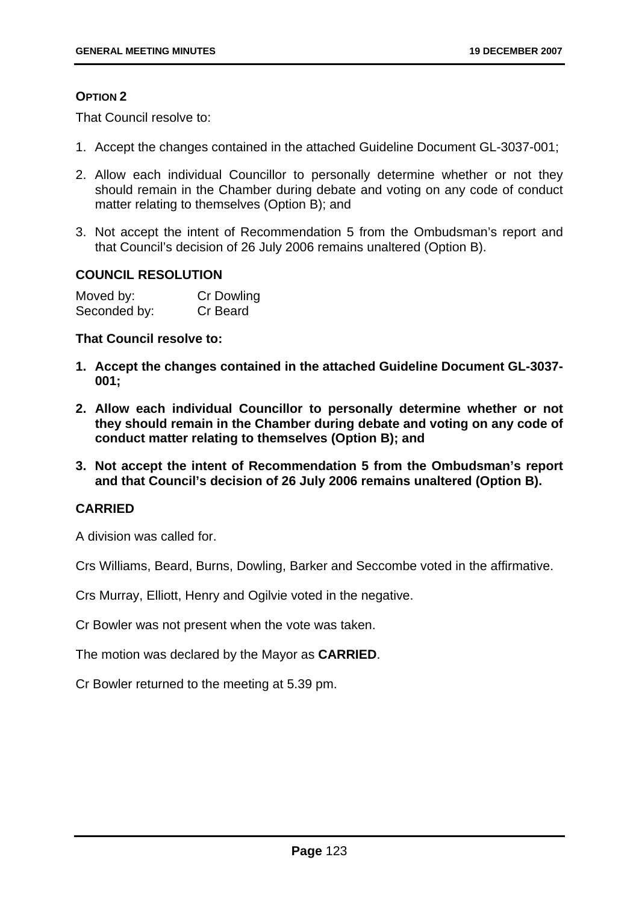**OPTION 2**

That Council resolve to:

1. Accept the changes contained in the attached Guideline Document GL-3037-001;
2. Allow each individual Councillor to personally determine whether or not they should remain in the Chamber during debate and voting on any code of conduct matter relating to themselves (Option B); and
3. Not accept the intent of Recommendation 5 from the Ombudsman's report and that Council's decision of 26 July 2006 remains unaltered (Option B).

**COUNCIL RESOLUTION**

| Moved by: | Cr Dowling |
|---|---|
| Seconded by: | Cr Beard |

**That Council resolve to:**

1. **Accept the changes contained in the attached Guideline Document GL-3037-001;**
2. **Allow each individual Councillor to personally determine whether or not they should remain in the Chamber during debate and voting on any code of conduct matter relating to themselves (Option B); and**
3. **Not accept the intent of Recommendation 5 from the Ombudsman's report and that Council's decision of 26 July 2006 remains unaltered (Option B).**

**CARRIED**

A division was called for.

Crs Williams, Beard, Burns, Dowling, Barker and Seccombe voted in the affirmative.

Crs Murray, Elliott, Henry and Ogilvie voted in the negative.

Cr Bowler was not present when the vote was taken.

The motion was declared by the Mayor as **CARRIED**.

Cr Bowler returned to the meeting at 5.39 pm.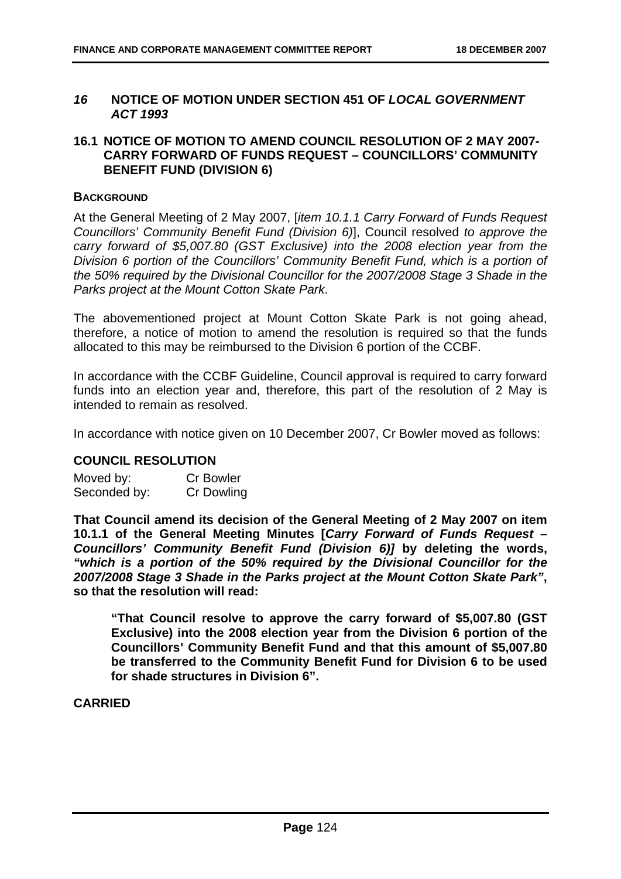## *16* NOTICE OF MOTION UNDER SECTION 451 OF *LOCAL GOVERNMENT ACT 1993*

### 16.1 NOTICE OF MOTION TO AMEND COUNCIL RESOLUTION OF 2 MAY 2007- CARRY FORWARD OF FUNDS REQUEST – COUNCILLORS' COMMUNITY BENEFIT FUND (DIVISION 6)

**BACKGROUND**

At the General Meeting of 2 May 2007, [*item 10.1.1 Carry Forward of Funds Request Councillors' Community Benefit Fund (Division 6)*], Council resolved *to approve the carry forward of $5,007.80 (GST Exclusive) into the 2008 election year from the Division 6 portion of the Councillors' Community Benefit Fund, which is a portion of the 50% required by the Divisional Councillor for the 2007/2008 Stage 3 Shade in the Parks project at the Mount Cotton Skate Park*.

The abovementioned project at Mount Cotton Skate Park is not going ahead, therefore, a notice of motion to amend the resolution is required so that the funds allocated to this may be reimbursed to the Division 6 portion of the CCBF.

In accordance with the CCBF Guideline, Council approval is required to carry forward funds into an election year and, therefore, this part of the resolution of 2 May is intended to remain as resolved.

In accordance with notice given on 10 December 2007, Cr Bowler moved as follows:

**COUNCIL RESOLUTION**

Moved by: Cr Bowler
Seconded by: Cr Dowling

**That Council amend its decision of the General Meeting of 2 May 2007 on item 10.1.1 of the General Meeting Minutes [*Carry Forward of Funds Request – Councillors' Community Benefit Fund (Division 6)]* by deleting the words, *"which is a portion of the 50% required by the Divisional Councillor for the 2007/2008 Stage 3 Shade in the Parks project at the Mount Cotton Skate Park"*, so that the resolution will read:**

> **"That Council resolve to approve the carry forward of $5,007.80 (GST Exclusive) into the 2008 election year from the Division 6 portion of the Councillors' Community Benefit Fund and that this amount of $5,007.80 be transferred to the Community Benefit Fund for Division 6 to be used for shade structures in Division 6".**

**CARRIED**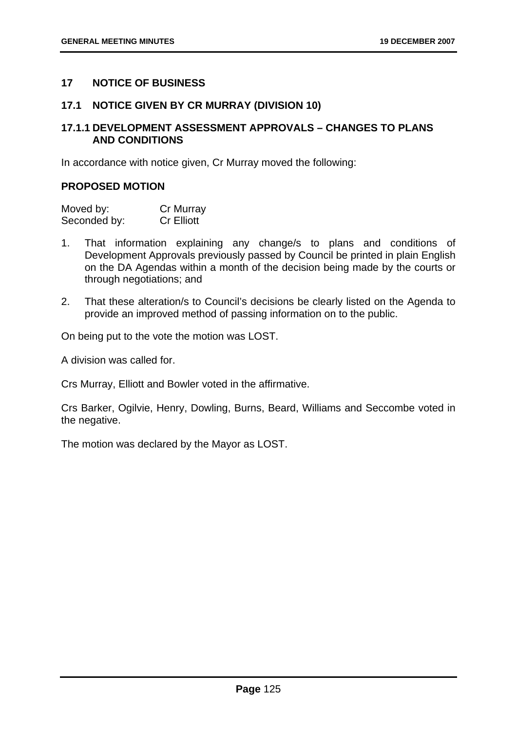## 17 NOTICE OF BUSINESS

### 17.1 NOTICE GIVEN BY CR MURRAY (DIVISION 10)

### 17.1.1 DEVELOPMENT ASSESSMENT APPROVALS – CHANGES TO PLANS AND CONDITIONS

In accordance with notice given, Cr Murray moved the following:

**PROPOSED MOTION**

Moved by: Cr Murray
Seconded by: Cr Elliott

1. That information explaining any change/s to plans and conditions of Development Approvals previously passed by Council be printed in plain English on the DA Agendas within a month of the decision being made by the courts or through negotiations; and

2. That these alteration/s to Council's decisions be clearly listed on the Agenda to provide an improved method of passing information on to the public.

On being put to the vote the motion was LOST.

A division was called for.

Crs Murray, Elliott and Bowler voted in the affirmative.

Crs Barker, Ogilvie, Henry, Dowling, Burns, Beard, Williams and Seccombe voted in the negative.

The motion was declared by the Mayor as LOST.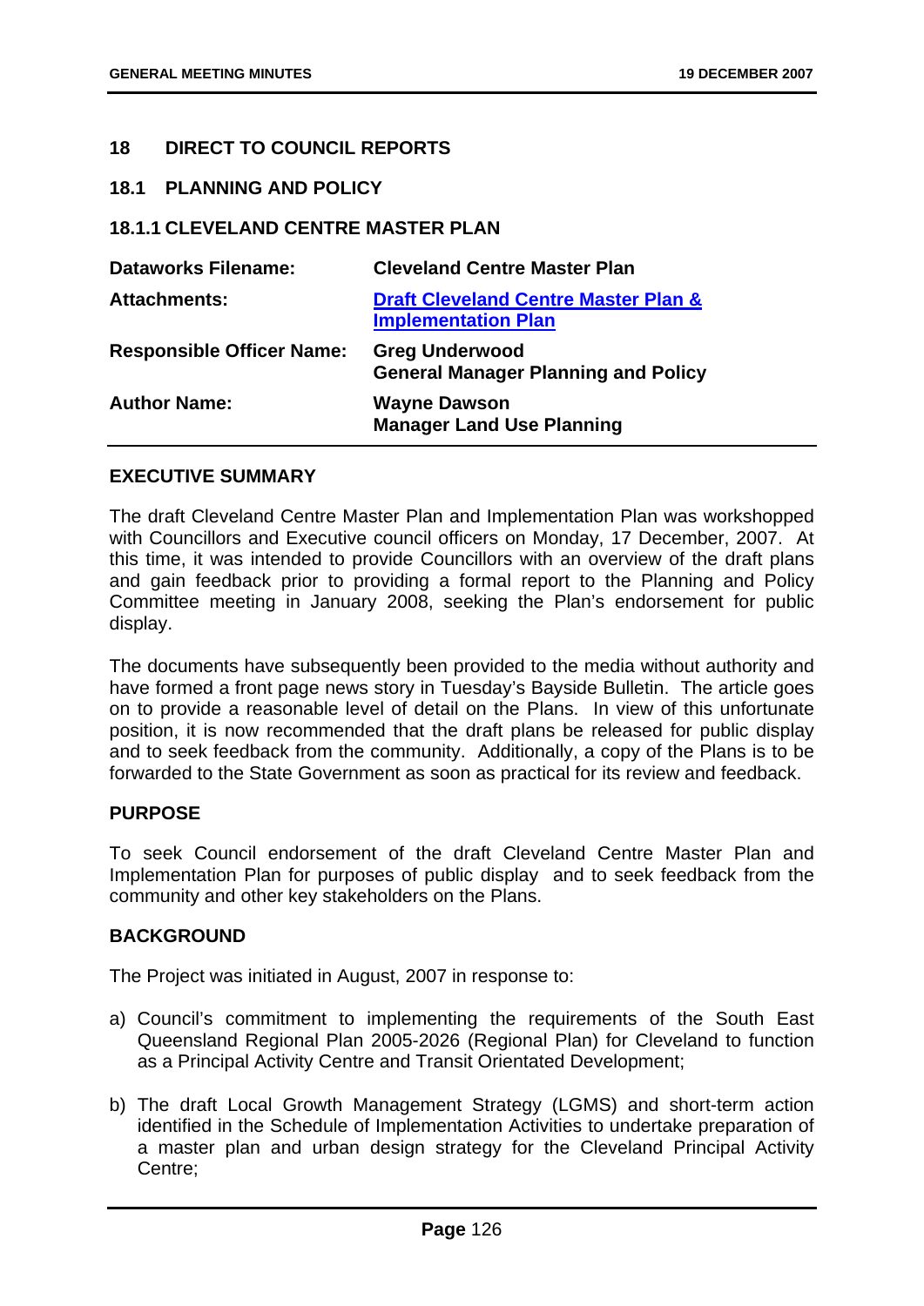## 18 DIRECT TO COUNCIL REPORTS

### 18.1 PLANNING AND POLICY

### 18.1.1 CLEVELAND CENTRE MASTER PLAN

| | |
|---|---|
| **Dataworks Filename:** | **Cleveland Centre Master Plan** |
| **Attachments:** | **Draft Cleveland Centre Master Plan & Implementation Plan** |
| **Responsible Officer Name:** | **Greg Underwood**<br>**General Manager Planning and Policy** |
| **Author Name:** | **Wayne Dawson**<br>**Manager Land Use Planning** |

**EXECUTIVE SUMMARY**

The draft Cleveland Centre Master Plan and Implementation Plan was workshopped with Councillors and Executive council officers on Monday, 17 December, 2007. At this time, it was intended to provide Councillors with an overview of the draft plans and gain feedback prior to providing a formal report to the Planning and Policy Committee meeting in January 2008, seeking the Plan's endorsement for public display.

The documents have subsequently been provided to the media without authority and have formed a front page news story in Tuesday's Bayside Bulletin. The article goes on to provide a reasonable level of detail on the Plans. In view of this unfortunate position, it is now recommended that the draft plans be released for public display and to seek feedback from the community. Additionally, a copy of the Plans is to be forwarded to the State Government as soon as practical for its review and feedback.

**PURPOSE**

To seek Council endorsement of the draft Cleveland Centre Master Plan and Implementation Plan for purposes of public display and to seek feedback from the community and other key stakeholders on the Plans.

**BACKGROUND**

The Project was initiated in August, 2007 in response to:

a) Council's commitment to implementing the requirements of the South East Queensland Regional Plan 2005-2026 (Regional Plan) for Cleveland to function as a Principal Activity Centre and Transit Orientated Development;

b) The draft Local Growth Management Strategy (LGMS) and short-term action identified in the Schedule of Implementation Activities to undertake preparation of a master plan and urban design strategy for the Cleveland Principal Activity Centre;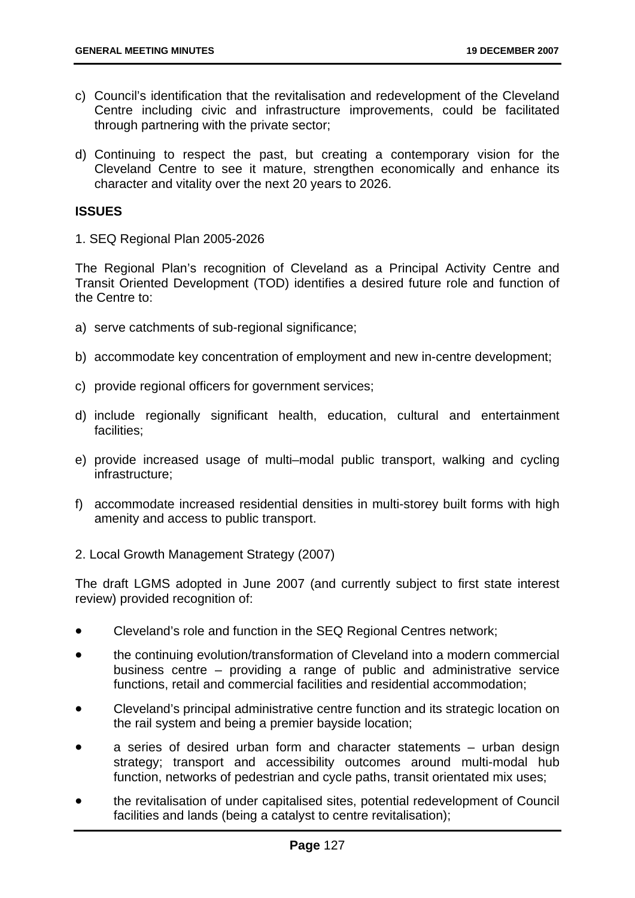c) Council's identification that the revitalisation and redevelopment of the Cleveland Centre including civic and infrastructure improvements, could be facilitated through partnering with the private sector;

d) Continuing to respect the past, but creating a contemporary vision for the Cleveland Centre to see it mature, strengthen economically and enhance its character and vitality over the next 20 years to 2026.

**ISSUES**

1. SEQ Regional Plan 2005-2026

The Regional Plan's recognition of Cleveland as a Principal Activity Centre and Transit Oriented Development (TOD) identifies a desired future role and function of the Centre to:

a) serve catchments of sub-regional significance;

b) accommodate key concentration of employment and new in-centre development;

c) provide regional officers for government services;

d) include regionally significant health, education, cultural and entertainment facilities;

e) provide increased usage of multi–modal public transport, walking and cycling infrastructure;

f) accommodate increased residential densities in multi-storey built forms with high amenity and access to public transport.

2. Local Growth Management Strategy (2007)

The draft LGMS adopted in June 2007 (and currently subject to first state interest review) provided recognition of:

- Cleveland's role and function in the SEQ Regional Centres network;
- the continuing evolution/transformation of Cleveland into a modern commercial business centre – providing a range of public and administrative service functions, retail and commercial facilities and residential accommodation;
- Cleveland's principal administrative centre function and its strategic location on the rail system and being a premier bayside location;
- a series of desired urban form and character statements – urban design strategy; transport and accessibility outcomes around multi-modal hub function, networks of pedestrian and cycle paths, transit orientated mix uses;
- the revitalisation of under capitalised sites, potential redevelopment of Council facilities and lands (being a catalyst to centre revitalisation);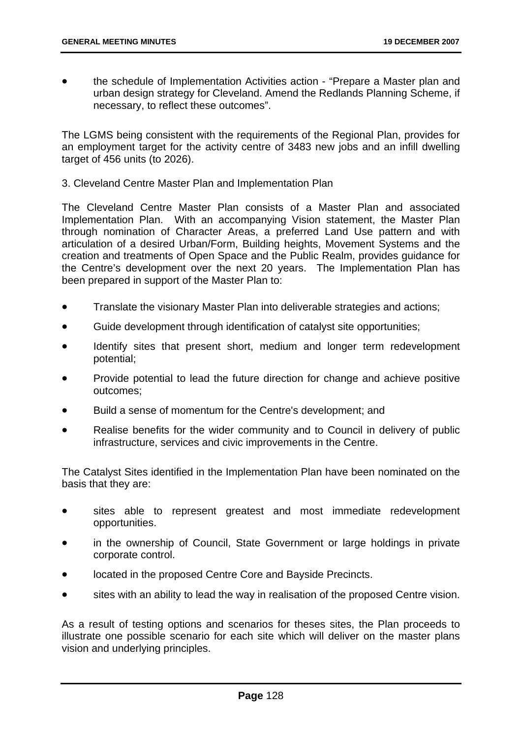- the schedule of Implementation Activities action - "Prepare a Master plan and urban design strategy for Cleveland. Amend the Redlands Planning Scheme, if necessary, to reflect these outcomes".

The LGMS being consistent with the requirements of the Regional Plan, provides for an employment target for the activity centre of 3483 new jobs and an infill dwelling target of 456 units (to 2026).

3. Cleveland Centre Master Plan and Implementation Plan

The Cleveland Centre Master Plan consists of a Master Plan and associated Implementation Plan. With an accompanying Vision statement, the Master Plan through nomination of Character Areas, a preferred Land Use pattern and with articulation of a desired Urban/Form, Building heights, Movement Systems and the creation and treatments of Open Space and the Public Realm, provides guidance for the Centre's development over the next 20 years. The Implementation Plan has been prepared in support of the Master Plan to:

- Translate the visionary Master Plan into deliverable strategies and actions;
- Guide development through identification of catalyst site opportunities;
- Identify sites that present short, medium and longer term redevelopment potential;
- Provide potential to lead the future direction for change and achieve positive outcomes;
- Build a sense of momentum for the Centre's development; and
- Realise benefits for the wider community and to Council in delivery of public infrastructure, services and civic improvements in the Centre.

The Catalyst Sites identified in the Implementation Plan have been nominated on the basis that they are:

- sites able to represent greatest and most immediate redevelopment opportunities.
- in the ownership of Council, State Government or large holdings in private corporate control.
- located in the proposed Centre Core and Bayside Precincts.
- sites with an ability to lead the way in realisation of the proposed Centre vision.

As a result of testing options and scenarios for theses sites, the Plan proceeds to illustrate one possible scenario for each site which will deliver on the master plans vision and underlying principles.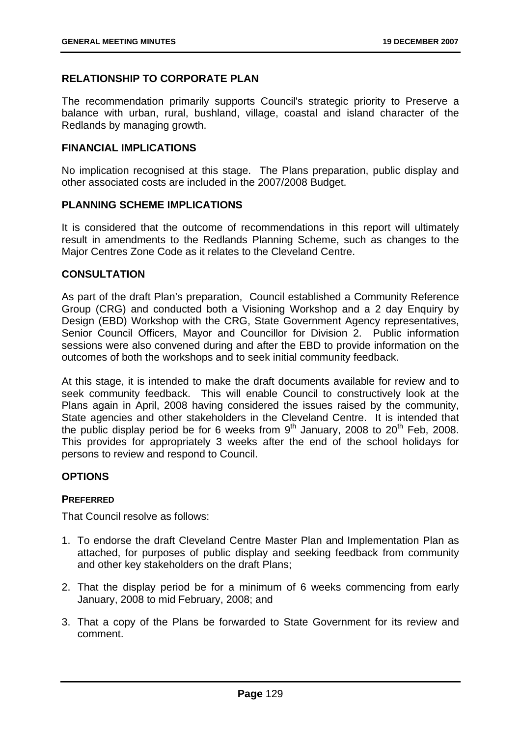## RELATIONSHIP TO CORPORATE PLAN

The recommendation primarily supports Council's strategic priority to Preserve a balance with urban, rural, bushland, village, coastal and island character of the Redlands by managing growth.

## FINANCIAL IMPLICATIONS

No implication recognised at this stage. The Plans preparation, public display and other associated costs are included in the 2007/2008 Budget.

## PLANNING SCHEME IMPLICATIONS

It is considered that the outcome of recommendations in this report will ultimately result in amendments to the Redlands Planning Scheme, such as changes to the Major Centres Zone Code as it relates to the Cleveland Centre.

## CONSULTATION

As part of the draft Plan's preparation, Council established a Community Reference Group (CRG) and conducted both a Visioning Workshop and a 2 day Enquiry by Design (EBD) Workshop with the CRG, State Government Agency representatives, Senior Council Officers, Mayor and Councillor for Division 2. Public information sessions were also convened during and after the EBD to provide information on the outcomes of both the workshops and to seek initial community feedback.

At this stage, it is intended to make the draft documents available for review and to seek community feedback. This will enable Council to constructively look at the Plans again in April, 2008 having considered the issues raised by the community, State agencies and other stakeholders in the Cleveland Centre. It is intended that the public display period be for 6 weeks from 9th January, 2008 to 20th Feb, 2008. This provides for appropriately 3 weeks after the end of the school holidays for persons to review and respond to Council.

## OPTIONS

### PREFERRED

That Council resolve as follows:

1. To endorse the draft Cleveland Centre Master Plan and Implementation Plan as attached, for purposes of public display and seeking feedback from community and other key stakeholders on the draft Plans;
2. That the display period be for a minimum of 6 weeks commencing from early January, 2008 to mid February, 2008; and
3. That a copy of the Plans be forwarded to State Government for its review and comment.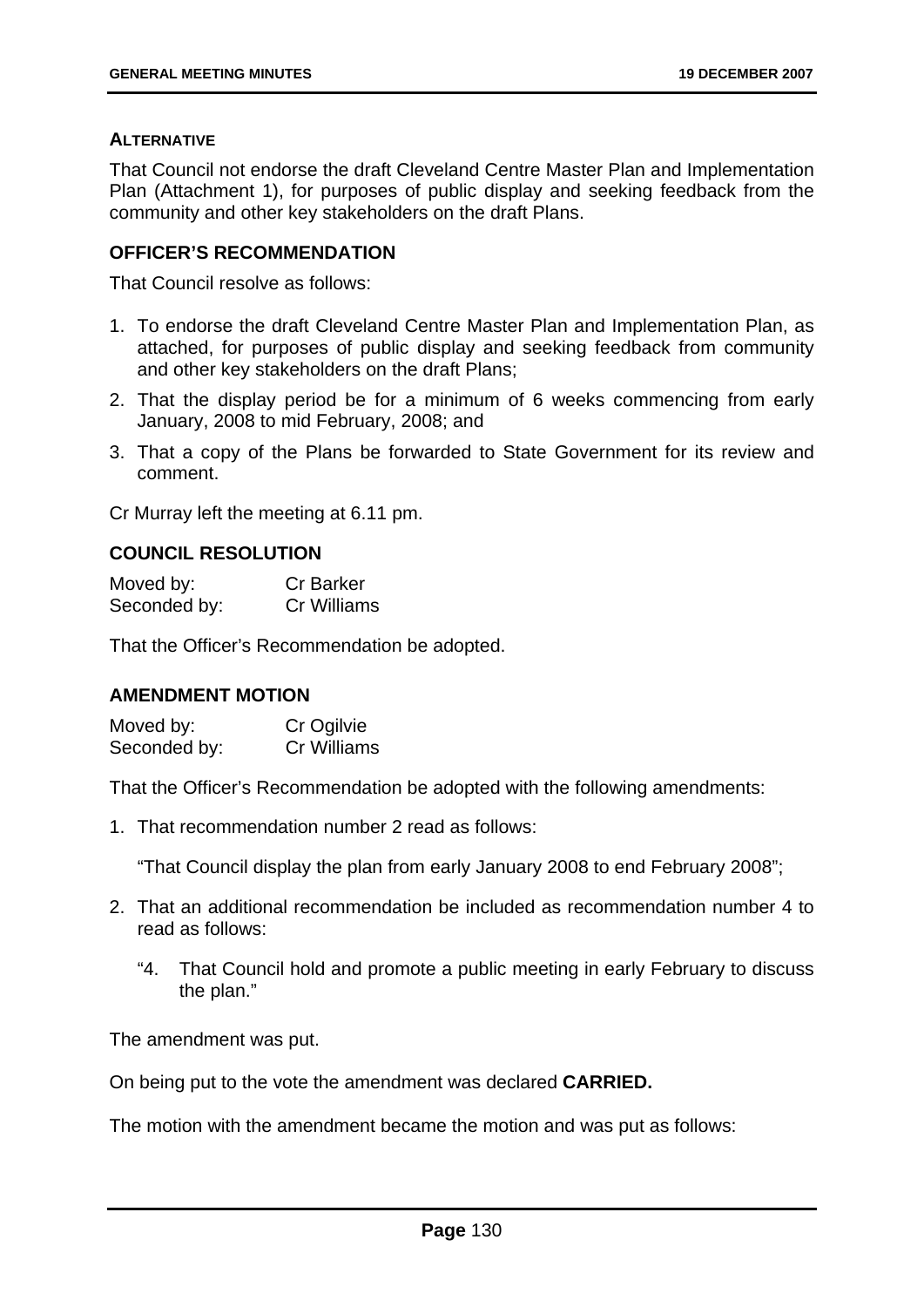#### ALTERNATIVE

That Council not endorse the draft Cleveland Centre Master Plan and Implementation Plan (Attachment 1), for purposes of public display and seeking feedback from the community and other key stakeholders on the draft Plans.

#### OFFICER'S RECOMMENDATION

That Council resolve as follows:

1. To endorse the draft Cleveland Centre Master Plan and Implementation Plan, as attached, for purposes of public display and seeking feedback from community and other key stakeholders on the draft Plans;
2. That the display period be for a minimum of 6 weeks commencing from early January, 2008 to mid February, 2008; and
3. That a copy of the Plans be forwarded to State Government for its review and comment.

Cr Murray left the meeting at 6.11 pm.

#### COUNCIL RESOLUTION

Moved by: Cr Barker
Seconded by: Cr Williams

That the Officer's Recommendation be adopted.

#### AMENDMENT MOTION

Moved by: Cr Ogilvie
Seconded by: Cr Williams

That the Officer's Recommendation be adopted with the following amendments:

1. That recommendation number 2 read as follows:

   "That Council display the plan from early January 2008 to end February 2008";

2. That an additional recommendation be included as recommendation number 4 to read as follows:

   "4. That Council hold and promote a public meeting in early February to discuss the plan."

The amendment was put.

On being put to the vote the amendment was declared **CARRIED.**

The motion with the amendment became the motion and was put as follows: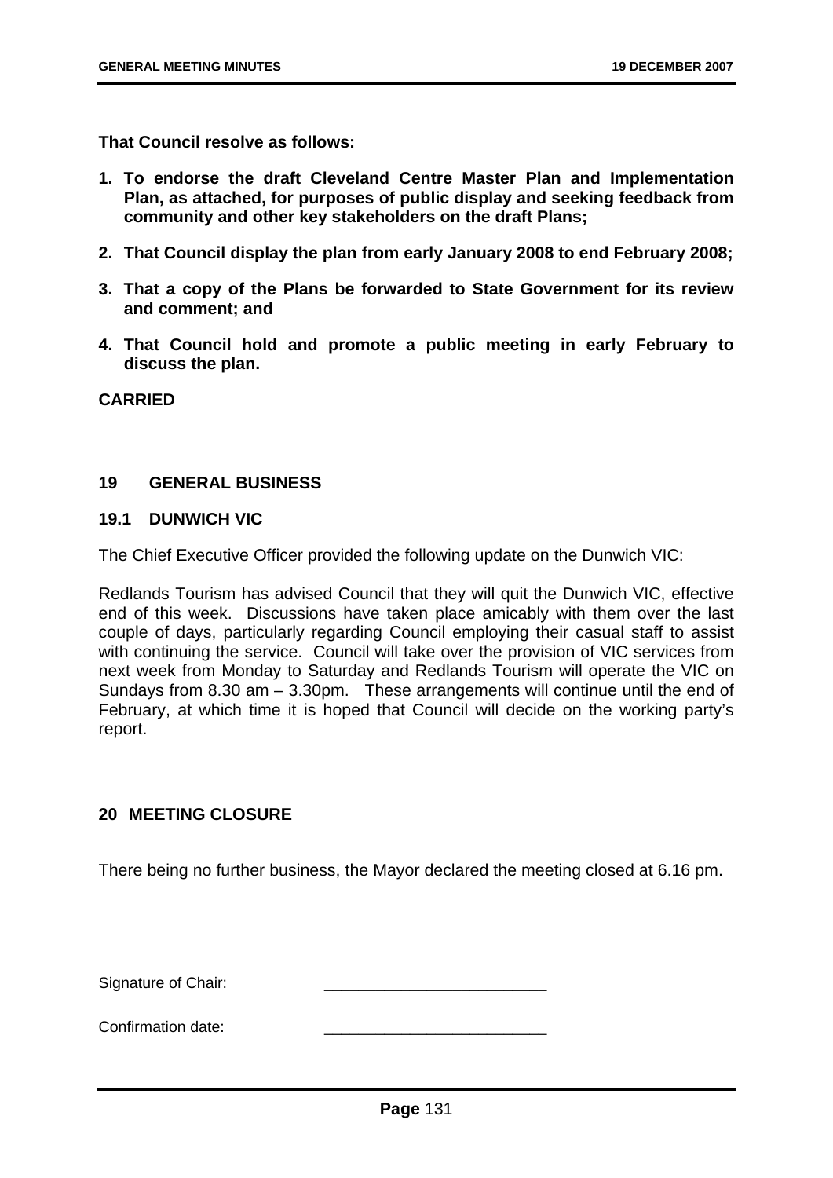**That Council resolve as follows:**

1. **To endorse the draft Cleveland Centre Master Plan and Implementation Plan, as attached, for purposes of public display and seeking feedback from community and other key stakeholders on the draft Plans;**
2. **That Council display the plan from early January 2008 to end February 2008;**
3. **That a copy of the Plans be forwarded to State Government for its review and comment; and**
4. **That Council hold and promote a public meeting in early February to discuss the plan.**

**CARRIED**

## 19 GENERAL BUSINESS

### 19.1 DUNWICH VIC

The Chief Executive Officer provided the following update on the Dunwich VIC:

Redlands Tourism has advised Council that they will quit the Dunwich VIC, effective end of this week. Discussions have taken place amicably with them over the last couple of days, particularly regarding Council employing their casual staff to assist with continuing the service. Council will take over the provision of VIC services from next week from Monday to Saturday and Redlands Tourism will operate the VIC on Sundays from 8.30 am – 3.30pm. These arrangements will continue until the end of February, at which time it is hoped that Council will decide on the working party's report.

## 20 MEETING CLOSURE

There being no further business, the Mayor declared the meeting closed at 6.16 pm.

Signature of Chair: \_\_\_\_\_\_\_\_\_\_\_\_\_\_\_\_\_\_\_\_\_\_\_\_\_\_

Confirmation date: \_\_\_\_\_\_\_\_\_\_\_\_\_\_\_\_\_\_\_\_\_\_\_\_\_\_